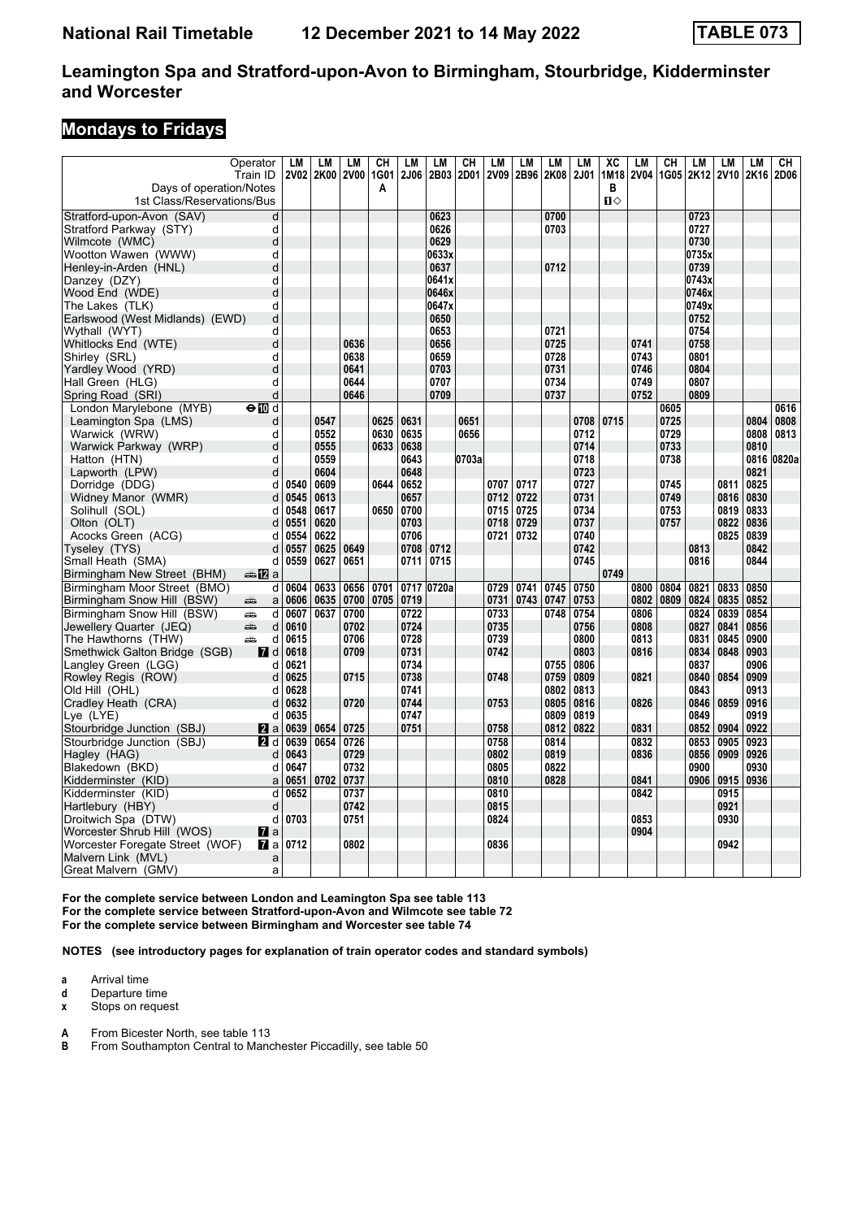# National Rail Timetable 12 December 2021 to 14 May 2022 TABLE 073

## Leamington Spa and Stratford-upon-Avon to Birmingham, Stourbridge, Kidderminster and Worcester

## Mondays to Fridays

| Operator | | LM | LM | LM | CH | LM | LM | CH | LM | LM | LM | LM | XC | LM | CH | LM | LM | LM | CH |
|---|---|---|---|---|---|---|---|---|---|---|---|---|---|---|---|---|---|---|---|
| Train ID | | 2V02 | 2K00 | 2V00 | 1G01 | 2J06 | 2B03 | 2D01 | 2V09 | 2B96 | 2K08 | 2J01 | 1M18 | 2V04 | 1G05 | 2K12 | 2V10 | 2K16 | 2D06 |
| Days of operation/Notes | | | | | A | | | | | | | | B | | | | | | |
| 1st Class/Reservations/Bus | | | | | | | | | | | | | 1◇ | | | | | | |
| Stratford-upon-Avon (SAV) | d | | | | | | 0623 | | | | 0700 | | | | | 0723 | | | |
| Stratford Parkway (STY) | d | | | | | | 0626 | | | | 0703 | | | | | 0727 | | | |
| Wilmcote (WMC) | d | | | | | | 0629 | | | | | | | | | 0730 | | | |
| Wootton Wawen (WWW) | d | | | | | | 0633x | | | | | | | | | 0735x | | | |
| Henley-in-Arden (HNL) | d | | | | | | 0637 | | | | 0712 | | | | | 0739 | | | |
| Danzey (DZY) | d | | | | | | 0641x | | | | | | | | | 0743x | | | |
| Wood End (WDE) | d | | | | | | 0646x | | | | | | | | | 0746x | | | |
| The Lakes (TLK) | d | | | | | | 0647x | | | | | | | | | 0749x | | | |
| Earlswood (West Midlands) (EWD) | d | | | | | | 0650 | | | | | | | | | 0752 | | | |
| Wythall (WYT) | d | | | | | | 0653 | | | | 0721 | | | | | 0754 | | | |
| Whitlocks End (WTE) | d | | | 0636 | | | 0656 | | | | 0725 | | | 0741 | | 0758 | | | |
| Shirley (SRL) | d | | | 0638 | | | 0659 | | | | 0728 | | | 0743 | | 0801 | | | |
| Yardley Wood (YRD) | d | | | 0641 | | | 0703 | | | | 0731 | | | 0746 | | 0804 | | | |
| Hall Green (HLG) | d | | | 0644 | | | 0707 | | | | 0734 | | | 0749 | | 0807 | | | |
| Spring Road (SRI) | d | | | 0646 | | | 0709 | | | | 0737 | | | 0752 | | 0809 | | | |
| London Marylebone (MYB) ⊖10 | d | | | | | | | | | | | | | | 0605 | | | | 0616 |
| Leamington Spa (LMS) | d | | 0547 | | 0625 | 0631 | | 0651 | | | | 0708 | 0715 | | 0725 | | | 0804 | 0808 |
| Warwick (WRW) | d | | 0552 | | 0630 | 0635 | | 0656 | | | | 0712 | | | 0729 | | | 0808 | 0813 |
| Warwick Parkway (WRP) | d | | 0555 | | 0633 | 0638 | | | | | | 0714 | | | 0733 | | | 0810 | |
| Hatton (HTN) | d | | 0559 | | | 0643 | | 0703a | | | | 0718 | | | 0738 | | | 0816 | 0820a |
| Lapworth (LPW) | d | | 0604 | | | 0648 | | | | | | 0723 | | | | | | 0821 | |
| Dorridge (DDG) | d | 0540 | 0609 | | 0644 | 0652 | | | 0707 | 0717 | | 0727 | | | 0745 | | 0811 | 0825 | |
| Widney Manor (WMR) | d | 0545 | 0613 | | | 0657 | | | 0712 | 0722 | | 0731 | | | 0749 | | 0816 | 0830 | |
| Solihull (SOL) | d | 0548 | 0617 | | 0650 | 0700 | | | 0715 | 0725 | | 0734 | | | 0753 | | 0819 | 0833 | |
| Olton (OLT) | d | 0551 | 0620 | | | 0703 | | | 0718 | 0729 | | 0737 | | | 0757 | | 0822 | 0836 | |
| Acocks Green (ACG) | d | 0554 | 0622 | | | 0706 | | | 0721 | 0732 | | 0740 | | | | | 0825 | 0839 | |
| Tyseley (TYS) | d | 0557 | 0625 | 0649 | | 0708 | 0712 | | | | | 0742 | | | | 0813 | | 0842 | |
| Small Heath (SMA) | d | 0559 | 0627 | 0651 | | 0711 | 0715 | | | | | 0745 | | | | 0816 | | 0844 | |
| Birmingham New Street (BHM) 12 | a | | | | | | | | | | | | 0749 | | | | | | |
| Birmingham Moor Street (BMO) | d | 0604 | 0633 | 0656 | 0701 | 0717 | 0720a | | 0729 | 0741 | 0745 | 0750 | | 0800 | 0804 | 0821 | 0833 | 0850 | |
| Birmingham Snow Hill (BSW) | a | 0606 | 0635 | 0700 | 0705 | 0719 | | | 0731 | 0743 | 0747 | 0753 | | 0802 | 0809 | 0824 | 0835 | 0852 | |
| Birmingham Snow Hill (BSW) | d | 0607 | 0637 | 0700 | | 0722 | | | 0733 | | 0748 | 0754 | | 0806 | | 0824 | 0839 | 0854 | |
| Jewellery Quarter (JEQ) | d | 0610 | | 0702 | | 0724 | | | 0735 | | | 0756 | | 0808 | | 0827 | 0841 | 0856 | |
| The Hawthorns (THW) | d | 0615 | | 0706 | | 0728 | | | 0739 | | | 0800 | | 0813 | | 0831 | 0845 | 0900 | |
| Smethwick Galton Bridge (SGB) 7 | d | 0618 | | 0709 | | 0731 | | | 0742 | | | 0803 | | 0816 | | 0834 | 0848 | 0903 | |
| Langley Green (LGG) | d | 0621 | | | | 0734 | | | | | 0755 | 0806 | | | | 0837 | | 0906 | |
| Rowley Regis (ROW) | d | 0625 | | 0715 | | 0738 | | | 0748 | | 0759 | 0809 | | 0821 | | 0840 | 0854 | 0909 | |
| Old Hill (OHL) | d | 0628 | | | | 0741 | | | | | 0802 | 0813 | | | | 0843 | | 0913 | |
| Cradley Heath (CRA) | d | 0632 | | 0720 | | 0744 | | | 0753 | | 0805 | 0816 | | 0826 | | 0846 | 0859 | 0916 | |
| Lye (LYE) | d | 0635 | | | | 0747 | | | | | 0809 | 0819 | | | | 0849 | | 0919 | |
| Stourbridge Junction (SBJ) 2 | a | 0639 | 0654 | 0725 | | 0751 | | | 0758 | | 0812 | 0822 | | 0831 | | 0852 | 0904 | 0922 | |
| Stourbridge Junction (SBJ) 2 | d | 0639 | 0654 | 0726 | | | | | 0758 | | 0814 | | | 0832 | | 0853 | 0905 | 0923 | |
| Hagley (HAG) | d | 0643 | | 0729 | | | | | 0802 | | 0819 | | | 0836 | | 0856 | 0909 | 0926 | |
| Blakedown (BKD) | d | 0647 | | 0732 | | | | | 0805 | | 0822 | | | | | 0900 | | 0930 | |
| Kidderminster (KID) | a | 0651 | 0702 | 0737 | | | | | 0810 | | 0828 | | | 0841 | | 0906 | 0915 | 0936 | |
| Kidderminster (KID) | d | 0652 | | 0737 | | | | | 0810 | | | | | 0842 | | | 0915 | | |
| Hartlebury (HBY) | d | | | 0742 | | | | | 0815 | | | | | | | | 0921 | | |
| Droitwich Spa (DTW) | d | 0703 | | 0751 | | | | | 0824 | | | | | 0853 | | | 0930 | | |
| Worcester Shrub Hill (WOS) 7 | a | | | | | | | | | | | | | 0904 | | | | | |
| Worcester Foregate Street (WOF) 7 | a | 0712 | | 0802 | | | | | 0836 | | | | | | | | 0942 | | |
| Malvern Link (MVL) | a | | | | | | | | | | | | | | | | | | |
| Great Malvern (GMV) | a | | | | | | | | | | | | | | | | | | |

**For the complete service between London and Leamington Spa see table 113**
**For the complete service between Stratford-upon-Avon and Wilmcote see table 72**
**For the complete service between Birmingham and Worcester see table 74**

**NOTES (see introductory pages for explanation of train operator codes and standard symbols)**

- **a** Arrival time
- **d** Departure time
- **x** Stops on request

- **A** From Bicester North, see table 113
- **B** From Southampton Central to Manchester Piccadilly, see table 50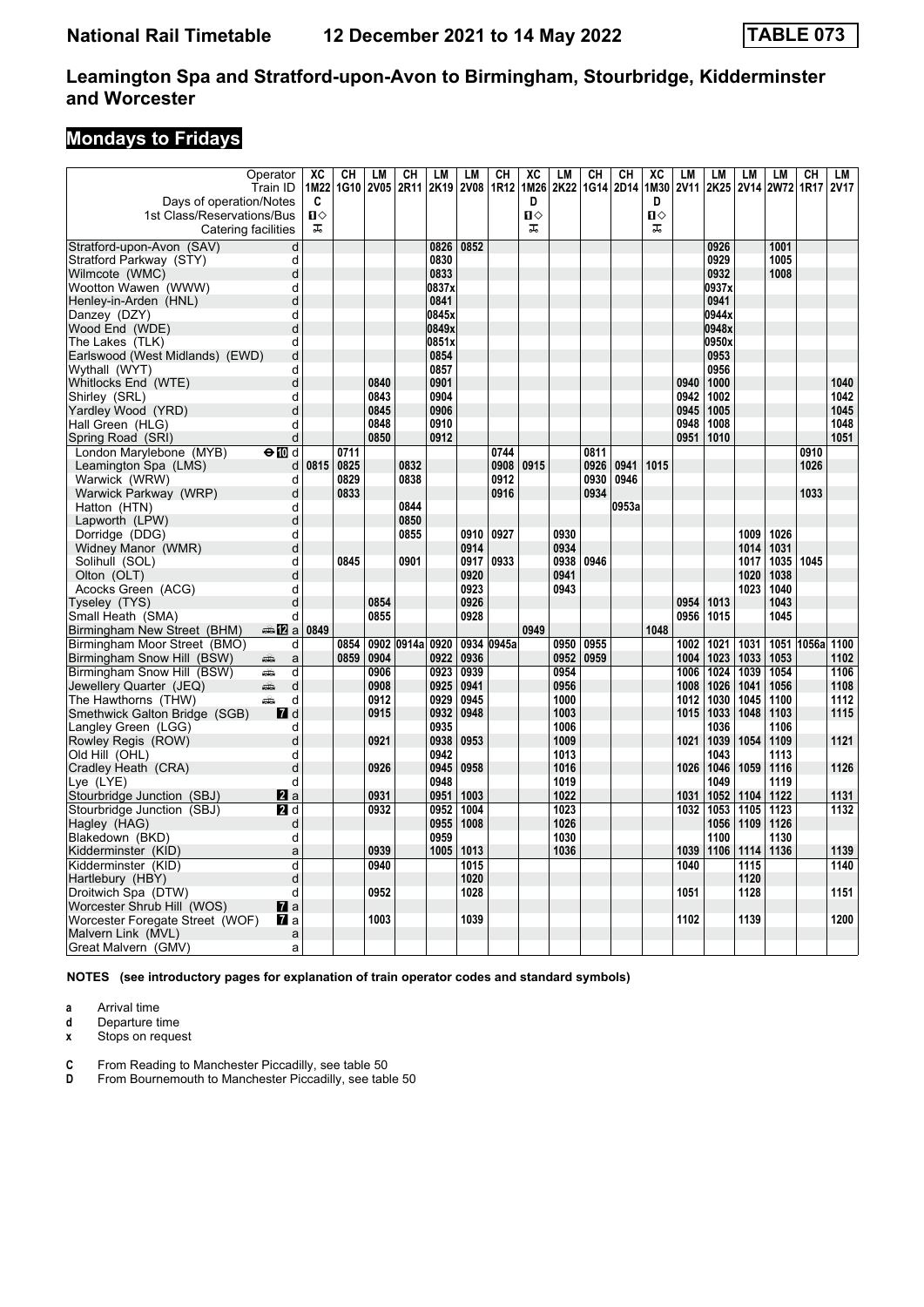| Operator | | XC | CH | LM | CH | LM | LM | CH | XC | LM | CH | CH | XC | LM | LM | LM | LM | CH | LM |
|---|---|---|---|---|---|---|---|---|---|---|---|---|---|---|---|---|---|---|---|
| Train ID | | 1M22 | 1G10 | 2V05 | 2R11 | 2K19 | 2V08 | 1R12 | 1M26 | 2K22 | 1G14 | 2D14 | 1M30 | 2V11 | 2K25 | 2V14 | 2W72 | 1R17 | 2V17 |
| Days of operation/Notes | | C | | | | | | | D | | | | D | | | | | | |
| 1st Class/Reservations/Bus | | ■◇ | | | | | | | ■◇ | | | | ■◇ | | | | | | |
| Catering facilities | | ⊼ | | | | | | | ⊼ | | | | ⊼ | | | | | | |
| Stratford-upon-Avon (SAV) | d | | | | | 0826 | 0852 | | | | | | | | 0926 | | 1001 | | |
| Stratford Parkway (STY) | d | | | | | 0830 | | | | | | | | | 0929 | | 1005 | | |
| Wilmcote (WMC) | d | | | | | 0833 | | | | | | | | | 0932 | | 1008 | | |
| Wootton Wawen (WWW) | d | | | | | 0837x | | | | | | | | | 0937x | | | | |
| Henley-in-Arden (HNL) | d | | | | | 0841 | | | | | | | | | 0941 | | | | |
| Danzey (DZY) | d | | | | | 0845x | | | | | | | | | 0944x | | | | |
| Wood End (WDE) | d | | | | | 0849x | | | | | | | | | 0948x | | | | |
| The Lakes (TLK) | d | | | | | 0851x | | | | | | | | | 0950x | | | | |
| Earlswood (West Midlands) (EWD) | d | | | | | 0854 | | | | | | | | | 0953 | | | | |
| Wythall (WYT) | d | | | | | 0857 | | | | | | | | | 0956 | | | | |
| Whitlocks End (WTE) | d | | | 0840 | | 0901 | | | | | | | | 0940 | 1000 | | | | 1040 |
| Shirley (SRL) | d | | | 0843 | | 0904 | | | | | | | | 0942 | 1002 | | | | 1042 |
| Yardley Wood (YRD) | d | | | 0845 | | 0906 | | | | | | | | 0945 | 1005 | | | | 1045 |
| Hall Green (HLG) | d | | | 0848 | | 0910 | | | | | | | | 0948 | 1008 | | | | 1048 |
| Spring Road (SRI) | d | | | 0850 | | 0912 | | | | | | | | 0951 | 1010 | | | | 1051 |
| London Marylebone (MYB) ⊖10 | d | | 0711 | | | | | 0744 | | | 0811 | | | | | | | 0910 | |
| Leamington Spa (LMS) | d | 0815 | 0825 | | 0832 | | | 0908 | 0915 | | 0926 | 0941 | 1015 | | | | | 1026 | |
| Warwick (WRW) | d | | 0829 | | 0838 | | | 0912 | | | 0930 | 0946 | | | | | | | |
| Warwick Parkway (WRP) | d | | 0833 | | | | | 0916 | | | 0934 | | | | | | | 1033 | |
| Hatton (HTN) | d | | | | 0844 | | | | | | | 0953a | | | | | | | |
| Lapworth (LPW) | d | | | | 0850 | | | | | | | | | | | | | | |
| Dorridge (DDG) | d | | | | 0855 | | 0910 | 0927 | | 0930 | | | | | | 1009 | 1026 | | |
| Widney Manor (WMR) | d | | | | | | 0914 | | | 0934 | | | | | | 1014 | 1031 | | |
| Solihull (SOL) | d | | 0845 | | 0901 | | 0917 | 0933 | | 0938 | 0946 | | | | | 1017 | 1035 | 1045 | |
| Olton (OLT) | d | | | | | | 0920 | | | 0941 | | | | | | 1020 | 1038 | | |
| Acocks Green (ACG) | d | | | | | | 0923 | | | 0943 | | | | | | 1023 | 1040 | | |
| Tyseley (TYS) | d | | | 0854 | | | 0926 | | | | | | | 0954 | 1013 | | 1043 | | |
| Small Heath (SMA) | d | | | 0855 | | | 0928 | | | | | | | 0956 | 1015 | | 1045 | | |
| Birmingham New Street (BHM) 12 | a | 0849 | | | | | | | 0949 | | | | 1048 | | | | | | |
| Birmingham Moor Street (BMO) | d | | 0854 | 0902 | 0914a | 0920 | 0934 | 0945a | | 0950 | 0955 | | | 1002 | 1021 | 1031 | 1051 | 1056a | 1100 |
| Birmingham Snow Hill (BSW) | a | | 0859 | 0904 | | 0922 | 0936 | | | 0952 | 0959 | | | 1004 | 1023 | 1033 | 1053 | | 1102 |
| Birmingham Snow Hill (BSW) | d | | | 0906 | | 0923 | 0939 | | | 0954 | | | | 1006 | 1024 | 1039 | 1054 | | 1106 |
| Jewellery Quarter (JEQ) | d | | | 0908 | | 0925 | 0941 | | | 0956 | | | | 1008 | 1026 | 1041 | 1056 | | 1108 |
| The Hawthorns (THW) | d | | | 0912 | | 0929 | 0945 | | | 1000 | | | | 1012 | 1030 | 1045 | 1100 | | 1112 |
| Smethwick Galton Bridge (SGB) 7 | d | | | 0915 | | 0932 | 0948 | | | 1003 | | | | 1015 | 1033 | 1048 | 1103 | | 1115 |
| Langley Green (LGG) | d | | | | | 0935 | | | | 1006 | | | | | 1036 | | 1106 | | |
| Rowley Regis (ROW) | d | | | 0921 | | 0938 | 0953 | | | 1009 | | | | 1021 | 1039 | 1054 | 1109 | | 1121 |
| Old Hill (OHL) | d | | | | | 0942 | | | | 1013 | | | | | 1043 | | 1113 | | |
| Cradley Heath (CRA) | d | | | 0926 | | 0945 | 0958 | | | 1016 | | | | 1026 | 1046 | 1059 | 1116 | | 1126 |
| Lye (LYE) | d | | | | | 0948 | | | | 1019 | | | | | 1049 | | 1119 | | |
| Stourbridge Junction (SBJ) 2 | a | | | 0931 | | 0951 | 1003 | | | 1022 | | | | 1031 | 1052 | 1104 | 1122 | | 1131 |
| Stourbridge Junction (SBJ) 2 | d | | | 0932 | | 0952 | 1004 | | | 1023 | | | | 1032 | 1053 | 1105 | 1123 | | 1132 |
| Hagley (HAG) | d | | | | | 0955 | 1008 | | | 1026 | | | | | 1056 | 1109 | 1126 | | |
| Blakedown (BKD) | d | | | | | 0959 | | | | 1030 | | | | | 1100 | | 1130 | | |
| Kidderminster (KID) | a | | | 0939 | | 1005 | 1013 | | | 1036 | | | | 1039 | 1106 | 1114 | 1136 | | 1139 |
| Kidderminster (KID) | d | | | 0940 | | | 1015 | | | | | | | 1040 | | 1115 | | | 1140 |
| Hartlebury (HBY) | d | | | | | | 1020 | | | | | | | | | 1120 | | | |
| Droitwich Spa (DTW) | d | | | 0952 | | | 1028 | | | | | | | 1051 | | 1128 | | | 1151 |
| Worcester Shrub Hill (WOS) 7 | a | | | | | | | | | | | | | | | | | | |
| Worcester Foregate Street (WOF) 7 | a | | | 1003 | | | 1039 | | | | | | | 1102 | | 1139 | | | 1200 |
| Malvern Link (MVL) | a | | | | | | | | | | | | | | | | | | |
| Great Malvern (GMV) | a | | | | | | | | | | | | | | | | | | |

**NOTES (see introductory pages for explanation of train operator codes and standard symbols)**

- **a** Arrival time
- **d** Departure time
- **x** Stops on request

- **C** From Reading to Manchester Piccadilly, see table 50
- **D** From Bournemouth to Manchester Piccadilly, see table 50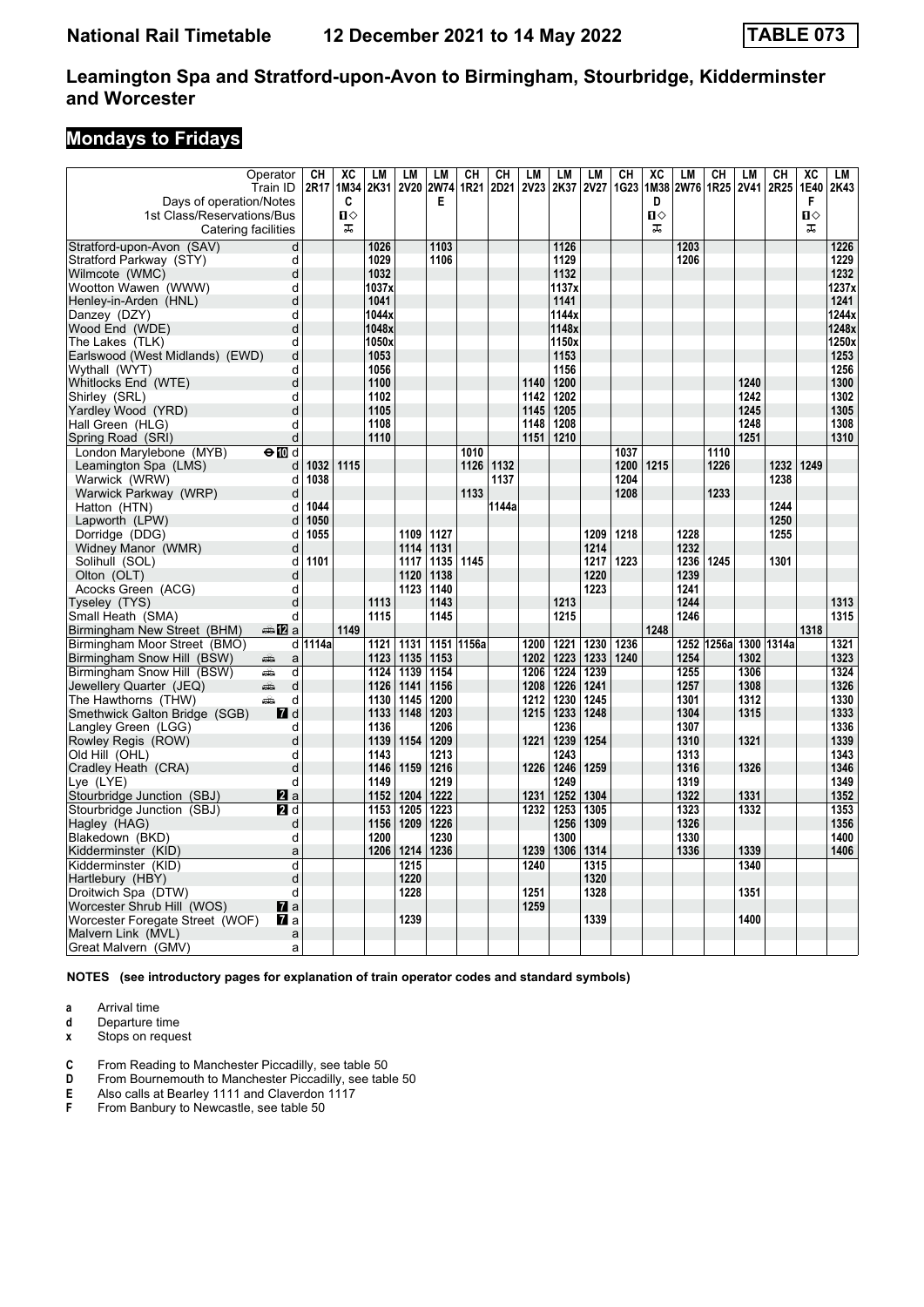# Leamington Spa and Stratford-upon-Avon to Birmingham, Stourbridge, Kidderminster and Worcester

## Mondays to Fridays

| Operator | | CH | XC | LM | LM | LM | CH | CH | LM | LM | LM | CH | XC | LM | CH | LM | CH | XC | LM |
|---|---|---|---|---|---|---|---|---|---|---|---|---|---|---|---|---|---|---|---|
| Train ID | | 2R17 | 1M34 | 2K31 | 2V20 | 2W74 | 1R21 | 2D21 | 2V23 | 2K37 | 2V27 | 1G23 | 1M38 | 2W76 | 1R25 | 2V41 | 2R25 | 1E40 | 2K43 |
| Days of operation/Notes | | | C | | | E | | | | | | | D | | | | | F | |
| 1st Class/Reservations/Bus | | | ■◇ | | | | | | | | | | ■◇ | | | | | ■◇ | |
| Catering facilities | | | ⊼ | | | | | | | | | | ⊼ | | | | | ⊼ | |
| Stratford-upon-Avon (SAV) | d | | | 1026 | | 1103 | | | | 1126 | | | | 1203 | | | | | 1226 |
| Stratford Parkway (STY) | d | | | 1029 | | 1106 | | | | 1129 | | | | 1206 | | | | | 1229 |
| Wilmcote (WMC) | d | | | 1032 | | | | | | 1132 | | | | | | | | | 1232 |
| Wootton Wawen (WWW) | d | | | 1037x | | | | | | 1137x | | | | | | | | | 1237x |
| Henley-in-Arden (HNL) | d | | | 1041 | | | | | | 1141 | | | | | | | | | 1241 |
| Danzey (DZY) | d | | | 1044x | | | | | | 1144x | | | | | | | | | 1244x |
| Wood End (WDE) | d | | | 1048x | | | | | | 1148x | | | | | | | | | 1248x |
| The Lakes (TLK) | d | | | 1050x | | | | | | 1150x | | | | | | | | | 1250x |
| Earlswood (West Midlands) (EWD) | d | | | 1053 | | | | | | 1153 | | | | | | | | | 1253 |
| Wythall (WYT) | d | | | 1056 | | | | | | 1156 | | | | | | | | | 1256 |
| Whitlocks End (WTE) | d | | | 1100 | | | | | 1140 | 1200 | | | | | | 1240 | | | 1300 |
| Shirley (SRL) | d | | | 1102 | | | | | 1142 | 1202 | | | | | | 1242 | | | 1302 |
| Yardley Wood (YRD) | d | | | 1105 | | | | | 1145 | 1205 | | | | | | 1245 | | | 1305 |
| Hall Green (HLG) | d | | | 1108 | | | | | 1148 | 1208 | | | | | | 1248 | | | 1308 |
| Spring Road (SRI) | d | | | 1110 | | | | | 1151 | 1210 | | | | | | 1251 | | | 1310 |
| London Marylebone (MYB) ⊖ 10 | d | | | | | | 1010 | | | | | 1037 | | | 1110 | | | | |
| Leamington Spa (LMS) | d | 1032 | 1115 | | | | 1126 | 1132 | | | | 1200 | 1215 | | 1226 | | 1232 | 1249 | |
| Warwick (WRW) | d | 1038 | | | | | | 1137 | | | | 1204 | | | | | 1238 | | |
| Warwick Parkway (WRP) | d | | | | | | 1133 | | | | | 1208 | | | 1233 | | | | |
| Hatton (HTN) | d | 1044 | | | | | | 1144a | | | | | | | | | 1244 | | |
| Lapworth (LPW) | d | 1050 | | | | | | | | | | | | | | | 1250 | | |
| Dorridge (DDG) | d | 1055 | | | 1109 | 1127 | | | | | 1209 | 1218 | | 1228 | | | 1255 | | |
| Widney Manor (WMR) | d | | | | 1114 | 1131 | | | | | 1214 | | | 1232 | | | | | |
| Solihull (SOL) | d | 1101 | | | 1117 | 1135 | 1145 | | | | 1217 | 1223 | | 1236 | 1245 | | 1301 | | |
| Olton (OLT) | d | | | | 1120 | 1138 | | | | | 1220 | | | 1239 | | | | | |
| Acocks Green (ACG) | d | | | | 1123 | 1140 | | | | | 1223 | | | 1241 | | | | | |
| Tyseley (TYS) | d | | | 1113 | | 1143 | | | | 1213 | | | | 1244 | | | | | 1313 |
| Small Heath (SMA) | d | | | 1115 | | 1145 | | | | 1215 | | | | 1246 | | | | | 1315 |
| Birmingham New Street (BHM) 12 | a | | 1149 | | | | | | | | | | 1248 | | | | | 1318 | |
| Birmingham Moor Street (BMO) | d | 1114a | | 1121 | 1131 | 1151 | 1156a | | 1200 | 1221 | 1230 | 1236 | | 1252 | 1256a | 1300 | 1314a | | 1321 |
| Birmingham Snow Hill (BSW) | a | | | 1123 | 1135 | 1153 | | | 1202 | 1223 | 1233 | 1240 | | 1254 | | 1302 | | | 1323 |
| Birmingham Snow Hill (BSW) | d | | | 1124 | 1139 | 1154 | | | 1206 | 1224 | 1239 | | | 1255 | | 1306 | | | 1324 |
| Jewellery Quarter (JEQ) | d | | | 1126 | 1141 | 1156 | | | 1208 | 1226 | 1241 | | | 1257 | | 1308 | | | 1326 |
| The Hawthorns (THW) | d | | | 1130 | 1145 | 1200 | | | 1212 | 1230 | 1245 | | | 1301 | | 1312 | | | 1330 |
| Smethwick Galton Bridge (SGB) 7 | d | | | 1133 | 1148 | 1203 | | | 1215 | 1233 | 1248 | | | 1304 | | 1315 | | | 1333 |
| Langley Green (LGG) | d | | | 1136 | | 1206 | | | | 1236 | | | | 1307 | | | | | 1336 |
| Rowley Regis (ROW) | d | | | 1139 | 1154 | 1209 | | | 1221 | 1239 | 1254 | | | 1310 | | 1321 | | | 1339 |
| Old Hill (OHL) | d | | | 1143 | | 1213 | | | | 1243 | | | | 1313 | | | | | 1343 |
| Cradley Heath (CRA) | d | | | 1146 | 1159 | 1216 | | | 1226 | 1246 | 1259 | | | 1316 | | 1326 | | | 1346 |
| Lye (LYE) | d | | | 1149 | | 1219 | | | | 1249 | | | | 1319 | | | | | 1349 |
| Stourbridge Junction (SBJ) 2 | a | | | 1152 | 1204 | 1222 | | | 1231 | 1252 | 1304 | | | 1322 | | 1331 | | | 1352 |
| Stourbridge Junction (SBJ) 2 | d | | | 1153 | 1205 | 1223 | | | 1232 | 1253 | 1305 | | | 1323 | | 1332 | | | 1353 |
| Hagley (HAG) | d | | | 1156 | 1209 | 1226 | | | | 1256 | 1309 | | | 1326 | | | | | 1356 |
| Blakedown (BKD) | d | | | 1200 | | 1230 | | | | 1300 | | | | 1330 | | | | | 1400 |
| Kidderminster (KID) | a | | | 1206 | 1214 | 1236 | | | 1239 | 1306 | 1314 | | | 1336 | | 1339 | | | 1406 |
| Kidderminster (KID) | d | | | | 1215 | | | | 1240 | | 1315 | | | | | 1340 | | | |
| Hartlebury (HBY) | d | | | | 1220 | | | | | | 1320 | | | | | | | | |
| Droitwich Spa (DTW) | d | | | | 1228 | | | | 1251 | | 1328 | | | | | 1351 | | | |
| Worcester Shrub Hill (WOS) 7 | a | | | | | | | | 1259 | | | | | | | | | | |
| Worcester Foregate Street (WOF) 7 | a | | | | 1239 | | | | | | 1339 | | | | | 1400 | | | |
| Malvern Link (MVL) | a | | | | | | | | | | | | | | | | | | |
| Great Malvern (GMV) | a | | | | | | | | | | | | | | | | | | |

**NOTES (see introductory pages for explanation of train operator codes and standard symbols)**

- **a** Arrival time
- **d** Departure time
- **x** Stops on request

- **C** From Reading to Manchester Piccadilly, see table 50
- **D** From Bournemouth to Manchester Piccadilly, see table 50
- **E** Also calls at Bearley 1111 and Claverdon 1117
- **F** From Banbury to Newcastle, see table 50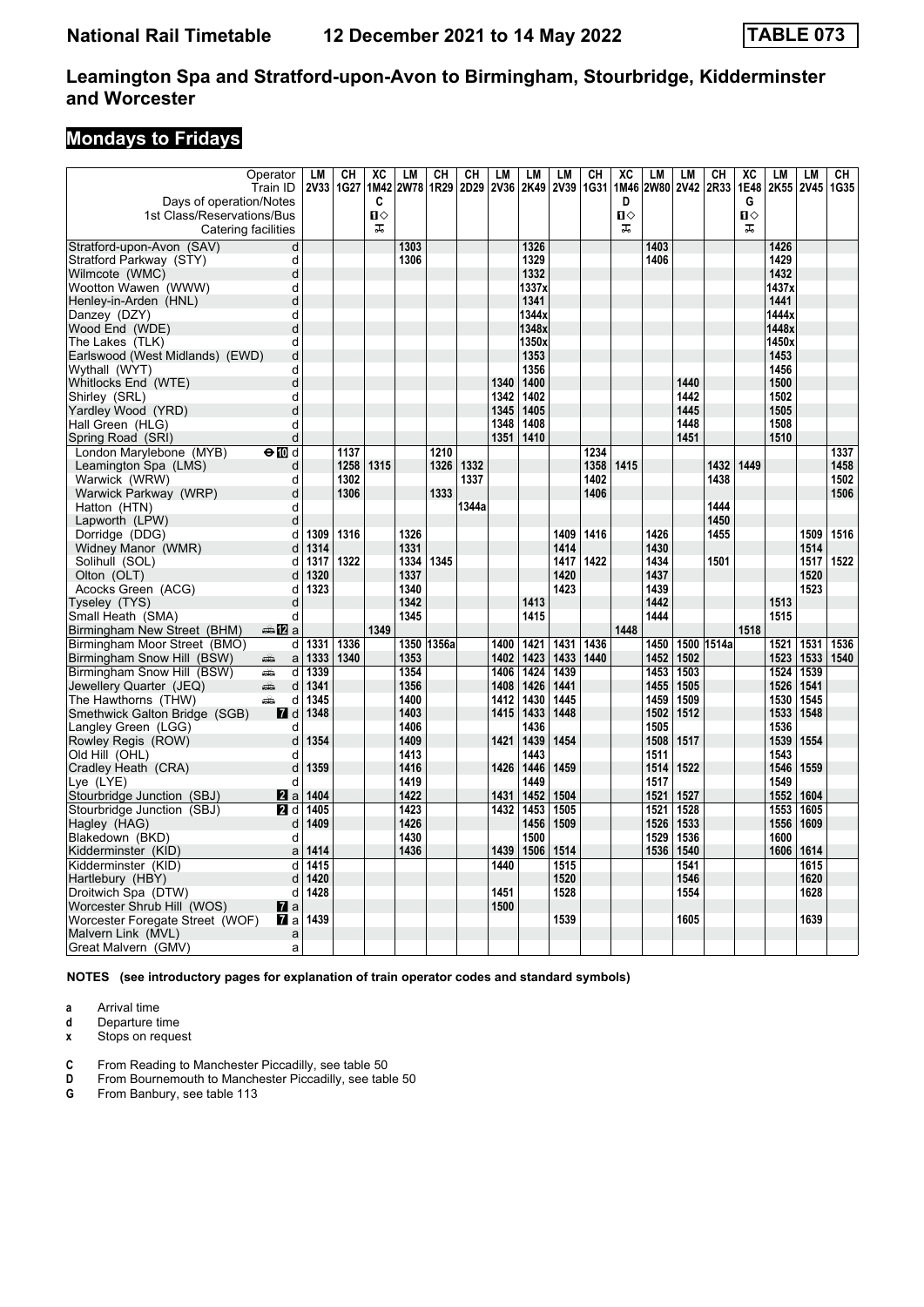# Leamington Spa and Stratford-upon-Avon to Birmingham, Stourbridge, Kidderminster and Worcester

## Mondays to Fridays

| Operator | | LM | CH | XC | LM | CH | CH | LM | LM | LM | CH | XC | LM | LM | CH | XC | LM | LM | CH |
|---|---|---|---|---|---|---|---|---|---|---|---|---|---|---|---|---|---|---|---|
| Train ID | | 2V33 | 1G27 | 1M42 | 2W78 | 1R29 | 2D29 | 2V36 | 2K49 | 2V39 | 1G31 | 1M46 | 2W80 | 2V42 | 2R33 | 1E48 | 2K55 | 2V45 | 1G35 |
| Days of operation/Notes | | | | C | | | | | | | | D | | | | G | | | |
| 1st Class/Reservations/Bus | | | | ■◇ | | | | | | | | ■◇ | | | | ■◇ | | | |
| Catering facilities | | | | ⚹ | | | | | | | | ⚹ | | | | ⚹ | | | |
| Stratford-upon-Avon (SAV) | d | | | | 1303 | | | | 1326 | | | | 1403 | | | | 1426 | | |
| Stratford Parkway (STY) | d | | | | 1306 | | | | 1329 | | | | 1406 | | | | 1429 | | |
| Wilmcote (WMC) | d | | | | | | | | 1332 | | | | | | | | 1432 | | |
| Wootton Wawen (WWW) | d | | | | | | | | 1337x | | | | | | | | 1437x | | |
| Henley-in-Arden (HNL) | d | | | | | | | | 1341 | | | | | | | | 1441 | | |
| Danzey (DZY) | d | | | | | | | | 1344x | | | | | | | | 1444x | | |
| Wood End (WDE) | d | | | | | | | | 1348x | | | | | | | | 1448x | | |
| The Lakes (TLK) | d | | | | | | | | 1350x | | | | | | | | 1450x | | |
| Earlswood (West Midlands) (EWD) | d | | | | | | | | 1353 | | | | | | | | 1453 | | |
| Wythall (WYT) | d | | | | | | | | 1356 | | | | | | | | 1456 | | |
| Whitlocks End (WTE) | d | | | | | | | 1340 | 1400 | | | | | 1440 | | | 1500 | | |
| Shirley (SRL) | d | | | | | | | 1342 | 1402 | | | | | 1442 | | | 1502 | | |
| Yardley Wood (YRD) | d | | | | | | | 1345 | 1405 | | | | | 1445 | | | 1505 | | |
| Hall Green (HLG) | d | | | | | | | 1348 | 1408 | | | | | 1448 | | | 1508 | | |
| Spring Road (SRI) | d | | | | | | | 1351 | 1410 | | | | | 1451 | | | 1510 | | |
| London Marylebone (MYB) ⊖■ | d | | 1137 | | | 1210 | | | | | 1234 | | | | | | | | 1337 |
| Leamington Spa (LMS) | d | | 1258 | 1315 | | 1326 | 1332 | | | | 1358 | 1415 | | | 1432 | 1449 | | | 1458 |
| Warwick (WRW) | d | | 1302 | | | | 1337 | | | | 1402 | | | | 1438 | | | | 1502 |
| Warwick Parkway (WRP) | d | | 1306 | | | 1333 | | | | | 1406 | | | | | | | | 1506 |
| Hatton (HTN) | d | | | | | | 1344a | | | | | | | | 1444 | | | | |
| Lapworth (LPW) | d | | | | | | | | | | | | | | 1450 | | | | |
| Dorridge (DDG) | d | 1309 | 1316 | | 1326 | | | | | 1409 | 1416 | | 1426 | | 1455 | | | 1509 | 1516 |
| Widney Manor (WMR) | d | 1314 | | | 1331 | | | | | 1414 | | | 1430 | | | | | 1514 | |
| Solihull (SOL) | d | 1317 | 1322 | | 1334 | 1345 | | | | 1417 | 1422 | | 1434 | | 1501 | | | 1517 | 1522 |
| Olton (OLT) | d | 1320 | | | 1337 | | | | | 1420 | | | 1437 | | | | | 1520 | |
| Acocks Green (ACG) | d | 1323 | | | 1340 | | | | | 1423 | | | 1439 | | | | | 1523 | |
| Tyseley (TYS) | d | | | | 1342 | | | | 1413 | | | | 1442 | | | | 1513 | | |
| Small Heath (SMA) | d | | | | 1345 | | | | 1415 | | | | 1444 | | | | 1515 | | |
| Birmingham New Street (BHM) | a | | | 1349 | | | | | | | | 1448 | | | | 1518 | | | |
| Birmingham Moor Street (BMO) | d | 1331 | 1336 | | 1350 | 1356a | | 1400 | 1421 | 1431 | 1436 | | 1450 | 1500 | 1514a | | 1521 | 1531 | 1536 |
| Birmingham Snow Hill (BSW) | a | 1333 | 1340 | | 1353 | | | 1402 | 1423 | 1433 | 1440 | | 1452 | 1502 | | | 1523 | 1533 | 1540 |
| Birmingham Snow Hill (BSW) | d | 1339 | | | 1354 | | | 1406 | 1424 | 1439 | | | 1453 | 1503 | | | 1524 | 1539 | |
| Jewellery Quarter (JEQ) | d | 1341 | | | 1356 | | | 1408 | 1426 | 1441 | | | 1455 | 1505 | | | 1526 | 1541 | |
| The Hawthorns (THW) | d | 1345 | | | 1400 | | | 1412 | 1430 | 1445 | | | 1459 | 1509 | | | 1530 | 1545 | |
| Smethwick Galton Bridge (SGB) | d | 1348 | | | 1403 | | | 1415 | 1433 | 1448 | | | 1502 | 1512 | | | 1533 | 1548 | |
| Langley Green (LGG) | d | | | | 1406 | | | | 1436 | | | | 1505 | | | | 1536 | | |
| Rowley Regis (ROW) | d | 1354 | | | 1409 | | | 1421 | 1439 | 1454 | | | 1508 | 1517 | | | 1539 | 1554 | |
| Old Hill (OHL) | d | | | | 1413 | | | | 1443 | | | | 1511 | | | | 1543 | | |
| Cradley Heath (CRA) | d | 1359 | | | 1416 | | | 1426 | 1446 | 1459 | | | 1514 | 1522 | | | 1546 | 1559 | |
| Lye (LYE) | d | | | | 1419 | | | | 1449 | | | | 1517 | | | | 1549 | | |
| Stourbridge Junction (SBJ) | a | 1404 | | | 1422 | | | 1431 | 1452 | 1504 | | | 1521 | 1527 | | | 1552 | 1604 | |
| Stourbridge Junction (SBJ) | d | 1405 | | | 1423 | | | 1432 | 1453 | 1505 | | | 1521 | 1528 | | | 1553 | 1605 | |
| Hagley (HAG) | d | 1409 | | | 1426 | | | | 1456 | 1509 | | | 1526 | 1533 | | | 1556 | 1609 | |
| Blakedown (BKD) | d | | | | 1430 | | | | 1500 | | | | 1529 | 1536 | | | 1600 | | |
| Kidderminster (KID) | a | 1414 | | | 1436 | | | 1439 | 1506 | 1514 | | | 1536 | 1540 | | | 1606 | 1614 | |
| Kidderminster (KID) | d | 1415 | | | | | | 1440 | | 1515 | | | | 1541 | | | | 1615 | |
| Hartlebury (HBY) | d | 1420 | | | | | | | | 1520 | | | | 1546 | | | | 1620 | |
| Droitwich Spa (DTW) | d | 1428 | | | | | | 1451 | | 1528 | | | | 1554 | | | | 1628 | |
| Worcester Shrub Hill (WOS) | a | | | | | | | 1500 | | | | | | | | | | | |
| Worcester Foregate Street (WOF) | a | 1439 | | | | | | | | 1539 | | | | 1605 | | | | 1639 | |
| Malvern Link (MVL) | a | | | | | | | | | | | | | | | | | | |
| Great Malvern (GMV) | a | | | | | | | | | | | | | | | | | | |

**NOTES (see introductory pages for explanation of train operator codes and standard symbols)**

- **a** Arrival time
- **d** Departure time
- **x** Stops on request

- **C** From Reading to Manchester Piccadilly, see table 50
- **D** From Bournemouth to Manchester Piccadilly, see table 50
- **G** From Banbury, see table 113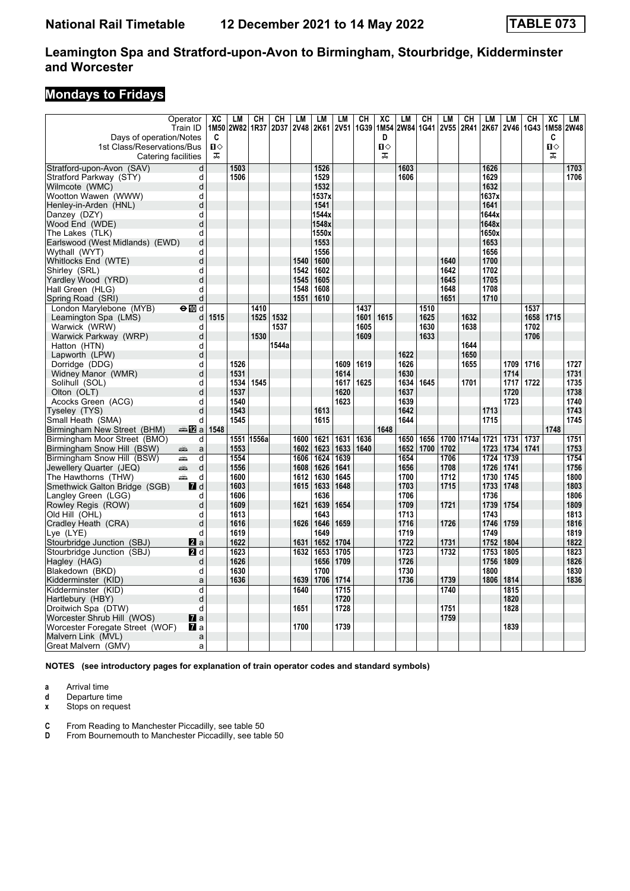# Leamington Spa and Stratford-upon-Avon to Birmingham, Stourbridge, Kidderminster and Worcester

National Rail Timetable 12 December 2021 to 14 May 2022 — TABLE 073

## Mondays to Fridays

| Operator | | XC | LM | CH | CH | LM | LM | LM | CH | XC | LM | CH | LM | CH | LM | LM | CH | XC | LM |
|---|---|---|---|---|---|---|---|---|---|---|---|---|---|---|---|---|---|---|---|
| Train ID | | 1M50 | 2W82 | 1R37 | 2D37 | 2V48 | 2K61 | 2V51 | 1G39 | 1M54 | 2W84 | 1G41 | 2V55 | 2R41 | 2K67 | 2V46 | 1G43 | 1M58 | 2W48 |
| Days of operation/Notes | | C | | | | | | | | D | | | | | | | | C | |
| 1st Class/Reservations/Bus | | 1◇ | | | | | | | | 1◇ | | | | | | | | 1◇ | |
| Catering facilities | | ✠ | | | | | | | | ✠ | | | | | | | | ✠ | |
| Stratford-upon-Avon (SAV) | d | | 1503 | | | | 1526 | | | | 1603 | | | | 1626 | | | | 1703 |
| Stratford Parkway (STY) | d | | 1506 | | | | 1529 | | | | 1606 | | | | 1629 | | | | 1706 |
| Wilmcote (WMC) | d | | | | | | 1532 | | | | | | | | 1632 | | | | |
| Wootton Wawen (WWW) | d | | | | | | 1537x | | | | | | | | 1637x | | | | |
| Henley-in-Arden (HNL) | d | | | | | | 1541 | | | | | | | | 1641 | | | | |
| Danzey (DZY) | d | | | | | | 1544x | | | | | | | | 1644x | | | | |
| Wood End (WDE) | d | | | | | | 1548x | | | | | | | | 1648x | | | | |
| The Lakes (TLK) | d | | | | | | 1550x | | | | | | | | 1650x | | | | |
| Earlswood (West Midlands) (EWD) | d | | | | | | 1553 | | | | | | | | 1653 | | | | |
| Wythall (WYT) | d | | | | | | 1556 | | | | | | | | 1656 | | | | |
| Whitlocks End (WTE) | d | | | | | 1540 | 1600 | | | | | | 1640 | | 1700 | | | | |
| Shirley (SRL) | d | | | | | 1542 | 1602 | | | | | | 1642 | | 1702 | | | | |
| Yardley Wood (YRD) | d | | | | | 1545 | 1605 | | | | | | 1645 | | 1705 | | | | |
| Hall Green (HLG) | d | | | | | 1548 | 1608 | | | | | | 1648 | | 1708 | | | | |
| Spring Road (SRI) | d | | | | | 1551 | 1610 | | | | | | 1651 | | 1710 | | | | |
| London Marylebone (MYB) ⊖ 10 | d | | | 1410 | | | | | 1437 | | | 1510 | | | | | 1537 | | |
| Leamington Spa (LMS) | d | 1515 | | 1525 | 1532 | | | | 1601 | 1615 | | 1625 | | 1632 | | | 1658 | 1715 | |
| Warwick (WRW) | d | | | | 1537 | | | | 1605 | | | 1630 | | 1638 | | | 1702 | | |
| Warwick Parkway (WRP) | d | | | 1530 | | | | | 1609 | | | 1633 | | | | | 1706 | | |
| Hatton (HTN) | d | | | | 1544a | | | | | | | | | 1644 | | | | | |
| Lapworth (LPW) | d | | | | | | | | | | 1622 | | | 1650 | | | | | |
| Dorridge (DDG) | d | | 1526 | | | | | 1609 | 1619 | | 1626 | | | 1655 | | 1709 | 1716 | | 1727 |
| Widney Manor (WMR) | d | | 1531 | | | | | 1614 | | | 1630 | | | | | 1714 | | | 1731 |
| Solihull (SOL) | d | | 1534 | 1545 | | | | 1617 | 1625 | | 1634 | 1645 | | 1701 | | 1717 | 1722 | | 1735 |
| Olton (OLT) | d | | 1537 | | | | | 1620 | | | 1637 | | | | | 1720 | | | 1738 |
| Acocks Green (ACG) | d | | 1540 | | | | | 1623 | | | 1639 | | | | | 1723 | | | 1740 |
| Tyseley (TYS) | d | | 1543 | | | | 1613 | | | | 1642 | | | | 1713 | | | | 1743 |
| Small Heath (SMA) | d | | 1545 | | | | 1615 | | | | 1644 | | | | 1715 | | | | 1745 |
| Birmingham New Street (BHM) 🚌 12 | a | 1548 | | | | | | | | 1648 | | | | | | | | 1748 | |
| Birmingham Moor Street (BMO) | d | | 1551 | 1556a | | 1600 | 1621 | 1631 | 1636 | | 1650 | 1656 | 1700 | 1714a | 1721 | 1731 | 1737 | | 1751 |
| Birmingham Snow Hill (BSW) 🚌 | a | | 1553 | | | 1602 | 1623 | 1633 | 1640 | | 1652 | 1700 | 1702 | | 1723 | 1734 | 1741 | | 1753 |
| Birmingham Snow Hill (BSW) 🚌 | d | | 1554 | | | 1606 | 1624 | 1639 | | | 1654 | | 1706 | | 1724 | 1739 | | | 1754 |
| Jewellery Quarter (JEQ) 🚌 | d | | 1556 | | | 1608 | 1626 | 1641 | | | 1656 | | 1708 | | 1726 | 1741 | | | 1756 |
| The Hawthorns (THW) 🚌 | d | | 1600 | | | 1612 | 1630 | 1645 | | | 1700 | | 1712 | | 1730 | 1745 | | | 1800 |
| Smethwick Galton Bridge (SGB) 7 | d | | 1603 | | | 1615 | 1633 | 1648 | | | 1703 | | 1715 | | 1733 | 1748 | | | 1803 |
| Langley Green (LGG) | d | | 1606 | | | | 1636 | | | | 1706 | | | | 1736 | | | | 1806 |
| Rowley Regis (ROW) | d | | 1609 | | | 1621 | 1639 | 1654 | | | 1709 | | 1721 | | 1739 | 1754 | | | 1809 |
| Old Hill (OHL) | d | | 1613 | | | | 1643 | | | | 1713 | | | | 1743 | | | | 1813 |
| Cradley Heath (CRA) | d | | 1616 | | | 1626 | 1646 | 1659 | | | 1716 | | 1726 | | 1746 | 1759 | | | 1816 |
| Lye (LYE) | d | | 1619 | | | | 1649 | | | | 1719 | | | | 1749 | | | | 1819 |
| Stourbridge Junction (SBJ) 2 | a | | 1622 | | | 1631 | 1652 | 1704 | | | 1722 | | 1731 | | 1752 | 1804 | | | 1822 |
| Stourbridge Junction (SBJ) 2 | d | | 1623 | | | 1632 | 1653 | 1705 | | | 1723 | | 1732 | | 1753 | 1805 | | | 1823 |
| Hagley (HAG) | d | | 1626 | | | | 1656 | 1709 | | | 1726 | | | | 1756 | 1809 | | | 1826 |
| Blakedown (BKD) | d | | 1630 | | | | 1700 | | | | 1730 | | | | 1800 | | | | 1830 |
| Kidderminster (KID) | a | | 1636 | | | 1639 | 1706 | 1714 | | | 1736 | | 1739 | | 1806 | 1814 | | | 1836 |
| Kidderminster (KID) | d | | | | | 1640 | | 1715 | | | | | 1740 | | | 1815 | | | |
| Hartlebury (HBY) | d | | | | | | | 1720 | | | | | | | | 1820 | | | |
| Droitwich Spa (DTW) | d | | | | | 1651 | | 1728 | | | | | 1751 | | | 1828 | | | |
| Worcester Shrub Hill (WOS) 7 | a | | | | | | | | | | | | 1759 | | | | | | |
| Worcester Foregate Street (WOF) 7 | a | | | | | 1700 | | 1739 | | | | | | | | 1839 | | | |
| Malvern Link (MVL) | a | | | | | | | | | | | | | | | | | | |
| Great Malvern (GMV) | a | | | | | | | | | | | | | | | | | | |

**NOTES (see introductory pages for explanation of train operator codes and standard symbols)**

- **a** Arrival time
- **d** Departure time
- **x** Stops on request

- **C** From Reading to Manchester Piccadilly, see table 50
- **D** From Bournemouth to Manchester Piccadilly, see table 50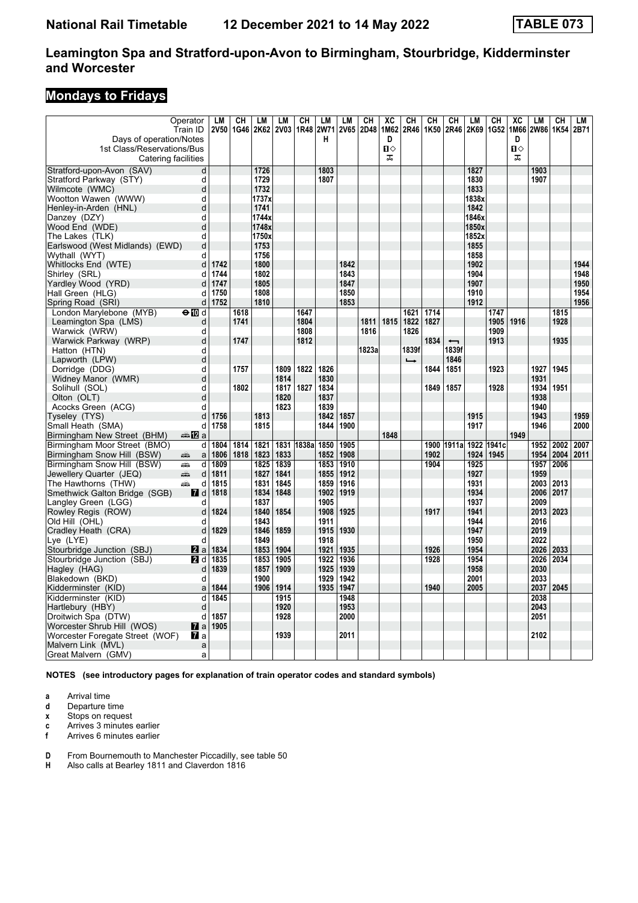# National Rail Timetable 12 December 2021 to 14 May 2022 TABLE 073

## Leamington Spa and Stratford-upon-Avon to Birmingham, Stourbridge, Kidderminster and Worcester

## Mondays to Fridays

| Operator | | LM | CH | LM | LM | CH | LM | LM | CH | XC | CH | CH | CH | LM | CH | XC | LM | CH | LM |
|---|---|---|---|---|---|---|---|---|---|---|---|---|---|---|---|---|---|---|---|
| Train ID | | 2V50 | 1G46 | 2K62 | 2V03 | 1R48 | 2W71 | 2V65 | 2D48 | 1M62 | 2R46 | 1K50 | 2R46 | 2K69 | 1G52 | 1M66 | 2W86 | 1K54 | 2B71 |
| Days of operation/Notes | | | | | | | H | | | D | | | | | | D | | | |
| 1st Class/Reservations/Bus | | | | | | | | | | 🅱◇ | | | | | | 🅱◇ | | | |
| Catering facilities | | | | | | | | | | ⊼ | | | | | | ⊼ | | | |
| Stratford-upon-Avon (SAV) | d | | | 1726 | | | 1803 | | | | | | | 1827 | | | 1903 | | |
| Stratford Parkway (STY) | d | | | 1729 | | | 1807 | | | | | | | 1830 | | | 1907 | | |
| Wilmcote (WMC) | d | | | 1732 | | | | | | | | | | 1833 | | | | | |
| Wootton Wawen (WWW) | d | | | 1737x | | | | | | | | | | 1838x | | | | | |
| Henley-in-Arden (HNL) | d | | | 1741 | | | | | | | | | | 1842 | | | | | |
| Danzey (DZY) | d | | | 1744x | | | | | | | | | | 1846x | | | | | |
| Wood End (WDE) | d | | | 1748x | | | | | | | | | | 1850x | | | | | |
| The Lakes (TLK) | d | | | 1750x | | | | | | | | | | 1852x | | | | | |
| Earlswood (West Midlands) (EWD) | d | | | 1753 | | | | | | | | | | 1855 | | | | | |
| Wythall (WYT) | d | | | 1756 | | | | | | | | | | 1858 | | | | | |
| Whitlocks End (WTE) | d | 1742 | | 1800 | | | | 1842 | | | | | | 1902 | | | | | 1944 |
| Shirley (SRL) | d | 1744 | | 1802 | | | | 1843 | | | | | | 1904 | | | | | 1948 |
| Yardley Wood (YRD) | d | 1747 | | 1805 | | | | 1847 | | | | | | 1907 | | | | | 1950 |
| Hall Green (HLG) | d | 1750 | | 1808 | | | | 1850 | | | | | | 1910 | | | | | 1954 |
| Spring Road (SRI) | d | 1752 | | 1810 | | | | 1853 | | | | | | 1912 | | | | | 1956 |
| London Marylebone (MYB) ⊖🔟 | d | | 1618 | | | 1647 | | | | | 1621 | 1714 | | | 1747 | | | 1815 | |
| Leamington Spa (LMS) | d | | 1741 | | | 1804 | | | 1811 | 1815 | 1822 | 1827 | | | 1905 | 1916 | | 1928 | |
| Warwick (WRW) | d | | | | | 1808 | | | 1816 | | 1826 | | | | 1909 | | | | |
| Warwick Parkway (WRP) | d | | 1747 | | | 1812 | | | | | | 1834 | ⟵ | | 1913 | | | 1935 | |
| Hatton (HTN) | d | | | | | | | | 1823a | | 1839f | | 1839f | | | | | | |
| Lapworth (LPW) | d | | | | | | | | | | ⟶ | | 1846 | | | | | | |
| Dorridge (DDG) | d | | 1757 | | 1809 | 1822 | 1826 | | | | | 1844 | 1851 | | 1923 | | 1927 | 1945 | |
| Widney Manor (WMR) | d | | | | 1814 | | 1830 | | | | | | | | | | 1931 | | |
| Solihull (SOL) | d | | 1802 | | 1817 | 1827 | 1834 | | | | | 1849 | 1857 | | 1928 | | 1934 | 1951 | |
| Olton (OLT) | d | | | | 1820 | | 1837 | | | | | | | | | | 1938 | | |
| Acocks Green (ACG) | d | | | | 1823 | | 1839 | | | | | | | | | | 1940 | | |
| Tyseley (TYS) | d | 1756 | | 1813 | | | 1842 | 1857 | | | | | | 1915 | | | 1943 | | 1959 |
| Small Heath (SMA) | d | 1758 | | 1815 | | | 1844 | 1900 | | | | | | 1917 | | | 1946 | | 2000 |
| Birmingham New Street (BHM) 🚌12 | a | | | | | | | | | 1848 | | | | | | 1949 | | | |
| Birmingham Moor Street (BMO) | d | 1804 | 1814 | 1821 | 1831 | 1838a | 1850 | 1905 | | | | 1900 | 1911a | 1922 | 1941c | | 1952 | 2002 | 2007 |
| Birmingham Snow Hill (BSW) 🚋 | a | 1806 | 1818 | 1823 | 1833 | | 1852 | 1908 | | | | 1902 | | 1924 | 1945 | | 1954 | 2004 | 2011 |
| Birmingham Snow Hill (BSW) 🚋 | d | 1809 | | 1825 | 1839 | | 1853 | 1910 | | | | 1904 | | 1925 | | | 1957 | 2006 | |
| Jewellery Quarter (JEQ) 🚋 | d | 1811 | | 1827 | 1841 | | 1855 | 1912 | | | | | | 1927 | | | 1959 | | |
| The Hawthorns (THW) 🚋 | d | 1815 | | 1831 | 1845 | | 1859 | 1916 | | | | | | 1931 | | | 2003 | 2013 | |
| Smethwick Galton Bridge (SGB) 7 | d | 1818 | | 1834 | 1848 | | 1902 | 1919 | | | | | | 1934 | | | 2006 | 2017 | |
| Langley Green (LGG) | d | | | 1837 | | | 1905 | | | | | | | 1937 | | | 2009 | | |
| Rowley Regis (ROW) | d | 1824 | | 1840 | 1854 | | 1908 | 1925 | | | | 1917 | | 1941 | | | 2013 | 2023 | |
| Old Hill (OHL) | d | | | 1843 | | | 1911 | | | | | | | 1944 | | | 2016 | | |
| Cradley Heath (CRA) | d | 1829 | | 1846 | 1859 | | 1915 | 1930 | | | | | | 1947 | | | 2019 | | |
| Lye (LYE) | d | | | 1849 | | | 1918 | | | | | | | 1950 | | | 2022 | | |
| Stourbridge Junction (SBJ) 2 | a | 1834 | | 1853 | 1904 | | 1921 | 1935 | | | | 1926 | | 1954 | | | 2026 | 2033 | |
| Stourbridge Junction (SBJ) 2 | d | 1835 | | 1853 | 1905 | | 1922 | 1936 | | | | 1928 | | 1954 | | | 2026 | 2034 | |
| Hagley (HAG) | d | 1839 | | 1857 | 1909 | | 1925 | 1939 | | | | | | 1958 | | | 2030 | | |
| Blakedown (BKD) | d | | | 1900 | | | 1929 | 1942 | | | | | | 2001 | | | 2033 | | |
| Kidderminster (KID) | a | 1844 | | 1906 | 1914 | | 1935 | 1947 | | | | 1940 | | 2005 | | | 2037 | 2045 | |
| Kidderminster (KID) | d | 1845 | | | 1915 | | | 1948 | | | | | | | | | 2038 | | |
| Hartlebury (HBY) | d | | | | 1920 | | | 1953 | | | | | | | | | 2043 | | |
| Droitwich Spa (DTW) | d | 1857 | | | 1928 | | | 2000 | | | | | | | | | 2051 | | |
| Worcester Shrub Hill (WOS) 7 | a | 1905 | | | | | | | | | | | | | | | | | |
| Worcester Foregate Street (WOF) 7 | a | | | | 1939 | | | 2011 | | | | | | | | | 2102 | | |
| Malvern Link (MVL) | a | | | | | | | | | | | | | | | | | | |
| Great Malvern (GMV) | a | | | | | | | | | | | | | | | | | | |

**NOTES (see introductory pages for explanation of train operator codes and standard symbols)**

- **a** Arrival time
- **d** Departure time
- **x** Stops on request
- **c** Arrives 3 minutes earlier
- **f** Arrives 6 minutes earlier

- **D** From Bournemouth to Manchester Piccadilly, see table 50
- **H** Also calls at Bearley 1811 and Claverdon 1816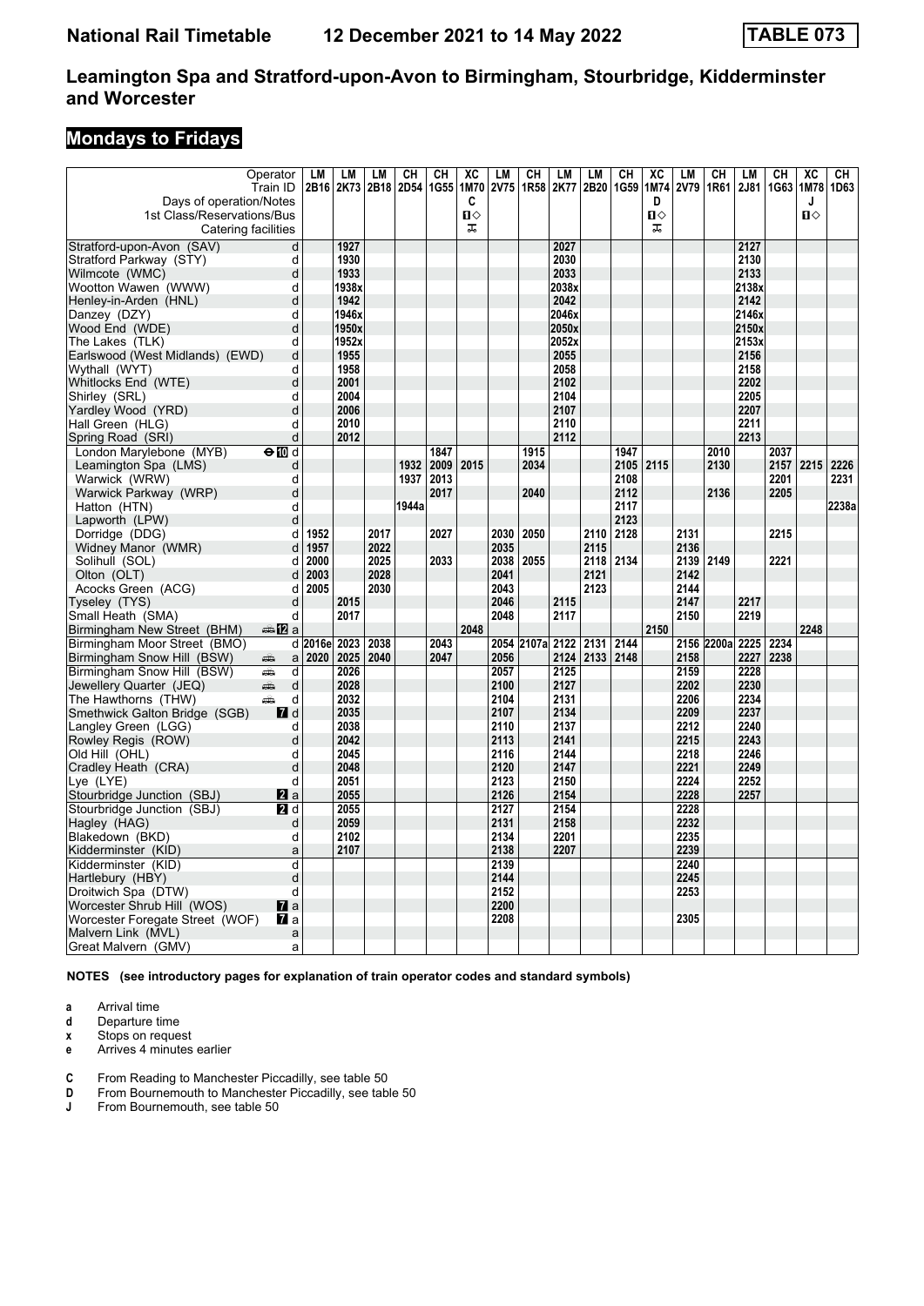# Leamington Spa and Stratford-upon-Avon to Birmingham, Stourbridge, Kidderminster and Worcester

## Mondays to Fridays

| Operator | | LM | LM | LM | CH | CH | XC | LM | CH | LM | LM | CH | XC | LM | CH | LM | CH | XC | CH |
|---|---|---|---|---|---|---|---|---|---|---|---|---|---|---|---|---|---|---|---|
| Train ID | | 2B16 | 2K73 | 2B18 | 2D54 | 1G55 | 1M70 | 2V75 | 1R58 | 2K77 | 2B20 | 1G59 | 1M74 | 2V79 | 1R61 | 2J81 | 1G63 | 1M78 | 1D63 |
| Days of operation/Notes | | | | | | | C | | | | | | D | | | | | J | |
| 1st Class/Reservations/Bus | | | | | | | 1◇ | | | | | | 1◇ | | | | | 1◇ | |
| Catering facilities | | | | | | | ⚹ | | | | | | ⚹ | | | | | | |
| Stratford-upon-Avon (SAV) | d | | 1927 | | | | | | | 2027 | | | | | | 2127 | | | |
| Stratford Parkway (STY) | d | | 1930 | | | | | | | 2030 | | | | | | 2130 | | | |
| Wilmcote (WMC) | d | | 1933 | | | | | | | 2033 | | | | | | 2133 | | | |
| Wootton Wawen (WWW) | d | | 1938x | | | | | | | 2038x | | | | | | 2138x | | | |
| Henley-in-Arden (HNL) | d | | 1942 | | | | | | | 2042 | | | | | | 2142 | | | |
| Danzey (DZY) | d | | 1946x | | | | | | | 2046x | | | | | | 2146x | | | |
| Wood End (WDE) | d | | 1950x | | | | | | | 2050x | | | | | | 2150x | | | |
| The Lakes (TLK) | d | | 1952x | | | | | | | 2052x | | | | | | 2153x | | | |
| Earlswood (West Midlands) (EWD) | d | | 1955 | | | | | | | 2055 | | | | | | 2156 | | | |
| Wythall (WYT) | d | | 1958 | | | | | | | 2058 | | | | | | 2158 | | | |
| Whitlocks End (WTE) | d | | 2001 | | | | | | | 2102 | | | | | | 2202 | | | |
| Shirley (SRL) | d | | 2004 | | | | | | | 2104 | | | | | | 2205 | | | |
| Yardley Wood (YRD) | d | | 2006 | | | | | | | 2107 | | | | | | 2207 | | | |
| Hall Green (HLG) | d | | 2010 | | | | | | | 2110 | | | | | | 2211 | | | |
| Spring Road (SRI) | d | | 2012 | | | | | | | 2112 | | | | | | 2213 | | | |
| London Marylebone (MYB) ⊖10 | d | | | | | 1847 | | | 1915 | | | 1947 | | | 2010 | | 2037 | | |
| Leamington Spa (LMS) | d | | | | 1932 | 2009 | 2015 | | 2034 | | | 2105 | 2115 | | 2130 | | 2157 | 2215 | 2226 |
| Warwick (WRW) | d | | | | 1937 | 2013 | | | | | | 2108 | | | | | 2201 | | 2231 |
| Warwick Parkway (WRP) | d | | | | | 2017 | | | 2040 | | | 2112 | | | 2136 | | 2205 | | |
| Hatton (HTN) | d | | | | 1944a | | | | | | | 2117 | | | | | | | 2238a |
| Lapworth (LPW) | d | | | | | | | | | | | 2123 | | | | | | | |
| Dorridge (DDG) | d | 1952 | | 2017 | | 2027 | | 2030 | 2050 | | 2110 | 2128 | | 2131 | | | 2215 | | |
| Widney Manor (WMR) | d | 1957 | | 2022 | | | | 2035 | | | 2115 | | | 2136 | | | | | |
| Solihull (SOL) | d | 2000 | | 2025 | | 2033 | | 2038 | 2055 | | 2118 | 2134 | | 2139 | 2149 | | 2221 | | |
| Olton (OLT) | d | 2003 | | 2028 | | | | 2041 | | | 2121 | | | 2142 | | | | | |
| Acocks Green (ACG) | d | 2005 | | 2030 | | | | 2043 | | | 2123 | | | 2144 | | | | | |
| Tyseley (TYS) | d | | 2015 | | | | | 2046 | | 2115 | | | | 2147 | | 2217 | | | |
| Small Heath (SMA) | d | | 2017 | | | | | 2048 | | 2117 | | | | 2150 | | 2219 | | | |
| Birmingham New Street (BHM) 🚌12 | a | | | | | | 2048 | | | | | | 2150 | | | | | 2248 | |
| Birmingham Moor Street (BMO) | d | 2016e | 2023 | 2038 | | 2043 | | 2054 | 2107a | 2122 | 2131 | 2144 | | 2156 | 2200a | 2225 | 2234 | | |
| Birmingham Snow Hill (BSW) 🚌 | a | 2020 | 2025 | 2040 | | 2047 | | 2056 | | 2124 | 2133 | 2148 | | 2158 | | 2227 | 2238 | | |
| Birmingham Snow Hill (BSW) 🚌 | d | | 2026 | | | | | 2057 | | 2125 | | | | 2159 | | 2228 | | | |
| Jewellery Quarter (JEQ) 🚌 | d | | 2028 | | | | | 2100 | | 2127 | | | | 2202 | | 2230 | | | |
| The Hawthorns (THW) 🚌 | d | | 2032 | | | | | 2104 | | 2131 | | | | 2206 | | 2234 | | | |
| Smethwick Galton Bridge (SGB) 7 | d | | 2035 | | | | | 2107 | | 2134 | | | | 2209 | | 2237 | | | |
| Langley Green (LGG) | d | | 2038 | | | | | 2110 | | 2137 | | | | 2212 | | 2240 | | | |
| Rowley Regis (ROW) | d | | 2042 | | | | | 2113 | | 2141 | | | | 2215 | | 2243 | | | |
| Old Hill (OHL) | d | | 2045 | | | | | 2116 | | 2144 | | | | 2218 | | 2246 | | | |
| Cradley Heath (CRA) | d | | 2048 | | | | | 2120 | | 2147 | | | | 2221 | | 2249 | | | |
| Lye (LYE) | d | | 2051 | | | | | 2123 | | 2150 | | | | 2224 | | 2252 | | | |
| Stourbridge Junction (SBJ) 2 | a | | 2055 | | | | | 2126 | | 2154 | | | | 2228 | | 2257 | | | |
| Stourbridge Junction (SBJ) 2 | d | | 2055 | | | | | 2127 | | 2154 | | | | 2228 | | | | | |
| Hagley (HAG) | d | | 2059 | | | | | 2131 | | 2158 | | | | 2232 | | | | | |
| Blakedown (BKD) | d | | 2102 | | | | | 2134 | | 2201 | | | | 2235 | | | | | |
| Kidderminster (KID) | a | | 2107 | | | | | 2138 | | 2207 | | | | 2239 | | | | | |
| Kidderminster (KID) | d | | | | | | | 2139 | | | | | | 2240 | | | | | |
| Hartlebury (HBY) | d | | | | | | | 2144 | | | | | | 2245 | | | | | |
| Droitwich Spa (DTW) | d | | | | | | | 2152 | | | | | | 2253 | | | | | |
| Worcester Shrub Hill (WOS) 7 | a | | | | | | | 2200 | | | | | | | | | | | |
| Worcester Foregate Street (WOF) 7 | a | | | | | | | 2208 | | | | | | 2305 | | | | | |
| Malvern Link (MVL) | a | | | | | | | | | | | | | | | | | | |
| Great Malvern (GMV) | a | | | | | | | | | | | | | | | | | | |

**NOTES (see introductory pages for explanation of train operator codes and standard symbols)**

- **a** Arrival time
- **d** Departure time
- **x** Stops on request
- **e** Arrives 4 minutes earlier

- **C** From Reading to Manchester Piccadilly, see table 50
- **D** From Bournemouth to Manchester Piccadilly, see table 50
- **J** From Bournemouth, see table 50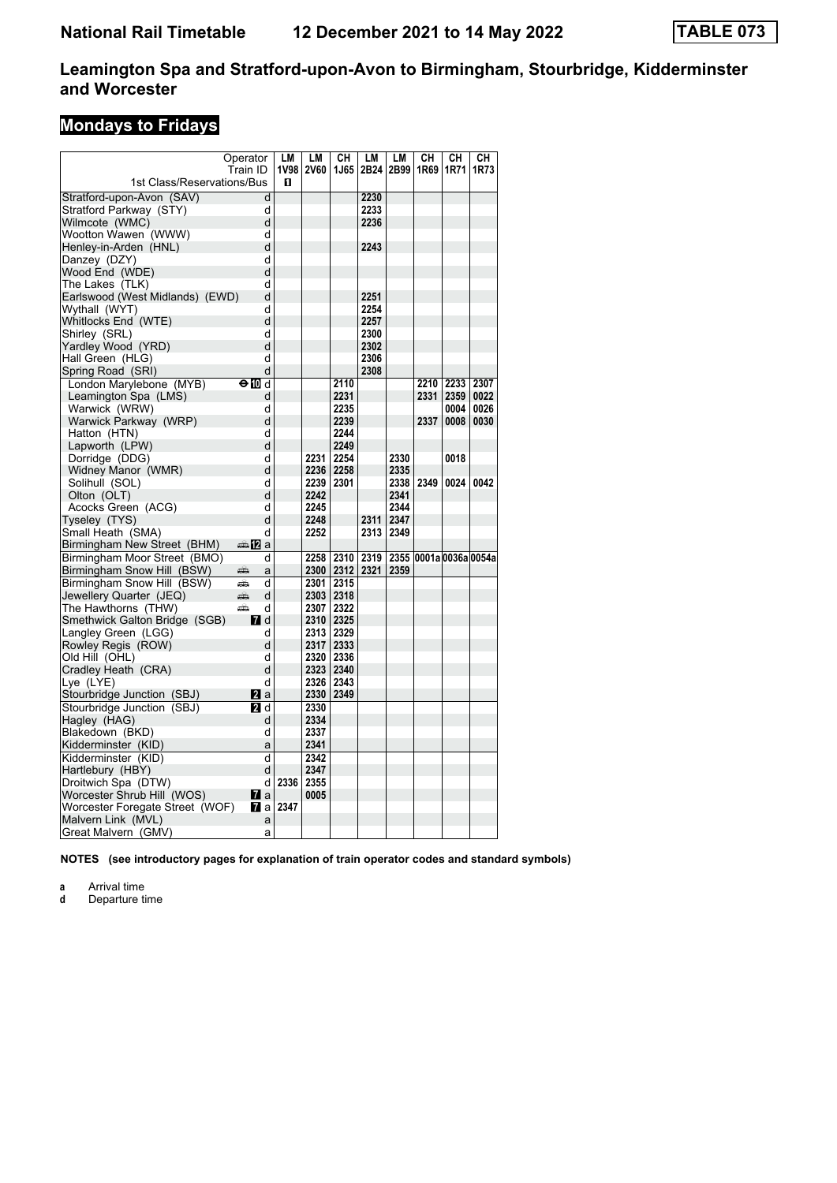# National Rail Timetable 12 December 2021 to 14 May 2022 TABLE 073

## Leamington Spa and Stratford-upon-Avon to Birmingham, Stourbridge, Kidderminster and Worcester

## Mondays to Fridays

| Operator | | LM | LM | CH | LM | LM | CH | CH | CH |
|---|---|---|---|---|---|---|---|---|---|
| Train ID | | 1V98 | 2V60 | 1J65 | 2B24 | 2B99 | 1R69 | 1R71 | 1R73 |
| 1st Class/Reservations/Bus | | 1 | | | | | | | |
| Stratford-upon-Avon (SAV) | d | | | | 2230 | | | | |
| Stratford Parkway (STY) | d | | | | 2233 | | | | |
| Wilmcote (WMC) | d | | | | 2236 | | | | |
| Wootton Wawen (WWW) | d | | | | | | | | |
| Henley-in-Arden (HNL) | d | | | | 2243 | | | | |
| Danzey (DZY) | d | | | | | | | | |
| Wood End (WDE) | d | | | | | | | | |
| The Lakes (TLK) | d | | | | | | | | |
| Earlswood (West Midlands) (EWD) | d | | | | 2251 | | | | |
| Wythall (WYT) | d | | | | 2254 | | | | |
| Whitlocks End (WTE) | d | | | | 2257 | | | | |
| Shirley (SRL) | d | | | | 2300 | | | | |
| Yardley Wood (YRD) | d | | | | 2302 | | | | |
| Hall Green (HLG) | d | | | | 2306 | | | | |
| Spring Road (SRI) | d | | | | 2308 | | | | |
| London Marylebone (MYB) | 10 d | | | 2110 | | | 2210 | 2233 | 2307 |
| Leamington Spa (LMS) | d | | | 2231 | | | 2331 | 2359 | 0022 |
| Warwick (WRW) | d | | | 2235 | | | | 0004 | 0026 |
| Warwick Parkway (WRP) | d | | | 2239 | | | 2337 | 0008 | 0030 |
| Hatton (HTN) | d | | | 2244 | | | | | |
| Lapworth (LPW) | d | | | 2249 | | | | | |
| Dorridge (DDG) | d | | 2231 | 2254 | | 2330 | | 0018 | |
| Widney Manor (WMR) | d | | 2236 | 2258 | | 2335 | | | |
| Solihull (SOL) | d | | 2239 | 2301 | | 2338 | 2349 | 0024 | 0042 |
| Olton (OLT) | d | | 2242 | | | 2341 | | | |
| Acocks Green (ACG) | d | | 2245 | | | 2344 | | | |
| Tyseley (TYS) | d | | 2248 | | 2311 | 2347 | | | |
| Small Heath (SMA) | d | | 2252 | | 2313 | 2349 | | | |
| Birmingham New Street (BHM) | 12 a | | | | | | | | |
| Birmingham Moor Street (BMO) | d | | 2258 | 2310 | 2319 | 2355 | 0001a | 0036a | 0054a |
| Birmingham Snow Hill (BSW) | a | | 2300 | 2312 | 2321 | 2359 | | | |
| Birmingham Snow Hill (BSW) | d | | 2301 | 2315 | | | | | |
| Jewellery Quarter (JEQ) | d | | 2303 | 2318 | | | | | |
| The Hawthorns (THW) | d | | 2307 | 2322 | | | | | |
| Smethwick Galton Bridge (SGB) | 7 d | | 2310 | 2325 | | | | | |
| Langley Green (LGG) | d | | 2313 | 2329 | | | | | |
| Rowley Regis (ROW) | d | | 2317 | 2333 | | | | | |
| Old Hill (OHL) | d | | 2320 | 2336 | | | | | |
| Cradley Heath (CRA) | d | | 2323 | 2340 | | | | | |
| Lye (LYE) | d | | 2326 | 2343 | | | | | |
| Stourbridge Junction (SBJ) | 2 a | | 2330 | 2349 | | | | | |
| Stourbridge Junction (SBJ) | 2 d | | 2330 | | | | | | |
| Hagley (HAG) | d | | 2334 | | | | | | |
| Blakedown (BKD) | d | | 2337 | | | | | | |
| Kidderminster (KID) | a | | 2341 | | | | | | |
| Kidderminster (KID) | d | | 2342 | | | | | | |
| Hartlebury (HBY) | d | | 2347 | | | | | | |
| Droitwich Spa (DTW) | d | 2336 | 2355 | | | | | | |
| Worcester Shrub Hill (WOS) | 7 a | | 0005 | | | | | | |
| Worcester Foregate Street (WOF) | 7 a | 2347 | | | | | | | |
| Malvern Link (MVL) | a | | | | | | | | |
| Great Malvern (GMV) | a | | | | | | | | |

**NOTES (see introductory pages for explanation of train operator codes and standard symbols)**

**a** Arrival time
**d** Departure time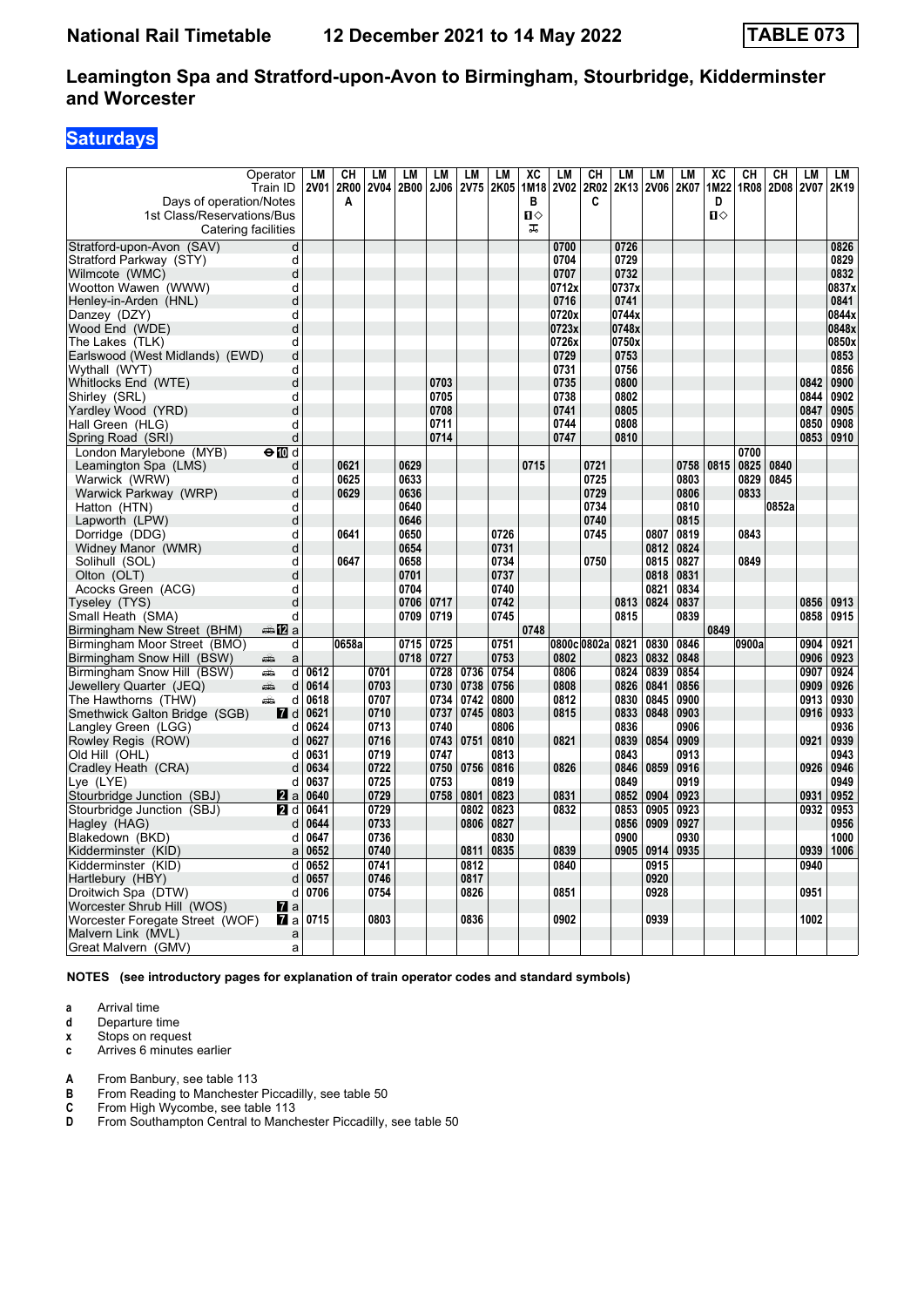# National Rail Timetable — 12 December 2021 to 14 May 2022 — TABLE 073

## Leamington Spa and Stratford-upon-Avon to Birmingham, Stourbridge, Kidderminster and Worcester

### Saturdays

| Operator | | LM | CH | LM | LM | LM | LM | LM | XC | LM | CH | LM | LM | LM | XC | CH | CH | LM | LM |
|---|---|---|---|---|---|---|---|---|---|---|---|---|---|---|---|---|---|---|---|
| Train ID | | 2V01 | 2R00 | 2V04 | 2B00 | 2J06 | 2V75 | 2K05 | 1M18 | 2V02 | 2R02 | 2K13 | 2V06 | 2K07 | 1M22 | 1R08 | 2D08 | 2V07 | 2K19 |
| Days of operation/Notes | | | A | | | | | | B | | C | | | | D | | | | |
| 1st Class/Reservations/Bus | | | | | | | | | ■◇ | | | | | | ■◇ | | | | |
| Catering facilities | | | | | | | | | ⌶ | | | | | | | | | | |
| Stratford-upon-Avon (SAV) | d | | | | | | | | | 0700 | | 0726 | | | | | | | 0826 |
| Stratford Parkway (STY) | d | | | | | | | | | 0704 | | 0729 | | | | | | | 0829 |
| Wilmcote (WMC) | d | | | | | | | | | 0707 | | 0732 | | | | | | | 0832 |
| Wootton Wawen (WWW) | d | | | | | | | | | 0712x | | 0737x | | | | | | | 0837x |
| Henley-in-Arden (HNL) | d | | | | | | | | | 0716 | | 0741 | | | | | | | 0841 |
| Danzey (DZY) | d | | | | | | | | | 0720x | | 0744x | | | | | | | 0844x |
| Wood End (WDE) | d | | | | | | | | | 0723x | | 0748x | | | | | | | 0848x |
| The Lakes (TLK) | d | | | | | | | | | 0726x | | 0750x | | | | | | | 0850x |
| Earlswood (West Midlands) (EWD) | d | | | | | | | | | 0729 | | 0753 | | | | | | | 0853 |
| Wythall (WYT) | d | | | | | | | | | 0731 | | 0756 | | | | | | | 0856 |
| Whitlocks End (WTE) | d | | | | | 0703 | | | | 0735 | | 0800 | | | | | | 0842 | 0900 |
| Shirley (SRL) | d | | | | | 0705 | | | | 0738 | | 0802 | | | | | | 0844 | 0902 |
| Yardley Wood (YRD) | d | | | | | 0708 | | | | 0741 | | 0805 | | | | | | 0847 | 0905 |
| Hall Green (HLG) | d | | | | | 0711 | | | | 0744 | | 0808 | | | | | | 0850 | 0908 |
| Spring Road (SRI) | d | | | | | 0714 | | | | 0747 | | 0810 | | | | | | 0853 | 0910 |
| London Marylebone (MYB) | ⊖ 10 d | | | | | | | | | | | | | | | 0700 | | | |
| Leamington Spa (LMS) | d | | 0621 | | 0629 | | | | 0715 | | 0721 | | | 0758 | 0815 | 0825 | 0840 | | |
| Warwick (WRW) | d | | 0625 | | 0633 | | | | | | 0725 | | | 0803 | | 0829 | 0845 | | |
| Warwick Parkway (WRP) | d | | 0629 | | 0636 | | | | | | 0729 | | | 0806 | | 0833 | | | |
| Hatton (HTN) | d | | | | 0640 | | | | | | 0734 | | | 0810 | | | 0852a | | |
| Lapworth (LPW) | d | | | | 0646 | | | | | | 0740 | | | 0815 | | | | | |
| Dorridge (DDG) | d | | 0641 | | 0650 | | | 0726 | | | 0745 | | 0807 | 0819 | | 0843 | | | |
| Widney Manor (WMR) | d | | | | 0654 | | | 0731 | | | | | 0812 | 0824 | | | | | |
| Solihull (SOL) | d | | 0647 | | 0658 | | | 0734 | | | 0750 | | 0815 | 0827 | | 0849 | | | |
| Olton (OLT) | d | | | | 0701 | | | 0737 | | | | | 0818 | 0831 | | | | | |
| Acocks Green (ACG) | d | | | | 0704 | | | 0740 | | | | | 0821 | 0834 | | | | | |
| Tyseley (TYS) | d | | | | 0706 | 0717 | | 0742 | | | | 0813 | 0824 | 0837 | | | | 0856 | 0913 |
| Small Heath (SMA) | d | | | | 0709 | 0719 | | 0745 | | | | 0815 | | 0839 | | | | 0858 | 0915 |
| Birmingham New Street (BHM) | 🚌 12 a | | | | | | | | 0748 | | | | | | 0849 | | | | |
| Birmingham Moor Street (BMO) | d | | 0658a | | 0715 | 0725 | | 0751 | | 0800c | 0802a | 0821 | 0830 | 0846 | | 0900a | | 0904 | 0921 |
| Birmingham Snow Hill (BSW) | 🚋 a | | | | 0718 | 0727 | | 0753 | | 0802 | | 0823 | 0832 | 0848 | | | | 0906 | 0923 |
| Birmingham Snow Hill (BSW) | 🚋 d | 0612 | | 0701 | | 0728 | 0736 | 0754 | | 0806 | | 0824 | 0839 | 0854 | | | | 0907 | 0924 |
| Jewellery Quarter (JEQ) | 🚋 d | 0614 | | 0703 | | 0730 | 0738 | 0756 | | 0808 | | 0826 | 0841 | 0856 | | | | 0909 | 0926 |
| The Hawthorns (THW) | 🚋 d | 0618 | | 0707 | | 0734 | 0742 | 0800 | | 0812 | | 0830 | 0845 | 0900 | | | | 0913 | 0930 |
| Smethwick Galton Bridge (SGB) | 7 d | 0621 | | 0710 | | 0737 | 0745 | 0803 | | 0815 | | 0833 | 0848 | 0903 | | | | 0916 | 0933 |
| Langley Green (LGG) | d | 0624 | | 0713 | | 0740 | | 0806 | | | | 0836 | | 0906 | | | | | 0936 |
| Rowley Regis (ROW) | d | 0627 | | 0716 | | 0743 | 0751 | 0809 | | 0821 | | 0839 | 0854 | 0909 | | | | 0921 | 0939 |
| Old Hill (OHL) | d | 0631 | | 0719 | | 0747 | | 0813 | | | | 0843 | | 0913 | | | | | 0943 |
| Cradley Heath (CRA) | d | 0634 | | 0722 | | 0750 | 0756 | 0816 | | 0826 | | 0846 | 0859 | 0916 | | | | 0926 | 0946 |
| Lye (LYE) | d | 0637 | | 0725 | | 0753 | | 0819 | | | | 0849 | | 0919 | | | | | 0949 |
| Stourbridge Junction (SBJ) | 2 a | 0640 | | 0729 | | 0758 | 0801 | 0823 | | 0831 | | 0852 | 0904 | 0923 | | | | 0931 | 0952 |
| Stourbridge Junction (SBJ) | 2 d | 0641 | | 0729 | | | 0802 | 0823 | | 0832 | | 0853 | 0905 | 0923 | | | | 0932 | 0953 |
| Hagley (HAG) | d | 0644 | | 0733 | | | 0806 | 0827 | | | | 0856 | 0909 | 0927 | | | | | 0956 |
| Blakedown (BKD) | d | 0647 | | 0736 | | | | 0830 | | | | 0900 | | 0930 | | | | | 1000 |
| Kidderminster (KID) | a | 0652 | | 0740 | | | 0811 | 0835 | | 0839 | | 0905 | 0914 | 0935 | | | | 0939 | 1006 |
| Kidderminster (KID) | d | 0652 | | 0741 | | | 0812 | | | 0840 | | | 0915 | | | | | 0940 | |
| Hartlebury (HBY) | d | 0657 | | 0746 | | | 0817 | | | | | | 0920 | | | | | | |
| Droitwich Spa (DTW) | d | 0706 | | 0754 | | | 0826 | | | 0851 | | | 0928 | | | | | 0951 | |
| Worcester Shrub Hill (WOS) | 7 a | | | | | | | | | | | | | | | | | | |
| Worcester Foregate Street (WOF) | 7 a | 0715 | | 0803 | | | 0836 | | | 0902 | | | 0939 | | | | | 1002 | |
| Malvern Link (MVL) | a | | | | | | | | | | | | | | | | | | |
| Great Malvern (GMV) | a | | | | | | | | | | | | | | | | | | |

**NOTES (see introductory pages for explanation of train operator codes and standard symbols)**

- **a** Arrival time
- **d** Departure time
- **x** Stops on request
- **c** Arrives 6 minutes earlier

- **A** From Banbury, see table 113
- **B** From Reading to Manchester Piccadilly, see table 50
- **C** From High Wycombe, see table 113
- **D** From Southampton Central to Manchester Piccadilly, see table 50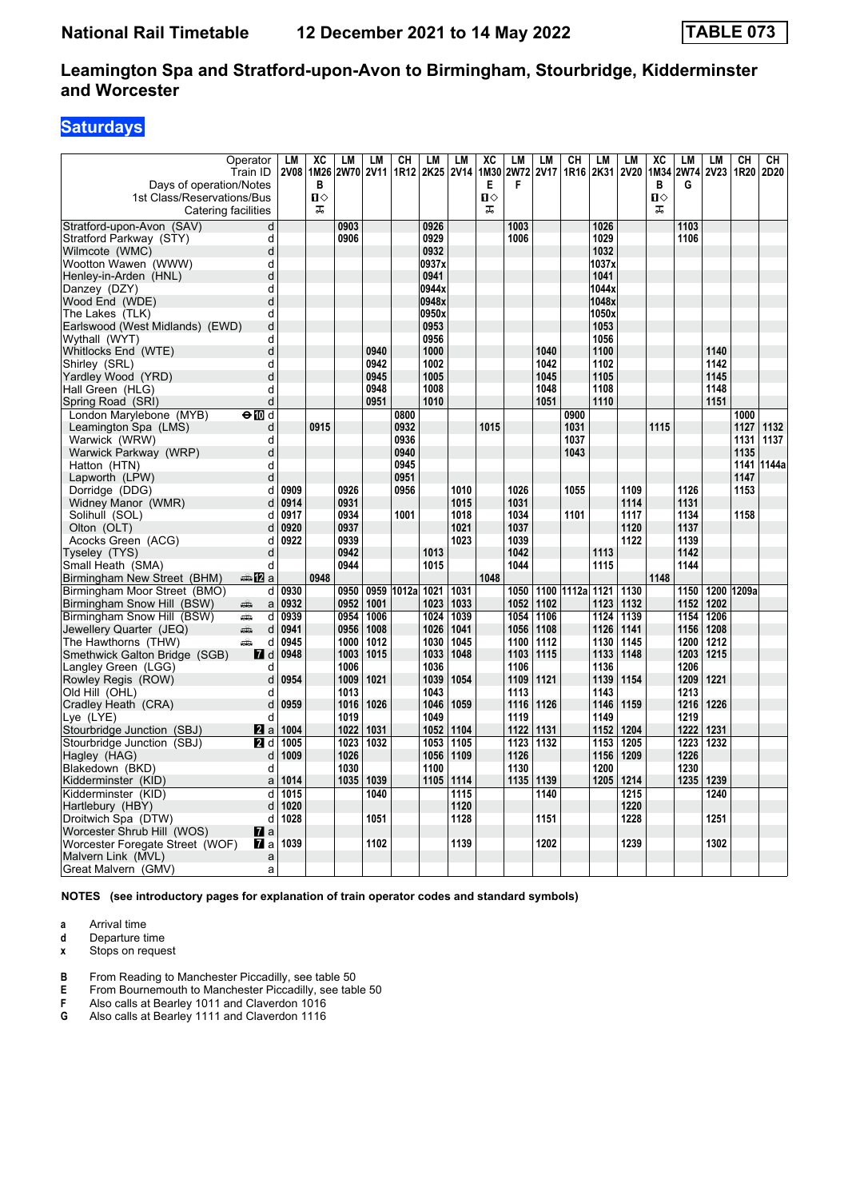# Leamington Spa and Stratford-upon-Avon to Birmingham, Stourbridge, Kidderminster and Worcester

## Saturdays

National Rail Timetable — 12 December 2021 to 14 May 2022 — TABLE 073

| Operator | | LM | XC | LM | LM | CH | LM | LM | XC | LM | LM | CH | LM | LM | XC | LM | LM | CH | CH |
|---|---|---|---|---|---|---|---|---|---|---|---|---|---|---|---|---|---|---|---|
| Train ID | | 2V08 | 1M26 | 2W70 | 2V11 | 1R12 | 2K25 | 2V14 | 1M30 | 2W72 | 2V17 | 1R16 | 2K31 | 2V20 | 1M34 | 2W74 | 2V23 | 1R20 | 2D20 |
| Days of operation/Notes | | | B | | | | | | E | F | | | | | B | G | | | |
| 1st Class/Reservations/Bus | | | ■◇ | | | | | | ■◇ | | | | | | ■◇ | | | | |
| Catering facilities | | | ⚹ | | | | | | ⚹ | | | | | | ⚹ | | | | |
| Stratford-upon-Avon (SAV) | d | | | 0903 | | | 0926 | | | 1003 | | | 1026 | | | 1103 | | | |
| Stratford Parkway (STY) | d | | | 0906 | | | 0929 | | | 1006 | | | 1029 | | | 1106 | | | |
| Wilmcote (WMC) | d | | | | | | 0932 | | | | | | 1032 | | | | | | |
| Wootton Wawen (WWW) | d | | | | | | 0937x | | | | | | 1037x | | | | | | |
| Henley-in-Arden (HNL) | d | | | | | | 0941 | | | | | | 1041 | | | | | | |
| Danzey (DZY) | d | | | | | | 0944x | | | | | | 1044x | | | | | | |
| Wood End (WDE) | d | | | | | | 0948x | | | | | | 1048x | | | | | | |
| The Lakes (TLK) | d | | | | | | 0950x | | | | | | 1050x | | | | | | |
| Earlswood (West Midlands) (EWD) | d | | | | | | 0953 | | | | | | 1053 | | | | | | |
| Wythall (WYT) | d | | | | | | 0956 | | | | | | 1056 | | | | | | |
| Whitlocks End (WTE) | d | | | | 0940 | | 1000 | | | | 1040 | | 1100 | | | | 1140 | | |
| Shirley (SRL) | d | | | | 0942 | | 1002 | | | | 1042 | | 1102 | | | | 1142 | | |
| Yardley Wood (YRD) | d | | | | 0945 | | 1005 | | | | 1045 | | 1105 | | | | 1145 | | |
| Hall Green (HLG) | d | | | | 0948 | | 1008 | | | | 1048 | | 1108 | | | | 1148 | | |
| Spring Road (SRI) | d | | | | 0951 | | 1010 | | | | 1051 | | 1110 | | | | 1151 | | |
| London Marylebone (MYB) ⊖ 10 | d | | | | | 0800 | | | | | | 0900 | | | | | | 1000 | |
| Leamington Spa (LMS) | d | | 0915 | | | 0932 | | | 1015 | | | 1031 | | | 1115 | | | 1127 | 1132 |
| Warwick (WRW) | d | | | | | 0936 | | | | | | 1037 | | | | | | 1131 | 1137 |
| Warwick Parkway (WRP) | d | | | | | 0940 | | | | | | 1043 | | | | | | 1135 | |
| Hatton (HTN) | d | | | | | 0945 | | | | | | | | | | | | 1141 | 1144a |
| Lapworth (LPW) | d | | | | | 0951 | | | | | | | | | | | | 1147 | |
| Dorridge (DDG) | d | 0909 | | 0926 | | 0956 | | 1010 | | 1026 | | 1055 | | 1109 | | 1126 | | 1153 | |
| Widney Manor (WMR) | d | 0914 | | 0931 | | | | 1015 | | 1031 | | | | 1114 | | 1131 | | | |
| Solihull (SOL) | d | 0917 | | 0934 | | 1001 | | 1018 | | 1034 | | 1101 | | 1117 | | 1134 | | 1158 | |
| Olton (OLT) | d | 0920 | | 0937 | | | | 1021 | | 1037 | | | | 1120 | | 1137 | | | |
| Acocks Green (ACG) | d | 0922 | | 0939 | | | | 1023 | | 1039 | | | | 1122 | | 1139 | | | |
| Tyseley (TYS) | d | | | 0942 | | | 1013 | | | 1042 | | | 1113 | | | 1142 | | | |
| Small Heath (SMA) | d | | | 0944 | | | 1015 | | | 1044 | | | 1115 | | | 1144 | | | |
| Birmingham New Street (BHM) 🚌 12 | a | | 0948 | | | | | | 1048 | | | | | | 1148 | | | | |
| Birmingham Moor Street (BMO) | d | 0930 | | 0950 | 0959 | 1012a | 1021 | 1031 | | 1050 | 1100 | 1112a | 1121 | 1130 | | 1150 | 1200 | 1209a | |
| Birmingham Snow Hill (BSW) 🚌 | a | 0932 | | 0952 | 1001 | | 1023 | 1033 | | 1052 | 1102 | | 1123 | 1132 | | 1152 | 1202 | | |
| Birmingham Snow Hill (BSW) 🚌 | d | 0939 | | 0954 | 1006 | | 1024 | 1039 | | 1054 | 1106 | | 1124 | 1139 | | 1154 | 1206 | | |
| Jewellery Quarter (JEQ) 🚌 | d | 0941 | | 0956 | 1008 | | 1026 | 1041 | | 1056 | 1108 | | 1126 | 1141 | | 1156 | 1208 | | |
| The Hawthorns (THW) 🚌 | d | 0945 | | 1000 | 1012 | | 1030 | 1045 | | 1100 | 1112 | | 1130 | 1145 | | 1200 | 1212 | | |
| Smethwick Galton Bridge (SGB) 7 | d | 0948 | | 1003 | 1015 | | 1033 | 1048 | | 1103 | 1115 | | 1133 | 1148 | | 1203 | 1215 | | |
| Langley Green (LGG) | d | | | 1006 | | | 1036 | | | 1106 | | | 1136 | | | 1206 | | | |
| Rowley Regis (ROW) | d | 0954 | | 1009 | 1021 | | 1039 | 1054 | | 1109 | 1121 | | 1139 | 1154 | | 1209 | 1221 | | |
| Old Hill (OHL) | d | | | 1013 | | | 1043 | | | 1113 | | | 1143 | | | 1213 | | | |
| Cradley Heath (CRA) | d | 0959 | | 1016 | 1026 | | 1046 | 1059 | | 1116 | 1126 | | 1146 | 1159 | | 1216 | 1226 | | |
| Lye (LYE) | d | | | 1019 | | | 1049 | | | 1119 | | | 1149 | | | 1219 | | | |
| Stourbridge Junction (SBJ) 2 | a | 1004 | | 1022 | 1031 | | 1052 | 1104 | | 1122 | 1131 | | 1152 | 1204 | | 1222 | 1231 | | |
| Stourbridge Junction (SBJ) 2 | d | 1005 | | 1023 | 1032 | | 1053 | 1105 | | 1123 | 1132 | | 1153 | 1205 | | 1223 | 1232 | | |
| Hagley (HAG) | d | 1009 | | 1026 | | | 1056 | 1109 | | 1126 | | | 1156 | 1209 | | 1226 | | | |
| Blakedown (BKD) | d | | | 1030 | | | 1100 | | | 1130 | | | 1200 | | | 1230 | | | |
| Kidderminster (KID) | a | 1014 | | 1035 | 1039 | | 1105 | 1114 | | 1135 | 1139 | | 1205 | 1214 | | 1235 | 1239 | | |
| Kidderminster (KID) | d | 1015 | | | 1040 | | | 1115 | | | 1140 | | | 1215 | | | 1240 | | |
| Hartlebury (HBY) | d | 1020 | | | | | | 1120 | | | | | | 1220 | | | | | |
| Droitwich Spa (DTW) | d | 1028 | | | 1051 | | | 1128 | | | 1151 | | | 1228 | | | 1251 | | |
| Worcester Shrub Hill (WOS) 7 | a | | | | | | | | | | | | | | | | | | |
| Worcester Foregate Street (WOF) 7 | a | 1039 | | | 1102 | | | 1139 | | | 1202 | | | 1239 | | | 1302 | | |
| Malvern Link (MVL) | a | | | | | | | | | | | | | | | | | | |
| Great Malvern (GMV) | a | | | | | | | | | | | | | | | | | | |

**NOTES (see introductory pages for explanation of train operator codes and standard symbols)**

- **a** Arrival time
- **d** Departure time
- **x** Stops on request

- **B** From Reading to Manchester Piccadilly, see table 50
- **E** From Bournemouth to Manchester Piccadilly, see table 50
- **F** Also calls at Bearley 1011 and Claverdon 1016
- **G** Also calls at Bearley 1111 and Claverdon 1116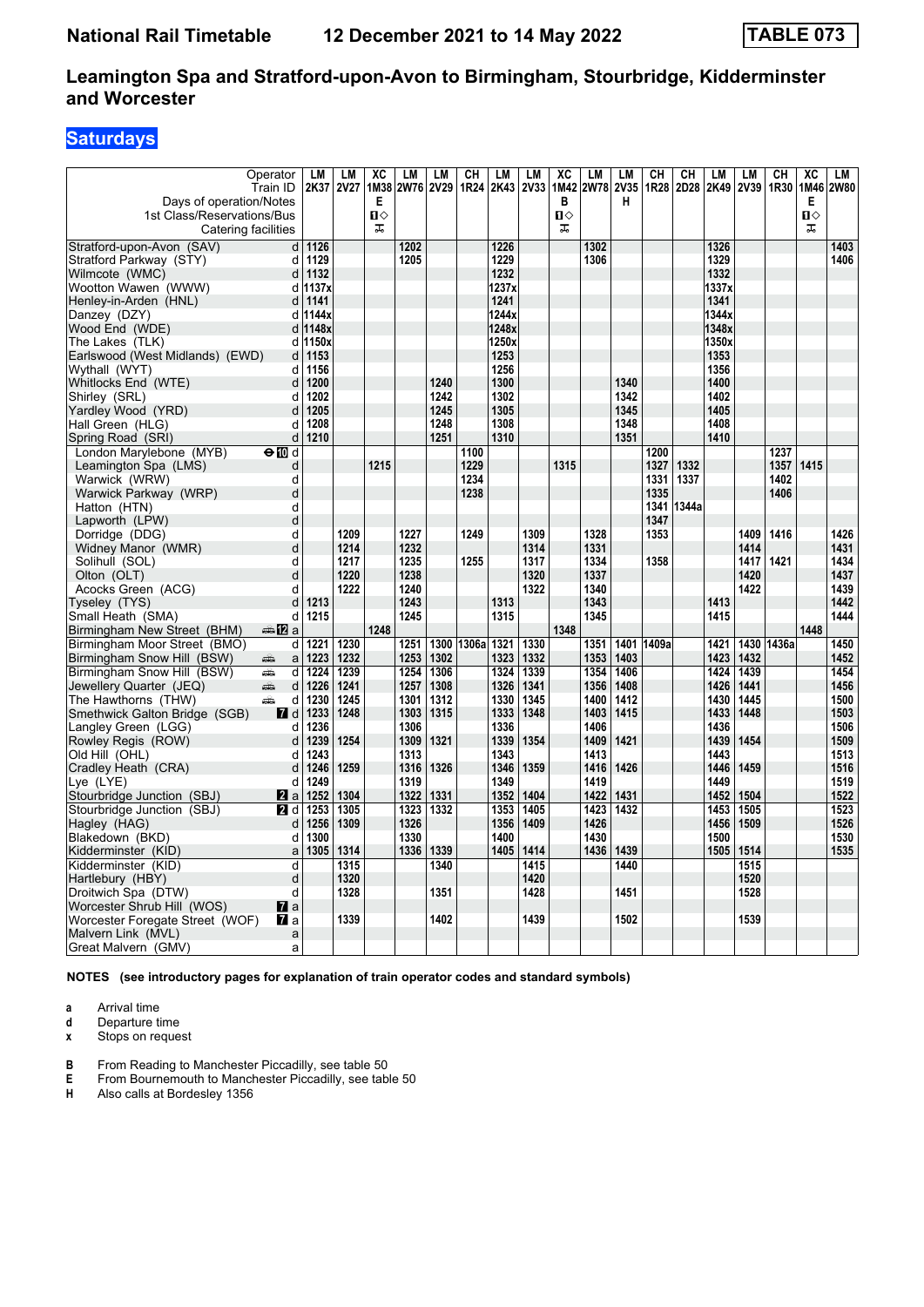**National Rail Timetable**   **12 December 2021 to 14 May 2022**   **TABLE 073**

## Leamington Spa and Stratford-upon-Avon to Birmingham, Stourbridge, Kidderminster and Worcester

### Saturdays

| Operator | | LM | LM | XC | LM | LM | CH | LM | LM | XC | LM | LM | CH | CH | LM | LM | CH | XC | LM |
|---|---|---|---|---|---|---|---|---|---|---|---|---|---|---|---|---|---|---|---|
| Train ID | | 2K37 | 2V27 | 1M38 | 2W76 | 2V29 | 1R24 | 2K43 | 2V33 | 1M42 | 2W78 | 2V35 | 1R28 | 2D28 | 2K49 | 2V39 | 1R30 | 1M46 | 2W80 |
| Days of operation/Notes | | | | E | | | | | | B | | H | | | | | | E | |
| 1st Class/Reservations/Bus | | | | ■◇ | | | | | | ■◇ | | | | | | | | ■◇ | |
| Catering facilities | | | | ⚹ | | | | | | ⚹ | | | | | | | | ⚹ | |
| Stratford-upon-Avon (SAV) | d | 1126 | | | 1202 | | | 1226 | | | 1302 | | | | 1326 | | | | 1403 |
| Stratford Parkway (STY) | d | 1129 | | | 1205 | | | 1229 | | | 1306 | | | | 1329 | | | | 1406 |
| Wilmcote (WMC) | d | 1132 | | | | | | 1232 | | | | | | | 1332 | | | | |
| Wootton Wawen (WWW) | d | 1137x | | | | | | 1237x | | | | | | | 1337x | | | | |
| Henley-in-Arden (HNL) | d | 1141 | | | | | | 1241 | | | | | | | 1341 | | | | |
| Danzey (DZY) | d | 1144x | | | | | | 1244x | | | | | | | 1344x | | | | |
| Wood End (WDE) | d | 1148x | | | | | | 1248x | | | | | | | 1348x | | | | |
| The Lakes (TLK) | d | 1150x | | | | | | 1250x | | | | | | | 1350x | | | | |
| Earlswood (West Midlands) (EWD) | d | 1153 | | | | | | 1253 | | | | | | | 1353 | | | | |
| Wythall (WYT) | d | 1156 | | | | | | 1256 | | | | | | | 1356 | | | | |
| Whitlocks End (WTE) | d | 1200 | | | | 1240 | | 1300 | | | | 1340 | | | 1400 | | | | |
| Shirley (SRL) | d | 1202 | | | | 1242 | | 1302 | | | | 1342 | | | 1402 | | | | |
| Yardley Wood (YRD) | d | 1205 | | | | 1245 | | 1305 | | | | 1345 | | | 1405 | | | | |
| Hall Green (HLG) | d | 1208 | | | | 1248 | | 1308 | | | | 1348 | | | 1408 | | | | |
| Spring Road (SRI) | d | 1210 | | | | 1251 | | 1310 | | | | 1351 | | | 1410 | | | | |
| London Marylebone (MYB) ⊖10 | d | | | | | | 1100 | | | | | | 1200 | | | | 1237 | | |
| Leamington Spa (LMS) | d | | | 1215 | | | 1229 | | | 1315 | | | 1327 | 1332 | | | 1357 | 1415 | |
| Warwick (WRW) | d | | | | | | 1234 | | | | | | 1331 | 1337 | | | 1402 | | |
| Warwick Parkway (WRP) | d | | | | | | 1238 | | | | | | 1335 | | | | 1406 | | |
| Hatton (HTN) | d | | | | | | | | | | | | 1341 | 1344a | | | | | |
| Lapworth (LPW) | d | | | | | | | | | | | | 1347 | | | | | | |
| Dorridge (DDG) | d | | 1209 | | 1227 | | 1249 | | 1309 | | 1328 | | 1353 | | | 1409 | 1416 | | 1426 |
| Widney Manor (WMR) | d | | 1214 | | 1232 | | | | 1314 | | 1331 | | | | | 1414 | | | 1431 |
| Solihull (SOL) | d | | 1217 | | 1235 | | 1255 | | 1317 | | 1334 | | 1358 | | | 1417 | 1421 | | 1434 |
| Olton (OLT) | d | | 1220 | | 1238 | | | | 1320 | | 1337 | | | | | 1420 | | | 1437 |
| Acocks Green (ACG) | d | | 1222 | | 1240 | | | | 1322 | | 1340 | | | | | 1422 | | | 1439 |
| Tyseley (TYS) | d | 1213 | | | 1243 | | | 1313 | | | 1343 | | | | 1413 | | | | 1442 |
| Small Heath (SMA) | d | 1215 | | | 1245 | | | 1315 | | | 1345 | | | | 1415 | | | | 1444 |
| Birmingham New Street (BHM) 12 | a | | | 1248 | | | | | | 1348 | | | | | | | | 1448 | |
| Birmingham Moor Street (BMO) | d | 1221 | 1230 | | 1251 | 1300 | 1306a | 1321 | 1330 | | 1351 | 1401 | 1409a | | 1421 | 1430 | 1436a | | 1450 |
| Birmingham Snow Hill (BSW) | a | 1223 | 1232 | | 1253 | 1302 | | 1323 | 1332 | | 1353 | 1403 | | | 1423 | 1432 | | | 1452 |
| Birmingham Snow Hill (BSW) | d | 1224 | 1239 | | 1254 | 1306 | | 1324 | 1339 | | 1354 | 1406 | | | 1424 | 1439 | | | 1454 |
| Jewellery Quarter (JEQ) | d | 1226 | 1241 | | 1257 | 1308 | | 1326 | 1341 | | 1356 | 1408 | | | 1426 | 1441 | | | 1456 |
| The Hawthorns (THW) | d | 1230 | 1245 | | 1301 | 1312 | | 1330 | 1345 | | 1400 | 1412 | | | 1430 | 1445 | | | 1500 |
| Smethwick Galton Bridge (SGB) 7 | d | 1233 | 1248 | | 1303 | 1315 | | 1333 | 1348 | | 1403 | 1415 | | | 1433 | 1448 | | | 1503 |
| Langley Green (LGG) | d | 1236 | | | 1306 | | | 1336 | | | 1406 | | | | 1436 | | | | 1506 |
| Rowley Regis (ROW) | d | 1239 | 1254 | | 1309 | 1321 | | 1339 | 1354 | | 1409 | 1421 | | | 1439 | 1454 | | | 1509 |
| Old Hill (OHL) | d | 1243 | | | 1313 | | | 1343 | | | 1413 | | | | 1443 | | | | 1513 |
| Cradley Heath (CRA) | d | 1246 | 1259 | | 1316 | 1326 | | 1346 | 1359 | | 1416 | 1426 | | | 1446 | 1459 | | | 1516 |
| Lye (LYE) | d | 1249 | | | 1319 | | | 1349 | | | 1419 | | | | 1449 | | | | 1519 |
| Stourbridge Junction (SBJ) 2 | a | 1252 | 1304 | | 1322 | 1331 | | 1352 | 1404 | | 1422 | 1431 | | | 1452 | 1504 | | | 1522 |
| Stourbridge Junction (SBJ) 2 | d | 1253 | 1305 | | 1323 | 1332 | | 1353 | 1405 | | 1423 | 1432 | | | 1453 | 1505 | | | 1523 |
| Hagley (HAG) | d | 1256 | 1309 | | 1326 | | | 1356 | 1409 | | 1426 | | | | 1456 | 1509 | | | 1526 |
| Blakedown (BKD) | d | 1300 | | | 1330 | | | 1400 | | | 1430 | | | | 1500 | | | | 1530 |
| Kidderminster (KID) | a | 1305 | 1314 | | 1336 | 1339 | | 1405 | 1414 | | 1436 | 1439 | | | 1505 | 1514 | | | 1535 |
| Kidderminster (KID) | d | | 1315 | | | 1340 | | | 1415 | | | 1440 | | | | 1515 | | | |
| Hartlebury (HBY) | d | | 1320 | | | | | | 1420 | | | | | | | 1520 | | | |
| Droitwich Spa (DTW) | d | | 1328 | | | 1351 | | | 1428 | | | 1451 | | | | 1528 | | | |
| Worcester Shrub Hill (WOS) 7 | a | | | | | | | | | | | | | | | | | | |
| Worcester Foregate Street (WOF) 7 | a | | 1339 | | | 1402 | | | 1439 | | | 1502 | | | | 1539 | | | |
| Malvern Link (MVL) | a | | | | | | | | | | | | | | | | | | |
| Great Malvern (GMV) | a | | | | | | | | | | | | | | | | | | |

**NOTES (see introductory pages for explanation of train operator codes and standard symbols)**

- **a** Arrival time
- **d** Departure time
- **x** Stops on request

- **B** From Reading to Manchester Piccadilly, see table 50
- **E** From Bournemouth to Manchester Piccadilly, see table 50
- **H** Also calls at Bordesley 1356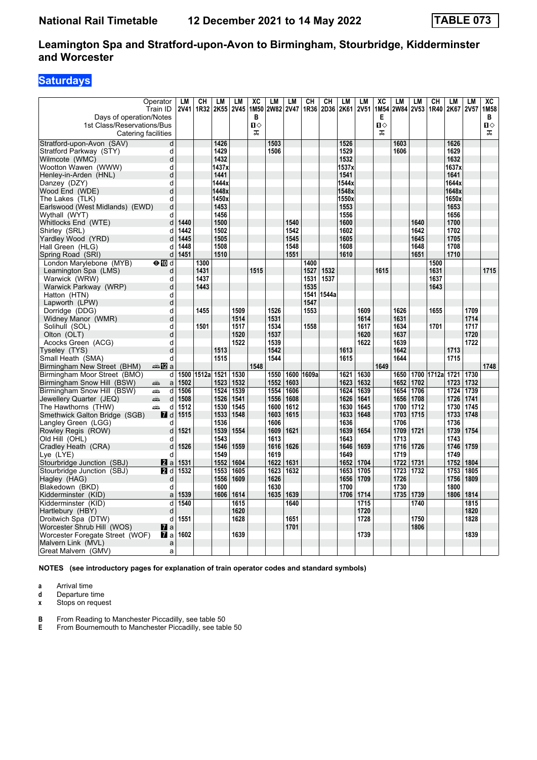# National Rail Timetable — 12 December 2021 to 14 May 2022 — TABLE 073

## Leamington Spa and Stratford-upon-Avon to Birmingham, Stourbridge, Kidderminster and Worcester

### Saturdays

| Operator | | LM | CH | LM | LM | XC | LM | LM | CH | CH | LM | LM | XC | LM | LM | CH | LM | LM | XC |
|---|---|---|---|---|---|---|---|---|---|---|---|---|---|---|---|---|---|---|---|
| Train ID | | 2V41 | 1R32 | 2K55 | 2V45 | 1M50 | 2W82 | 2V47 | 1R36 | 2D36 | 2K61 | 2V51 | 1M54 | 2W84 | 2V53 | 1R40 | 2K67 | 2V57 | 1M58 |
| Days of operation/Notes | | | | | | B | | | | | | | E | | | | | | B |
| 1st Class/Reservations/Bus | | | | | | 1◇ | | | | | | | 1◇ | | | | | | 1◇ |
| Catering facilities | | | | | | ⊼ | | | | | | | ⊼ | | | | | | ⊼ |
| Stratford-upon-Avon (SAV) | d | | | 1426 | | | 1503 | | | | 1526 | | | 1603 | | | 1626 | | |
| Stratford Parkway (STY) | d | | | 1429 | | | 1506 | | | | 1529 | | | 1606 | | | 1629 | | |
| Wilmcote (WMC) | d | | | 1432 | | | | | | | 1532 | | | | | | 1632 | | |
| Wootton Wawen (WWW) | d | | | 1437x | | | | | | | 1537x | | | | | | 1637x | | |
| Henley-in-Arden (HNL) | d | | | 1441 | | | | | | | 1541 | | | | | | 1641 | | |
| Danzey (DZY) | d | | | 1444x | | | | | | | 1544x | | | | | | 1644x | | |
| Wood End (WDE) | d | | | 1448x | | | | | | | 1548x | | | | | | 1648x | | |
| The Lakes (TLK) | d | | | 1450x | | | | | | | 1550x | | | | | | 1650x | | |
| Earlswood (West Midlands) (EWD) | d | | | 1453 | | | | | | | 1553 | | | | | | 1653 | | |
| Wythall (WYT) | d | | | 1456 | | | | | | | 1556 | | | | | | 1656 | | |
| Whitlocks End (WTE) | d | 1440 | | 1500 | | | | 1540 | | | 1600 | | | | 1640 | | 1700 | | |
| Shirley (SRL) | d | 1442 | | 1502 | | | | 1542 | | | 1602 | | | | 1642 | | 1702 | | |
| Yardley Wood (YRD) | d | 1445 | | 1505 | | | | 1545 | | | 1605 | | | | 1645 | | 1705 | | |
| Hall Green (HLG) | d | 1448 | | 1508 | | | | 1548 | | | 1608 | | | | 1648 | | 1708 | | |
| Spring Road (SRI) | d | 1451 | | 1510 | | | | 1551 | | | 1610 | | | | 1651 | | 1710 | | |
| London Marylebone (MYB) | d | | 1300 | | | | | | 1400 | | | | | | | 1500 | | | |
| Leamington Spa (LMS) | d | | 1431 | | | 1515 | | | 1527 | 1532 | | | 1615 | | | 1631 | | | 1715 |
| Warwick (WRW) | d | | 1437 | | | | | | 1531 | 1537 | | | | | | 1637 | | | |
| Warwick Parkway (WRP) | d | | 1443 | | | | | | 1535 | | | | | | | 1643 | | | |
| Hatton (HTN) | d | | | | | | | | 1541 | 1544a | | | | | | | | | |
| Lapworth (LPW) | d | | | | | | | | 1547 | | | | | | | | | | |
| Dorridge (DDG) | d | | 1455 | | 1509 | | 1526 | | 1553 | | | 1609 | | 1626 | | 1655 | | 1709 | |
| Widney Manor (WMR) | d | | | | 1514 | | 1531 | | | | | 1614 | | 1631 | | | | 1714 | |
| Solihull (SOL) | d | | 1501 | | 1517 | | 1534 | | 1558 | | | 1617 | | 1634 | | 1701 | | 1717 | |
| Olton (OLT) | d | | | | 1520 | | 1537 | | | | | 1620 | | 1637 | | | | 1720 | |
| Acocks Green (ACG) | d | | | | 1522 | | 1539 | | | | | 1622 | | 1639 | | | | 1722 | |
| Tyseley (TYS) | d | | | 1513 | | | 1542 | | | | 1613 | | | 1642 | | | 1713 | | |
| Small Heath (SMA) | d | | | 1515 | | | 1544 | | | | 1615 | | | 1644 | | | 1715 | | |
| Birmingham New Street (BHM) | a | | | | | 1548 | | | | | | | 1649 | | | | | | 1748 |
| Birmingham Moor Street (BMO) | d | 1500 | 1512a | 1521 | 1530 | | 1550 | 1600 | 1609a | | 1621 | 1630 | | 1650 | 1700 | 1712a | 1721 | 1730 | |
| Birmingham Snow Hill (BSW) | a | 1502 | | 1523 | 1532 | | 1552 | 1603 | | | 1623 | 1632 | | 1652 | 1702 | | 1723 | 1732 | |
| Birmingham Snow Hill (BSW) | d | 1506 | | 1524 | 1539 | | 1554 | 1606 | | | 1624 | 1639 | | 1654 | 1706 | | 1724 | 1739 | |
| Jewellery Quarter (JEQ) | d | 1508 | | 1526 | 1541 | | 1556 | 1608 | | | 1626 | 1641 | | 1656 | 1708 | | 1726 | 1741 | |
| The Hawthorns (THW) | d | 1512 | | 1530 | 1545 | | 1600 | 1612 | | | 1630 | 1645 | | 1700 | 1712 | | 1730 | 1745 | |
| Smethwick Galton Bridge (SGB) | d | 1515 | | 1533 | 1548 | | 1603 | 1615 | | | 1633 | 1648 | | 1703 | 1715 | | 1733 | 1748 | |
| Langley Green (LGG) | d | | | 1536 | | | 1606 | | | | 1636 | | | 1706 | | | 1736 | | |
| Rowley Regis (ROW) | d | 1521 | | 1539 | 1554 | | 1609 | 1621 | | | 1639 | 1654 | | 1709 | 1721 | | 1739 | 1754 | |
| Old Hill (OHL) | d | | | 1543 | | | 1613 | | | | 1643 | | | 1713 | | | 1743 | | |
| Cradley Heath (CRA) | d | 1526 | | 1546 | 1559 | | 1616 | 1626 | | | 1646 | 1659 | | 1716 | 1726 | | 1746 | 1759 | |
| Lye (LYE) | d | | | 1549 | | | 1619 | | | | 1649 | | | 1719 | | | 1749 | | |
| Stourbridge Junction (SBJ) | a | 1531 | | 1552 | 1604 | | 1622 | 1631 | | | 1652 | 1704 | | 1722 | 1731 | | 1752 | 1804 | |
| Stourbridge Junction (SBJ) | d | 1532 | | 1553 | 1605 | | 1623 | 1632 | | | 1653 | 1705 | | 1723 | 1732 | | 1753 | 1805 | |
| Hagley (HAG) | d | | | 1556 | 1609 | | 1626 | | | | 1656 | 1709 | | 1726 | | | 1756 | 1809 | |
| Blakedown (BKD) | d | | | 1600 | | | 1630 | | | | 1700 | | | 1730 | | | 1800 | | |
| Kidderminster (KID) | a | 1539 | | 1606 | 1614 | | 1635 | 1639 | | | 1706 | 1714 | | 1735 | 1739 | | 1806 | 1814 | |
| Kidderminster (KID) | d | 1540 | | | 1615 | | | 1640 | | | | 1715 | | | 1740 | | | 1815 | |
| Hartlebury (HBY) | d | | | | 1620 | | | | | | | 1720 | | | | | | 1820 | |
| Droitwich Spa (DTW) | d | 1551 | | | 1628 | | | 1651 | | | | 1728 | | | 1750 | | | 1828 | |
| Worcester Shrub Hill (WOS) | a | | | | | | | 1701 | | | | | | | 1806 | | | | |
| Worcester Foregate Street (WOF) | a | 1602 | | | 1639 | | | | | | | 1739 | | | | | | 1839 | |
| Malvern Link (MVL) | a | | | | | | | | | | | | | | | | | | |
| Great Malvern (GMV) | a | | | | | | | | | | | | | | | | | | |

**NOTES (see introductory pages for explanation of train operator codes and standard symbols)**

- **a** Arrival time
- **d** Departure time
- **x** Stops on request

- **B** From Reading to Manchester Piccadilly, see table 50
- **E** From Bournemouth to Manchester Piccadilly, see table 50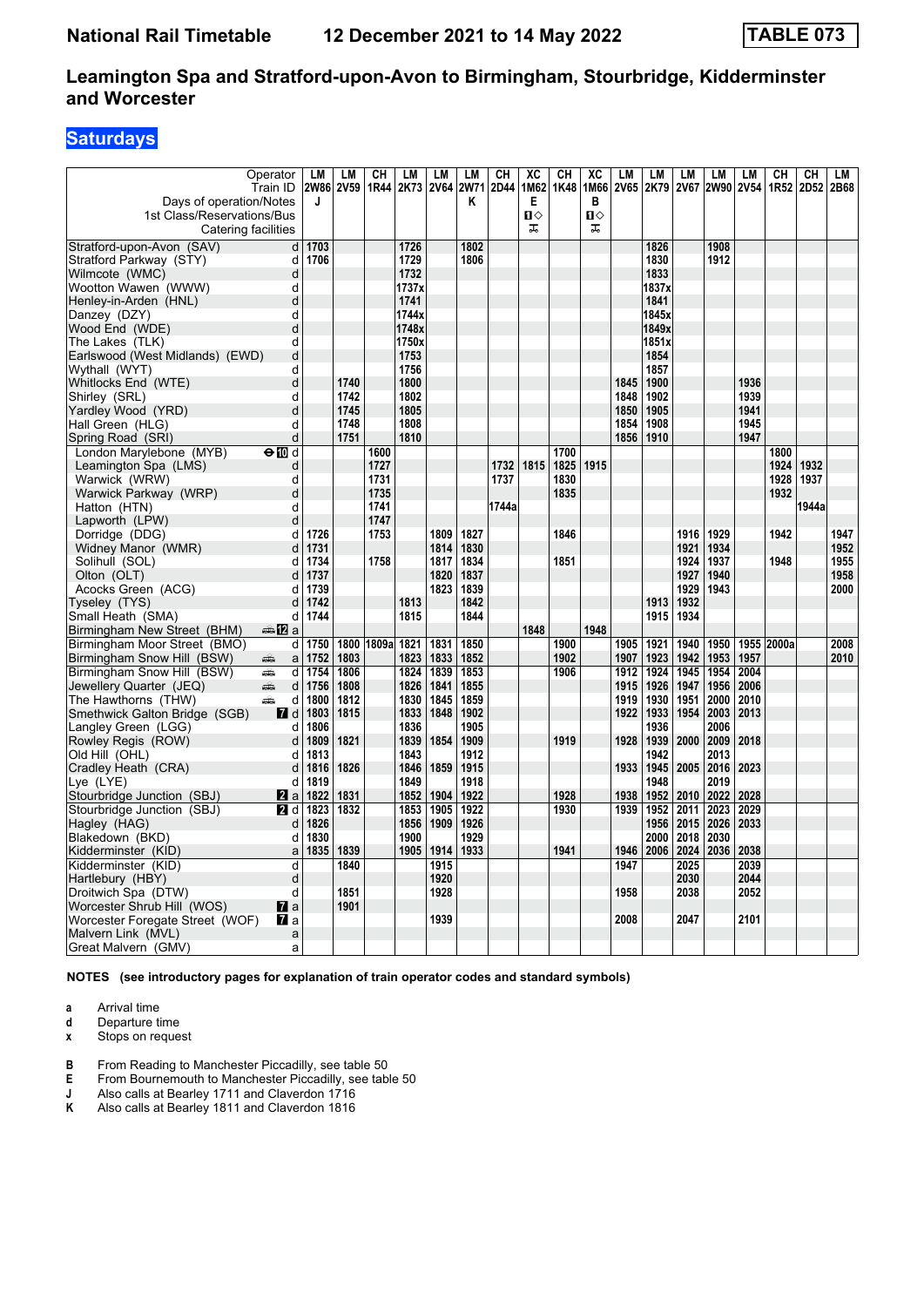# Leamington Spa and Stratford-upon-Avon to Birmingham, Stourbridge, Kidderminster and Worcester

## Saturdays

National Rail Timetable 12 December 2021 to 14 May 2022 — TABLE 073

| Operator | | LM | LM | CH | LM | LM | LM | CH | XC | CH | XC | LM | LM | LM | LM | LM | CH | CH | LM |
|---|---|---|---|---|---|---|---|---|---|---|---|---|---|---|---|---|---|---|---|
| Train ID | | 2W86 | 2V59 | 1R44 | 2K73 | 2V64 | 2W71 | 2D44 | 1M62 | 1K48 | 1M66 | 2V65 | 2K79 | 2V67 | 2W90 | 2V54 | 1R52 | 2D52 | 2B68 |
| Days of operation/Notes | | J | | | | | K | | E | | B | | | | | | | | |
| 1st Class/Reservations/Bus | | | | | | | | | ■◇ | | ■◇ | | | | | | | | |
| Catering facilities | | | | | | | | | ⚒ | | ⚒ | | | | | | | | |
| Stratford-upon-Avon (SAV) | d | 1703 | | | 1726 | | 1802 | | | | | | 1826 | | 1908 | | | | |
| Stratford Parkway (STY) | d | 1706 | | | 1729 | | 1806 | | | | | | 1830 | | 1912 | | | | |
| Wilmcote (WMC) | d | | | | 1732 | | | | | | | | 1833 | | | | | | |
| Wootton Wawen (WWW) | d | | | | 1737x | | | | | | | | 1837x | | | | | | |
| Henley-in-Arden (HNL) | d | | | | 1741 | | | | | | | | 1841 | | | | | | |
| Danzey (DZY) | d | | | | 1744x | | | | | | | | 1845x | | | | | | |
| Wood End (WDE) | d | | | | 1748x | | | | | | | | 1849x | | | | | | |
| The Lakes (TLK) | d | | | | 1750x | | | | | | | | 1851x | | | | | | |
| Earlswood (West Midlands) (EWD) | d | | | | 1753 | | | | | | | | 1854 | | | | | | |
| Wythall (WYT) | d | | | | 1756 | | | | | | | | 1857 | | | | | | |
| Whitlocks End (WTE) | d | | 1740 | | 1800 | | | | | | | 1845 | 1900 | | | 1936 | | | |
| Shirley (SRL) | d | | 1742 | | 1802 | | | | | | | 1848 | 1902 | | | 1939 | | | |
| Yardley Wood (YRD) | d | | 1745 | | 1805 | | | | | | | 1850 | 1905 | | | 1941 | | | |
| Hall Green (HLG) | d | | 1748 | | 1808 | | | | | | | 1854 | 1908 | | | 1945 | | | |
| Spring Road (SRI) | d | | 1751 | | 1810 | | | | | | | 1856 | 1910 | | | 1947 | | | |
| London Marylebone (MYB) ⊖10 | d | | | 1600 | | | | | | 1700 | | | | | | | 1800 | | |
| Leamington Spa (LMS) | d | | | 1727 | | | | 1732 | 1815 | 1825 | 1915 | | | | | | 1924 | 1932 | |
| Warwick (WRW) | d | | | 1731 | | | | 1737 | | 1830 | | | | | | | 1928 | 1937 | |
| Warwick Parkway (WRP) | d | | | 1735 | | | | | | 1835 | | | | | | | 1932 | | |
| Hatton (HTN) | d | | | 1741 | | | | 1744a | | | | | | | | | | 1944a | |
| Lapworth (LPW) | d | | | 1747 | | | | | | | | | | | | | | | |
| Dorridge (DDG) | d | 1726 | | 1753 | | 1809 | 1827 | | | 1846 | | | | 1916 | 1929 | | 1942 | | 1947 |
| Widney Manor (WMR) | d | 1731 | | | | 1814 | 1830 | | | | | | | 1921 | 1934 | | | | 1952 |
| Solihull (SOL) | d | 1734 | | 1758 | | 1817 | 1834 | | | 1851 | | | | 1924 | 1937 | | 1948 | | 1955 |
| Olton (OLT) | d | 1737 | | | | 1820 | 1837 | | | | | | | 1927 | 1940 | | | | 1958 |
| Acocks Green (ACG) | d | 1739 | | | | 1823 | 1839 | | | | | | | 1929 | 1943 | | | | 2000 |
| Tyseley (TYS) | d | 1742 | | | 1813 | | 1842 | | | | | | 1913 | 1932 | | | | | |
| Small Heath (SMA) | d | 1744 | | | 1815 | | 1844 | | | | | | 1915 | 1934 | | | | | |
| Birmingham New Street (BHM) 🚌12 | a | | | | | | | | 1848 | | 1948 | | | | | | | | |
| Birmingham Moor Street (BMO) | d | 1750 | 1800 | 1809a | 1821 | 1831 | 1850 | | | 1900 | | 1905 | 1921 | 1940 | 1950 | 1955 | 2000a | | 2008 |
| Birmingham Snow Hill (BSW) 🚌 | a | 1752 | 1803 | | 1823 | 1833 | 1852 | | | 1902 | | 1907 | 1923 | 1942 | 1953 | 1957 | | | 2010 |
| Birmingham Snow Hill (BSW) 🚌 | d | 1754 | 1806 | | 1824 | 1839 | 1853 | | | 1906 | | 1912 | 1924 | 1945 | 1954 | 2004 | | | |
| Jewellery Quarter (JEQ) 🚌 | d | 1756 | 1808 | | 1826 | 1841 | 1855 | | | | | 1915 | 1926 | 1947 | 1956 | 2006 | | | |
| The Hawthorns (THW) 🚌 | d | 1800 | 1812 | | 1830 | 1845 | 1859 | | | | | 1919 | 1930 | 1951 | 2000 | 2010 | | | |
| Smethwick Galton Bridge (SGB) 7 | d | 1803 | 1815 | | 1833 | 1848 | 1902 | | | | | 1922 | 1933 | 1954 | 2003 | 2013 | | | |
| Langley Green (LGG) | d | 1806 | | | 1836 | | 1905 | | | | | | 1936 | | 2006 | | | | |
| Rowley Regis (ROW) | d | 1809 | 1821 | | 1839 | 1854 | 1909 | | | 1919 | | 1928 | 1939 | 2000 | 2009 | 2018 | | | |
| Old Hill (OHL) | d | 1813 | | | 1843 | | 1912 | | | | | | 1942 | | 2013 | | | | |
| Cradley Heath (CRA) | d | 1816 | 1826 | | 1846 | 1859 | 1915 | | | | | 1933 | 1945 | 2005 | 2016 | 2023 | | | |
| Lye (LYE) | d | 1819 | | | 1849 | | 1918 | | | | | | 1948 | | 2019 | | | | |
| Stourbridge Junction (SBJ) 2 | a | 1822 | 1831 | | 1852 | 1904 | 1922 | | | 1928 | | 1938 | 1952 | 2010 | 2022 | 2028 | | | |
| Stourbridge Junction (SBJ) 2 | d | 1823 | 1832 | | 1853 | 1905 | 1922 | | | 1930 | | 1939 | 1952 | 2011 | 2023 | 2029 | | | |
| Hagley (HAG) | d | 1826 | | | 1856 | 1909 | 1926 | | | | | | 1956 | 2015 | 2026 | 2033 | | | |
| Blakedown (BKD) | d | 1830 | | | 1900 | | 1929 | | | | | | 2000 | 2018 | 2030 | | | | |
| Kidderminster (KID) | a | 1835 | 1839 | | 1905 | 1914 | 1933 | | | 1941 | | 1946 | 2006 | 2024 | 2036 | 2038 | | | |
| Kidderminster (KID) | d | | 1840 | | | 1915 | | | | | | 1947 | | 2025 | | 2039 | | | |
| Hartlebury (HBY) | d | | | | | 1920 | | | | | | | | 2030 | | 2044 | | | |
| Droitwich Spa (DTW) | d | | 1851 | | | 1928 | | | | | | 1958 | | 2038 | | 2052 | | | |
| Worcester Shrub Hill (WOS) 7 | a | | 1901 | | | | | | | | | | | | | | | | |
| Worcester Foregate Street (WOF) 7 | a | | | | | 1939 | | | | | | 2008 | | 2047 | | 2101 | | | |
| Malvern Link (MVL) | a | | | | | | | | | | | | | | | | | | |
| Great Malvern (GMV) | a | | | | | | | | | | | | | | | | | | |

**NOTES (see introductory pages for explanation of train operator codes and standard symbols)**

- **a** Arrival time
- **d** Departure time
- **x** Stops on request

- **B** From Reading to Manchester Piccadilly, see table 50
- **E** From Bournemouth to Manchester Piccadilly, see table 50
- **J** Also calls at Bearley 1711 and Claverdon 1716
- **K** Also calls at Bearley 1811 and Claverdon 1816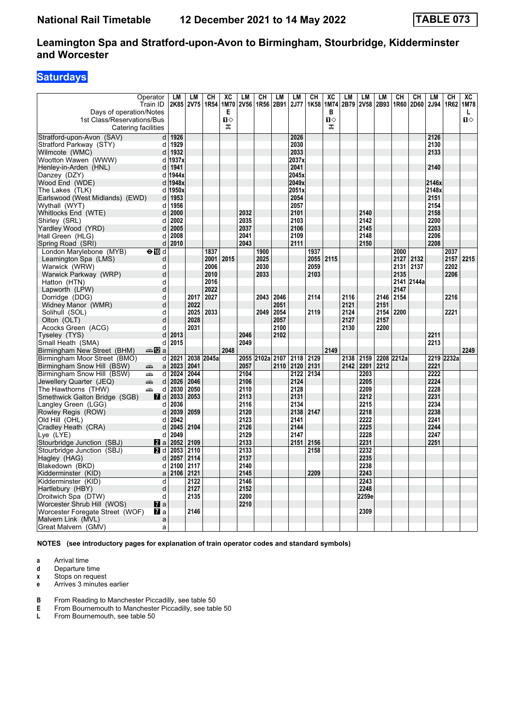# National Rail Timetable 12 December 2021 to 14 May 2022 TABLE 073

## Leamington Spa and Stratford-upon-Avon to Birmingham, Stourbridge, Kidderminster and Worcester

### Saturdays

| Operator | | LM | LM | CH | XC | LM | CH | LM | LM | CH | XC | LM | LM | LM | CH | CH | LM | CH | XC |
|---|---|---|---|---|---|---|---|---|---|---|---|---|---|---|---|---|---|---|---|
| Train ID | | 2K85 | 2V75 | 1R54 | 1M70 | 2V56 | 1R56 | 2B91 | 2J77 | 1K58 | 1M74 | 2B79 | 2V58 | 2B93 | 1R60 | 2D60 | 2J94 | 1R62 | 1M78 |
| Days of operation/Notes | | | | | E | | | | | | B | | | | | | | | L |
| 1st Class/Reservations/Bus | | | | | ◻◇ | | | | | | ◻◇ | | | | | | | | ◻◇ |
| Catering facilities | | | | | ⚹ | | | | | | ⚹ | | | | | | | | |
| Stratford-upon-Avon (SAV) | d | 1926 | | | | | | | 2026 | | | | | | | | 2126 | | |
| Stratford Parkway (STY) | d | 1929 | | | | | | | 2030 | | | | | | | | 2130 | | |
| Wilmcote (WMC) | d | 1932 | | | | | | | 2033 | | | | | | | | 2133 | | |
| Wootton Wawen (WWW) | d | 1937x | | | | | | | 2037x | | | | | | | | | | |
| Henley-in-Arden (HNL) | d | 1941 | | | | | | | 2041 | | | | | | | | 2140 | | |
| Danzey (DZY) | d | 1944x | | | | | | | 2045x | | | | | | | | | | |
| Wood End (WDE) | d | 1948x | | | | | | | 2049x | | | | | | | | 2146x | | |
| The Lakes (TLK) | d | 1950x | | | | | | | 2051x | | | | | | | | 2148x | | |
| Earlswood (West Midlands) (EWD) | d | 1953 | | | | | | | 2054 | | | | | | | | 2151 | | |
| Wythall (WYT) | d | 1956 | | | | | | | 2057 | | | | | | | | 2154 | | |
| Whitlocks End (WTE) | d | 2000 | | | | 2032 | | | 2101 | | | | 2140 | | | | 2158 | | |
| Shirley (SRL) | d | 2002 | | | | 2035 | | | 2103 | | | | 2142 | | | | 2200 | | |
| Yardley Wood (YRD) | d | 2005 | | | | 2037 | | | 2106 | | | | 2145 | | | | 2203 | | |
| Hall Green (HLG) | d | 2008 | | | | 2041 | | | 2109 | | | | 2148 | | | | 2206 | | |
| Spring Road (SRI) | d | 2010 | | | | 2043 | | | 2111 | | | | 2150 | | | | 2208 | | |
| London Marylebone (MYB) ⊖10 | d | | | 1837 | | | 1900 | | | 1937 | | | | | 2000 | | | 2037 | |
| Leamington Spa (LMS) | d | | | 2001 | 2015 | | 2025 | | | 2055 | 2115 | | | | 2127 | 2132 | | 2157 | 2215 |
| Warwick (WRW) | d | | | 2006 | | | 2030 | | | 2059 | | | | | 2131 | 2137 | | 2202 | |
| Warwick Parkway (WRP) | d | | | 2010 | | | 2033 | | | 2103 | | | | | 2135 | | | 2206 | |
| Hatton (HTN) | d | | | 2016 | | | | | | | | | | | 2141 | 2144a | | | |
| Lapworth (LPW) | d | | | 2022 | | | | | | | | | | | 2147 | | | | |
| Dorridge (DDG) | d | | 2017 | 2027 | | | 2043 | 2046 | | 2114 | | 2116 | | 2146 | 2154 | | | 2216 | |
| Widney Manor (WMR) | d | | 2022 | | | | | 2051 | | | | 2121 | | 2151 | | | | | |
| Solihull (SOL) | d | | 2025 | 2033 | | | 2049 | 2054 | | 2119 | | 2124 | | 2154 | 2200 | | | 2221 | |
| Olton (OLT) | d | | 2028 | | | | | 2057 | | | | 2127 | | 2157 | | | | | |
| Acocks Green (ACG) | d | | 2031 | | | | | 2100 | | | | 2130 | | 2200 | | | | | |
| Tyseley (TYS) | d | 2013 | | | | 2046 | | 2102 | | | | | | | | | 2211 | | |
| Small Heath (SMA) | d | 2015 | | | | 2049 | | | | | | | | | | | 2213 | | |
| Birmingham New Street (BHM) 🚌12 | a | | | | 2048 | | | | | | 2149 | | | | | | | | 2249 |
| Birmingham Moor Street (BMO) | d | 2021 | 2038 | 2045a | | 2055 | 2102a | 2107 | 2118 | 2129 | | 2138 | 2159 | 2208 | 2212a | | 2219 | 2232a | |
| Birmingham Snow Hill (BSW) 🚌 | a | 2023 | 2041 | | | 2057 | | 2110 | 2120 | 2131 | | 2142 | 2201 | 2212 | | | 2221 | | |
| Birmingham Snow Hill (BSW) 🚌 | d | 2024 | 2044 | | | 2104 | | | 2122 | 2134 | | | 2203 | | | | 2222 | | |
| Jewellery Quarter (JEQ) 🚌 | d | 2026 | 2046 | | | 2106 | | | 2124 | | | | 2205 | | | | 2224 | | |
| The Hawthorns (THW) 🚌 | d | 2030 | 2050 | | | 2110 | | | 2128 | | | | 2209 | | | | 2228 | | |
| Smethwick Galton Bridge (SGB) 7 | d | 2033 | 2053 | | | 2113 | | | 2131 | | | | 2212 | | | | 2231 | | |
| Langley Green (LGG) | d | 2036 | | | | 2116 | | | 2134 | | | | 2215 | | | | 2234 | | |
| Rowley Regis (ROW) | d | 2039 | 2059 | | | 2120 | | | 2138 | 2147 | | | 2218 | | | | 2238 | | |
| Old Hill (OHL) | d | 2042 | | | | 2123 | | | 2141 | | | | 2222 | | | | 2241 | | |
| Cradley Heath (CRA) | d | 2045 | 2104 | | | 2126 | | | 2144 | | | | 2225 | | | | 2244 | | |
| Lye (LYE) | d | 2049 | | | | 2129 | | | 2147 | | | | 2228 | | | | 2247 | | |
| Stourbridge Junction (SBJ) 2 | a | 2052 | 2109 | | | 2133 | | | 2151 | 2156 | | | 2231 | | | | 2251 | | |
| Stourbridge Junction (SBJ) 2 | d | 2053 | 2110 | | | 2133 | | | | 2158 | | | 2232 | | | | | | |
| Hagley (HAG) | d | 2057 | 2114 | | | 2137 | | | | | | | 2235 | | | | | | |
| Blakedown (BKD) | d | 2100 | 2117 | | | 2140 | | | | | | | 2238 | | | | | | |
| Kidderminster (KID) | a | 2106 | 2121 | | | 2145 | | | | 2209 | | | 2243 | | | | | | |
| Kidderminster (KID) | d | | 2122 | | | 2146 | | | | | | | 2243 | | | | | | |
| Hartlebury (HBY) | d | | 2127 | | | 2152 | | | | | | | 2248 | | | | | | |
| Droitwich Spa (DTW) | d | | 2135 | | | 2200 | | | | | | | 2259e | | | | | | |
| Worcester Shrub Hill (WOS) 7 | a | | | | | 2210 | | | | | | | | | | | | | |
| Worcester Foregate Street (WOF) 7 | a | | 2146 | | | | | | | | | | 2309 | | | | | | |
| Malvern Link (MVL) | a | | | | | | | | | | | | | | | | | | |
| Great Malvern (GMV) | a | | | | | | | | | | | | | | | | | | |

**NOTES (see introductory pages for explanation of train operator codes and standard symbols)**

- **a** Arrival time
- **d** Departure time
- **x** Stops on request
- **e** Arrives 3 minutes earlier

- **B** From Reading to Manchester Piccadilly, see table 50
- **E** From Bournemouth to Manchester Piccadilly, see table 50
- **L** From Bournemouth, see table 50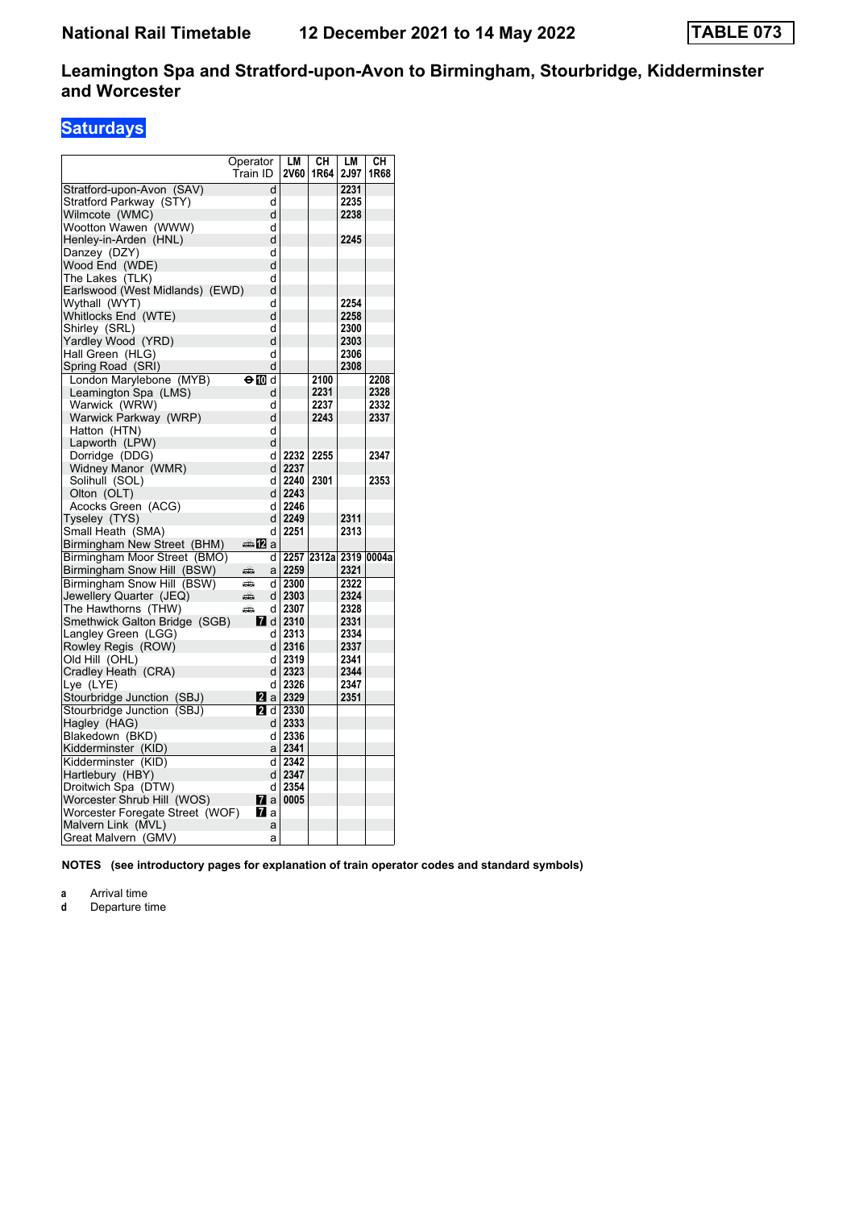# National Rail Timetable    12 December 2021 to 14 May 2022    TABLE 073

## Leamington Spa and Stratford-upon-Avon to Birmingham, Stourbridge, Kidderminster and Worcester

### Saturdays

| Operator | | LM | CH | LM | CH |
|---|---|---|---|---|---|
| Train ID | | 2V60 | 1R64 | 2J97 | 1R68 |
| Stratford-upon-Avon (SAV) | d | | | 2231 | |
| Stratford Parkway (STY) | d | | | 2235 | |
| Wilmcote (WMC) | d | | | 2238 | |
| Wootton Wawen (WWW) | d | | | | |
| Henley-in-Arden (HNL) | d | | | 2245 | |
| Danzey (DZY) | d | | | | |
| Wood End (WDE) | d | | | | |
| The Lakes (TLK) | d | | | | |
| Earlswood (West Midlands) (EWD) | d | | | | |
| Wythall (WYT) | d | | | 2254 | |
| Whitlocks End (WTE) | d | | | 2258 | |
| Shirley (SRL) | d | | | 2300 | |
| Yardley Wood (YRD) | d | | | 2303 | |
| Hall Green (HLG) | d | | | 2306 | |
| Spring Road (SRI) | d | | | 2308 | |
| London Marylebone (MYB) | ⊖ 10 d | | 2100 | | 2208 |
| Leamington Spa (LMS) | d | | 2231 | | 2328 |
| Warwick (WRW) | d | | 2237 | | 2332 |
| Warwick Parkway (WRP) | d | | 2243 | | 2337 |
| Hatton (HTN) | d | | | | |
| Lapworth (LPW) | d | | | | |
| Dorridge (DDG) | d | 2232 | 2255 | | 2347 |
| Widney Manor (WMR) | d | 2237 | | | |
| Solihull (SOL) | d | 2240 | 2301 | | 2353 |
| Olton (OLT) | d | 2243 | | | |
| Acocks Green (ACG) | d | 2246 | | | |
| Tyseley (TYS) | d | 2249 | | 2311 | |
| Small Heath (SMA) | d | 2251 | | 2313 | |
| Birmingham New Street (BHM) | 12 a | | | | |
| Birmingham Moor Street (BMO) | d | 2257 | 2312a | 2319 | 0004a |
| Birmingham Snow Hill (BSW) | a | 2259 | | 2321 | |
| Birmingham Snow Hill (BSW) | d | 2300 | | 2322 | |
| Jewellery Quarter (JEQ) | d | 2303 | | 2324 | |
| The Hawthorns (THW) | d | 2307 | | 2328 | |
| Smethwick Galton Bridge (SGB) | 7 d | 2310 | | 2331 | |
| Langley Green (LGG) | d | 2313 | | 2334 | |
| Rowley Regis (ROW) | d | 2316 | | 2337 | |
| Old Hill (OHL) | d | 2319 | | 2341 | |
| Cradley Heath (CRA) | d | 2323 | | 2344 | |
| Lye (LYE) | d | 2326 | | 2347 | |
| Stourbridge Junction (SBJ) | 2 a | 2329 | | 2351 | |
| Stourbridge Junction (SBJ) | 2 d | 2330 | | | |
| Hagley (HAG) | d | 2333 | | | |
| Blakedown (BKD) | d | 2336 | | | |
| Kidderminster (KID) | a | 2341 | | | |
| Kidderminster (KID) | d | 2342 | | | |
| Hartlebury (HBY) | d | 2347 | | | |
| Droitwich Spa (DTW) | d | 2354 | | | |
| Worcester Shrub Hill (WOS) | 7 a | 0005 | | | |
| Worcester Foregate Street (WOF) | 7 a | | | | |
| Malvern Link (MVL) | a | | | | |
| Great Malvern (GMV) | a | | | | |

**NOTES (see introductory pages for explanation of train operator codes and standard symbols)**

- **a** Arrival time
- **d** Departure time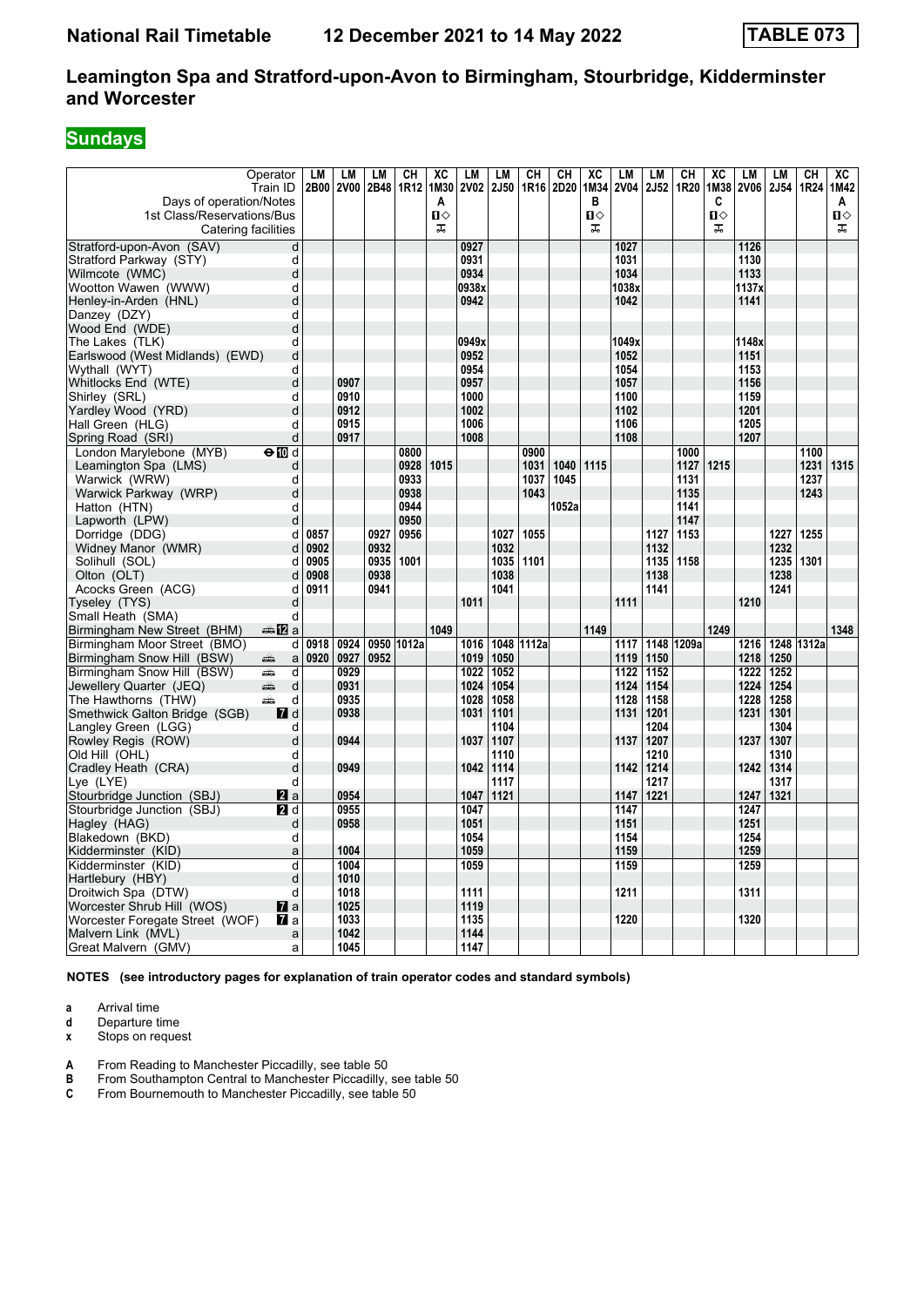# Leamington Spa and Stratford-upon-Avon to Birmingham, Stourbridge, Kidderminster and Worcester

**National Rail Timetable 12 December 2021 to 14 May 2022 — TABLE 073**

## Sundays

| Operator | | LM | LM | LM | CH | XC | LM | LM | CH | CH | XC | LM | LM | CH | XC | LM | LM | CH | XC |
|---|---|---|---|---|---|---|---|---|---|---|---|---|---|---|---|---|---|---|---|
| Train ID | | 2B00 | 2V00 | 2B48 | 1R12 | 1M30 | 2V02 | 2J50 | 1R16 | 2D20 | 1M34 | 2V04 | 2J52 | 1R20 | 1M38 | 2V06 | 2J54 | 1R24 | 1M42 |
| Days of operation/Notes | | | | | | A | | | | | B | | | | C | | | | A |
| 1st Class/Reservations/Bus | | | | | | 1◇ | | | | | 1◇ | | | | 1◇ | | | | 1◇ |
| Catering facilities | | | | | | ⊼ | | | | | ⊼ | | | | ⊼ | | | | ⊼ |
| Stratford-upon-Avon (SAV) | d | | | | | | 0927 | | | | | 1027 | | | | 1126 | | | |
| Stratford Parkway (STY) | d | | | | | | 0931 | | | | | 1031 | | | | 1130 | | | |
| Wilmcote (WMC) | d | | | | | | 0934 | | | | | 1034 | | | | 1133 | | | |
| Wootton Wawen (WWW) | d | | | | | | 0938x | | | | | 1038x | | | | 1137x | | | |
| Henley-in-Arden (HNL) | d | | | | | | 0942 | | | | | 1042 | | | | 1141 | | | |
| Danzey (DZY) | d | | | | | | | | | | | | | | | | | | |
| Wood End (WDE) | d | | | | | | | | | | | | | | | | | | |
| The Lakes (TLK) | d | | | | | | 0949x | | | | | 1049x | | | | 1148x | | | |
| Earlswood (West Midlands) (EWD) | d | | | | | | 0952 | | | | | 1052 | | | | 1151 | | | |
| Wythall (WYT) | d | | | | | | 0954 | | | | | 1054 | | | | 1153 | | | |
| Whitlocks End (WTE) | d | | 0907 | | | | 0957 | | | | | 1057 | | | | 1156 | | | |
| Shirley (SRL) | d | | 0910 | | | | 1000 | | | | | 1100 | | | | 1159 | | | |
| Yardley Wood (YRD) | d | | 0912 | | | | 1002 | | | | | 1102 | | | | 1201 | | | |
| Hall Green (HLG) | d | | 0915 | | | | 1006 | | | | | 1106 | | | | 1205 | | | |
| Spring Road (SRI) | d | | 0917 | | | | 1008 | | | | | 1108 | | | | 1207 | | | |
| London Marylebone (MYB) | ⊖10 d | | | | 0800 | | | | 0900 | | | | | 1000 | | | | 1100 | |
| Leamington Spa (LMS) | d | | | | 0928 | 1015 | | | 1031 | 1040 | 1115 | | | 1127 | 1215 | | | 1231 | 1315 |
| Warwick (WRW) | d | | | | 0933 | | | | 1037 | 1045 | | | | 1131 | | | | 1237 | |
| Warwick Parkway (WRP) | d | | | | 0938 | | | | 1043 | | | | | 1135 | | | | 1243 | |
| Hatton (HTN) | d | | | | 0944 | | | | | 1052a | | | | 1141 | | | | | |
| Lapworth (LPW) | d | | | | 0950 | | | | | | | | | 1147 | | | | | |
| Dorridge (DDG) | d | 0857 | | 0927 | 0956 | | | 1027 | 1055 | | | | 1127 | 1153 | | | 1227 | 1255 | |
| Widney Manor (WMR) | d | 0902 | | 0932 | | | | 1032 | | | | | 1132 | | | | 1232 | | |
| Solihull (SOL) | d | 0905 | | 0935 | 1001 | | | 1035 | 1101 | | | | 1135 | 1158 | | | 1235 | 1301 | |
| Olton (OLT) | d | 0908 | | 0938 | | | | 1038 | | | | | 1138 | | | | 1238 | | |
| Acocks Green (ACG) | d | 0911 | | 0941 | | | | 1041 | | | | | 1141 | | | | 1241 | | |
| Tyseley (TYS) | d | | | | | | 1011 | | | | | 1111 | | | | 1210 | | | |
| Small Heath (SMA) | d | | | | | | | | | | | | | | | | | | |
| Birmingham New Street (BHM) | 🚌12 a | | | | | 1049 | | | | | 1149 | | | | 1249 | | | | 1348 |
| Birmingham Moor Street (BMO) | d | 0918 | 0924 | 0950 | 1012a | | 1016 | 1048 | 1112a | | | 1117 | 1148 | 1209a | | 1216 | 1248 | 1312a | |
| Birmingham Snow Hill (BSW) | 🚌 a | 0920 | 0927 | 0952 | | | 1019 | 1050 | | | | 1119 | 1150 | | | 1218 | 1250 | | |
| Birmingham Snow Hill (BSW) | 🚌 d | | 0929 | | | | 1022 | 1052 | | | | 1122 | 1152 | | | 1222 | 1252 | | |
| Jewellery Quarter (JEQ) | 🚌 d | | 0931 | | | | 1024 | 1054 | | | | 1124 | 1154 | | | 1224 | 1254 | | |
| The Hawthorns (THW) | 🚌 d | | 0935 | | | | 1028 | 1058 | | | | 1128 | 1158 | | | 1228 | 1258 | | |
| Smethwick Galton Bridge (SGB) | 7 d | | 0938 | | | | 1031 | 1101 | | | | 1131 | 1201 | | | 1231 | 1301 | | |
| Langley Green (LGG) | d | | | | | | | 1104 | | | | | 1204 | | | | 1304 | | |
| Rowley Regis (ROW) | d | | 0944 | | | | 1037 | 1107 | | | | 1137 | 1207 | | | 1237 | 1307 | | |
| Old Hill (OHL) | d | | | | | | | 1110 | | | | | 1210 | | | | 1310 | | |
| Cradley Heath (CRA) | d | | 0949 | | | | 1042 | 1114 | | | | 1142 | 1214 | | | 1242 | 1314 | | |
| Lye (LYE) | d | | | | | | | 1117 | | | | | 1217 | | | | 1317 | | |
| Stourbridge Junction (SBJ) | 2 a | | 0954 | | | | 1047 | 1121 | | | | 1147 | 1221 | | | 1247 | 1321 | | |
| Stourbridge Junction (SBJ) | 2 d | | 0955 | | | | 1047 | | | | | 1147 | | | | 1247 | | | |
| Hagley (HAG) | d | | 0958 | | | | 1051 | | | | | 1151 | | | | 1251 | | | |
| Blakedown (BKD) | d | | | | | | 1054 | | | | | 1154 | | | | 1254 | | | |
| Kidderminster (KID) | a | | 1004 | | | | 1059 | | | | | 1159 | | | | 1259 | | | |
| Kidderminster (KID) | d | | 1004 | | | | 1059 | | | | | 1159 | | | | 1259 | | | |
| Hartlebury (HBY) | d | | 1010 | | | | | | | | | | | | | | | | |
| Droitwich Spa (DTW) | d | | 1018 | | | | 1111 | | | | | 1211 | | | | 1311 | | | |
| Worcester Shrub Hill (WOS) | 7 a | | 1025 | | | | 1119 | | | | | | | | | | | | |
| Worcester Foregate Street (WOF) | 7 a | | 1033 | | | | 1135 | | | | | 1220 | | | | 1320 | | | |
| Malvern Link (MVL) | a | | 1042 | | | | 1144 | | | | | | | | | | | | |
| Great Malvern (GMV) | a | | 1045 | | | | 1147 | | | | | | | | | | | | |

**NOTES (see introductory pages for explanation of train operator codes and standard symbols)**

- **a** Arrival time
- **d** Departure time
- **x** Stops on request

- **A** From Reading to Manchester Piccadilly, see table 50
- **B** From Southampton Central to Manchester Piccadilly, see table 50
- **C** From Bournemouth to Manchester Piccadilly, see table 50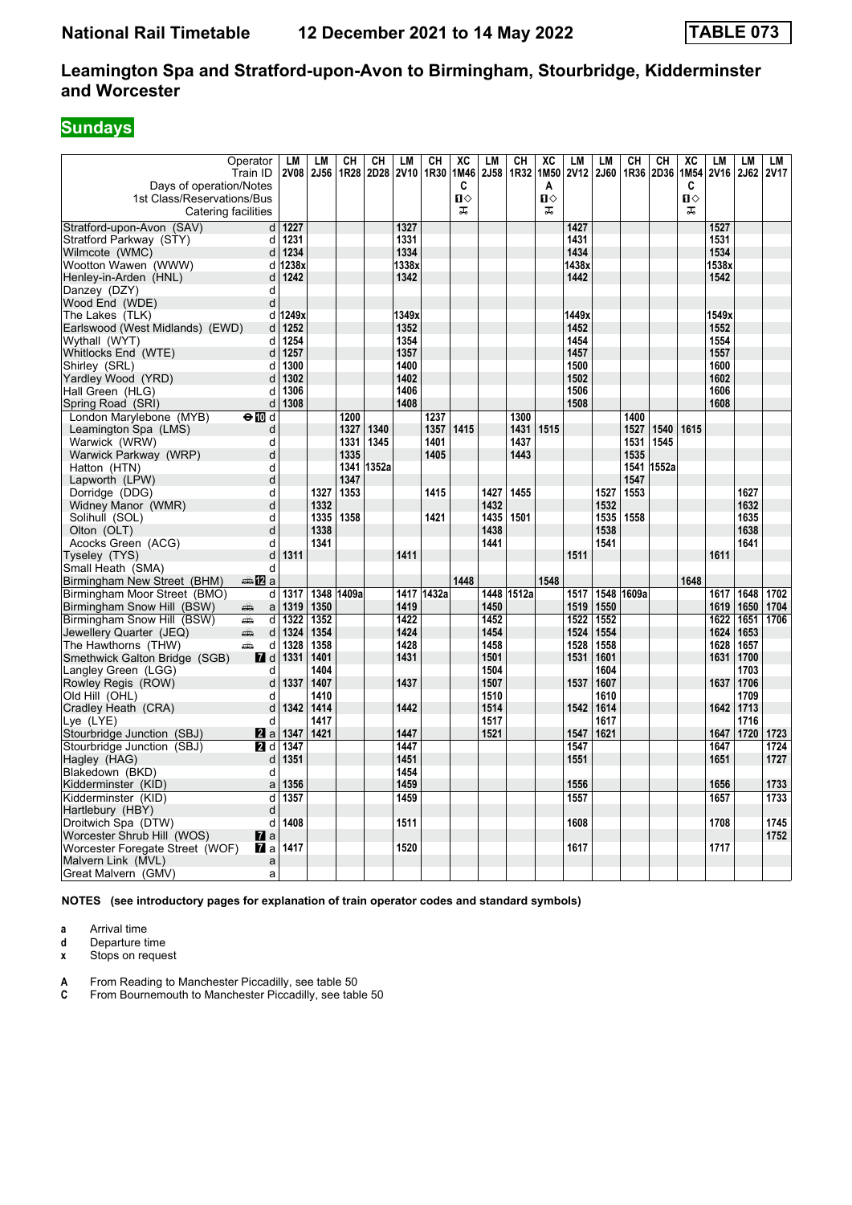**National Rail Timetable    12 December 2021 to 14 May 2022    TABLE 073**

## Leamington Spa and Stratford-upon-Avon to Birmingham, Stourbridge, Kidderminster and Worcester

### Sundays

| Operator | | LM | LM | CH | CH | LM | CH | XC | LM | CH | XC | LM | LM | CH | CH | XC | LM | LM | LM |
|---|---|---|---|---|---|---|---|---|---|---|---|---|---|---|---|---|---|---|---|
| Train ID | | 2V08 | 2J56 | 1R28 | 2D28 | 2V10 | 1R30 | 1M46 | 2J58 | 1R32 | 1M50 | 2V12 | 2J60 | 1R36 | 2D36 | 1M54 | 2V16 | 2J62 | 2V17 |
| Days of operation/Notes | | | | | | | | C | | | A | | | | | C | | | |
| 1st Class/Reservations/Bus | | | | | | | | ■◇ | | | ■◇ | | | | | ■◇ | | | |
| Catering facilities | | | | | | | | ⚏ | | | ⚏ | | | | | ⚏ | | | |
| Stratford-upon-Avon (SAV) | d | 1227 | | | | 1327 | | | | | | 1427 | | | | | 1527 | | |
| Stratford Parkway (STY) | d | 1231 | | | | 1331 | | | | | | 1431 | | | | | 1531 | | |
| Wilmcote (WMC) | d | 1234 | | | | 1334 | | | | | | 1434 | | | | | 1534 | | |
| Wootton Wawen (WWW) | d | 1238x | | | | 1338x | | | | | | 1438x | | | | | 1538x | | |
| Henley-in-Arden (HNL) | d | 1242 | | | | 1342 | | | | | | 1442 | | | | | 1542 | | |
| Danzey (DZY) | d | | | | | | | | | | | | | | | | | | |
| Wood End (WDE) | d | | | | | | | | | | | | | | | | | | |
| The Lakes (TLK) | d | 1249x | | | | 1349x | | | | | | 1449x | | | | | 1549x | | |
| Earlswood (West Midlands) (EWD) | d | 1252 | | | | 1352 | | | | | | 1452 | | | | | 1552 | | |
| Wythall (WYT) | d | 1254 | | | | 1354 | | | | | | 1454 | | | | | 1554 | | |
| Whitlocks End (WTE) | d | 1257 | | | | 1357 | | | | | | 1457 | | | | | 1557 | | |
| Shirley (SRL) | d | 1300 | | | | 1400 | | | | | | 1500 | | | | | 1600 | | |
| Yardley Wood (YRD) | d | 1302 | | | | 1402 | | | | | | 1502 | | | | | 1602 | | |
| Hall Green (HLG) | d | 1306 | | | | 1406 | | | | | | 1506 | | | | | 1606 | | |
| Spring Road (SRI) | d | 1308 | | | | 1408 | | | | | | 1508 | | | | | 1608 | | |
| London Marylebone (MYB) ⊖10 | d | | | 1200 | | | 1237 | | | 1300 | | | | 1400 | | | | | |
| Leamington Spa (LMS) | d | | | 1327 | 1340 | | 1357 | 1415 | | 1431 | 1515 | | | 1527 | 1540 | 1615 | | | |
| Warwick (WRW) | d | | | 1331 | 1345 | | 1401 | | | 1437 | | | | 1531 | 1545 | | | | |
| Warwick Parkway (WRP) | d | | | 1335 | | | 1405 | | | 1443 | | | | 1535 | | | | | |
| Hatton (HTN) | d | | | 1341 | 1352a | | | | | | | | | 1541 | 1552a | | | | |
| Lapworth (LPW) | d | | | 1347 | | | | | | | | | | 1547 | | | | | |
| Dorridge (DDG) | d | | 1327 | 1353 | | | 1415 | | 1427 | 1455 | | | 1527 | 1553 | | | | 1627 | |
| Widney Manor (WMR) | d | | 1332 | | | | | | 1432 | | | | 1532 | | | | | 1632 | |
| Solihull (SOL) | d | | 1335 | 1358 | | | 1421 | | 1435 | 1501 | | | 1535 | 1558 | | | | 1635 | |
| Olton (OLT) | d | | 1338 | | | | | | 1438 | | | | 1538 | | | | | 1638 | |
| Acocks Green (ACG) | d | | 1341 | | | | | | 1441 | | | | 1541 | | | | | 1641 | |
| Tyseley (TYS) | d | 1311 | | | | 1411 | | | | | | 1511 | | | | | 1611 | | |
| Small Heath (SMA) | d | | | | | | | | | | | | | | | | | | |
| Birmingham New Street (BHM) 🚌12 | a | | | | | | | 1448 | | | 1548 | | | | | 1648 | | | |
| Birmingham Moor Street (BMO) | d | 1317 | 1348 | 1409a | | 1417 | 1432a | | 1448 | 1512a | | 1517 | 1548 | 1609a | | | 1617 | 1648 | 1702 |
| Birmingham Snow Hill (BSW) 🚌 | a | 1319 | 1350 | | | 1419 | | | 1450 | | | 1519 | 1550 | | | | 1619 | 1650 | 1704 |
| Birmingham Snow Hill (BSW) 🚌 | d | 1322 | 1352 | | | 1422 | | | 1452 | | | 1522 | 1552 | | | | 1622 | 1651 | 1706 |
| Jewellery Quarter (JEQ) 🚌 | d | 1324 | 1354 | | | 1424 | | | 1454 | | | 1524 | 1554 | | | | 1624 | 1653 | |
| The Hawthorns (THW) 🚌 | d | 1328 | 1358 | | | 1428 | | | 1458 | | | 1528 | 1558 | | | | 1628 | 1657 | |
| Smethwick Galton Bridge (SGB) 7 | d | 1331 | 1401 | | | 1431 | | | 1501 | | | 1531 | 1601 | | | | 1631 | 1700 | |
| Langley Green (LGG) | d | | 1404 | | | | | | 1504 | | | | 1604 | | | | | 1703 | |
| Rowley Regis (ROW) | d | 1337 | 1407 | | | 1437 | | | 1507 | | | 1537 | 1607 | | | | 1637 | 1706 | |
| Old Hill (OHL) | d | | 1410 | | | | | | 1510 | | | | 1610 | | | | | 1709 | |
| Cradley Heath (CRA) | d | 1342 | 1414 | | | 1442 | | | 1514 | | | 1542 | 1614 | | | | 1642 | 1713 | |
| Lye (LYE) | d | | 1417 | | | | | | 1517 | | | | 1617 | | | | | 1716 | |
| Stourbridge Junction (SBJ) 2 | a | 1347 | 1421 | | | 1447 | | | 1521 | | | 1547 | 1621 | | | | 1647 | 1720 | 1723 |
| Stourbridge Junction (SBJ) 2 | d | 1347 | | | | 1447 | | | | | | 1547 | | | | | 1647 | | 1724 |
| Hagley (HAG) | d | 1351 | | | | 1451 | | | | | | 1551 | | | | | 1651 | | 1727 |
| Blakedown (BKD) | d | | | | | 1454 | | | | | | | | | | | | | |
| Kidderminster (KID) | a | 1356 | | | | 1459 | | | | | | 1556 | | | | | 1656 | | 1733 |
| Kidderminster (KID) | d | 1357 | | | | 1459 | | | | | | 1557 | | | | | 1657 | | 1733 |
| Hartlebury (HBY) | d | | | | | | | | | | | | | | | | | | |
| Droitwich Spa (DTW) | d | 1408 | | | | 1511 | | | | | | 1608 | | | | | 1708 | | 1745 |
| Worcester Shrub Hill (WOS) 7 | a | | | | | | | | | | | | | | | | | | 1752 |
| Worcester Foregate Street (WOF) 7 | a | 1417 | | | | 1520 | | | | | | 1617 | | | | | 1717 | | |
| Malvern Link (MVL) | a | | | | | | | | | | | | | | | | | | |
| Great Malvern (GMV) | a | | | | | | | | | | | | | | | | | | |

**NOTES (see introductory pages for explanation of train operator codes and standard symbols)**

- **a** Arrival time
- **d** Departure time
- **x** Stops on request

- **A** From Reading to Manchester Piccadilly, see table 50
- **C** From Bournemouth to Manchester Piccadilly, see table 50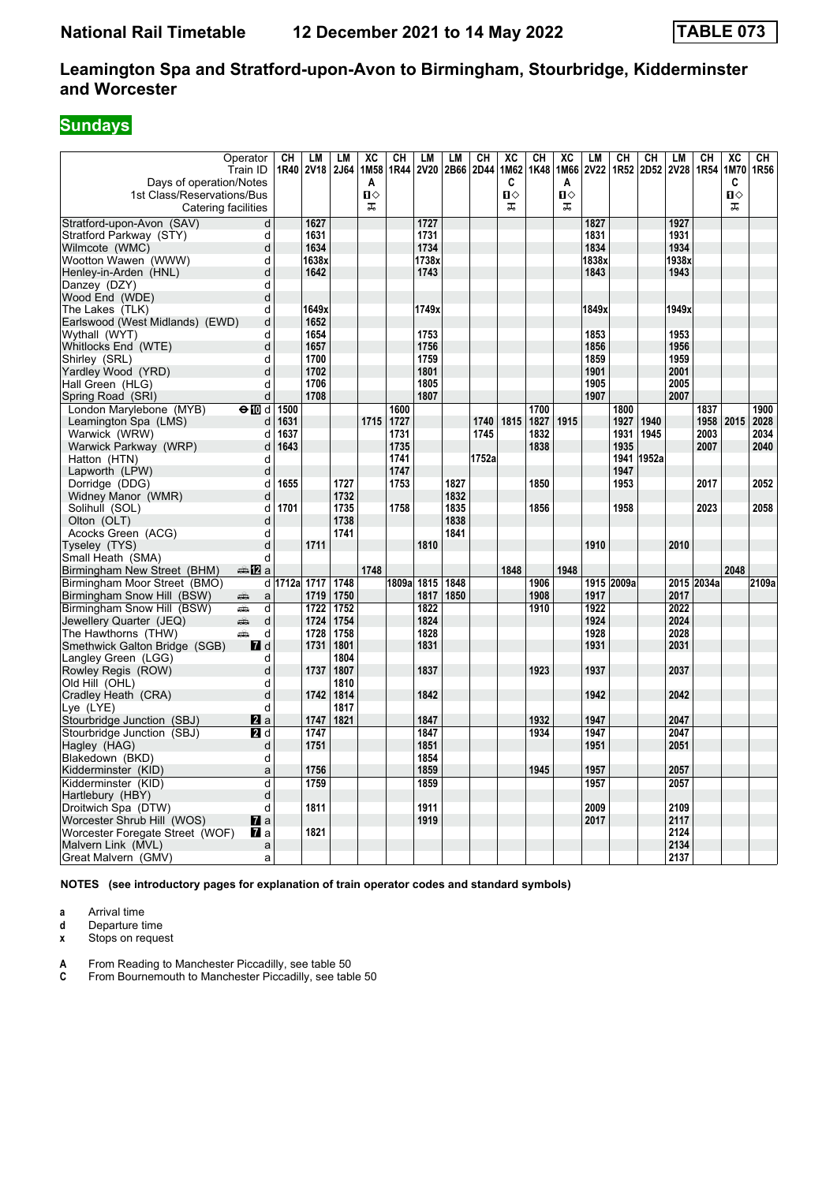# Leamington Spa and Stratford-upon-Avon to Birmingham, Stourbridge, Kidderminster and Worcester

**National Rail Timetable 12 December 2021 to 14 May 2022 — TABLE 073**

## Sundays

| Operator | | CH | LM | LM | XC | CH | LM | LM | CH | XC | CH | XC | LM | CH | CH | LM | CH | XC | CH |
|---|---|---|---|---|---|---|---|---|---|---|---|---|---|---|---|---|---|---|---|
| Train ID | | 1R40 | 2V18 | 2J64 | 1M58 | 1R44 | 2V20 | 2B66 | 2D44 | 1M62 | 1K48 | 1M66 | 2V22 | 1R52 | 2D52 | 2V28 | 1R54 | 1M70 | 1R56 |
| Days of operation/Notes | | | | | A | | | | | C | | A | | | | | | C | |
| 1st Class/Reservations/Bus | | | | | 1◇ | | | | | 1◇ | | 1◇ | | | | | | 1◇ | |
| Catering facilities | | | | | ⚲ | | | | | ⚲ | | ⚲ | | | | | | ⚲ | |
| Stratford-upon-Avon (SAV) | d | | 1627 | | | | 1727 | | | | | | 1827 | | | 1927 | | | |
| Stratford Parkway (STY) | d | | 1631 | | | | 1731 | | | | | | 1831 | | | 1931 | | | |
| Wilmcote (WMC) | d | | 1634 | | | | 1734 | | | | | | 1834 | | | 1934 | | | |
| Wootton Wawen (WWW) | d | | 1638x | | | | 1738x | | | | | | 1838x | | | 1938x | | | |
| Henley-in-Arden (HNL) | d | | 1642 | | | | 1743 | | | | | | 1843 | | | 1943 | | | |
| Danzey (DZY) | d | | | | | | | | | | | | | | | | | | |
| Wood End (WDE) | d | | | | | | | | | | | | | | | | | | |
| The Lakes (TLK) | d | | 1649x | | | | 1749x | | | | | | 1849x | | | 1949x | | | |
| Earlswood (West Midlands) (EWD) | d | | 1652 | | | | | | | | | | | | | | | | |
| Wythall (WYT) | d | | 1654 | | | | 1753 | | | | | | 1853 | | | 1953 | | | |
| Whitlocks End (WTE) | d | | 1657 | | | | 1756 | | | | | | 1856 | | | 1956 | | | |
| Shirley (SRL) | d | | 1700 | | | | 1759 | | | | | | 1859 | | | 1959 | | | |
| Yardley Wood (YRD) | d | | 1702 | | | | 1801 | | | | | | 1901 | | | 2001 | | | |
| Hall Green (HLG) | d | | 1706 | | | | 1805 | | | | | | 1905 | | | 2005 | | | |
| Spring Road (SRI) | d | | 1708 | | | | 1807 | | | | | | 1907 | | | 2007 | | | |
| London Marylebone (MYB) ⊖ 10 | d | 1500 | | | | 1600 | | | | | 1700 | | | 1800 | | | 1837 | | 1900 |
| Leamington Spa (LMS) | d | 1631 | | | 1715 | 1727 | | | 1740 | 1815 | 1827 | 1915 | | 1927 | 1940 | | 1958 | 2015 | 2028 |
| Warwick (WRW) | d | 1637 | | | | 1731 | | | 1745 | | 1832 | | | 1931 | 1945 | | 2003 | | 2034 |
| Warwick Parkway (WRP) | d | 1643 | | | | 1735 | | | | | 1838 | | | 1935 | | | 2007 | | 2040 |
| Hatton (HTN) | d | | | | | 1741 | | | 1752a | | | | | 1941 | 1952a | | | | |
| Lapworth (LPW) | d | | | | | 1747 | | | | | | | | 1947 | | | | | |
| Dorridge (DDG) | d | 1655 | | 1727 | | 1753 | | 1827 | | | 1850 | | | 1953 | | | 2017 | | 2052 |
| Widney Manor (WMR) | d | | | 1732 | | | | 1832 | | | | | | | | | | | |
| Solihull (SOL) | d | 1701 | | 1735 | | 1758 | | 1835 | | | 1856 | | | 1958 | | | 2023 | | 2058 |
| Olton (OLT) | d | | | 1738 | | | | 1838 | | | | | | | | | | | |
| Acocks Green (ACG) | d | | | 1741 | | | | 1841 | | | | | | | | | | | |
| Tyseley (TYS) | d | | 1711 | | | | 1810 | | | | | | 1910 | | | 2010 | | | |
| Small Heath (SMA) | d | | | | | | | | | | | | | | | | | | |
| Birmingham New Street (BHM) 🚌 12 | a | | | | 1748 | | | | | 1848 | | 1948 | | | | | | 2048 | |
| Birmingham Moor Street (BMO) | d | 1712a | 1717 | 1748 | | 1809a | 1815 | 1848 | | | 1906 | | 1915 | 2009a | | 2015 | 2034a | | 2109a |
| Birmingham Snow Hill (BSW) 🚌 | a | | 1719 | 1750 | | | 1817 | 1850 | | | 1908 | | 1917 | | | 2017 | | | |
| Birmingham Snow Hill (BSW) 🚌 | d | | 1722 | 1752 | | | 1822 | | | | 1910 | | 1922 | | | 2022 | | | |
| Jewellery Quarter (JEQ) 🚌 | d | | 1724 | 1754 | | | 1824 | | | | | | 1924 | | | 2024 | | | |
| The Hawthorns (THW) 🚌 | d | | 1728 | 1758 | | | 1828 | | | | | | 1928 | | | 2028 | | | |
| Smethwick Galton Bridge (SGB) 7 | d | | 1731 | 1801 | | | 1831 | | | | | | 1931 | | | 2031 | | | |
| Langley Green (LGG) | d | | | 1804 | | | | | | | | | | | | | | | |
| Rowley Regis (ROW) | d | | 1737 | 1807 | | | 1837 | | | | 1923 | | 1937 | | | 2037 | | | |
| Old Hill (OHL) | d | | | 1810 | | | | | | | | | | | | | | | |
| Cradley Heath (CRA) | d | | 1742 | 1814 | | | 1842 | | | | | | 1942 | | | 2042 | | | |
| Lye (LYE) | d | | | 1817 | | | | | | | | | | | | | | | |
| Stourbridge Junction (SBJ) 2 | a | | 1747 | 1821 | | | 1847 | | | | 1932 | | 1947 | | | 2047 | | | |
| Stourbridge Junction (SBJ) 2 | d | | 1747 | | | | 1847 | | | | 1934 | | 1947 | | | 2047 | | | |
| Hagley (HAG) | d | | 1751 | | | | 1851 | | | | | | 1951 | | | 2051 | | | |
| Blakedown (BKD) | d | | | | | | 1854 | | | | | | | | | | | | |
| Kidderminster (KID) | a | | 1756 | | | | 1859 | | | | 1945 | | 1957 | | | 2057 | | | |
| Kidderminster (KID) | d | | 1759 | | | | 1859 | | | | | | 1957 | | | 2057 | | | |
| Hartlebury (HBY) | d | | | | | | | | | | | | | | | | | | |
| Droitwich Spa (DTW) | d | | 1811 | | | | 1911 | | | | | | 2009 | | | 2109 | | | |
| Worcester Shrub Hill (WOS) 7 | a | | | | | | 1919 | | | | | | 2017 | | | 2117 | | | |
| Worcester Foregate Street (WOF) 7 | a | | 1821 | | | | | | | | | | | | | 2124 | | | |
| Malvern Link (MVL) | a | | | | | | | | | | | | | | | 2134 | | | |
| Great Malvern (GMV) | a | | | | | | | | | | | | | | | 2137 | | | |

**NOTES (see introductory pages for explanation of train operator codes and standard symbols)**

- **a** Arrival time
- **d** Departure time
- **x** Stops on request

- **A** From Reading to Manchester Piccadilly, see table 50
- **C** From Bournemouth to Manchester Piccadilly, see table 50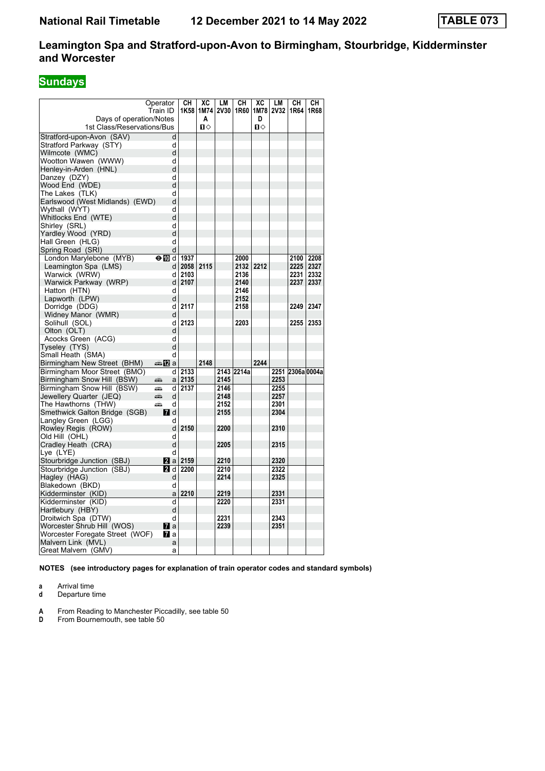# National Rail Timetable 12 December 2021 to 14 May 2022 TABLE 073

## Leamington Spa and Stratford-upon-Avon to Birmingham, Stourbridge, Kidderminster and Worcester

**Sundays**

| Operator | | CH | XC | LM | CH | XC | LM | CH | CH |
|---|---|---|---|---|---|---|---|---|---|
| Train ID | | 1K58 | 1M74 | 2V30 | 1R60 | 1M78 | 2V32 | 1R64 | 1R68 |
| Days of operation/Notes | | | A | | | D | | | |
| 1st Class/Reservations/Bus | | | 🅁◇ | | | 🅁◇ | | | |
| Stratford-upon-Avon (SAV) | d | | | | | | | | |
| Stratford Parkway (STY) | d | | | | | | | | |
| Wilmcote (WMC) | d | | | | | | | | |
| Wootton Wawen (WWW) | d | | | | | | | | |
| Henley-in-Arden (HNL) | d | | | | | | | | |
| Danzey (DZY) | d | | | | | | | | |
| Wood End (WDE) | d | | | | | | | | |
| The Lakes (TLK) | d | | | | | | | | |
| Earlswood (West Midlands) (EWD) | d | | | | | | | | |
| Wythall (WYT) | d | | | | | | | | |
| Whitlocks End (WTE) | d | | | | | | | | |
| Shirley (SRL) | d | | | | | | | | |
| Yardley Wood (YRD) | d | | | | | | | | |
| Hall Green (HLG) | d | | | | | | | | |
| Spring Road (SRI) | d | | | | | | | | |
| London Marylebone (MYB) ⊖ 10 | d | 1937 | | | 2000 | | | 2100 | 2208 |
| Leamington Spa (LMS) | d | 2058 | 2115 | | 2132 | 2212 | | 2225 | 2327 |
| Warwick (WRW) | d | 2103 | | | 2136 | | | 2231 | 2332 |
| Warwick Parkway (WRP) | d | 2107 | | | 2140 | | | 2237 | 2337 |
| Hatton (HTN) | d | | | | 2146 | | | | |
| Lapworth (LPW) | d | | | | 2152 | | | | |
| Dorridge (DDG) | d | 2117 | | | 2158 | | | 2249 | 2347 |
| Widney Manor (WMR) | d | | | | | | | | |
| Solihull (SOL) | d | 2123 | | | 2203 | | | 2255 | 2353 |
| Olton (OLT) | d | | | | | | | | |
| Acocks Green (ACG) | d | | | | | | | | |
| Tyseley (TYS) | d | | | | | | | | |
| Small Heath (SMA) | d | | | | | | | | |
| Birmingham New Street (BHM) 🚌 12 | a | | 2148 | | | 2244 | | | |
| Birmingham Moor Street (BMO) | d | 2133 | | 2143 | 2214a | | 2251 | 2306a | 0004a |
| Birmingham Snow Hill (BSW) 🚌 | a | 2135 | | 2145 | | | 2253 | | |
| Birmingham Snow Hill (BSW) 🚌 | d | 2137 | | 2146 | | | 2255 | | |
| Jewellery Quarter (JEQ) 🚌 | d | | | 2148 | | | 2257 | | |
| The Hawthorns (THW) 🚌 | d | | | 2152 | | | 2301 | | |
| Smethwick Galton Bridge (SGB) 7 | d | | | 2155 | | | 2304 | | |
| Langley Green (LGG) | d | | | | | | | | |
| Rowley Regis (ROW) | d | 2150 | | 2200 | | | 2310 | | |
| Old Hill (OHL) | d | | | | | | | | |
| Cradley Heath (CRA) | d | | | 2205 | | | 2315 | | |
| Lye (LYE) | d | | | | | | | | |
| Stourbridge Junction (SBJ) 2 | a | 2159 | | 2210 | | | 2320 | | |
| Stourbridge Junction (SBJ) 2 | d | 2200 | | 2210 | | | 2322 | | |
| Hagley (HAG) | d | | | 2214 | | | 2325 | | |
| Blakedown (BKD) | d | | | | | | | | |
| Kidderminster (KID) | a | 2210 | | 2219 | | | 2331 | | |
| Kidderminster (KID) | d | | | 2220 | | | 2331 | | |
| Hartlebury (HBY) | d | | | | | | | | |
| Droitwich Spa (DTW) | d | | | 2231 | | | 2343 | | |
| Worcester Shrub Hill (WOS) 7 | a | | | 2239 | | | 2351 | | |
| Worcester Foregate Street (WOF) 7 | a | | | | | | | | |
| Malvern Link (MVL) | a | | | | | | | | |
| Great Malvern (GMV) | a | | | | | | | | |

**NOTES (see introductory pages for explanation of train operator codes and standard symbols)**

**a** Arrival time
**d** Departure time

**A** From Reading to Manchester Piccadilly, see table 50
**D** From Bournemouth, see table 50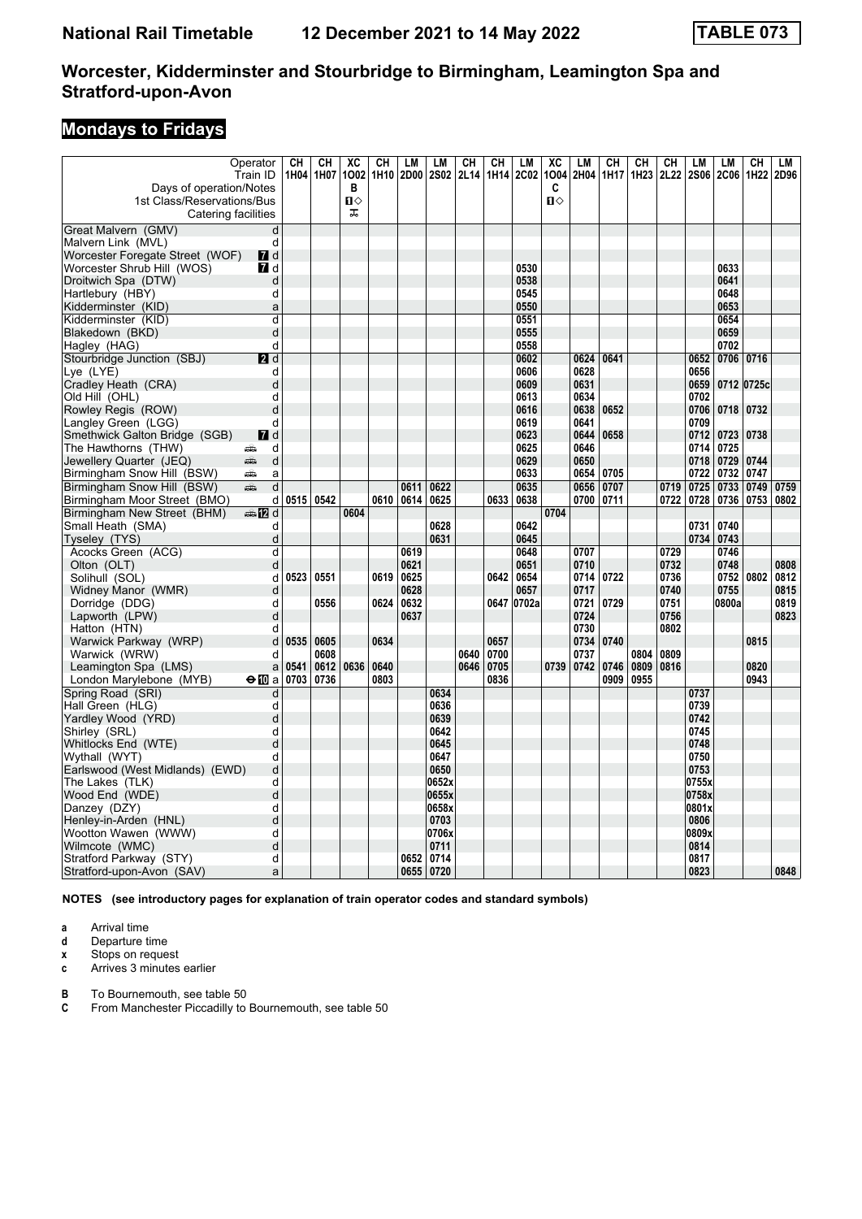# Worcester, Kidderminster and Stourbridge to Birmingham, Leamington Spa and Stratford-upon-Avon

## Mondays to Fridays

| Operator | | CH | CH | XC | CH | LM | LM | CH | CH | LM | XC | LM | CH | CH | CH | LM | LM | CH | LM |
|---|---|---|---|---|---|---|---|---|---|---|---|---|---|---|---|---|---|---|---|
| Train ID | | 1H04 | 1H07 | 1O02 | 1H10 | 2D00 | 2S02 | 2L14 | 1H14 | 2C02 | 1O04 | 2H04 | 1H17 | 1H23 | 2L22 | 2S06 | 2C06 | 1H22 | 2D96 |
| Days of operation/Notes | | | | B | | | | | | | C | | | | | | | | |
| 1st Class/Reservations/Bus | | | | ■◇ | | | | | | | ■◇ | | | | | | | | |
| Catering facilities | | | | ⚭ | | | | | | | | | | | | | | | |
| Great Malvern (GMV) | d | | | | | | | | | | | | | | | | | | |
| Malvern Link (MVL) | d | | | | | | | | | | | | | | | | | | |
| Worcester Foregate Street (WOF) | 7 d | | | | | | | | | | | | | | | | | | |
| Worcester Shrub Hill (WOS) | 7 d | | | | | | | | | 0530 | | | | | | | 0633 | | |
| Droitwich Spa (DTW) | d | | | | | | | | | 0538 | | | | | | | 0641 | | |
| Hartlebury (HBY) | d | | | | | | | | | 0545 | | | | | | | 0648 | | |
| Kidderminster (KID) | a | | | | | | | | | 0550 | | | | | | | 0653 | | |
| Kidderminster (KID) | d | | | | | | | | | 0551 | | | | | | | 0654 | | |
| Blakedown (BKD) | d | | | | | | | | | 0555 | | | | | | | 0659 | | |
| Hagley (HAG) | d | | | | | | | | | 0558 | | | | | | | 0702 | | |
| Stourbridge Junction (SBJ) | 2 d | | | | | | | | | 0602 | | 0624 | 0641 | | | 0652 | 0706 | 0716 | |
| Lye (LYE) | d | | | | | | | | | 0606 | | 0628 | | | | 0656 | | | |
| Cradley Heath (CRA) | d | | | | | | | | | 0609 | | 0631 | | | | 0659 | 0712 | 0725c | |
| Old Hill (OHL) | d | | | | | | | | | 0613 | | 0634 | | | | 0702 | | | |
| Rowley Regis (ROW) | d | | | | | | | | | 0616 | | 0638 | 0652 | | | 0706 | 0718 | 0732 | |
| Langley Green (LGG) | d | | | | | | | | | 0619 | | 0641 | | | | 0709 | | | |
| Smethwick Galton Bridge (SGB) | 7 d | | | | | | | | | 0623 | | 0644 | 0658 | | | 0712 | 0723 | 0738 | |
| The Hawthorns (THW) | 🚌 d | | | | | | | | | 0625 | | 0646 | | | | 0714 | 0725 | | |
| Jewellery Quarter (JEQ) | 🚌 d | | | | | | | | | 0629 | | 0650 | | | | 0718 | 0729 | 0744 | |
| Birmingham Snow Hill (BSW) | 🚌 a | | | | | | | | | 0633 | | 0654 | 0705 | | | 0722 | 0732 | 0747 | |
| Birmingham Snow Hill (BSW) | 🚌 d | | | | | 0611 | 0622 | | | 0635 | | 0656 | 0707 | | 0719 | 0725 | 0733 | 0749 | 0759 |
| Birmingham Moor Street (BMO) | d | 0515 | 0542 | | 0610 | 0614 | 0625 | | 0633 | 0638 | | 0700 | 0711 | | 0722 | 0728 | 0736 | 0753 | 0802 |
| Birmingham New Street (BHM) | 🚌 12 d | | | 0604 | | | | | | | 0704 | | | | | | | | |
| Small Heath (SMA) | d | | | | | | 0628 | | | 0642 | | | | | | 0731 | 0740 | | |
| Tyseley (TYS) | d | | | | | | 0631 | | | 0645 | | | | | | 0734 | 0743 | | |
| Acocks Green (ACG) | d | | | | | 0619 | | | | 0648 | | 0707 | | | 0729 | | 0746 | | |
| Olton (OLT) | d | | | | | 0621 | | | | 0651 | | 0710 | | | 0732 | | 0748 | | 0808 |
| Solihull (SOL) | d | 0523 | 0551 | | 0619 | 0625 | | | 0642 | 0654 | | 0714 | 0722 | | 0736 | | 0752 | 0802 | 0812 |
| Widney Manor (WMR) | d | | | | | 0628 | | | | 0657 | | 0717 | | | 0740 | | 0755 | | 0815 |
| Dorridge (DDG) | d | | 0556 | | 0624 | 0632 | | | 0647 | 0702a | | 0721 | 0729 | | 0751 | | 0800a | | 0819 |
| Lapworth (LPW) | d | | | | | 0637 | | | | | | 0724 | | | 0756 | | | | 0823 |
| Hatton (HTN) | d | | | | | | | | | | | 0730 | | | 0802 | | | | |
| Warwick Parkway (WRP) | d | 0535 | 0605 | | 0634 | | | | 0657 | | | 0734 | 0740 | | | | | 0815 | |
| Warwick (WRW) | d | | 0608 | | | | | 0640 | 0700 | | | 0737 | | 0804 | 0809 | | | | |
| Leamington Spa (LMS) | a | 0541 | 0612 | 0636 | 0640 | | | 0646 | 0705 | | 0739 | 0742 | 0746 | 0809 | 0816 | | | 0820 | |
| London Marylebone (MYB) | ⊖ 10 a | 0703 | 0736 | | 0803 | | | | 0836 | | | | 0909 | 0955 | | | | 0943 | |
| Spring Road (SRI) | d | | | | | | 0634 | | | | | | | | | 0737 | | | |
| Hall Green (HLG) | d | | | | | | 0636 | | | | | | | | | 0739 | | | |
| Yardley Wood (YRD) | d | | | | | | 0639 | | | | | | | | | 0742 | | | |
| Shirley (SRL) | d | | | | | | 0642 | | | | | | | | | 0745 | | | |
| Whitlocks End (WTE) | d | | | | | | 0645 | | | | | | | | | 0748 | | | |
| Wythall (WYT) | d | | | | | | 0647 | | | | | | | | | 0750 | | | |
| Earlswood (West Midlands) (EWD) | d | | | | | | 0650 | | | | | | | | | 0753 | | | |
| The Lakes (TLK) | d | | | | | | 0652x | | | | | | | | | 0755x | | | |
| Wood End (WDE) | d | | | | | | 0655x | | | | | | | | | 0758x | | | |
| Danzey (DZY) | d | | | | | | 0658x | | | | | | | | | 0801x | | | |
| Henley-in-Arden (HNL) | d | | | | | | 0703 | | | | | | | | | 0806 | | | |
| Wootton Wawen (WWW) | d | | | | | | 0706x | | | | | | | | | 0809x | | | |
| Wilmcote (WMC) | d | | | | | | 0711 | | | | | | | | | 0814 | | | |
| Stratford Parkway (STY) | d | | | | | 0652 | 0714 | | | | | | | | | 0817 | | | |
| Stratford-upon-Avon (SAV) | a | | | | | 0655 | 0720 | | | | | | | | | 0823 | | | 0848 |

**NOTES (see introductory pages for explanation of train operator codes and standard symbols)**

- **a** Arrival time
- **d** Departure time
- **x** Stops on request
- **c** Arrives 3 minutes earlier

- **B** To Bournemouth, see table 50
- **C** From Manchester Piccadilly to Bournemouth, see table 50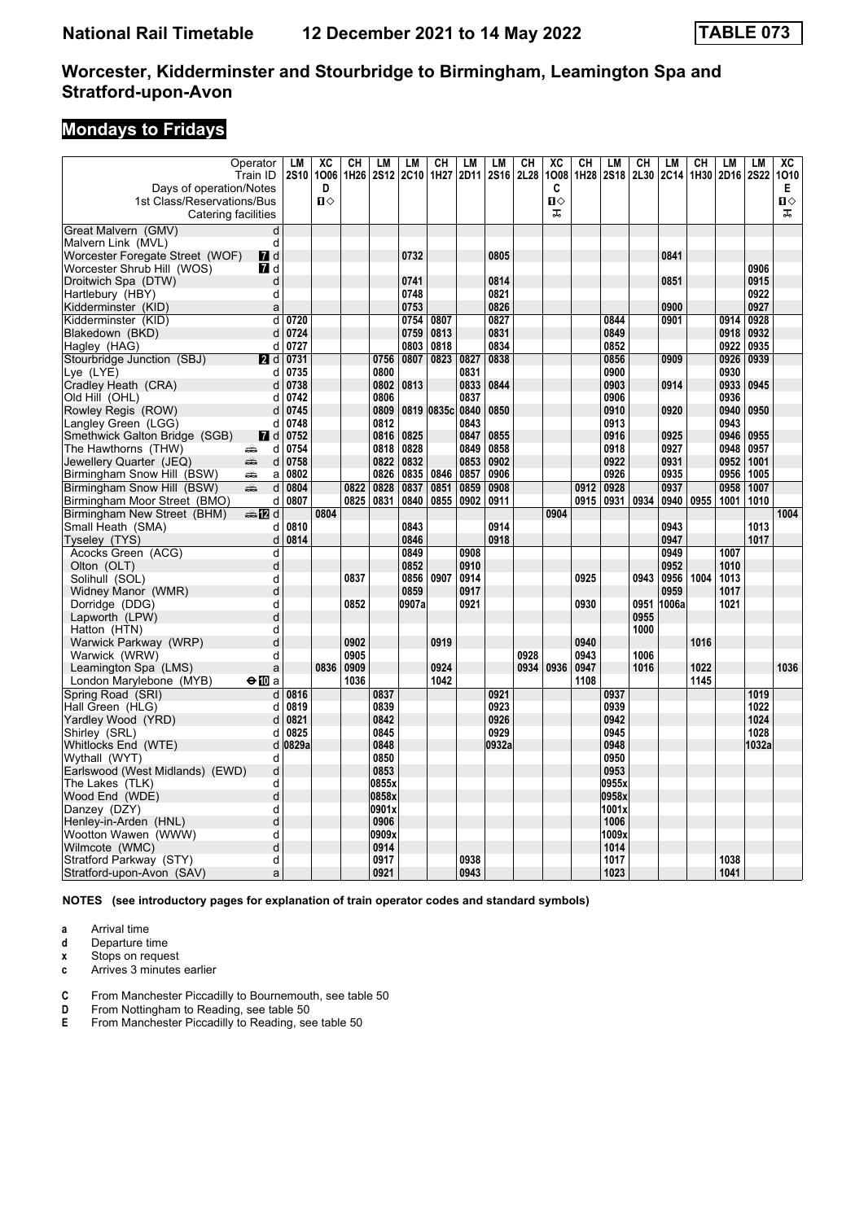# National Rail Timetable 12 December 2021 to 14 May 2022 TABLE 073

## Worcester, Kidderminster and Stourbridge to Birmingham, Leamington Spa and Stratford-upon-Avon

## Mondays to Fridays

| Operator | | LM | XC | CH | LM | LM | CH | LM | LM | CH | XC | CH | LM | CH | LM | CH | LM | LM | XC |
|---|---|---|---|---|---|---|---|---|---|---|---|---|---|---|---|---|---|---|---|
| Train ID | | 2S10 | 1O06 | 1H26 | 2S12 | 2C10 | 1H27 | 2D11 | 2S16 | 2L28 | 1O08 | 1H28 | 2S18 | 2L30 | 2C14 | 1H30 | 2D16 | 2S22 | 1O10 |
| Days of operation/Notes | | | D | | | | | | | | C | | | | | | | | E |
| 1st Class/Reservations/Bus | | | ■◇ | | | | | | | | ■◇ | | | | | | | | ■◇ |
| Catering facilities | | | | | | | | | | | ⊼ | | | | | | | | ⊼ |
| Great Malvern (GMV) | d | | | | | | | | | | | | | | | | | | |
| Malvern Link (MVL) | d | | | | | | | | | | | | | | | | | | |
| Worcester Foregate Street (WOF) 7 | d | | | | | 0732 | | | 0805 | | | | | | 0841 | | | | |
| Worcester Shrub Hill (WOS) 7 | d | | | | | | | | | | | | | | | | | 0906 | |
| Droitwich Spa (DTW) | d | | | | | 0741 | | | 0814 | | | | | | 0851 | | | 0915 | |
| Hartlebury (HBY) | d | | | | | 0748 | | | 0821 | | | | | | | | | 0922 | |
| Kidderminster (KID) | a | | | | | 0753 | | | 0826 | | | | | | 0900 | | | 0927 | |
| Kidderminster (KID) | d | 0720 | | | | 0754 | 0807 | | 0827 | | | | 0844 | | 0901 | | 0914 | 0928 | |
| Blakedown (BKD) | d | 0724 | | | | 0759 | 0813 | | 0831 | | | | 0849 | | | | 0918 | 0932 | |
| Hagley (HAG) | d | 0727 | | | | 0803 | 0818 | | 0834 | | | | 0852 | | | | 0922 | 0935 | |
| Stourbridge Junction (SBJ) 2 | d | 0731 | | | 0756 | 0807 | 0823 | 0827 | 0838 | | | | 0856 | | 0909 | | 0926 | 0939 | |
| Lye (LYE) | d | 0735 | | | 0800 | | | 0831 | | | | | 0900 | | | | 0930 | | |
| Cradley Heath (CRA) | d | 0738 | | | 0802 | 0813 | | 0833 | 0844 | | | | 0903 | | 0914 | | 0933 | 0945 | |
| Old Hill (OHL) | d | 0742 | | | 0806 | | | 0837 | | | | | 0906 | | | | 0936 | | |
| Rowley Regis (ROW) | d | 0745 | | | 0809 | 0819 | 0835c | 0840 | 0850 | | | | 0910 | | 0920 | | 0940 | 0950 | |
| Langley Green (LGG) | d | 0748 | | | 0812 | | | 0843 | | | | | 0913 | | | | 0943 | | |
| Smethwick Galton Bridge (SGB) 7 | d | 0752 | | | 0816 | 0825 | | 0847 | 0855 | | | | 0916 | | 0925 | | 0946 | 0955 | |
| The Hawthorns (THW) 🚋 | d | 0754 | | | 0818 | 0828 | | 0849 | 0858 | | | | 0918 | | 0927 | | 0948 | 0957 | |
| Jewellery Quarter (JEQ) 🚋 | d | 0758 | | | 0822 | 0832 | | 0853 | 0902 | | | | 0922 | | 0931 | | 0952 | 1001 | |
| Birmingham Snow Hill (BSW) 🚋 | a | 0802 | | | 0826 | 0835 | 0846 | 0857 | 0906 | | | | 0926 | | 0935 | | 0956 | 1005 | |
| Birmingham Snow Hill (BSW) 🚋 | d | 0804 | | 0822 | 0828 | 0837 | 0851 | 0859 | 0908 | | | 0912 | 0928 | | 0937 | | 0958 | 1007 | |
| Birmingham Moor Street (BMO) | d | 0807 | | 0825 | 0831 | 0840 | 0855 | 0902 | 0911 | | | 0915 | 0931 | 0934 | 0940 | 0955 | 1001 | 1010 | |
| Birmingham New Street (BHM) 🚌 12 | d | | 0804 | | | | | | | | 0904 | | | | | | | | 1004 |
| Small Heath (SMA) | d | 0810 | | | | 0843 | | | 0914 | | | | | | 0943 | | | 1013 | |
| Tyseley (TYS) | d | 0814 | | | | 0846 | | | 0918 | | | | | | 0947 | | | 1017 | |
| Acocks Green (ACG) | d | | | | | 0849 | | 0908 | | | | | | | 0949 | | 1007 | | |
| Olton (OLT) | d | | | | | 0852 | | 0910 | | | | | | | 0952 | | 1010 | | |
| Solihull (SOL) | d | | | 0837 | | 0856 | 0907 | 0914 | | | | 0925 | | 0943 | 0956 | 1004 | 1013 | | |
| Widney Manor (WMR) | d | | | | | 0859 | | 0917 | | | | | | | 0959 | | 1017 | | |
| Dorridge (DDG) | d | | | 0852 | | 0907a | | 0921 | | | | 0930 | | 0951 | 1006a | | 1021 | | |
| Lapworth (LPW) | d | | | | | | | | | | | | | 0955 | | | | | |
| Hatton (HTN) | d | | | | | | | | | | | | | 1000 | | | | | |
| Warwick Parkway (WRP) | d | | | 0902 | | | 0919 | | | | | 0940 | | | | 1016 | | | |
| Warwick (WRW) | d | | | 0905 | | | | | | 0928 | | 0943 | | 1006 | | | | | |
| Leamington Spa (LMS) | a | | 0836 | 0909 | | | 0924 | | | 0934 | 0936 | 0947 | | 1016 | | 1022 | | | 1036 |
| London Marylebone (MYB) ⊖ 10 | a | | | 1036 | | | 1042 | | | | | 1108 | | | | 1145 | | | |
| Spring Road (SRI) | d | 0816 | | | 0837 | | | | 0921 | | | | 0937 | | | | | 1019 | |
| Hall Green (HLG) | d | 0819 | | | 0839 | | | | 0923 | | | | 0939 | | | | | 1022 | |
| Yardley Wood (YRD) | d | 0821 | | | 0842 | | | | 0926 | | | | 0942 | | | | | 1024 | |
| Shirley (SRL) | d | 0825 | | | 0845 | | | | 0929 | | | | 0945 | | | | | 1028 | |
| Whitlocks End (WTE) | d | 0829a | | | 0848 | | | | 0932a | | | | 0948 | | | | | 1032a | |
| Wythall (WYT) | d | | | | 0850 | | | | | | | | 0950 | | | | | | |
| Earlswood (West Midlands) (EWD) | d | | | | 0853 | | | | | | | | 0953 | | | | | | |
| The Lakes (TLK) | d | | | | 0855x | | | | | | | | 0955x | | | | | | |
| Wood End (WDE) | d | | | | 0858x | | | | | | | | 0958x | | | | | | |
| Danzey (DZY) | d | | | | 0901x | | | | | | | | 1001x | | | | | | |
| Henley-in-Arden (HNL) | d | | | | 0906 | | | | | | | | 1006 | | | | | | |
| Wootton Wawen (WWW) | d | | | | 0909x | | | | | | | | 1009x | | | | | | |
| Wilmcote (WMC) | d | | | | 0914 | | | | | | | | 1014 | | | | | | |
| Stratford Parkway (STY) | d | | | | 0917 | | | 0938 | | | | | 1017 | | | | 1038 | | |
| Stratford-upon-Avon (SAV) | a | | | | 0921 | | | 0943 | | | | | 1023 | | | | 1041 | | |

**NOTES (see introductory pages for explanation of train operator codes and standard symbols)**

- **a** Arrival time
- **d** Departure time
- **x** Stops on request
- **c** Arrives 3 minutes earlier

- **C** From Manchester Piccadilly to Bournemouth, see table 50
- **D** From Nottingham to Reading, see table 50
- **E** From Manchester Piccadilly to Reading, see table 50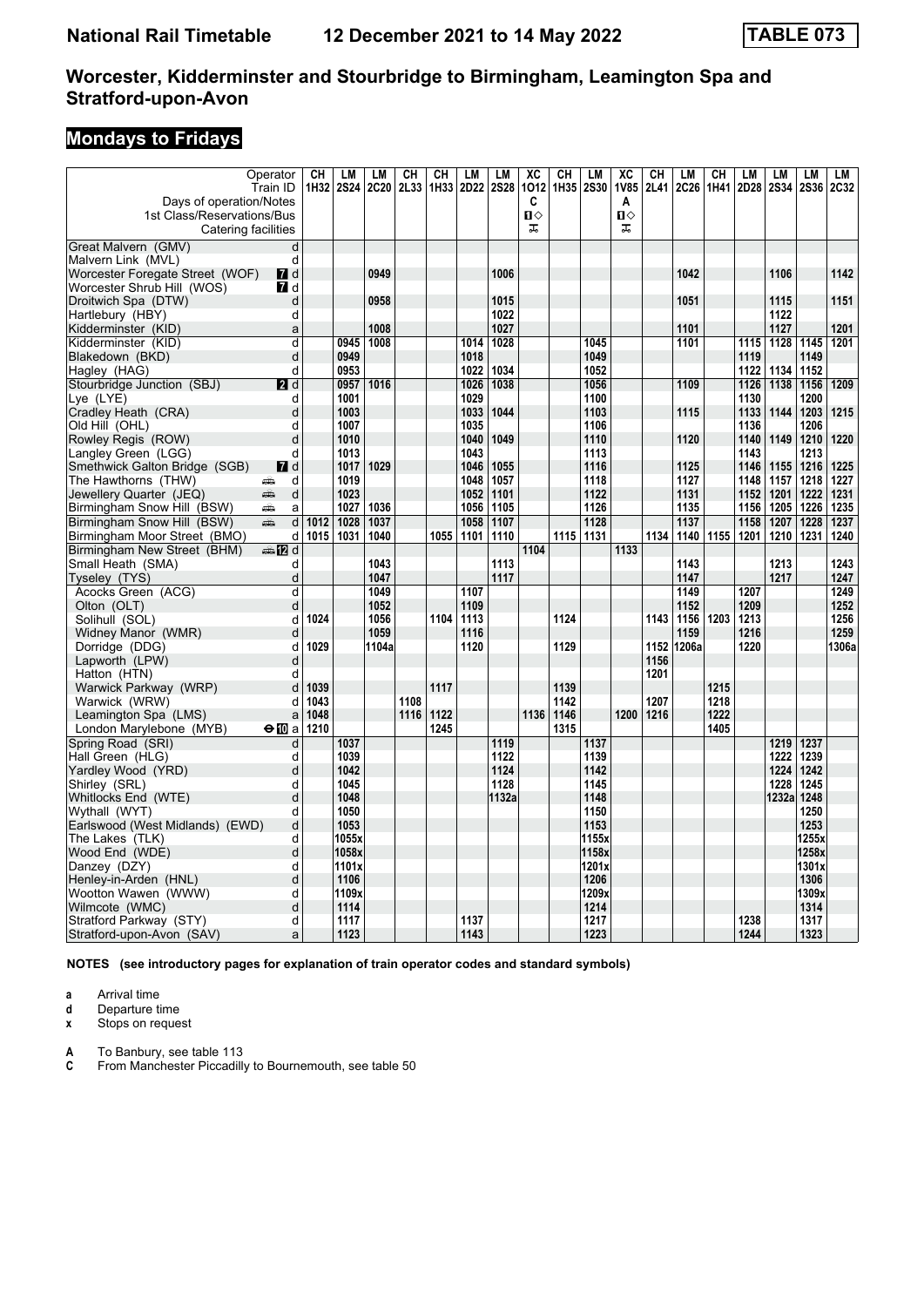# National Rail Timetable 12 December 2021 to 14 May 2022 TABLE 073

## Worcester, Kidderminster and Stourbridge to Birmingham, Leamington Spa and Stratford-upon-Avon

## Mondays to Fridays

| Operator | | CH | LM | LM | CH | CH | LM | LM | XC | CH | LM | XC | CH | LM | CH | LM | LM | LM | LM |
|---|---|---|---|---|---|---|---|---|---|---|---|---|---|---|---|---|---|---|---|
| Train ID | | 1H32 | 2S24 | 2C20 | 2L33 | 1H33 | 2D22 | 2S28 | 1O12 | 1H35 | 2S30 | 1V85 | 2L41 | 2C26 | 1H41 | 2D28 | 2S34 | 2S36 | 2C32 |
| Days of operation/Notes | | | | | | | | | C | | | A | | | | | | | |
| 1st Class/Reservations/Bus | | | | | | | | | ■◇ | | | ■◇ | | | | | | | |
| Catering facilities | | | | | | | | | ⊼ | | | ⊼ | | | | | | | |
| Great Malvern (GMV) | d | | | | | | | | | | | | | | | | | | |
| Malvern Link (MVL) | d | | | | | | | | | | | | | | | | | | |
| Worcester Foregate Street (WOF) | 7 d | | | 0949 | | | | 1006 | | | | | | 1042 | | | 1106 | | 1142 |
| Worcester Shrub Hill (WOS) | 7 d | | | | | | | | | | | | | | | | | | |
| Droitwich Spa (DTW) | d | | | 0958 | | | | 1015 | | | | | | 1051 | | | 1115 | | 1151 |
| Hartlebury (HBY) | d | | | | | | | 1022 | | | | | | | | | 1122 | | |
| Kidderminster (KID) | a | | | 1008 | | | | 1027 | | | | | | 1101 | | | 1127 | | 1201 |
| Kidderminster (KID) | d | | 0945 | 1008 | | | 1014 | 1028 | | | 1045 | | | 1101 | | 1115 | 1128 | 1145 | 1201 |
| Blakedown (BKD) | d | | 0949 | | | | 1018 | | | | 1049 | | | | | 1119 | | 1149 | |
| Hagley (HAG) | d | | 0953 | | | | 1022 | 1034 | | | 1052 | | | | | 1122 | 1134 | 1152 | |
| Stourbridge Junction (SBJ) | 2 d | | 0957 | 1016 | | | 1026 | 1038 | | | 1056 | | | 1109 | | 1126 | 1138 | 1156 | 1209 |
| Lye (LYE) | d | | 1001 | | | | 1029 | | | | 1100 | | | | | 1130 | | 1200 | |
| Cradley Heath (CRA) | d | | 1003 | | | | 1033 | 1044 | | | 1103 | | | 1115 | | 1133 | 1144 | 1203 | 1215 |
| Old Hill (OHL) | d | | 1007 | | | | 1035 | | | | 1106 | | | | | 1136 | | 1206 | |
| Rowley Regis (ROW) | d | | 1010 | | | | 1040 | 1049 | | | 1110 | | | 1120 | | 1140 | 1149 | 1210 | 1220 |
| Langley Green (LGG) | d | | 1013 | | | | 1043 | | | | 1113 | | | | | 1143 | | 1213 | |
| Smethwick Galton Bridge (SGB) | 7 d | | 1017 | 1029 | | | 1046 | 1055 | | | 1116 | | | 1125 | | 1146 | 1155 | 1216 | 1225 |
| The Hawthorns (THW) | d | | 1019 | | | | 1048 | 1057 | | | 1118 | | | 1127 | | 1148 | 1157 | 1218 | 1227 |
| Jewellery Quarter (JEQ) | d | | 1023 | | | | 1052 | 1101 | | | 1122 | | | 1131 | | 1152 | 1201 | 1222 | 1231 |
| Birmingham Snow Hill (BSW) | a | | 1027 | 1036 | | | 1056 | 1105 | | | 1126 | | | 1135 | | 1156 | 1205 | 1226 | 1235 |
| Birmingham Snow Hill (BSW) | d | 1012 | 1028 | 1037 | | | 1058 | 1107 | | | 1128 | | | 1137 | | 1158 | 1207 | 1228 | 1237 |
| Birmingham Moor Street (BMO) | d | 1015 | 1031 | 1040 | | 1055 | 1101 | 1110 | | 1115 | 1131 | | 1134 | 1140 | 1155 | 1201 | 1210 | 1231 | 1240 |
| Birmingham New Street (BHM) | 12 d | | | | | | | | 1104 | | | 1133 | | | | | | | |
| Small Heath (SMA) | d | | | 1043 | | | | 1113 | | | | | | 1143 | | | 1213 | | 1243 |
| Tyseley (TYS) | d | | | 1047 | | | | 1117 | | | | | | 1147 | | | 1217 | | 1247 |
| Acocks Green (ACG) | d | | | 1049 | | | 1107 | | | | | | | 1149 | | 1207 | | | 1249 |
| Olton (OLT) | d | | | 1052 | | | 1109 | | | | | | | 1152 | | 1209 | | | 1252 |
| Solihull (SOL) | d | 1024 | | 1056 | | 1104 | 1113 | | | 1124 | | | 1143 | 1156 | 1203 | 1213 | | | 1256 |
| Widney Manor (WMR) | d | | | 1059 | | | 1116 | | | | | | | 1159 | | 1216 | | | 1259 |
| Dorridge (DDG) | d | 1029 | | 1104a | | | 1120 | | | 1129 | | | 1152 | 1206a | | 1220 | | | 1306a |
| Lapworth (LPW) | d | | | | | | | | | | | | 1156 | | | | | | |
| Hatton (HTN) | d | | | | | | | | | | | | 1201 | | | | | | |
| Warwick Parkway (WRP) | d | 1039 | | | | 1117 | | | | 1139 | | | | | 1215 | | | | |
| Warwick (WRW) | d | 1043 | | | 1108 | | | | | 1142 | | | 1207 | | 1218 | | | | |
| Leamington Spa (LMS) | a | 1048 | | | 1116 | 1122 | | | 1136 | 1146 | | 1200 | 1216 | | 1222 | | | | |
| London Marylebone (MYB) | ⊖10 a | 1210 | | | | 1245 | | | | 1315 | | | | | 1405 | | | | |
| Spring Road (SRI) | d | | 1037 | | | | | 1119 | | | 1137 | | | | | | 1219 | 1237 | |
| Hall Green (HLG) | d | | 1039 | | | | | 1122 | | | 1139 | | | | | | 1222 | 1239 | |
| Yardley Wood (YRD) | d | | 1042 | | | | | 1124 | | | 1142 | | | | | | 1224 | 1242 | |
| Shirley (SRL) | d | | 1045 | | | | | 1128 | | | 1145 | | | | | | 1228 | 1245 | |
| Whitlocks End (WTE) | d | | 1048 | | | | | 1132a | | | 1148 | | | | | | 1232a | 1248 | |
| Wythall (WYT) | d | | 1050 | | | | | | | | 1150 | | | | | | | 1250 | |
| Earlswood (West Midlands) (EWD) | d | | 1053 | | | | | | | | 1153 | | | | | | | 1253 | |
| The Lakes (TLK) | d | | 1055x | | | | | | | | 1155x | | | | | | | 1255x | |
| Wood End (WDE) | d | | 1058x | | | | | | | | 1158x | | | | | | | 1258x | |
| Danzey (DZY) | d | | 1101x | | | | | | | | 1201x | | | | | | | 1301x | |
| Henley-in-Arden (HNL) | d | | 1106 | | | | | | | | 1206 | | | | | | | 1306 | |
| Wootton Wawen (WWW) | d | | 1109x | | | | | | | | 1209x | | | | | | | 1309x | |
| Wilmcote (WMC) | d | | 1114 | | | | | | | | 1214 | | | | | | | 1314 | |
| Stratford Parkway (STY) | d | | 1117 | | | | 1137 | | | | 1217 | | | | | 1238 | | 1317 | |
| Stratford-upon-Avon (SAV) | a | | 1123 | | | | 1143 | | | | 1223 | | | | | 1244 | | 1323 | |

**NOTES (see introductory pages for explanation of train operator codes and standard symbols)**

- **a** Arrival time
- **d** Departure time
- **x** Stops on request

- **A** To Banbury, see table 113
- **C** From Manchester Piccadilly to Bournemouth, see table 50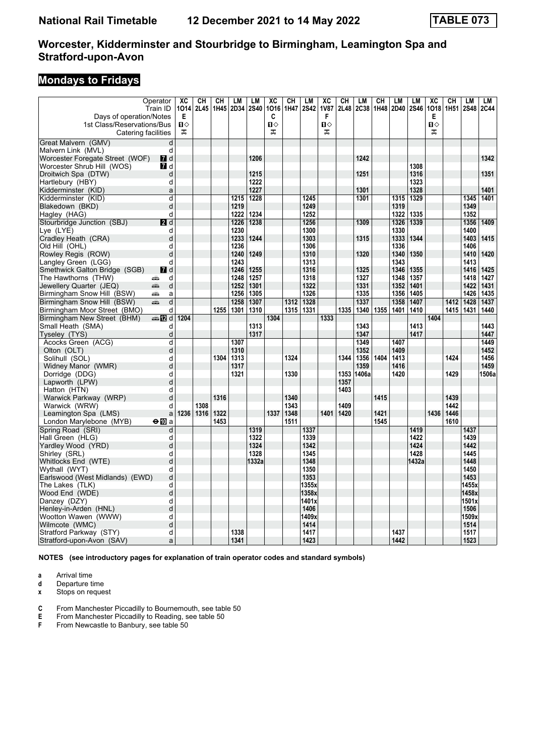# Worcester, Kidderminster and Stourbridge to Birmingham, Leamington Spa and Stratford-upon-Avon

**National Rail Timetable 12 December 2021 to 14 May 2022 — TABLE 073**

## Mondays to Fridays

| Operator | | XC | CH | CH | LM | LM | XC | CH | LM | XC | CH | LM | CH | LM | LM | XC | CH | LM | LM |
|---|---|---|---|---|---|---|---|---|---|---|---|---|---|---|---|---|---|---|---|
| Train ID | | 1O14 | 2L45 | 1H45 | 2D34 | 2S40 | 1O16 | 1H47 | 2S42 | 1V87 | 2L48 | 2C38 | 1H48 | 2D40 | 2S46 | 1O18 | 1H51 | 2S48 | 2C44 |
| Days of operation/Notes | | E | | | | | C | | | F | | | | | | E | | | |
| 1st Class/Reservations/Bus | | ■◇ | | | | | ■◇ | | | ■◇ | | | | | | ■◇ | | | |
| Catering facilities | | ⊼ | | | | | ⊼ | | | ⊼ | | | | | | ⊼ | | | |
| Great Malvern (GMV) | d | | | | | | | | | | | | | | | | | | |
| Malvern Link (MVL) | d | | | | | | | | | | | | | | | | | | |
| Worcester Foregate Street (WOF) | 7 d | | | | | 1206 | | | | | | 1242 | | | | | | | 1342 |
| Worcester Shrub Hill (WOS) | 7 d | | | | | | | | | | | | | | 1308 | | | | |
| Droitwich Spa (DTW) | d | | | | | 1215 | | | | | | 1251 | | | 1316 | | | | 1351 |
| Hartlebury (HBY) | d | | | | | 1222 | | | | | | | | | 1323 | | | | |
| Kidderminster (KID) | a | | | | | 1227 | | | | | | 1301 | | | 1328 | | | | 1401 |
| Kidderminster (KID) | d | | | | 1215 | 1228 | | | 1245 | | | 1301 | | 1315 | 1329 | | | 1345 | 1401 |
| Blakedown (BKD) | d | | | | 1219 | | | | 1249 | | | | | 1319 | | | | 1349 | |
| Hagley (HAG) | d | | | | 1222 | 1234 | | | 1252 | | | | | 1322 | 1335 | | | 1352 | |
| Stourbridge Junction (SBJ) | 2 d | | | | 1226 | 1238 | | | 1256 | | | 1309 | | 1326 | 1339 | | | 1356 | 1409 |
| Lye (LYE) | d | | | | 1230 | | | | 1300 | | | | | 1330 | | | | 1400 | |
| Cradley Heath (CRA) | d | | | | 1233 | 1244 | | | 1303 | | | 1315 | | 1333 | 1344 | | | 1403 | 1415 |
| Old Hill (OHL) | d | | | | 1236 | | | | 1306 | | | | | 1336 | | | | 1406 | |
| Rowley Regis (ROW) | d | | | | 1240 | 1249 | | | 1310 | | | 1320 | | 1340 | 1350 | | | 1410 | 1420 |
| Langley Green (LGG) | d | | | | 1243 | | | | 1313 | | | | | 1343 | | | | 1413 | |
| Smethwick Galton Bridge (SGB) | 7 d | | | | 1246 | 1255 | | | 1316 | | | 1325 | | 1346 | 1355 | | | 1416 | 1425 |
| The Hawthorns (THW) | d | | | | 1248 | 1257 | | | 1318 | | | 1327 | | 1348 | 1357 | | | 1418 | 1427 |
| Jewellery Quarter (JEQ) | d | | | | 1252 | 1301 | | | 1322 | | | 1331 | | 1352 | 1401 | | | 1422 | 1431 |
| Birmingham Snow Hill (BSW) | a | | | | 1256 | 1305 | | | 1326 | | | 1335 | | 1356 | 1405 | | | 1426 | 1435 |
| Birmingham Snow Hill (BSW) | d | | | | 1258 | 1307 | | 1312 | 1328 | | | 1337 | | 1358 | 1407 | | 1412 | 1428 | 1437 |
| Birmingham Moor Street (BMO) | d | | | 1255 | 1301 | 1310 | | 1315 | 1331 | | 1335 | 1340 | 1355 | 1401 | 1410 | | 1415 | 1431 | 1440 |
| Birmingham New Street (BHM) | 12 d | 1204 | | | | | 1304 | | | 1333 | | | | | | 1404 | | | |
| Small Heath (SMA) | d | | | | | 1313 | | | | | | 1343 | | | 1413 | | | | 1443 |
| Tyseley (TYS) | d | | | | | 1317 | | | | | | 1347 | | | 1417 | | | | 1447 |
| Acocks Green (ACG) | d | | | | 1307 | | | | | | | 1349 | | 1407 | | | | | 1449 |
| Olton (OLT) | d | | | | 1310 | | | | | | | 1352 | | 1409 | | | | | 1452 |
| Solihull (SOL) | d | | | 1304 | 1313 | | | 1324 | | | 1344 | 1356 | 1404 | 1413 | | | 1424 | | 1456 |
| Widney Manor (WMR) | d | | | | 1317 | | | | | | | 1359 | | 1416 | | | | | 1459 |
| Dorridge (DDG) | d | | | | 1321 | | | 1330 | | | 1353 | 1406a | | 1420 | | | 1429 | | 1506a |
| Lapworth (LPW) | d | | | | | | | | | | 1357 | | | | | | | | |
| Hatton (HTN) | d | | | | | | | | | | 1403 | | | | | | | | |
| Warwick Parkway (WRP) | d | | | 1316 | | | | 1340 | | | | | 1415 | | | | 1439 | | |
| Warwick (WRW) | d | | 1308 | | | | | 1343 | | | 1409 | | | | | | 1442 | | |
| Leamington Spa (LMS) | a | 1236 | 1316 | 1322 | | | 1337 | 1348 | | 1401 | 1420 | | 1421 | | | 1436 | 1446 | | |
| London Marylebone (MYB) | 10 a | | | 1453 | | | | 1511 | | | | | 1545 | | | | 1610 | | |
| Spring Road (SRI) | d | | | | | 1319 | | | 1337 | | | | | | 1419 | | | 1437 | |
| Hall Green (HLG) | d | | | | | 1322 | | | 1339 | | | | | | 1422 | | | 1439 | |
| Yardley Wood (YRD) | d | | | | | 1324 | | | 1342 | | | | | | 1424 | | | 1442 | |
| Shirley (SRL) | d | | | | | 1328 | | | 1345 | | | | | | 1428 | | | 1445 | |
| Whitlocks End (WTE) | d | | | | | 1332a | | | 1348 | | | | | | 1432a | | | 1448 | |
| Wythall (WYT) | d | | | | | | | | 1350 | | | | | | | | | 1450 | |
| Earlswood (West Midlands) (EWD) | d | | | | | | | | 1353 | | | | | | | | | 1453 | |
| The Lakes (TLK) | d | | | | | | | | 1355x | | | | | | | | | 1455x | |
| Wood End (WDE) | d | | | | | | | | 1358x | | | | | | | | | 1458x | |
| Danzey (DZY) | d | | | | | | | | 1401x | | | | | | | | | 1501x | |
| Henley-in-Arden (HNL) | d | | | | | | | | 1406 | | | | | | | | | 1506 | |
| Wootton Wawen (WWW) | d | | | | | | | | 1409x | | | | | | | | | 1509x | |
| Wilmcote (WMC) | d | | | | | | | | 1414 | | | | | | | | | 1514 | |
| Stratford Parkway (STY) | d | | | | 1338 | | | | 1417 | | | | | 1437 | | | | 1517 | |
| Stratford-upon-Avon (SAV) | a | | | | 1341 | | | | 1423 | | | | | 1442 | | | | 1523 | |

**NOTES (see introductory pages for explanation of train operator codes and standard symbols)**

- **a** Arrival time
- **d** Departure time
- **x** Stops on request

- **C** From Manchester Piccadilly to Bournemouth, see table 50
- **E** From Manchester Piccadilly to Reading, see table 50
- **F** From Newcastle to Banbury, see table 50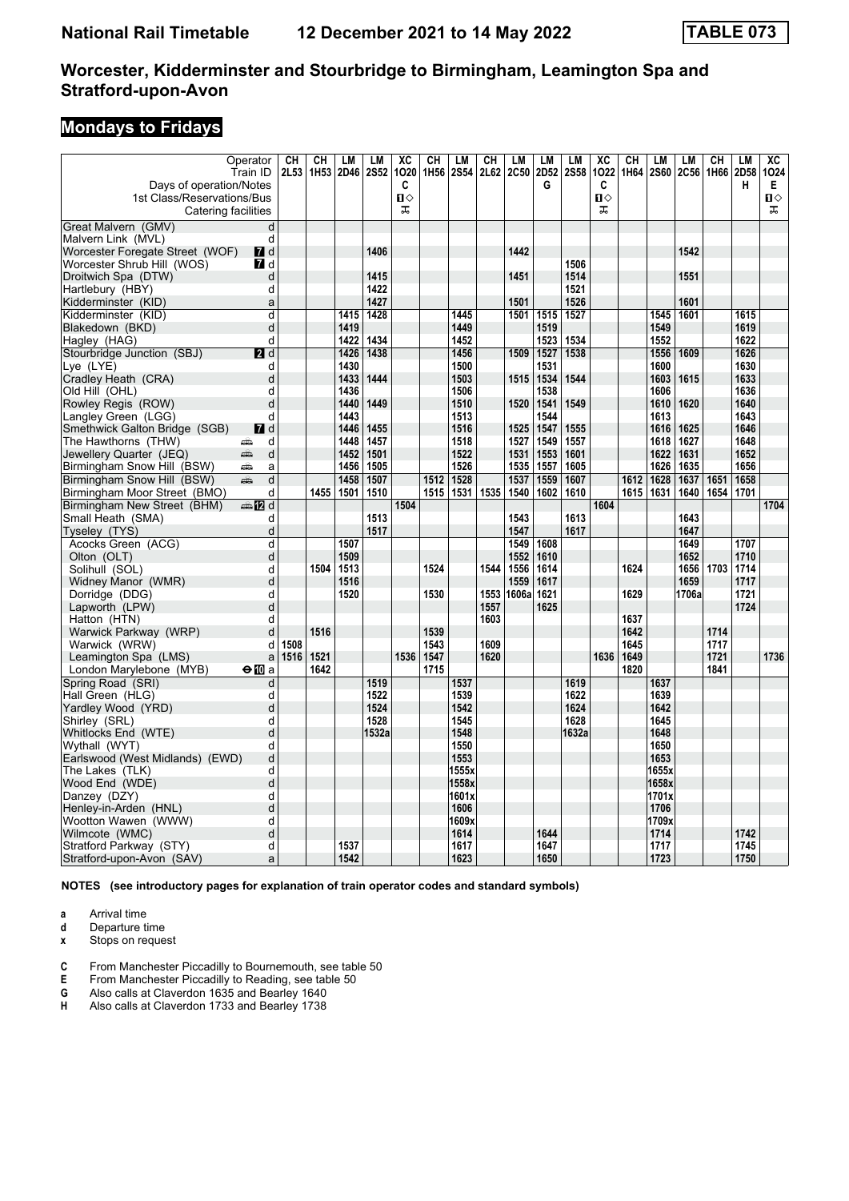# National Rail Timetable 12 December 2021 to 14 May 2022 TABLE 073

## Worcester, Kidderminster and Stourbridge to Birmingham, Leamington Spa and Stratford-upon-Avon

## Mondays to Fridays

| Operator | | CH | CH | LM | LM | XC | CH | LM | CH | LM | LM | LM | XC | CH | LM | LM | CH | LM | XC |
|---|---|---|---|---|---|---|---|---|---|---|---|---|---|---|---|---|---|---|---|
| Train ID | | 2L53 | 1H53 | 2D46 | 2S52 | 1O20 | 1H56 | 2S54 | 2L62 | 2C50 | 2D52 | 2S58 | 1O22 | 1H64 | 2S60 | 2C56 | 1H66 | 2D58 | 1O24 |
| Days of operation/Notes | | | | | | C | | | | | G | | C | | | | | H | E |
| 1st Class/Reservations/Bus | | | | | | ■◇ | | | | | | | ■◇ | | | | | | ■◇ |
| Catering facilities | | | | | | ⊼ | | | | | | | ⊼ | | | | | | ⊼ |
| Great Malvern (GMV) | d | | | | | | | | | | | | | | | | | | |
| Malvern Link (MVL) | d | | | | | | | | | | | | | | | | | | |
| Worcester Foregate Street (WOF) | 7 d | | | | 1406 | | | | | 1442 | | | | | | 1542 | | | |
| Worcester Shrub Hill (WOS) | 7 d | | | | | | | | | | | 1506 | | | | | | | |
| Droitwich Spa (DTW) | d | | | | 1415 | | | | | 1451 | | 1514 | | | | 1551 | | | |
| Hartlebury (HBY) | d | | | | 1422 | | | | | | | 1521 | | | | | | | |
| Kidderminster (KID) | a | | | | 1427 | | | | | 1501 | | 1526 | | | | 1601 | | | |
| Kidderminster (KID) | d | | | 1415 | 1428 | | | 1445 | | 1501 | 1515 | 1527 | | | 1545 | 1601 | | 1615 | |
| Blakedown (BKD) | d | | | 1419 | | | | 1449 | | | 1519 | | | | 1549 | | | 1619 | |
| Hagley (HAG) | d | | | 1422 | 1434 | | | 1452 | | | 1523 | 1534 | | | 1552 | | | 1622 | |
| Stourbridge Junction (SBJ) | 2 d | | | 1426 | 1438 | | | 1456 | | 1509 | 1527 | 1538 | | | 1556 | 1609 | | 1626 | |
| Lye (LYE) | d | | | 1430 | | | | 1500 | | | 1531 | | | | 1600 | | | 1630 | |
| Cradley Heath (CRA) | d | | | 1433 | 1444 | | | 1503 | | 1515 | 1534 | 1544 | | | 1603 | 1615 | | 1633 | |
| Old Hill (OHL) | d | | | 1436 | | | | 1506 | | | 1538 | | | | 1606 | | | 1636 | |
| Rowley Regis (ROW) | d | | | 1440 | 1449 | | | 1510 | | 1520 | 1541 | 1549 | | | 1610 | 1620 | | 1640 | |
| Langley Green (LGG) | d | | | 1443 | | | | 1513 | | | 1544 | | | | 1613 | | | 1643 | |
| Smethwick Galton Bridge (SGB) | 7 d | | | 1446 | 1455 | | | 1516 | | 1525 | 1547 | 1555 | | | 1616 | 1625 | | 1646 | |
| The Hawthorns (THW) | 🚋 d | | | 1448 | 1457 | | | 1518 | | 1527 | 1549 | 1557 | | | 1618 | 1627 | | 1648 | |
| Jewellery Quarter (JEQ) | 🚋 d | | | 1452 | 1501 | | | 1522 | | 1531 | 1553 | 1601 | | | 1622 | 1631 | | 1652 | |
| Birmingham Snow Hill (BSW) | 🚋 a | | | 1456 | 1505 | | | 1526 | | 1535 | 1557 | 1605 | | | 1626 | 1635 | | 1656 | |
| Birmingham Snow Hill (BSW) | 🚋 d | | | 1458 | 1507 | | 1512 | 1528 | | 1537 | 1559 | 1607 | | 1612 | 1628 | 1637 | 1651 | 1658 | |
| Birmingham Moor Street (BMO) | d | | 1455 | 1501 | 1510 | | 1515 | 1531 | 1535 | 1540 | 1602 | 1610 | | 1615 | 1631 | 1640 | 1654 | 1701 | |
| Birmingham New Street (BHM) | 🚌12 d | | | | | 1504 | | | | | | | 1604 | | | | | | 1704 |
| Small Heath (SMA) | d | | | | 1513 | | | | | 1543 | | 1613 | | | | 1643 | | | |
| Tyseley (TYS) | d | | | | 1517 | | | | | 1547 | | 1617 | | | | 1647 | | | |
| Acocks Green (ACG) | d | | | 1507 | | | | | | 1549 | 1608 | | | | | 1649 | | 1707 | |
| Olton (OLT) | d | | | 1509 | | | | | | 1552 | 1610 | | | | | 1652 | | 1710 | |
| Solihull (SOL) | d | | 1504 | 1513 | | | 1524 | | 1544 | 1556 | 1614 | | | 1624 | | 1656 | 1703 | 1714 | |
| Widney Manor (WMR) | d | | | 1516 | | | | | | 1559 | 1617 | | | | | 1659 | | 1717 | |
| Dorridge (DDG) | d | | | 1520 | | | 1530 | | 1553 | 1606a | 1621 | | | 1629 | | 1706a | | 1721 | |
| Lapworth (LPW) | d | | | | | | | | 1557 | | 1625 | | | | | | | 1724 | |
| Hatton (HTN) | d | | | | | | | | 1603 | | | | | 1637 | | | | | |
| Warwick Parkway (WRP) | d | | 1516 | | | | 1539 | | | | | | | 1642 | | | 1714 | | |
| Warwick (WRW) | d | 1508 | | | | | 1543 | | 1609 | | | | | 1645 | | | 1717 | | |
| Leamington Spa (LMS) | a | 1516 | 1521 | | | 1536 | 1547 | | 1620 | | | | 1636 | 1649 | | | 1721 | | 1736 |
| London Marylebone (MYB) | ⊖10 a | | 1642 | | | | 1715 | | | | | | | 1820 | | | 1841 | | |
| Spring Road (SRI) | d | | | | 1519 | | | 1537 | | | | 1619 | | | 1637 | | | | |
| Hall Green (HLG) | d | | | | 1522 | | | 1539 | | | | 1622 | | | 1639 | | | | |
| Yardley Wood (YRD) | d | | | | 1524 | | | 1542 | | | | 1624 | | | 1642 | | | | |
| Shirley (SRL) | d | | | | 1528 | | | 1545 | | | | 1628 | | | 1645 | | | | |
| Whitlocks End (WTE) | d | | | | 1532a | | | 1548 | | | | 1632a | | | 1648 | | | | |
| Wythall (WYT) | d | | | | | | | 1550 | | | | | | | 1650 | | | | |
| Earlswood (West Midlands) (EWD) | d | | | | | | | 1553 | | | | | | | 1653 | | | | |
| The Lakes (TLK) | d | | | | | | | 1555x | | | | | | | 1655x | | | | |
| Wood End (WDE) | d | | | | | | | 1558x | | | | | | | 1658x | | | | |
| Danzey (DZY) | d | | | | | | | 1601x | | | | | | | 1701x | | | | |
| Henley-in-Arden (HNL) | d | | | | | | | 1606 | | | | | | | 1706 | | | | |
| Wootton Wawen (WWW) | d | | | | | | | 1609x | | | | | | | 1709x | | | | |
| Wilmcote (WMC) | d | | | | | | | 1614 | | | 1644 | | | | 1714 | | | 1742 | |
| Stratford Parkway (STY) | d | | | 1537 | | | | 1617 | | | 1647 | | | | 1717 | | | 1745 | |
| Stratford-upon-Avon (SAV) | a | | | 1542 | | | | 1623 | | | 1650 | | | | 1723 | | | 1750 | |

**NOTES (see introductory pages for explanation of train operator codes and standard symbols)**

**a** Arrival time
**d** Departure time
**x** Stops on request

**C** From Manchester Piccadilly to Bournemouth, see table 50
**E** From Manchester Piccadilly to Reading, see table 50
**G** Also calls at Claverdon 1635 and Bearley 1640
**H** Also calls at Claverdon 1733 and Bearley 1738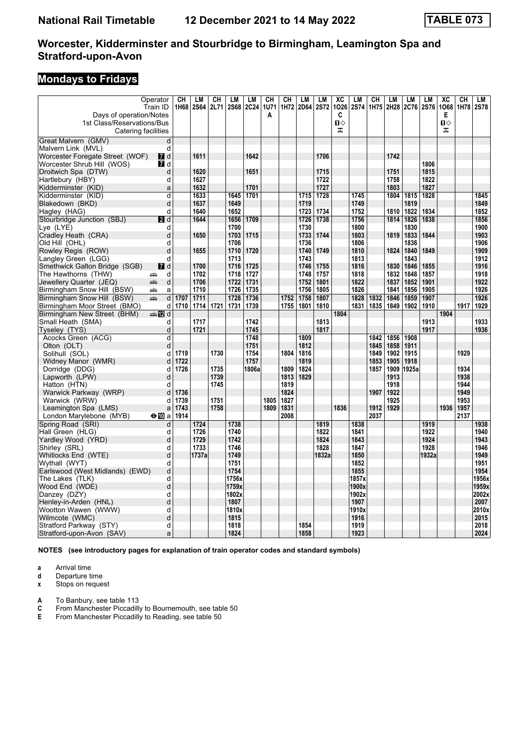# National Rail Timetable 12 December 2021 to 14 May 2022 TABLE 073

## Worcester, Kidderminster and Stourbridge to Birmingham, Leamington Spa and Stratford-upon-Avon

## Mondays to Fridays

| Operator | | CH | LM | CH | LM | LM | CH | CH | LM | LM | XC | LM | CH | LM | LM | LM | XC | CH | LM |
|---|---|---|---|---|---|---|---|---|---|---|---|---|---|---|---|---|---|---|---|
| Train ID | | 1H68 | 2S64 | 2L71 | 2S68 | 2C24 | 1U71 | 1H72 | 2D64 | 2S72 | 1O26 | 2S74 | 1H75 | 2H28 | 2C76 | 2S76 | 1O68 | 1H78 | 2S78 |
| Days of operation/Notes | | | | | | | A | | | | C | | | | | | E | | |
| 1st Class/Reservations/Bus | | | | | | | | | | | 🅱◇ | | | | | | 🅱◇ | | |
| Catering facilities | | | | | | | | | | | ⊼ | | | | | | ⊼ | | |
| Great Malvern (GMV) | d | | | | | | | | | | | | | | | | | | |
| Malvern Link (MVL) | d | | | | | | | | | | | | | | | | | | |
| Worcester Foregate Street (WOF) | 7 d | | 1611 | | | 1642 | | | | 1706 | | | | 1742 | | | | | |
| Worcester Shrub Hill (WOS) | 7 d | | | | | | | | | | | | | | | 1806 | | | |
| Droitwich Spa (DTW) | d | | 1620 | | | 1651 | | | | 1715 | | | | 1751 | | 1815 | | | |
| Hartlebury (HBY) | d | | 1627 | | | | | | | 1722 | | | | 1758 | | 1822 | | | |
| Kidderminster (KID) | a | | 1632 | | | 1701 | | | | 1727 | | | | 1803 | | 1827 | | | |
| Kidderminster (KID) | d | | 1633 | | 1645 | 1701 | | | 1715 | 1728 | | 1745 | | 1804 | 1815 | 1828 | | | 1845 |
| Blakedown (BKD) | d | | 1637 | | 1649 | | | | 1719 | | | 1749 | | | 1819 | | | | 1849 |
| Hagley (HAG) | d | | 1640 | | 1652 | | | | 1723 | 1734 | | 1752 | | 1810 | 1822 | 1834 | | | 1852 |
| Stourbridge Junction (SBJ) | 2 d | | 1644 | | 1656 | 1709 | | | 1726 | 1738 | | 1756 | | 1814 | 1826 | 1838 | | | 1856 |
| Lye (LYE) | d | | | | 1700 | | | | 1730 | | | 1800 | | | 1830 | | | | 1900 |
| Cradley Heath (CRA) | d | | 1650 | | 1703 | 1715 | | | 1733 | 1744 | | 1803 | | 1819 | 1833 | 1844 | | | 1903 |
| Old Hill (OHL) | d | | | | 1706 | | | | 1736 | | | 1806 | | | 1836 | | | | 1906 |
| Rowley Regis (ROW) | d | | 1655 | | 1710 | 1720 | | | 1740 | 1749 | | 1810 | | 1824 | 1840 | 1849 | | | 1909 |
| Langley Green (LGG) | d | | | | 1713 | | | | 1743 | | | 1813 | | | 1843 | | | | 1912 |
| Smethwick Galton Bridge (SGB) | 7 d | | 1700 | | 1716 | 1725 | | | 1746 | 1755 | | 1816 | | 1830 | 1846 | 1855 | | | 1916 |
| The Hawthorns (THW) | 🚋 d | | 1702 | | 1718 | 1727 | | | 1748 | 1757 | | 1818 | | 1832 | 1848 | 1857 | | | 1918 |
| Jewellery Quarter (JEQ) | 🚋 d | | 1706 | | 1722 | 1731 | | | 1752 | 1801 | | 1822 | | 1837 | 1852 | 1901 | | | 1922 |
| Birmingham Snow Hill (BSW) | 🚋 a | | 1710 | | 1726 | 1735 | | | 1756 | 1805 | | 1826 | | 1841 | 1856 | 1905 | | | 1926 |
| Birmingham Snow Hill (BSW) | 🚋 d | 1707 | 1711 | | 1728 | 1736 | | 1752 | 1758 | 1807 | | 1828 | 1832 | 1846 | 1859 | 1907 | | | 1926 |
| Birmingham Moor Street (BMO) | d | 1710 | 1714 | 1721 | 1731 | 1739 | | 1755 | 1801 | 1810 | | 1831 | 1835 | 1849 | 1902 | 1910 | | 1917 | 1929 |
| Birmingham New Street (BHM) | 🚌12 d | | | | | | | | | | 1804 | | | | | | 1904 | | |
| Small Heath (SMA) | d | | 1717 | | | 1742 | | | | 1813 | | | | | | 1913 | | | 1933 |
| Tyseley (TYS) | d | | 1721 | | | 1745 | | | | 1817 | | | | | | 1917 | | | 1936 |
| Acocks Green (ACG) | d | | | | | 1748 | | | 1809 | | | | 1842 | 1856 | 1908 | | | | |
| Olton (OLT) | d | | | | | 1751 | | | 1812 | | | | 1845 | 1858 | 1911 | | | | |
| Solihull (SOL) | d | 1719 | | 1730 | | 1754 | | 1804 | 1816 | | | | 1849 | 1902 | 1915 | | | 1929 | |
| Widney Manor (WMR) | d | 1722 | | | | 1757 | | | 1819 | | | | 1853 | 1905 | 1918 | | | | |
| Dorridge (DDG) | d | 1726 | | 1735 | | 1806a | | 1809 | 1824 | | | | 1857 | 1909 | 1925a | | | 1934 | |
| Lapworth (LPW) | d | | | 1739 | | | | 1813 | 1829 | | | | | 1913 | | | | 1938 | |
| Hatton (HTN) | d | | | 1745 | | | | 1819 | | | | | | 1918 | | | | 1944 | |
| Warwick Parkway (WRP) | d | 1736 | | | | | | 1824 | | | | | 1907 | 1922 | | | | 1949 | |
| Warwick (WRW) | d | 1739 | | 1751 | | | 1805 | 1827 | | | | | | 1925 | | | | 1953 | |
| Leamington Spa (LMS) | a | 1743 | | 1758 | | | 1809 | 1831 | | | 1836 | | 1912 | 1929 | | | 1936 | 1957 | |
| London Marylebone (MYB) | ⊖10 a | 1914 | | | | | | 2008 | | | | | 2037 | | | | | 2137 | |
| Spring Road (SRI) | d | | 1724 | | 1738 | | | | | 1819 | | 1838 | | | | 1919 | | | 1938 |
| Hall Green (HLG) | d | | 1726 | | 1740 | | | | | 1822 | | 1841 | | | | 1922 | | | 1940 |
| Yardley Wood (YRD) | d | | 1729 | | 1742 | | | | | 1824 | | 1843 | | | | 1924 | | | 1943 |
| Shirley (SRL) | d | | 1733 | | 1746 | | | | | 1828 | | 1847 | | | | 1928 | | | 1946 |
| Whitlocks End (WTE) | d | | 1737a | | 1749 | | | | | 1832a | | 1850 | | | | 1932a | | | 1949 |
| Wythall (WYT) | d | | | | 1751 | | | | | | | 1852 | | | | | | | 1951 |
| Earlswood (West Midlands) (EWD) | d | | | | 1754 | | | | | | | 1855 | | | | | | | 1954 |
| The Lakes (TLK) | d | | | | 1756x | | | | | | | 1857x | | | | | | | 1956x |
| Wood End (WDE) | d | | | | 1759x | | | | | | | 1900x | | | | | | | 1959x |
| Danzey (DZY) | d | | | | 1802x | | | | | | | 1902x | | | | | | | 2002x |
| Henley-in-Arden (HNL) | d | | | | 1807 | | | | | | | 1907 | | | | | | | 2007 |
| Wootton Wawen (WWW) | d | | | | 1810x | | | | | | | 1910x | | | | | | | 2010x |
| Wilmcote (WMC) | d | | | | 1815 | | | | | | | 1916 | | | | | | | 2015 |
| Stratford Parkway (STY) | d | | | | 1818 | | | | 1854 | | | 1919 | | | | | | | 2018 |
| Stratford-upon-Avon (SAV) | a | | | | 1824 | | | | 1858 | | | 1923 | | | | | | | 2024 |

**NOTES (see introductory pages for explanation of train operator codes and standard symbols)**

- **a** Arrival time
- **d** Departure time
- **x** Stops on request

- **A** To Banbury, see table 113
- **C** From Manchester Piccadilly to Bournemouth, see table 50
- **E** From Manchester Piccadilly to Reading, see table 50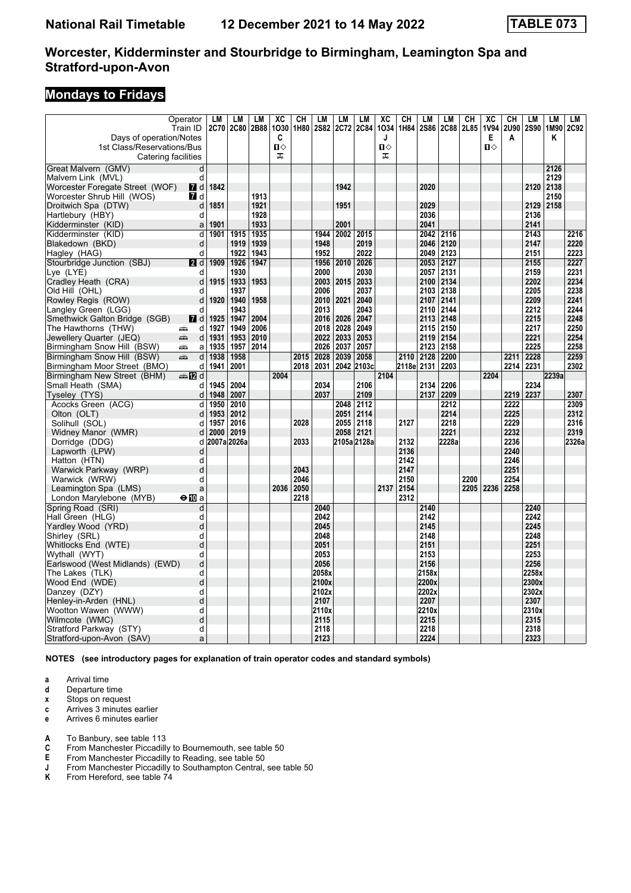# Worcester, Kidderminster and Stourbridge to Birmingham, Leamington Spa and Stratford-upon-Avon

## Mondays to Fridays

| Operator | | LM | LM | LM | XC | CH | LM | LM | LM | XC | CH | LM | LM | CH | XC | CH | LM | LM | LM |
|---|---|---|---|---|---|---|---|---|---|---|---|---|---|---|---|---|---|---|---|
| Train ID | | 2C70 | 2C80 | 2B88 | 1O30 | 1H80 | 2S82 | 2C72 | 2C84 | 1O34 | 1H84 | 2S86 | 2C88 | 2L85 | 1V94 | 2U90 | 2S90 | 1M90 | 2C92 |
| Days of operation/Notes | | | | | C | | | | | J | | | | | E | A | | K | |
| 1st Class/Reservations/Bus | | | | | 1◇ | | | | | 1◇ | | | | | 1◇ | | | | |
| Catering facilities | | | | | ⚹ | | | | | ⚹ | | | | | | | | | |
| Great Malvern (GMV) | d | | | | | | | | | | | | | | | | | 2126 | |
| Malvern Link (MVL) | d | | | | | | | | | | | | | | | | | 2129 | |
| Worcester Foregate Street (WOF) | 7 d | 1842 | | | | | | 1942 | | | | 2020 | | | | | 2120 | 2138 | |
| Worcester Shrub Hill (WOS) | 7 d | | | 1913 | | | | | | | | | | | | | | 2150 | |
| Droitwich Spa (DTW) | d | 1851 | | 1921 | | | | 1951 | | | | 2029 | | | | | 2129 | 2158 | |
| Hartlebury (HBY) | d | | | 1928 | | | | | | | | 2036 | | | | | 2136 | | |
| Kidderminster (KID) | a | 1901 | | 1933 | | | | 2001 | | | | 2041 | | | | | 2141 | | |
| Kidderminster (KID) | d | 1901 | 1915 | 1935 | | | 1944 | 2002 | 2015 | | | 2042 | 2116 | | | | 2143 | | 2216 |
| Blakedown (BKD) | d | | 1919 | 1939 | | | 1948 | | 2019 | | | 2046 | 2120 | | | | 2147 | | 2220 |
| Hagley (HAG) | d | | 1922 | 1943 | | | 1952 | | 2022 | | | 2049 | 2123 | | | | 2151 | | 2223 |
| Stourbridge Junction (SBJ) | 2 d | 1909 | 1926 | 1947 | | | 1956 | 2010 | 2026 | | | 2053 | 2127 | | | | 2155 | | 2227 |
| Lye (LYE) | d | | 1930 | | | | 2000 | | 2030 | | | 2057 | 2131 | | | | 2159 | | 2231 |
| Cradley Heath (CRA) | d | 1915 | 1933 | 1953 | | | 2003 | 2015 | 2033 | | | 2100 | 2134 | | | | 2202 | | 2234 |
| Old Hill (OHL) | d | | 1937 | | | | 2006 | | 2037 | | | 2103 | 2138 | | | | 2205 | | 2238 |
| Rowley Regis (ROW) | d | 1920 | 1940 | 1958 | | | 2010 | 2021 | 2040 | | | 2107 | 2141 | | | | 2209 | | 2241 |
| Langley Green (LGG) | d | | 1943 | | | | 2013 | | 2043 | | | 2110 | 2144 | | | | 2212 | | 2244 |
| Smethwick Galton Bridge (SGB) | 7 d | 1925 | 1947 | 2004 | | | 2016 | 2026 | 2047 | | | 2113 | 2148 | | | | 2215 | | 2248 |
| The Hawthorns (THW) | 🚋 d | 1927 | 1949 | 2006 | | | 2018 | 2028 | 2049 | | | 2115 | 2150 | | | | 2217 | | 2250 |
| Jewellery Quarter (JEQ) | 🚋 d | 1931 | 1953 | 2010 | | | 2022 | 2033 | 2053 | | | 2119 | 2154 | | | | 2221 | | 2254 |
| Birmingham Snow Hill (BSW) | 🚋 a | 1935 | 1957 | 2014 | | | 2026 | 2037 | 2057 | | | 2123 | 2158 | | | | 2225 | | 2258 |
| Birmingham Snow Hill (BSW) | 🚋 d | 1938 | 1958 | | | 2015 | 2028 | 2039 | 2058 | | 2110 | 2128 | 2200 | | | 2211 | 2228 | | 2259 |
| Birmingham Moor Street (BMO) | d | 1941 | 2001 | | | 2018 | 2031 | 2042 | 2103c | | 2118e | 2131 | 2203 | | | 2214 | 2231 | | 2302 |
| Birmingham New Street (BHM) | 🚌12 d | | | | 2004 | | | | | 2104 | | | | | 2204 | | | 2239a | |
| Small Heath (SMA) | d | 1945 | 2004 | | | | 2034 | | 2106 | | | 2134 | 2206 | | | | 2234 | | |
| Tyseley (TYS) | d | 1948 | 2007 | | | | 2037 | | 2109 | | | 2137 | 2209 | | | 2219 | 2237 | | 2307 |
| Acocks Green (ACG) | d | 1950 | 2010 | | | | | 2048 | 2112 | | | | 2212 | | | 2222 | | | 2309 |
| Olton (OLT) | d | 1953 | 2012 | | | | | 2051 | 2114 | | | | 2214 | | | 2225 | | | 2312 |
| Solihull (SOL) | d | 1957 | 2016 | | | 2028 | | 2055 | 2118 | | 2127 | | 2218 | | | 2229 | | | 2316 |
| Widney Manor (WMR) | d | 2000 | 2019 | | | | | 2058 | 2121 | | | | 2221 | | | 2232 | | | 2319 |
| Dorridge (DDG) | d | 2007a | 2026a | | | 2033 | | 2105a | 2128a | | 2132 | | 2228a | | | 2236 | | | 2326a |
| Lapworth (LPW) | d | | | | | | | | | | 2136 | | | | | 2240 | | | |
| Hatton (HTN) | d | | | | | | | | | | 2142 | | | | | 2246 | | | |
| Warwick Parkway (WRP) | d | | | | | 2043 | | | | | 2147 | | | | | 2251 | | | |
| Warwick (WRW) | d | | | | | 2046 | | | | | 2150 | | | 2200 | | 2254 | | | |
| Leamington Spa (LMS) | a | | | | 2036 | 2050 | | | | 2137 | 2154 | | | 2205 | 2236 | 2258 | | | |
| London Marylebone (MYB) | ⊖10 a | | | | | 2218 | | | | | 2312 | | | | | | | | |
| Spring Road (SRI) | d | | | | | | 2040 | | | | | 2140 | | | | | 2240 | | |
| Hall Green (HLG) | d | | | | | | 2042 | | | | | 2142 | | | | | 2242 | | |
| Yardley Wood (YRD) | d | | | | | | 2045 | | | | | 2145 | | | | | 2245 | | |
| Shirley (SRL) | d | | | | | | 2048 | | | | | 2148 | | | | | 2248 | | |
| Whitlocks End (WTE) | d | | | | | | 2051 | | | | | 2151 | | | | | 2251 | | |
| Wythall (WYT) | d | | | | | | 2053 | | | | | 2153 | | | | | 2253 | | |
| Earlswood (West Midlands) (EWD) | d | | | | | | 2056 | | | | | 2156 | | | | | 2256 | | |
| The Lakes (TLK) | d | | | | | | 2058x | | | | | 2158x | | | | | 2258x | | |
| Wood End (WDE) | d | | | | | | 2100x | | | | | 2200x | | | | | 2300x | | |
| Danzey (DZY) | d | | | | | | 2102x | | | | | 2202x | | | | | 2302x | | |
| Henley-in-Arden (HNL) | d | | | | | | 2107 | | | | | 2207 | | | | | 2307 | | |
| Wootton Wawen (WWW) | d | | | | | | 2110x | | | | | 2210x | | | | | 2310x | | |
| Wilmcote (WMC) | d | | | | | | 2115 | | | | | 2215 | | | | | 2315 | | |
| Stratford Parkway (STY) | d | | | | | | 2118 | | | | | 2218 | | | | | 2318 | | |
| Stratford-upon-Avon (SAV) | a | | | | | | 2123 | | | | | 2224 | | | | | 2323 | | |

**NOTES (see introductory pages for explanation of train operator codes and standard symbols)**

- **a** Arrival time
- **d** Departure time
- **x** Stops on request
- **c** Arrives 3 minutes earlier
- **e** Arrives 6 minutes earlier

- **A** To Banbury, see table 113
- **C** From Manchester Piccadilly to Bournemouth, see table 50
- **E** From Manchester Piccadilly to Reading, see table 50
- **J** From Manchester Piccadilly to Southampton Central, see table 50
- **K** From Hereford, see table 74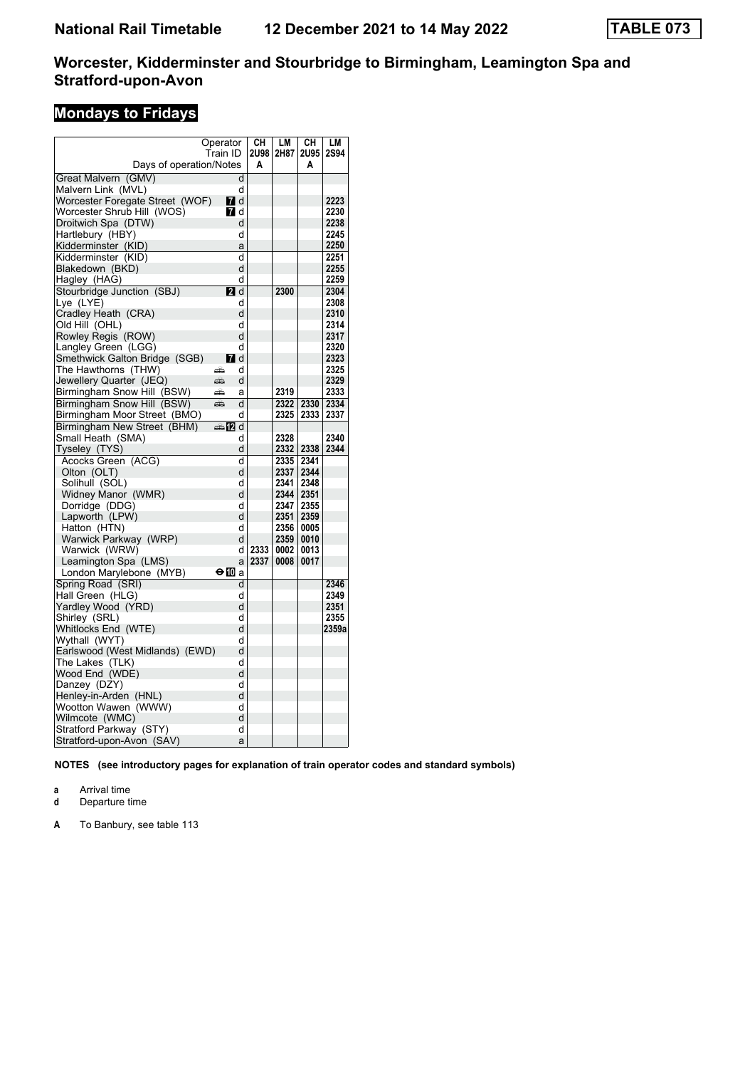# National Rail Timetable 12 December 2021 to 14 May 2022 TABLE 073

## Worcester, Kidderminster and Stourbridge to Birmingham, Leamington Spa and Stratford-upon-Avon

## Mondays to Fridays

| Operator | | CH | LM | CH | LM |
|---|---|---|---|---|---|
| Train ID | | 2U98 | 2H87 | 2U95 | 2S94 |
| Days of operation/Notes | | A | | A | |
| Great Malvern (GMV) | d | | | | |
| Malvern Link (MVL) | d | | | | |
| Worcester Foregate Street (WOF) | 7 d | | | | 2223 |
| Worcester Shrub Hill (WOS) | 7 d | | | | 2230 |
| Droitwich Spa (DTW) | d | | | | 2238 |
| Hartlebury (HBY) | d | | | | 2245 |
| Kidderminster (KID) | a | | | | 2250 |
| Kidderminster (KID) | d | | | | 2251 |
| Blakedown (BKD) | d | | | | 2255 |
| Hagley (HAG) | d | | | | 2259 |
| Stourbridge Junction (SBJ) | 2 d | | 2300 | | 2304 |
| Lye (LYE) | d | | | | 2308 |
| Cradley Heath (CRA) | d | | | | 2310 |
| Old Hill (OHL) | d | | | | 2314 |
| Rowley Regis (ROW) | d | | | | 2317 |
| Langley Green (LGG) | d | | | | 2320 |
| Smethwick Galton Bridge (SGB) | 7 d | | | | 2323 |
| The Hawthorns (THW) | d | | | | 2325 |
| Jewellery Quarter (JEQ) | d | | | | 2329 |
| Birmingham Snow Hill (BSW) | a | | 2319 | | 2333 |
| Birmingham Snow Hill (BSW) | d | | 2322 | 2330 | 2334 |
| Birmingham Moor Street (BMO) | d | | 2325 | 2333 | 2337 |
| Birmingham New Street (BHM) | 12 d | | | | |
| Small Heath (SMA) | d | | 2328 | | 2340 |
| Tyseley (TYS) | d | | 2332 | 2338 | 2344 |
| Acocks Green (ACG) | d | | 2335 | 2341 | |
| Olton (OLT) | d | | 2337 | 2344 | |
| Solihull (SOL) | d | | 2341 | 2348 | |
| Widney Manor (WMR) | d | | 2344 | 2351 | |
| Dorridge (DDG) | d | | 2347 | 2355 | |
| Lapworth (LPW) | d | | 2351 | 2359 | |
| Hatton (HTN) | d | | 2356 | 0005 | |
| Warwick Parkway (WRP) | d | | 2359 | 0010 | |
| Warwick (WRW) | d | 2333 | 0002 | 0013 | |
| Leamington Spa (LMS) | a | 2337 | 0008 | 0017 | |
| London Marylebone (MYB) | 10 a | | | | |
| Spring Road (SRI) | d | | | | 2346 |
| Hall Green (HLG) | d | | | | 2349 |
| Yardley Wood (YRD) | d | | | | 2351 |
| Shirley (SRL) | d | | | | 2355 |
| Whitlocks End (WTE) | d | | | | 2359a |
| Wythall (WYT) | d | | | | |
| Earlswood (West Midlands) (EWD) | d | | | | |
| The Lakes (TLK) | d | | | | |
| Wood End (WDE) | d | | | | |
| Danzey (DZY) | d | | | | |
| Henley-in-Arden (HNL) | d | | | | |
| Wootton Wawen (WWW) | d | | | | |
| Wilmcote (WMC) | d | | | | |
| Stratford Parkway (STY) | d | | | | |
| Stratford-upon-Avon (SAV) | a | | | | |

**NOTES (see introductory pages for explanation of train operator codes and standard symbols)**

**a** Arrival time
**d** Departure time

**A** To Banbury, see table 113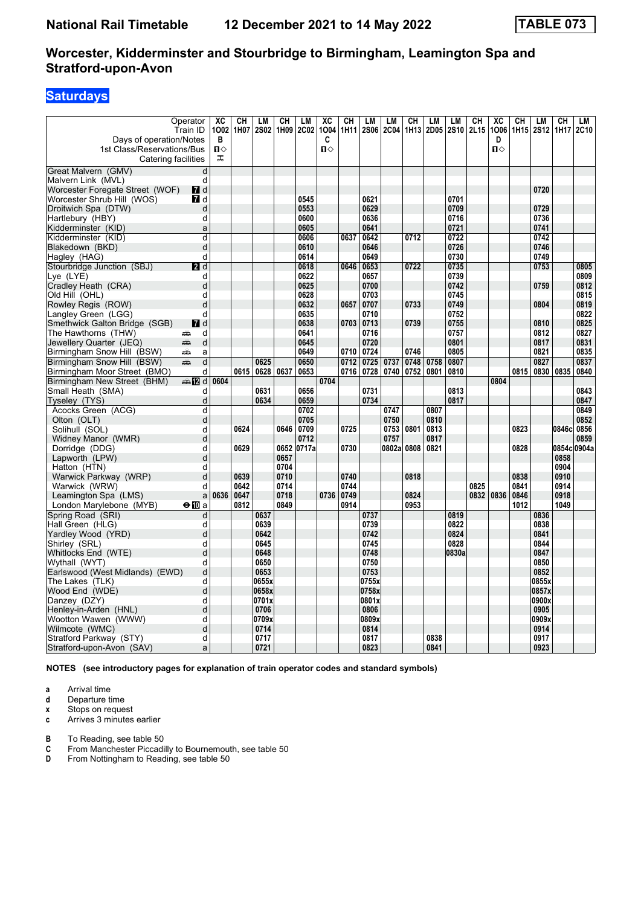| Operator | | XC | CH | LM | CH | LM | XC | CH | LM | LM | CH | LM | LM | CH | XC | CH | LM | CH | LM |
|---|---|---|---|---|---|---|---|---|---|---|---|---|---|---|---|---|---|---|---|
| Train ID | | 1O02 | 1H07 | 2S02 | 1H09 | 2C02 | 1O04 | 1H11 | 2S06 | 2C04 | 1H13 | 2D05 | 2S10 | 2L15 | 1O06 | 1H15 | 2S12 | 1H17 | 2C10 |
| Days of operation/Notes | | B | | | | | C | | | | | | | | D | | | | |
| 1st Class/Reservations/Bus | | ■◇ | | | | | ■◇ | | | | | | | | ■◇ | | | | |
| Catering facilities | | ✠ | | | | | | | | | | | | | | | | | |
| Great Malvern (GMV) | d | | | | | | | | | | | | | | | | | | |
| Malvern Link (MVL) | d | | | | | | | | | | | | | | | | | | |
| Worcester Foregate Street (WOF) | 7 d | | | | | | | | | | | | | | | | 0720 | | |
| Worcester Shrub Hill (WOS) | 7 d | | | | | 0545 | | | 0621 | | | | 0701 | | | | | | |
| Droitwich Spa (DTW) | d | | | | | 0553 | | | 0629 | | | | 0709 | | | | 0729 | | |
| Hartlebury (HBY) | d | | | | | 0600 | | | 0636 | | | | 0716 | | | | 0736 | | |
| Kidderminster (KID) | a | | | | | 0605 | | | 0641 | | | | 0721 | | | | 0741 | | |
| Kidderminster (KID) | d | | | | | 0606 | | 0637 | 0642 | | 0712 | | 0722 | | | | 0742 | | |
| Blakedown (BKD) | d | | | | | 0610 | | | 0646 | | | | 0726 | | | | 0746 | | |
| Hagley (HAG) | d | | | | | 0614 | | | 0649 | | | | 0730 | | | | 0749 | | |
| Stourbridge Junction (SBJ) | 2 d | | | | | 0618 | | 0646 | 0653 | | 0722 | | 0735 | | | | 0753 | | 0805 |
| Lye (LYE) | d | | | | | 0622 | | | 0657 | | | | 0739 | | | | | | 0809 |
| Cradley Heath (CRA) | d | | | | | 0625 | | | 0700 | | | | 0742 | | | | 0759 | | 0812 |
| Old Hill (OHL) | d | | | | | 0628 | | | 0703 | | | | 0745 | | | | | | 0815 |
| Rowley Regis (ROW) | d | | | | | 0632 | | 0657 | 0707 | | 0733 | | 0749 | | | | 0804 | | 0819 |
| Langley Green (LGG) | d | | | | | 0635 | | | 0710 | | | | 0752 | | | | | | 0822 |
| Smethwick Galton Bridge (SGB) | 7 d | | | | | 0638 | | 0703 | 0713 | | 0739 | | 0755 | | | | 0810 | | 0825 |
| The Hawthorns (THW) | 🚌 d | | | | | 0641 | | | 0716 | | | | 0757 | | | | 0812 | | 0827 |
| Jewellery Quarter (JEQ) | 🚌 d | | | | | 0645 | | | 0720 | | | | 0801 | | | | 0817 | | 0831 |
| Birmingham Snow Hill (BSW) | 🚌 a | | | | | 0649 | | 0710 | 0724 | | 0746 | | 0805 | | | | 0821 | | 0835 |
| Birmingham Snow Hill (BSW) | 🚌 d | | | 0625 | | 0650 | | 0712 | 0725 | 0737 | 0748 | 0758 | 0807 | | | | 0827 | | 0837 |
| Birmingham Moor Street (BMO) | d | | 0615 | 0628 | 0637 | 0653 | | 0716 | 0728 | 0740 | 0752 | 0801 | 0810 | | | 0815 | 0830 | 0835 | 0840 |
| Birmingham New Street (BHM) | 🚌 12 d | 0604 | | | | | 0704 | | | | | | | | 0804 | | | | |
| Small Heath (SMA) | d | | | 0631 | | 0656 | | | 0731 | | | | 0813 | | | | | | 0843 |
| Tyseley (TYS) | d | | | 0634 | | 0659 | | | 0734 | | | | 0817 | | | | | | 0847 |
| Acocks Green (ACG) | d | | | | | 0702 | | | | 0747 | | 0807 | | | | | | | 0849 |
| Olton (OLT) | d | | | | | 0705 | | | | 0750 | | 0810 | | | | | | | 0852 |
| Solihull (SOL) | d | | 0624 | | 0646 | 0709 | | 0725 | | 0753 | 0801 | 0813 | | | | 0823 | | 0846c | 0856 |
| Widney Manor (WMR) | d | | | | | 0712 | | | | 0757 | | 0817 | | | | | | | 0859 |
| Dorridge (DDG) | d | | 0629 | | 0652 | 0717a | | 0730 | | 0802a | 0808 | 0821 | | | | 0828 | | 0854c | 0904a |
| Lapworth (LPW) | d | | | | 0657 | | | | | | | | | | | | | 0858 | |
| Hatton (HTN) | d | | | | 0704 | | | | | | | | | | | | | 0904 | |
| Warwick Parkway (WRP) | d | | 0639 | | 0710 | | | 0740 | | | 0818 | | | | | 0838 | | 0910 | |
| Warwick (WRW) | d | | 0642 | | 0714 | | | 0744 | | | | | | 0825 | | 0841 | | 0914 | |
| Leamington Spa (LMS) | a | 0636 | 0647 | | 0718 | | 0736 | 0749 | | | 0824 | | | 0832 | 0836 | 0846 | | 0918 | |
| London Marylebone (MYB) | ⊖ 10 a | | 0812 | | 0849 | | | 0914 | | | 0953 | | | | | 1012 | | 1049 | |
| Spring Road (SRI) | d | | | 0637 | | | | | 0737 | | | | 0819 | | | | 0836 | | |
| Hall Green (HLG) | d | | | 0639 | | | | | 0739 | | | | 0822 | | | | 0838 | | |
| Yardley Wood (YRD) | d | | | 0642 | | | | | 0742 | | | | 0824 | | | | 0841 | | |
| Shirley (SRL) | d | | | 0645 | | | | | 0745 | | | | 0828 | | | | 0844 | | |
| Whitlocks End (WTE) | d | | | 0648 | | | | | 0748 | | | | 0830a | | | | 0847 | | |
| Wythall (WYT) | d | | | 0650 | | | | | 0750 | | | | | | | | 0850 | | |
| Earlswood (West Midlands) (EWD) | d | | | 0653 | | | | | 0753 | | | | | | | | 0852 | | |
| The Lakes (TLK) | d | | | 0655x | | | | | 0755x | | | | | | | | 0855x | | |
| Wood End (WDE) | d | | | 0658x | | | | | 0758x | | | | | | | | 0857x | | |
| Danzey (DZY) | d | | | 0701x | | | | | 0801x | | | | | | | | 0900x | | |
| Henley-in-Arden (HNL) | d | | | 0706 | | | | | 0806 | | | | | | | | 0905 | | |
| Wootton Wawen (WWW) | d | | | 0709x | | | | | 0809x | | | | | | | | 0909x | | |
| Wilmcote (WMC) | d | | | 0714 | | | | | 0814 | | | | | | | | 0914 | | |
| Stratford Parkway (STY) | d | | | 0717 | | | | | 0817 | | | 0838 | | | | | 0917 | | |
| Stratford-upon-Avon (SAV) | a | | | 0721 | | | | | 0823 | | | 0841 | | | | | 0923 | | |

**NOTES (see introductory pages for explanation of train operator codes and standard symbols)**

- **a** Arrival time
- **d** Departure time
- **x** Stops on request
- **c** Arrives 3 minutes earlier

- **B** To Reading, see table 50
- **C** From Manchester Piccadilly to Bournemouth, see table 50
- **D** From Nottingham to Reading, see table 50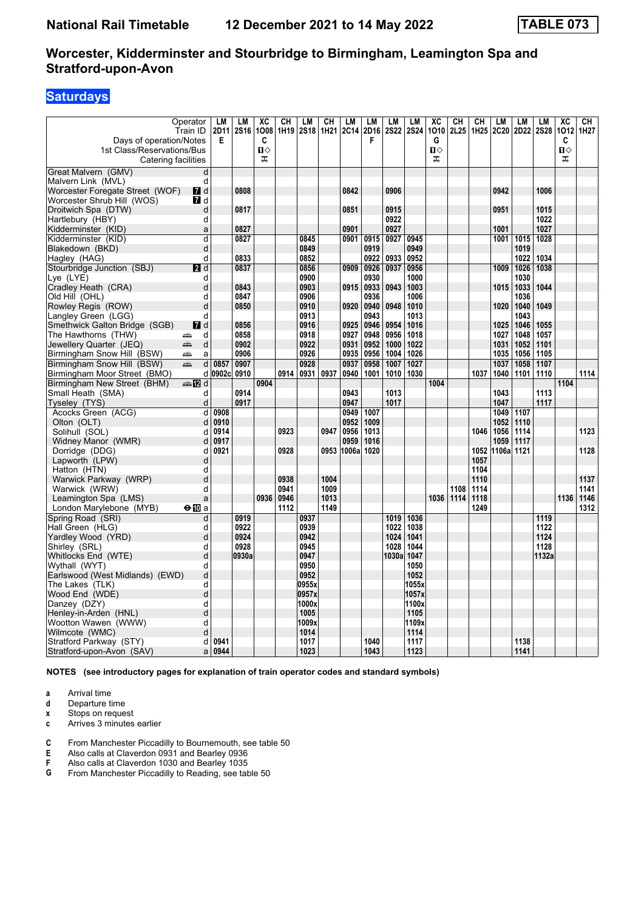# National Rail Timetable — 12 December 2021 to 14 May 2022 — TABLE 073

## Worcester, Kidderminster and Stourbridge to Birmingham, Leamington Spa and Stratford-upon-Avon

### Saturdays

| Operator | | LM | LM | XC | CH | LM | CH | LM | LM | LM | LM | XC | CH | CH | LM | LM | LM | XC | CH |
|---|---|---|---|---|---|---|---|---|---|---|---|---|---|---|---|---|---|---|---|
| Train ID | | 2D11 | 2S16 | 1O08 | 1H19 | 2S18 | 1H21 | 2C14 | 2D16 | 2S22 | 2S24 | 1O10 | 2L25 | 1H25 | 2C20 | 2D22 | 2S28 | 1O12 | 1H27 |
| Days of operation/Notes | | E | | C | | | | | F | | | G | | | | | | C | |
| 1st Class/Reservations/Bus | | | | ■◇ | | | | | | | | ■◇ | | | | | | ■◇ | |
| Catering facilities | | | | ⊼ | | | | | | | | ⊼ | | | | | | ⊼ | |
| Great Malvern (GMV) | d | | | | | | | | | | | | | | | | | | |
| Malvern Link (MVL) | d | | | | | | | | | | | | | | | | | | |
| Worcester Foregate Street (WOF) | d | | 0808 | | | | | 0842 | | 0906 | | | | | 0942 | | 1006 | | |
| Worcester Shrub Hill (WOS) | d | | | | | | | | | | | | | | | | | | |
| Droitwich Spa (DTW) | d | | 0817 | | | | | 0851 | | 0915 | | | | | 0951 | | 1015 | | |
| Hartlebury (HBY) | d | | | | | | | | | 0922 | | | | | | | 1022 | | |
| Kidderminster (KID) | a | | 0827 | | | | | 0901 | | 0927 | | | | | 1001 | | 1027 | | |
| Kidderminster (KID) | d | | 0827 | | | 0845 | | 0901 | 0915 | 0927 | 0945 | | | | 1001 | 1015 | 1028 | | |
| Blakedown (BKD) | d | | | | | 0849 | | | 0919 | | 0949 | | | | | 1019 | | | |
| Hagley (HAG) | d | | 0833 | | | 0852 | | | 0922 | 0933 | 0952 | | | | | 1022 | 1034 | | |
| Stourbridge Junction (SBJ) | d | | 0837 | | | 0856 | | 0909 | 0926 | 0937 | 0956 | | | | 1009 | 1026 | 1038 | | |
| Lye (LYE) | d | | | | | 0900 | | | 0930 | | 1000 | | | | | 1030 | | | |
| Cradley Heath (CRA) | d | | 0843 | | | 0903 | | 0915 | 0933 | 0943 | 1003 | | | | 1015 | 1033 | 1044 | | |
| Old Hill (OHL) | d | | 0847 | | | 0906 | | | 0936 | | 1006 | | | | | 1036 | | | |
| Rowley Regis (ROW) | d | | 0850 | | | 0910 | | 0920 | 0940 | 0948 | 1010 | | | | 1020 | 1040 | 1049 | | |
| Langley Green (LGG) | d | | | | | 0913 | | | 0943 | | 1013 | | | | | 1043 | | | |
| Smethwick Galton Bridge (SGB) | d | | 0856 | | | 0916 | | 0925 | 0946 | 0954 | 1016 | | | | 1025 | 1046 | 1055 | | |
| The Hawthorns (THW) | d | | 0858 | | | 0918 | | 0927 | 0948 | 0956 | 1018 | | | | 1027 | 1048 | 1057 | | |
| Jewellery Quarter (JEQ) | d | | 0902 | | | 0922 | | 0931 | 0952 | 1000 | 1022 | | | | 1031 | 1052 | 1101 | | |
| Birmingham Snow Hill (BSW) | a | | 0906 | | | 0926 | | 0935 | 0956 | 1004 | 1026 | | | | 1035 | 1056 | 1105 | | |
| Birmingham Snow Hill (BSW) | d | 0857 | 0907 | | | 0928 | | 0937 | 0958 | 1007 | 1027 | | | | 1037 | 1058 | 1107 | | |
| Birmingham Moor Street (BMO) | d | 0902c | 0910 | | 0914 | 0931 | 0937 | 0940 | 1001 | 1010 | 1030 | | | 1037 | 1040 | 1101 | 1110 | | 1114 |
| Birmingham New Street (BHM) | d | | | 0904 | | | | | | | | 1004 | | | | | | 1104 | |
| Small Heath (SMA) | d | | 0914 | | | | | 0943 | | 1013 | | | | | 1043 | | 1113 | | |
| Tyseley (TYS) | d | | 0917 | | | | | 0947 | | 1017 | | | | | 1047 | | 1117 | | |
| Acocks Green (ACG) | d | 0908 | | | | | | 0949 | 1007 | | | | | | 1049 | 1107 | | | |
| Olton (OLT) | d | 0910 | | | | | | 0952 | 1009 | | | | | | 1052 | 1110 | | | |
| Solihull (SOL) | d | 0914 | | | 0923 | | 0947 | 0956 | 1013 | | | | | 1046 | 1056 | 1114 | | | 1123 |
| Widney Manor (WMR) | d | 0917 | | | | | | 0959 | 1016 | | | | | | 1059 | 1117 | | | |
| Dorridge (DDG) | d | 0921 | | | 0928 | | 0953 | 1006a | 1020 | | | | | 1052 | 1106a | 1121 | | | 1128 |
| Lapworth (LPW) | d | | | | | | | | | | | | | 1057 | | | | | |
| Hatton (HTN) | d | | | | | | | | | | | | | 1104 | | | | | |
| Warwick Parkway (WRP) | d | | | | 0938 | | 1004 | | | | | | | 1110 | | | | | 1137 |
| Warwick (WRW) | d | | | | 0941 | | 1009 | | | | | | 1108 | 1114 | | | | | 1141 |
| Leamington Spa (LMS) | a | | | 0936 | 0946 | | 1013 | | | | | 1036 | 1114 | 1118 | | | | 1136 | 1146 |
| London Marylebone (MYB) | a | | | | 1112 | | 1149 | | | | | | | 1249 | | | | | 1312 |
| Spring Road (SRI) | d | | 0919 | | | 0937 | | | | 1019 | 1036 | | | | | | 1119 | | |
| Hall Green (HLG) | d | | 0922 | | | 0939 | | | | 1022 | 1038 | | | | | | 1122 | | |
| Yardley Wood (YRD) | d | | 0924 | | | 0942 | | | | 1024 | 1041 | | | | | | 1124 | | |
| Shirley (SRL) | d | | 0928 | | | 0945 | | | | 1028 | 1044 | | | | | | 1128 | | |
| Whitlocks End (WTE) | d | | 0930a | | | 0947 | | | | 1030a | 1047 | | | | | | 1132a | | |
| Wythall (WYT) | d | | | | | 0950 | | | | | 1050 | | | | | | | | |
| Earlswood (West Midlands) (EWD) | d | | | | | 0952 | | | | | 1052 | | | | | | | | |
| The Lakes (TLK) | d | | | | | 0955x | | | | | 1055x | | | | | | | | |
| Wood End (WDE) | d | | | | | 0957x | | | | | 1057x | | | | | | | | |
| Danzey (DZY) | d | | | | | 1000x | | | | | 1100x | | | | | | | | |
| Henley-in-Arden (HNL) | d | | | | | 1005 | | | | | 1105 | | | | | | | | |
| Wootton Wawen (WWW) | d | | | | | 1009x | | | | | 1109x | | | | | | | | |
| Wilmcote (WMC) | d | | | | | 1014 | | | | | 1114 | | | | | | | | |
| Stratford Parkway (STY) | d | 0941 | | | | 1017 | | | 1040 | | 1117 | | | | | 1138 | | | |
| Stratford-upon-Avon (SAV) | a | 0944 | | | | 1023 | | | 1043 | | 1123 | | | | | 1141 | | | |

**NOTES (see introductory pages for explanation of train operator codes and standard symbols)**

- **a** Arrival time
- **d** Departure time
- **x** Stops on request
- **c** Arrives 3 minutes earlier

- **C** From Manchester Piccadilly to Bournemouth, see table 50
- **E** Also calls at Claverdon 0931 and Bearley 0936
- **F** Also calls at Claverdon 1030 and Bearley 1035
- **G** From Manchester Piccadilly to Reading, see table 50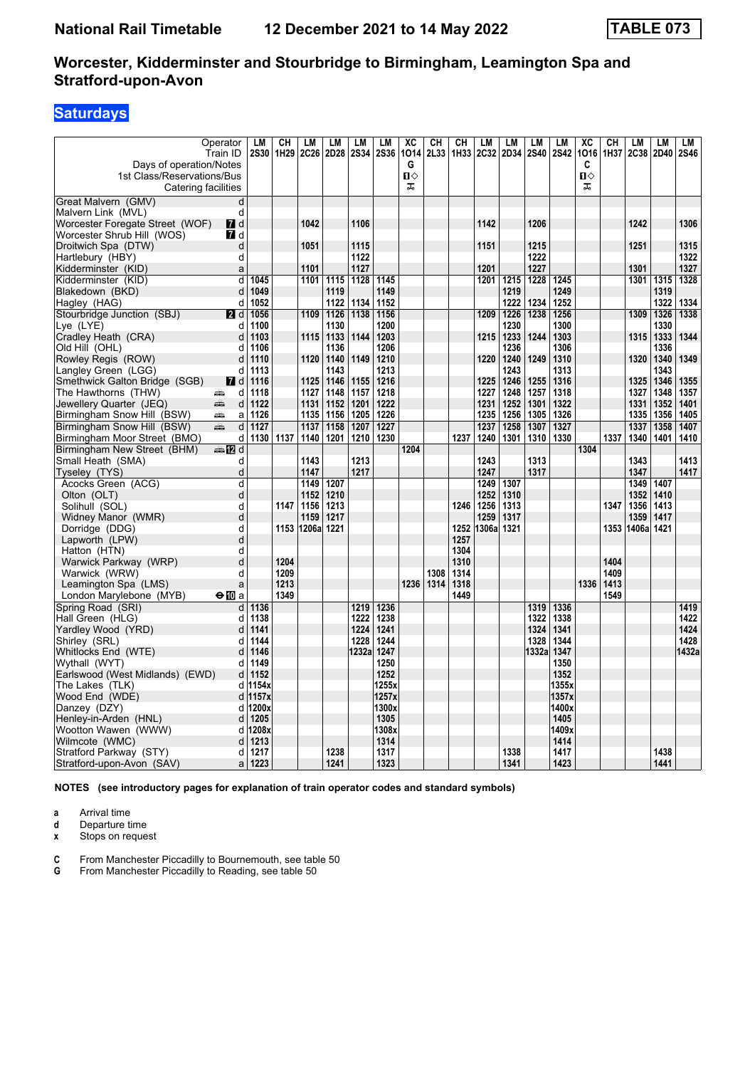# National Rail Timetable — 12 December 2021 to 14 May 2022 — TABLE 073

## Worcester, Kidderminster and Stourbridge to Birmingham, Leamington Spa and Stratford-upon-Avon

### Saturdays

| Operator | | LM | CH | LM | LM | LM | LM | XC | CH | CH | LM | LM | LM | LM | XC | CH | LM | LM | LM |
|---|---|---|---|---|---|---|---|---|---|---|---|---|---|---|---|---|---|---|---|
| Train ID | | 2S30 | 1H29 | 2C26 | 2D28 | 2S34 | 2S36 | 1O14 | 2L33 | 1H33 | 2C32 | 2D34 | 2S40 | 2S42 | 1O16 | 1H37 | 2C38 | 2D40 | 2S46 |
| Days of operation/Notes | | | | | | | | G | | | | | | | C | | | | |
| 1st Class/Reservations/Bus | | | | | | | | 1◇ | | | | | | | 1◇ | | | | |
| Catering facilities | | | | | | | | ✕ | | | | | | | ✕ | | | | |
| Great Malvern (GMV) | d | | | | | | | | | | | | | | | | | | |
| Malvern Link (MVL) | d | | | | | | | | | | | | | | | | | | |
| Worcester Foregate Street (WOF) | 7 d | | | 1042 | | 1106 | | | | | 1142 | | 1206 | | | | 1242 | | 1306 |
| Worcester Shrub Hill (WOS) | 7 d | | | | | | | | | | | | | | | | | | |
| Droitwich Spa (DTW) | d | | | 1051 | | 1115 | | | | | 1151 | | 1215 | | | | 1251 | | 1315 |
| Hartlebury (HBY) | d | | | | | 1122 | | | | | | | 1222 | | | | | | 1322 |
| Kidderminster (KID) | a | | | 1101 | | 1127 | | | | | 1201 | | 1227 | | | | 1301 | | 1327 |
| Kidderminster (KID) | d | 1045 | | 1101 | 1115 | 1128 | 1145 | | | | 1201 | 1215 | 1228 | 1245 | | | 1301 | 1315 | 1328 |
| Blakedown (BKD) | d | 1049 | | | 1119 | | 1149 | | | | | 1219 | | 1249 | | | | 1319 | |
| Hagley (HAG) | d | 1052 | | | 1122 | 1134 | 1152 | | | | | 1222 | 1234 | 1252 | | | | 1322 | 1334 |
| Stourbridge Junction (SBJ) | 2 d | 1056 | | 1109 | 1126 | 1138 | 1156 | | | | 1209 | 1226 | 1238 | 1256 | | | 1309 | 1326 | 1338 |
| Lye (LYE) | d | 1100 | | | 1130 | | 1200 | | | | | 1230 | | 1300 | | | | 1330 | |
| Cradley Heath (CRA) | d | 1103 | | 1115 | 1133 | 1144 | 1203 | | | | 1215 | 1233 | 1244 | 1303 | | | 1315 | 1333 | 1344 |
| Old Hill (OHL) | d | 1106 | | | 1136 | | 1206 | | | | | 1236 | | 1306 | | | | 1336 | |
| Rowley Regis (ROW) | d | 1110 | | 1120 | 1140 | 1149 | 1210 | | | | 1220 | 1240 | 1249 | 1310 | | | 1320 | 1340 | 1349 |
| Langley Green (LGG) | d | 1113 | | | 1143 | | 1213 | | | | | 1243 | | 1313 | | | | 1343 | |
| Smethwick Galton Bridge (SGB) | 7 d | 1116 | | 1125 | 1146 | 1155 | 1216 | | | | 1225 | 1246 | 1255 | 1316 | | | 1325 | 1346 | 1355 |
| The Hawthorns (THW) | d | 1118 | | 1127 | 1148 | 1157 | 1218 | | | | 1227 | 1248 | 1257 | 1318 | | | 1327 | 1348 | 1357 |
| Jewellery Quarter (JEQ) | d | 1122 | | 1131 | 1152 | 1201 | 1222 | | | | 1231 | 1252 | 1301 | 1322 | | | 1331 | 1352 | 1401 |
| Birmingham Snow Hill (BSW) | a | 1126 | | 1135 | 1156 | 1205 | 1226 | | | | 1235 | 1256 | 1305 | 1326 | | | 1335 | 1356 | 1405 |
| Birmingham Snow Hill (BSW) | d | 1127 | | 1137 | 1158 | 1207 | 1227 | | | | 1237 | 1258 | 1307 | 1327 | | | 1337 | 1358 | 1407 |
| Birmingham Moor Street (BMO) | d | 1130 | 1137 | 1140 | 1201 | 1210 | 1230 | | | 1237 | 1240 | 1301 | 1310 | 1330 | | 1337 | 1340 | 1401 | 1410 |
| Birmingham New Street (BHM) | 12 d | | | | | | | 1204 | | | | | | | 1304 | | | | |
| Small Heath (SMA) | d | | | 1143 | | 1213 | | | | | 1243 | | 1313 | | | | 1343 | | 1413 |
| Tyseley (TYS) | d | | | 1147 | | 1217 | | | | | 1247 | | 1317 | | | | 1347 | | 1417 |
| Acocks Green (ACG) | d | | | 1149 | 1207 | | | | | | 1249 | 1307 | | | | | 1349 | 1407 | |
| Olton (OLT) | d | | | 1152 | 1210 | | | | | | 1252 | 1310 | | | | | 1352 | 1410 | |
| Solihull (SOL) | d | | 1147 | 1156 | 1213 | | | | | 1246 | 1256 | 1313 | | | | 1347 | 1356 | 1413 | |
| Widney Manor (WMR) | d | | | 1159 | 1217 | | | | | | 1259 | 1317 | | | | | 1359 | 1417 | |
| Dorridge (DDG) | d | | 1153 | 1206a | 1221 | | | | | 1252 | 1306a | 1321 | | | | 1353 | 1406a | 1421 | |
| Lapworth (LPW) | d | | | | | | | | | 1257 | | | | | | | | | |
| Hatton (HTN) | d | | | | | | | | | 1304 | | | | | | | | | |
| Warwick Parkway (WRP) | d | | 1204 | | | | | | | 1310 | | | | | | 1404 | | | |
| Warwick (WRW) | d | | 1209 | | | | | | 1308 | 1314 | | | | | | 1409 | | | |
| Leamington Spa (LMS) | a | | 1213 | | | | | 1236 | 1314 | 1318 | | | | | 1336 | 1413 | | | |
| London Marylebone (MYB) | ⊖10 a | | 1349 | | | | | | | 1449 | | | | | | 1549 | | | |
| Spring Road (SRI) | d | 1136 | | | | 1219 | 1236 | | | | | | 1319 | 1336 | | | | | 1419 |
| Hall Green (HLG) | d | 1138 | | | | 1222 | 1238 | | | | | | 1322 | 1338 | | | | | 1422 |
| Yardley Wood (YRD) | d | 1141 | | | | 1224 | 1241 | | | | | | 1324 | 1341 | | | | | 1424 |
| Shirley (SRL) | d | 1144 | | | | 1228 | 1244 | | | | | | 1328 | 1344 | | | | | 1428 |
| Whitlocks End (WTE) | d | 1146 | | | | 1232a | 1247 | | | | | | 1332a | 1347 | | | | | 1432a |
| Wythall (WYT) | d | 1149 | | | | | 1250 | | | | | | | 1350 | | | | | |
| Earlswood (West Midlands) (EWD) | d | 1152 | | | | | 1252 | | | | | | | 1352 | | | | | |
| The Lakes (TLK) | d | 1154x | | | | | 1255x | | | | | | | 1355x | | | | | |
| Wood End (WDE) | d | 1157x | | | | | 1257x | | | | | | | 1357x | | | | | |
| Danzey (DZY) | d | 1200x | | | | | 1300x | | | | | | | 1400x | | | | | |
| Henley-in-Arden (HNL) | d | 1205 | | | | | 1305 | | | | | | | 1405 | | | | | |
| Wootton Wawen (WWW) | d | 1208x | | | | | 1308x | | | | | | | 1409x | | | | | |
| Wilmcote (WMC) | d | 1213 | | | | | 1314 | | | | | | | 1414 | | | | | |
| Stratford Parkway (STY) | d | 1217 | | | 1238 | | 1317 | | | | | 1338 | | 1417 | | | | 1438 | |
| Stratford-upon-Avon (SAV) | a | 1223 | | | 1241 | | 1323 | | | | | 1341 | | 1423 | | | | 1441 | |

**NOTES (see introductory pages for explanation of train operator codes and standard symbols)**

- **a** Arrival time
- **d** Departure time
- **x** Stops on request

- **C** From Manchester Piccadilly to Bournemouth, see table 50
- **G** From Manchester Piccadilly to Reading, see table 50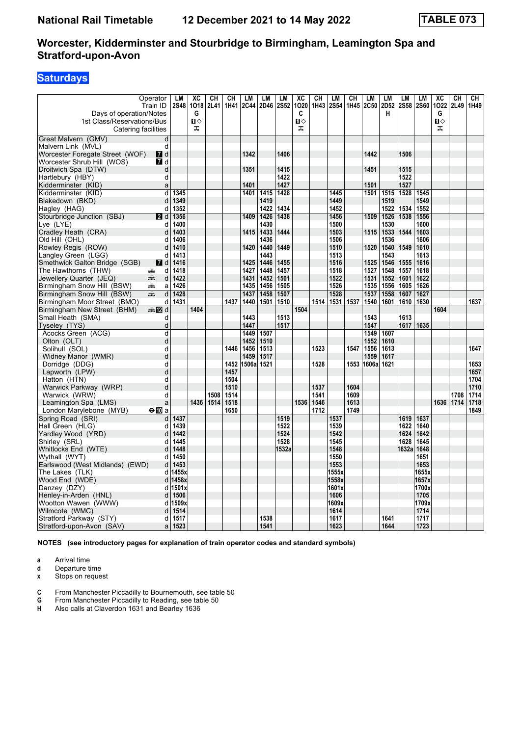# Worcester, Kidderminster and Stourbridge to Birmingham, Leamington Spa and Stratford-upon-Avon

**National Rail Timetable — 12 December 2021 to 14 May 2022 — TABLE 073**

## Saturdays

| Operator | | LM | XC | CH | CH | LM | LM | LM | XC | CH | LM | CH | LM | LM | LM | LM | XC | CH | CH |
|---|---|---|---|---|---|---|---|---|---|---|---|---|---|---|---|---|---|---|---|
| Train ID | | 2S48 | 1O18 | 2L41 | 1H41 | 2C44 | 2D46 | 2S52 | 1O20 | 1H43 | 2S54 | 1H45 | 2C50 | 2D52 | 2S58 | 2S60 | 1O22 | 2L49 | 1H49 |
| Days of operation/Notes | | | G | | | | | | C | | | | | H | | | G | | |
| 1st Class/Reservations/Bus | | | ■◇ | | | | | | ■◇ | | | | | | | | ■◇ | | |
| Catering facilities | | | ☕ | | | | | | ☕ | | | | | | | | ☕ | | |
| Great Malvern (GMV) | d | | | | | | | | | | | | | | | | | | |
| Malvern Link (MVL) | d | | | | | | | | | | | | | | | | | | |
| Worcester Foregate Street (WOF) | 7 d | | | | | 1342 | | 1406 | | | | | 1442 | | 1506 | | | | |
| Worcester Shrub Hill (WOS) | 7 d | | | | | | | | | | | | | | | | | | |
| Droitwich Spa (DTW) | d | | | | | 1351 | | 1415 | | | | | 1451 | | 1515 | | | | |
| Hartlebury (HBY) | d | | | | | | | 1422 | | | | | | | 1522 | | | | |
| Kidderminster (KID) | a | | | | | 1401 | | 1427 | | | | | 1501 | | 1527 | | | | |
| Kidderminster (KID) | d | 1345 | | | | 1401 | 1415 | 1428 | | | 1445 | | 1501 | 1515 | 1528 | 1545 | | | |
| Blakedown (BKD) | d | 1349 | | | | | 1419 | | | | 1449 | | | 1519 | | 1549 | | | |
| Hagley (HAG) | d | 1352 | | | | | 1422 | 1434 | | | 1452 | | | 1522 | 1534 | 1552 | | | |
| Stourbridge Junction (SBJ) | 2 d | 1356 | | | | 1409 | 1426 | 1438 | | | 1456 | | 1509 | 1526 | 1538 | 1556 | | | |
| Lye (LYE) | d | 1400 | | | | | 1430 | | | | 1500 | | | 1530 | | 1600 | | | |
| Cradley Heath (CRA) | d | 1403 | | | | 1415 | 1433 | 1444 | | | 1503 | | 1515 | 1533 | 1544 | 1603 | | | |
| Old Hill (OHL) | d | 1406 | | | | | 1436 | | | | 1506 | | | 1536 | | 1606 | | | |
| Rowley Regis (ROW) | d | 1410 | | | | 1420 | 1440 | 1449 | | | 1510 | | 1520 | 1540 | 1549 | 1610 | | | |
| Langley Green (LGG) | d | 1413 | | | | | 1443 | | | | 1513 | | | 1543 | | 1613 | | | |
| Smethwick Galton Bridge (SGB) | 7 d | 1416 | | | | 1425 | 1446 | 1455 | | | 1516 | | 1525 | 1546 | 1555 | 1616 | | | |
| The Hawthorns (THW) | d | 1418 | | | | 1427 | 1448 | 1457 | | | 1518 | | 1527 | 1548 | 1557 | 1618 | | | |
| Jewellery Quarter (JEQ) | d | 1422 | | | | 1431 | 1452 | 1501 | | | 1522 | | 1531 | 1552 | 1601 | 1622 | | | |
| Birmingham Snow Hill (BSW) | a | 1426 | | | | 1435 | 1456 | 1505 | | | 1526 | | 1535 | 1556 | 1605 | 1626 | | | |
| Birmingham Snow Hill (BSW) | d | 1428 | | | | 1437 | 1458 | 1507 | | | 1528 | | 1537 | 1558 | 1607 | 1627 | | | |
| Birmingham Moor Street (BMO) | d | 1431 | | | 1437 | 1440 | 1501 | 1510 | | 1514 | 1531 | 1537 | 1540 | 1601 | 1610 | 1630 | | | 1637 |
| Birmingham New Street (BHM) | 12 d | | 1404 | | | | | | 1504 | | | | | | | | 1604 | | |
| Small Heath (SMA) | d | | | | | 1443 | | 1513 | | | | | 1543 | | 1613 | | | | |
| Tyseley (TYS) | d | | | | | 1447 | | 1517 | | | | | 1547 | | 1617 | 1635 | | | |
| Acocks Green (ACG) | d | | | | | 1449 | 1507 | | | | | | 1549 | 1607 | | | | | |
| Olton (OLT) | d | | | | | 1452 | 1510 | | | | | | 1552 | 1610 | | | | | |
| Solihull (SOL) | d | | | | 1446 | 1456 | 1513 | | | 1523 | | 1547 | 1556 | 1613 | | | | | 1647 |
| Widney Manor (WMR) | d | | | | | 1459 | 1517 | | | | | | 1559 | 1617 | | | | | |
| Dorridge (DDG) | d | | | | 1452 | 1506a | 1521 | | | 1528 | | 1553 | 1606a | 1621 | | | | | 1653 |
| Lapworth (LPW) | d | | | | 1457 | | | | | | | | | | | | | | 1657 |
| Hatton (HTN) | d | | | | 1504 | | | | | | | | | | | | | | 1704 |
| Warwick Parkway (WRP) | d | | | | 1510 | | | | | 1537 | | 1604 | | | | | | | 1710 |
| Warwick (WRW) | d | | | 1508 | 1514 | | | | | 1541 | | 1609 | | | | | | 1708 | 1714 |
| Leamington Spa (LMS) | a | | 1436 | 1514 | 1518 | | | | 1536 | 1546 | | 1613 | | | | | 1636 | 1714 | 1718 |
| London Marylebone (MYB) | 10 a | | | | 1650 | | | | | 1712 | | 1749 | | | | | | | 1849 |
| Spring Road (SRI) | d | 1437 | | | | | | 1519 | | | 1537 | | | | 1619 | 1637 | | | |
| Hall Green (HLG) | d | 1439 | | | | | | 1522 | | | 1539 | | | | 1622 | 1640 | | | |
| Yardley Wood (YRD) | d | 1442 | | | | | | 1524 | | | 1542 | | | | 1624 | 1642 | | | |
| Shirley (SRL) | d | 1445 | | | | | | 1528 | | | 1545 | | | | 1628 | 1645 | | | |
| Whitlocks End (WTE) | d | 1448 | | | | | | 1532a | | | 1548 | | | | 1632a | 1648 | | | |
| Wythall (WYT) | d | 1450 | | | | | | | | | 1550 | | | | | 1651 | | | |
| Earlswood (West Midlands) (EWD) | d | 1453 | | | | | | | | | 1553 | | | | | 1653 | | | |
| The Lakes (TLK) | d | 1455x | | | | | | | | | 1555x | | | | | 1655x | | | |
| Wood End (WDE) | d | 1458x | | | | | | | | | 1558x | | | | | 1657x | | | |
| Danzey (DZY) | d | 1501x | | | | | | | | | 1601x | | | | | 1700x | | | |
| Henley-in-Arden (HNL) | d | 1506 | | | | | | | | | 1606 | | | | | 1705 | | | |
| Wootton Wawen (WWW) | d | 1509x | | | | | | | | | 1609x | | | | | 1709x | | | |
| Wilmcote (WMC) | d | 1514 | | | | | | | | | 1614 | | | | | 1714 | | | |
| Stratford Parkway (STY) | d | 1517 | | | | | 1538 | | | | 1617 | | | 1641 | | 1717 | | | |
| Stratford-upon-Avon (SAV) | a | 1523 | | | | | 1541 | | | | 1623 | | | 1644 | | 1723 | | | |

**NOTES (see introductory pages for explanation of train operator codes and standard symbols)**

- **a** Arrival time
- **d** Departure time
- **x** Stops on request

- **C** From Manchester Piccadilly to Bournemouth, see table 50
- **G** From Manchester Piccadilly to Reading, see table 50
- **H** Also calls at Claverdon 1631 and Bearley 1636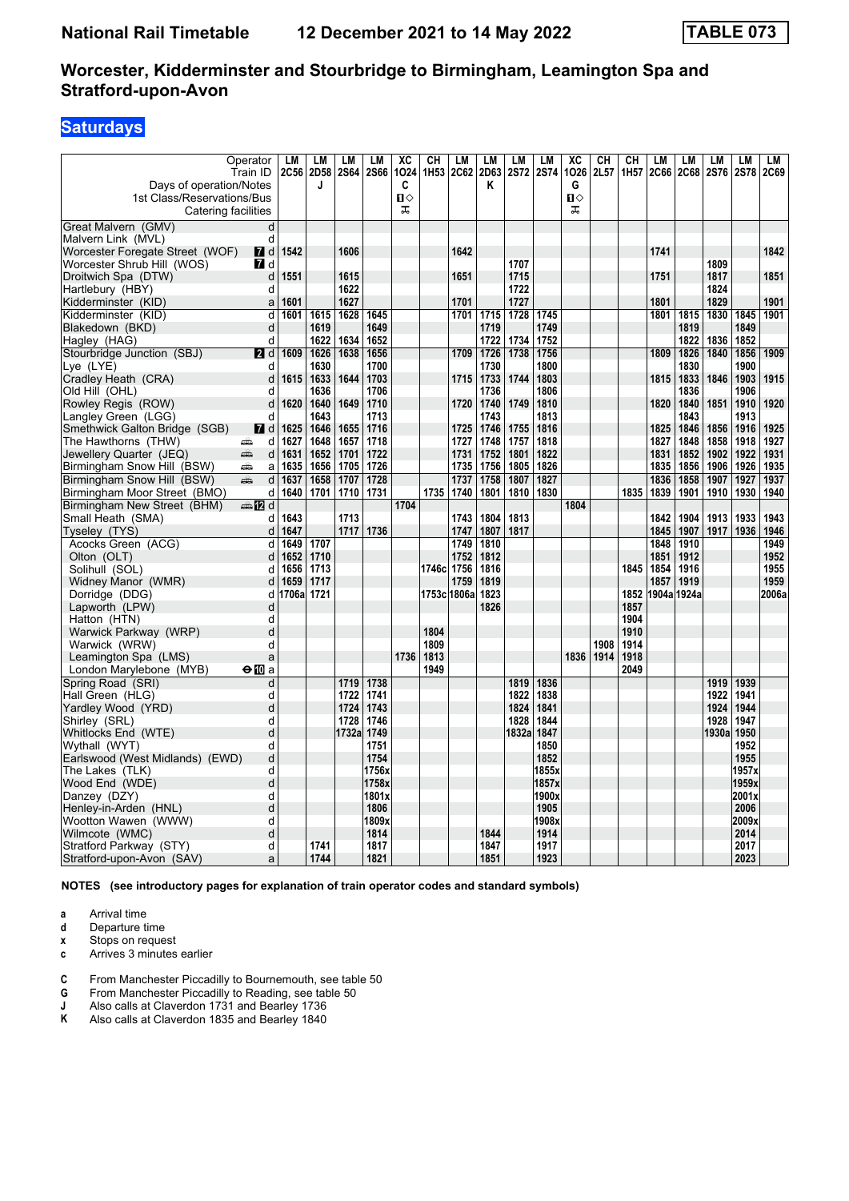# National Rail Timetable    12 December 2021 to 14 May 2022    TABLE 073

## Worcester, Kidderminster and Stourbridge to Birmingham, Leamington Spa and Stratford-upon-Avon

### Saturdays

| Operator | | LM | LM | LM | LM | XC | CH | LM | LM | LM | LM | XC | CH | CH | LM | LM | LM | LM | LM |
|---|---|---|---|---|---|---|---|---|---|---|---|---|---|---|---|---|---|---|---|
| Train ID | | 2C56 | 2D58 | 2S64 | 2S66 | 1O24 | 1H53 | 2C62 | 2D63 | 2S72 | 2S74 | 1O26 | 2L57 | 1H57 | 2C66 | 2C68 | 2S76 | 2S78 | 2C69 |
| Days of operation/Notes | | | J | | | C | | | K | | | G | | | | | | | |
| 1st Class/Reservations/Bus | | | | | | ■◇ | | | | | | ■◇ | | | | | | | |
| Catering facilities | | | | | | ⚹ | | | | | | ⚹ | | | | | | | |
| Great Malvern (GMV) | d | | | | | | | | | | | | | | | | | | |
| Malvern Link (MVL) | d | | | | | | | | | | | | | | | | | | |
| Worcester Foregate Street (WOF) | 7 d | 1542 | | 1606 | | | | 1642 | | | | | | | 1741 | | | | 1842 |
| Worcester Shrub Hill (WOS) | 7 d | | | | | | | | | 1707 | | | | | | | 1809 | | |
| Droitwich Spa (DTW) | d | 1551 | | 1615 | | | | 1651 | | 1715 | | | | | 1751 | | 1817 | | 1851 |
| Hartlebury (HBY) | d | | | 1622 | | | | | | 1722 | | | | | | | 1824 | | |
| Kidderminster (KID) | a | 1601 | | 1627 | | | | 1701 | | 1727 | | | | | 1801 | | 1829 | | 1901 |
| Kidderminster (KID) | d | 1601 | 1615 | 1628 | 1645 | | | 1701 | 1715 | 1728 | 1745 | | | | 1801 | 1815 | 1830 | 1845 | 1901 |
| Blakedown (BKD) | d | | 1619 | | 1649 | | | | 1719 | | 1749 | | | | | 1819 | | 1849 | |
| Hagley (HAG) | d | | 1622 | 1634 | 1652 | | | | 1722 | 1734 | 1752 | | | | | 1822 | 1836 | 1852 | |
| Stourbridge Junction (SBJ) | 2 d | 1609 | 1626 | 1638 | 1656 | | | 1709 | 1726 | 1738 | 1756 | | | | 1809 | 1826 | 1840 | 1856 | 1909 |
| Lye (LYE) | d | | 1630 | | 1700 | | | | 1730 | | 1800 | | | | | 1830 | | 1900 | |
| Cradley Heath (CRA) | d | 1615 | 1633 | 1644 | 1703 | | | 1715 | 1733 | 1744 | 1803 | | | | 1815 | 1833 | 1846 | 1903 | 1915 |
| Old Hill (OHL) | d | | 1636 | | 1706 | | | | 1736 | | 1806 | | | | | 1836 | | 1906 | |
| Rowley Regis (ROW) | d | 1620 | 1640 | 1649 | 1710 | | | 1720 | 1740 | 1749 | 1810 | | | | 1820 | 1840 | 1851 | 1910 | 1920 |
| Langley Green (LGG) | d | | 1643 | | 1713 | | | | 1743 | | 1813 | | | | | 1843 | | 1913 | |
| Smethwick Galton Bridge (SGB) | 7 d | 1625 | 1646 | 1655 | 1716 | | | 1725 | 1746 | 1755 | 1816 | | | | 1825 | 1846 | 1856 | 1916 | 1925 |
| The Hawthorns (THW) | 🚋 d | 1627 | 1648 | 1657 | 1718 | | | 1727 | 1748 | 1757 | 1818 | | | | 1827 | 1848 | 1858 | 1918 | 1927 |
| Jewellery Quarter (JEQ) | 🚋 d | 1631 | 1652 | 1701 | 1722 | | | 1731 | 1752 | 1801 | 1822 | | | | 1831 | 1852 | 1902 | 1922 | 1931 |
| Birmingham Snow Hill (BSW) | 🚋 a | 1635 | 1656 | 1705 | 1726 | | | 1735 | 1756 | 1805 | 1826 | | | | 1835 | 1856 | 1906 | 1926 | 1935 |
| Birmingham Snow Hill (BSW) | 🚋 d | 1637 | 1658 | 1707 | 1728 | | | 1737 | 1758 | 1807 | 1827 | | | | 1836 | 1858 | 1907 | 1927 | 1937 |
| Birmingham Moor Street (BMO) | d | 1640 | 1701 | 1710 | 1731 | | 1735 | 1740 | 1801 | 1810 | 1830 | | | 1835 | 1839 | 1901 | 1910 | 1930 | 1940 |
| Birmingham New Street (BHM) | 🚌12 d | | | | | 1704 | | | | | | 1804 | | | | | | | |
| Small Heath (SMA) | d | 1643 | | 1713 | | | | 1743 | 1804 | 1813 | | | | | 1842 | 1904 | 1913 | 1933 | 1943 |
| Tyseley (TYS) | d | 1647 | | 1717 | 1736 | | | 1747 | 1807 | 1817 | | | | | 1845 | 1907 | 1917 | 1936 | 1946 |
| Acocks Green (ACG) | d | 1649 | 1707 | | | | | 1749 | 1810 | | | | | | 1848 | 1910 | | | 1949 |
| Olton (OLT) | d | 1652 | 1710 | | | | | 1752 | 1812 | | | | | | 1851 | 1912 | | | 1952 |
| Solihull (SOL) | d | 1656 | 1713 | | | | 1746c | 1756 | 1816 | | | | | 1845 | 1854 | 1916 | | | 1955 |
| Widney Manor (WMR) | d | 1659 | 1717 | | | | | 1759 | 1819 | | | | | | 1857 | 1919 | | | 1959 |
| Dorridge (DDG) | d | 1706a | 1721 | | | | 1753c | 1806a | 1823 | | | | | 1852 | 1904a | 1924a | | | 2006a |
| Lapworth (LPW) | d | | | | | | | | 1826 | | | | | 1857 | | | | | |
| Hatton (HTN) | d | | | | | | | | | | | | | 1904 | | | | | |
| Warwick Parkway (WRP) | d | | | | | | 1804 | | | | | | | 1910 | | | | | |
| Warwick (WRW) | d | | | | | | 1809 | | | | | | 1908 | 1914 | | | | | |
| Leamington Spa (LMS) | a | | | | | 1736 | 1813 | | | | | 1836 | 1914 | 1918 | | | | | |
| London Marylebone (MYB) | ⊖10 a | | | | | | 1949 | | | | | | | 2049 | | | | | |
| Spring Road (SRI) | d | | | 1719 | 1738 | | | | | 1819 | 1836 | | | | | | 1919 | 1939 | |
| Hall Green (HLG) | d | | | 1722 | 1741 | | | | | 1822 | 1838 | | | | | | 1922 | 1941 | |
| Yardley Wood (YRD) | d | | | 1724 | 1743 | | | | | 1824 | 1841 | | | | | | 1924 | 1944 | |
| Shirley (SRL) | d | | | 1728 | 1746 | | | | | 1828 | 1844 | | | | | | 1928 | 1947 | |
| Whitlocks End (WTE) | d | | | 1732a | 1749 | | | | | 1832a | 1847 | | | | | | 1930a | 1950 | |
| Wythall (WYT) | d | | | | 1751 | | | | | | 1850 | | | | | | | 1952 | |
| Earlswood (West Midlands) (EWD) | d | | | | 1754 | | | | | | 1852 | | | | | | | 1955 | |
| The Lakes (TLK) | d | | | | 1756x | | | | | | 1855x | | | | | | | 1957x | |
| Wood End (WDE) | d | | | | 1758x | | | | | | 1857x | | | | | | | 1959x | |
| Danzey (DZY) | d | | | | 1801x | | | | | | 1900x | | | | | | | 2001x | |
| Henley-in-Arden (HNL) | d | | | | 1806 | | | | | | 1905 | | | | | | | 2006 | |
| Wootton Wawen (WWW) | d | | | | 1809x | | | | | | 1908x | | | | | | | 2009x | |
| Wilmcote (WMC) | d | | | | 1814 | | | | 1844 | | 1914 | | | | | | | 2014 | |
| Stratford Parkway (STY) | d | | 1741 | | 1817 | | | | 1847 | | 1917 | | | | | | | 2017 | |
| Stratford-upon-Avon (SAV) | a | | 1744 | | 1821 | | | | 1851 | | 1923 | | | | | | | 2023 | |

**NOTES (see introductory pages for explanation of train operator codes and standard symbols)**

- **a** Arrival time
- **d** Departure time
- **x** Stops on request
- **c** Arrives 3 minutes earlier

- **C** From Manchester Piccadilly to Bournemouth, see table 50
- **G** From Manchester Piccadilly to Reading, see table 50
- **J** Also calls at Claverdon 1731 and Bearley 1736
- **K** Also calls at Claverdon 1835 and Bearley 1840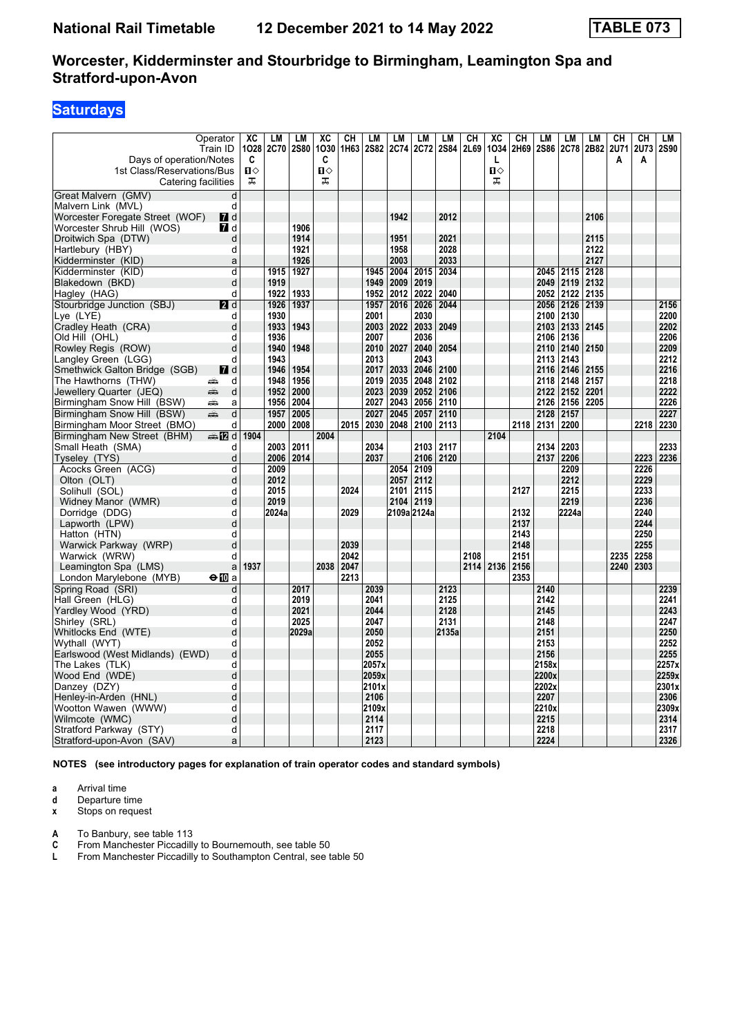# National Rail Timetable — 12 December 2021 to 14 May 2022 — TABLE 073

## Worcester, Kidderminster and Stourbridge to Birmingham, Leamington Spa and Stratford-upon-Avon

### Saturdays

| Operator | | XC | LM | LM | XC | CH | LM | LM | LM | LM | CH | XC | CH | LM | LM | LM | CH | CH | LM |
|---|---|---|---|---|---|---|---|---|---|---|---|---|---|---|---|---|---|---|---|
| Train ID | | 1O28 | 2C70 | 2S80 | 1O30 | 1H63 | 2S82 | 2C74 | 2C72 | 2S84 | 2L69 | 1O34 | 2H69 | 2S86 | 2C78 | 2B82 | 2U71 | 2U73 | 2S90 |
| Days of operation/Notes | | C | | | C | | | | | | | L | | | | | A | A | |
| 1st Class/Reservations/Bus | | 1◇ | | | 1◇ | | | | | | | 1◇ | | | | | | | |
| Catering facilities | | 🛒 | | | 🛒 | | | | | | | 🛒 | | | | | | | |
| Great Malvern (GMV) | d | | | | | | | | | | | | | | | | | | |
| Malvern Link (MVL) | d | | | | | | | | | | | | | | | | | | |
| Worcester Foregate Street (WOF) 7 | d | | | | | | | 1942 | | 2012 | | | | | | 2106 | | | |
| Worcester Shrub Hill (WOS) 7 | d | | | 1906 | | | | | | | | | | | | | | | |
| Droitwich Spa (DTW) | d | | | 1914 | | | | 1951 | | 2021 | | | | | | 2115 | | | |
| Hartlebury (HBY) | d | | | 1921 | | | | 1958 | | 2028 | | | | | | 2122 | | | |
| Kidderminster (KID) | a | | | 1926 | | | | 2003 | | 2033 | | | | | | 2127 | | | |
| Kidderminster (KID) | d | | 1915 | 1927 | | | 1945 | 2004 | 2015 | 2034 | | | | 2045 | 2115 | 2128 | | | |
| Blakedown (BKD) | d | | 1919 | | | | 1949 | 2009 | 2019 | | | | | 2049 | 2119 | 2132 | | | |
| Hagley (HAG) | d | | 1922 | 1933 | | | 1952 | 2012 | 2022 | 2040 | | | | 2052 | 2122 | 2135 | | | |
| Stourbridge Junction (SBJ) 2 | d | | 1926 | 1937 | | | 1957 | 2016 | 2026 | 2044 | | | | 2056 | 2126 | 2139 | | | 2156 |
| Lye (LYE) | d | | 1930 | | | | 2001 | | 2030 | | | | | 2100 | 2130 | | | | 2200 |
| Cradley Heath (CRA) | d | | 1933 | 1943 | | | 2003 | 2022 | 2033 | 2049 | | | | 2103 | 2133 | 2145 | | | 2202 |
| Old Hill (OHL) | d | | 1936 | | | | 2007 | | 2036 | | | | | 2106 | 2136 | | | | 2206 |
| Rowley Regis (ROW) | d | | 1940 | 1948 | | | 2010 | 2027 | 2040 | 2054 | | | | 2110 | 2140 | 2150 | | | 2209 |
| Langley Green (LGG) | d | | 1943 | | | | 2013 | | 2043 | | | | | 2113 | 2143 | | | | 2212 |
| Smethwick Galton Bridge (SGB) 7 | d | | 1946 | 1954 | | | 2017 | 2033 | 2046 | 2100 | | | | 2116 | 2146 | 2155 | | | 2216 |
| The Hawthorns (THW) | d | | 1948 | 1956 | | | 2019 | 2035 | 2048 | 2102 | | | | 2118 | 2148 | 2157 | | | 2218 |
| Jewellery Quarter (JEQ) | d | | 1952 | 2000 | | | 2023 | 2039 | 2052 | 2106 | | | | 2122 | 2152 | 2201 | | | 2222 |
| Birmingham Snow Hill (BSW) | a | | 1956 | 2004 | | | 2027 | 2043 | 2056 | 2110 | | | | 2126 | 2156 | 2205 | | | 2226 |
| Birmingham Snow Hill (BSW) | d | | 1957 | 2005 | | | 2027 | 2045 | 2057 | 2110 | | | | 2128 | 2157 | | | | 2227 |
| Birmingham Moor Street (BMO) | d | | 2000 | 2008 | | 2015 | 2030 | 2048 | 2100 | 2113 | | | 2118 | 2131 | 2200 | | | 2218 | 2230 |
| Birmingham New Street (BHM) 12 | d | 1904 | | | 2004 | | | | | | | 2104 | | | | | | | |
| Small Heath (SMA) | d | | 2003 | 2011 | | | 2034 | | 2103 | 2117 | | | | 2134 | 2203 | | | | 2233 |
| Tyseley (TYS) | d | | 2006 | 2014 | | | 2037 | | 2106 | 2120 | | | | 2137 | 2206 | | | 2223 | 2236 |
| Acocks Green (ACG) | d | | 2009 | | | | | 2054 | 2109 | | | | | | 2209 | | | 2226 | |
| Olton (OLT) | d | | 2012 | | | | | 2057 | 2112 | | | | | | 2212 | | | 2229 | |
| Solihull (SOL) | d | | 2015 | | | 2024 | | 2101 | 2115 | | | | 2127 | | 2215 | | | 2233 | |
| Widney Manor (WMR) | d | | 2019 | | | | | 2104 | 2119 | | | | | | 2219 | | | 2236 | |
| Dorridge (DDG) | d | | 2024a | | | 2029 | | 2109a | 2124a | | | | 2132 | | 2224a | | | 2240 | |
| Lapworth (LPW) | d | | | | | | | | | | | | 2137 | | | | | 2244 | |
| Hatton (HTN) | d | | | | | | | | | | | | 2143 | | | | | 2250 | |
| Warwick Parkway (WRP) | d | | | | | 2039 | | | | | | | 2148 | | | | | 2255 | |
| Warwick (WRW) | d | | | | | 2042 | | | | | 2108 | | 2151 | | | | 2235 | 2258 | |
| Leamington Spa (LMS) | a | 1937 | | | 2038 | 2047 | | | | | 2114 | 2136 | 2156 | | | | 2240 | 2303 | |
| London Marylebone (MYB) 10 | a | | | | | 2213 | | | | | | | 2353 | | | | | | |
| Spring Road (SRI) | d | | | 2017 | | | 2039 | | | 2123 | | | | 2140 | | | | | 2239 |
| Hall Green (HLG) | d | | | 2019 | | | 2041 | | | 2125 | | | | 2142 | | | | | 2241 |
| Yardley Wood (YRD) | d | | | 2021 | | | 2044 | | | 2128 | | | | 2145 | | | | | 2243 |
| Shirley (SRL) | d | | | 2025 | | | 2047 | | | 2131 | | | | 2148 | | | | | 2247 |
| Whitlocks End (WTE) | d | | | 2029a | | | 2050 | | | 2135a | | | | 2151 | | | | | 2250 |
| Wythall (WYT) | d | | | | | | 2052 | | | | | | | 2153 | | | | | 2252 |
| Earlswood (West Midlands) (EWD) | d | | | | | | 2055 | | | | | | | 2156 | | | | | 2255 |
| The Lakes (TLK) | d | | | | | | 2057x | | | | | | | 2158x | | | | | 2257x |
| Wood End (WDE) | d | | | | | | 2059x | | | | | | | 2200x | | | | | 2259x |
| Danzey (DZY) | d | | | | | | 2101x | | | | | | | 2202x | | | | | 2301x |
| Henley-in-Arden (HNL) | d | | | | | | 2106 | | | | | | | 2207 | | | | | 2306 |
| Wootton Wawen (WWW) | d | | | | | | 2109x | | | | | | | 2210x | | | | | 2309x |
| Wilmcote (WMC) | d | | | | | | 2114 | | | | | | | 2215 | | | | | 2314 |
| Stratford Parkway (STY) | d | | | | | | 2117 | | | | | | | 2218 | | | | | 2317 |
| Stratford-upon-Avon (SAV) | a | | | | | | 2123 | | | | | | | 2224 | | | | | 2326 |

**NOTES (see introductory pages for explanation of train operator codes and standard symbols)**

- **a** Arrival time
- **d** Departure time
- **x** Stops on request

- **A** To Banbury, see table 113
- **C** From Manchester Piccadilly to Bournemouth, see table 50
- **L** From Manchester Piccadilly to Southampton Central, see table 50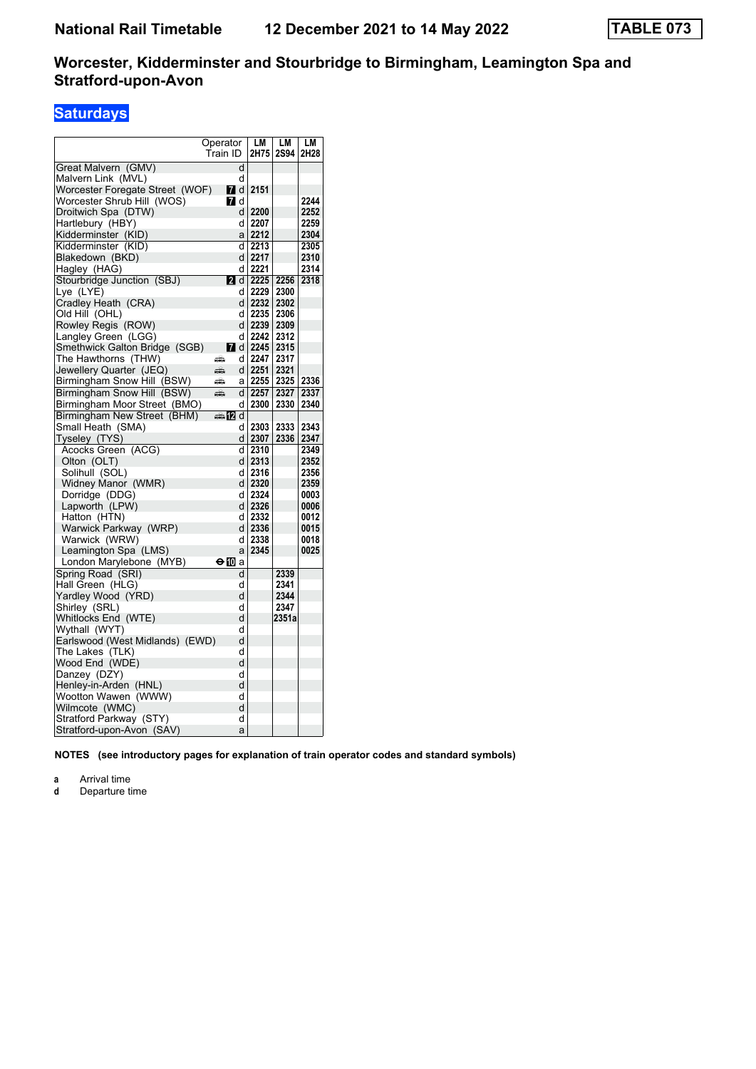**National Rail Timetable** **12 December 2021 to 14 May 2022** **TABLE 073**

# Worcester, Kidderminster and Stourbridge to Birmingham, Leamington Spa and Stratford-upon-Avon

## Saturdays

| | Operator / Train ID | LM 2H75 | LM 2S94 | LM 2H28 |
|---|---|---|---|---|
| Great Malvern (GMV) | d | | | |
| Malvern Link (MVL) | d | | | |
| Worcester Foregate Street (WOF) | 7 d | 2151 | | |
| Worcester Shrub Hill (WOS) | 7 d | | | 2244 |
| Droitwich Spa (DTW) | d | 2200 | | 2252 |
| Hartlebury (HBY) | d | 2207 | | 2259 |
| Kidderminster (KID) | a | 2212 | | 2304 |
| Kidderminster (KID) | d | 2213 | | 2305 |
| Blakedown (BKD) | d | 2217 | | 2310 |
| Hagley (HAG) | d | 2221 | | 2314 |
| Stourbridge Junction (SBJ) | 2 d | 2225 | 2256 | 2318 |
| Lye (LYE) | d | 2229 | 2300 | |
| Cradley Heath (CRA) | d | 2232 | 2302 | |
| Old Hill (OHL) | d | 2235 | 2306 | |
| Rowley Regis (ROW) | d | 2239 | 2309 | |
| Langley Green (LGG) | d | 2242 | 2312 | |
| Smethwick Galton Bridge (SGB) | 7 d | 2245 | 2315 | |
| The Hawthorns (THW) | d | 2247 | 2317 | |
| Jewellery Quarter (JEQ) | d | 2251 | 2321 | |
| Birmingham Snow Hill (BSW) | a | 2255 | 2325 | 2336 |
| Birmingham Snow Hill (BSW) | d | 2257 | 2327 | 2337 |
| Birmingham Moor Street (BMO) | d | 2300 | 2330 | 2340 |
| Birmingham New Street (BHM) | 12 d | | | |
| Small Heath (SMA) | d | 2303 | 2333 | 2343 |
| Tyseley (TYS) | d | 2307 | 2336 | 2347 |
| Acocks Green (ACG) | d | 2310 | | 2349 |
| Olton (OLT) | d | 2313 | | 2352 |
| Solihull (SOL) | d | 2316 | | 2356 |
| Widney Manor (WMR) | d | 2320 | | 2359 |
| Dorridge (DDG) | d | 2324 | | 0003 |
| Lapworth (LPW) | d | 2326 | | 0006 |
| Hatton (HTN) | d | 2332 | | 0012 |
| Warwick Parkway (WRP) | d | 2336 | | 0015 |
| Warwick (WRW) | d | 2338 | | 0018 |
| Leamington Spa (LMS) | a | 2345 | | 0025 |
| London Marylebone (MYB) | 10 a | | | |
| Spring Road (SRI) | d | | 2339 | |
| Hall Green (HLG) | d | | 2341 | |
| Yardley Wood (YRD) | d | | 2344 | |
| Shirley (SRL) | d | | 2347 | |
| Whitlocks End (WTE) | d | | 2351a | |
| Wythall (WYT) | d | | | |
| Earlswood (West Midlands) (EWD) | d | | | |
| The Lakes (TLK) | d | | | |
| Wood End (WDE) | d | | | |
| Danzey (DZY) | d | | | |
| Henley-in-Arden (HNL) | d | | | |
| Wootton Wawen (WWW) | d | | | |
| Wilmcote (WMC) | d | | | |
| Stratford Parkway (STY) | d | | | |
| Stratford-upon-Avon (SAV) | a | | | |

**NOTES (see introductory pages for explanation of train operator codes and standard symbols)**

**a** Arrival time
**d** Departure time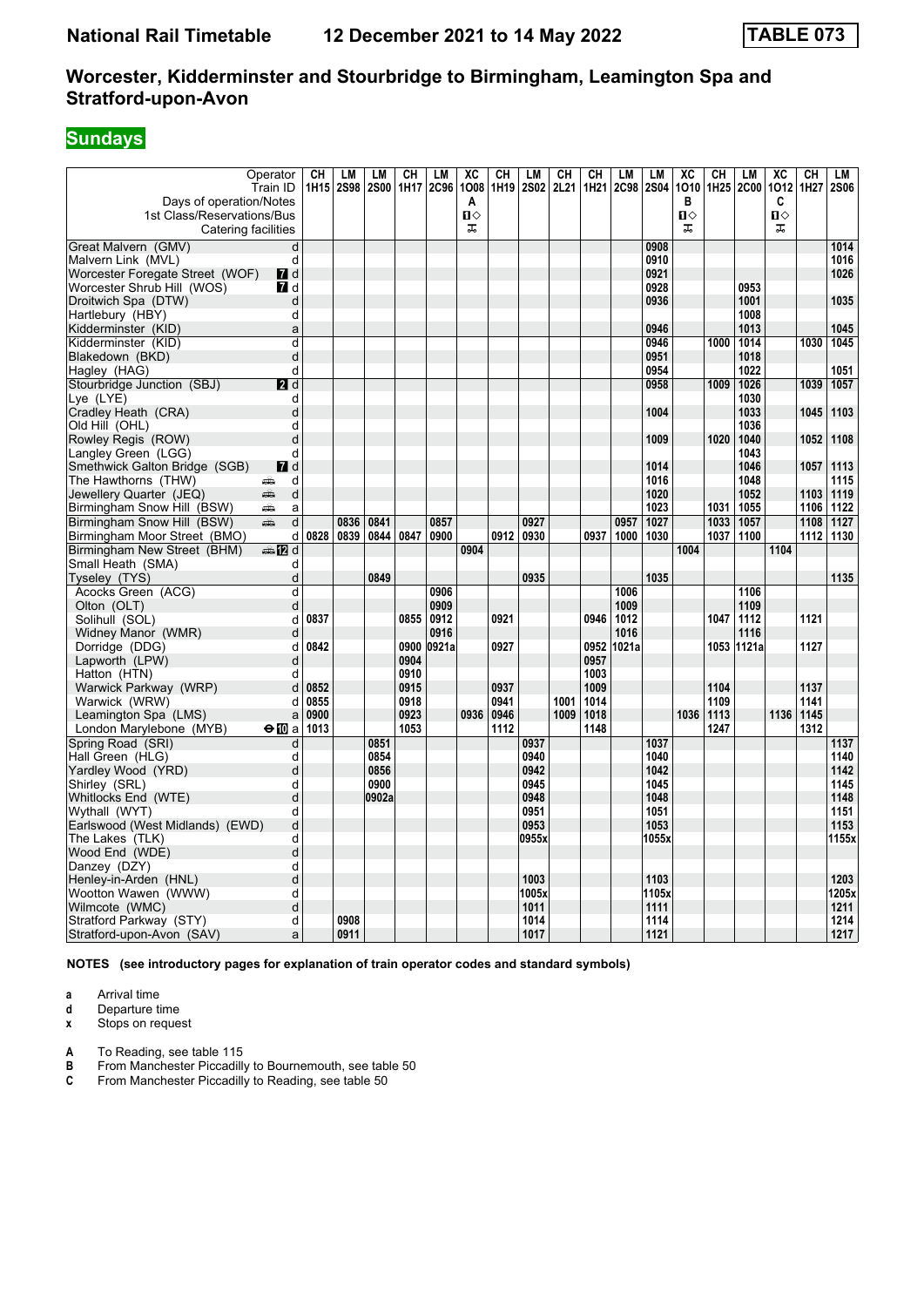# Worcester, Kidderminster and Stourbridge to Birmingham, Leamington Spa and Stratford-upon-Avon

**National Rail Timetable — 12 December 2021 to 14 May 2022 — TABLE 073**

## Sundays

| Operator | | CH | LM | LM | CH | LM | XC | CH | LM | CH | CH | LM | LM | XC | CH | LM | XC | CH | LM |
|---|---|---|---|---|---|---|---|---|---|---|---|---|---|---|---|---|---|---|---|
| Train ID | | 1H15 | 2S98 | 2S00 | 1H17 | 2C96 | 1O08 | 1H19 | 2S02 | 2L21 | 1H21 | 2C98 | 2S04 | 1O10 | 1H25 | 2C00 | 1O12 | 1H27 | 2S06 |
| Days of operation/Notes | | | | | | | A | | | | | | | B | | | C | | |
| 1st Class/Reservations/Bus | | | | | | | 1◇ | | | | | | | 1◇ | | | 1◇ | | |
| Catering facilities | | | | | | | ⚍ | | | | | | | ⚍ | | | ⚍ | | |
| Great Malvern (GMV) | d | | | | | | | | | | | | 0908 | | | | | | 1014 |
| Malvern Link (MVL) | d | | | | | | | | | | | | 0910 | | | | | | 1016 |
| Worcester Foregate Street (WOF) | 7 d | | | | | | | | | | | | 0921 | | | | | | 1026 |
| Worcester Shrub Hill (WOS) | 7 d | | | | | | | | | | | | 0928 | | | 0953 | | | |
| Droitwich Spa (DTW) | d | | | | | | | | | | | | 0936 | | | 1001 | | | 1035 |
| Hartlebury (HBY) | d | | | | | | | | | | | | | | | 1008 | | | |
| Kidderminster (KID) | a | | | | | | | | | | | | 0946 | | | 1013 | | | 1045 |
| Kidderminster (KID) | d | | | | | | | | | | | | 0946 | | 1000 | 1014 | | 1030 | 1045 |
| Blakedown (BKD) | d | | | | | | | | | | | | 0951 | | | 1018 | | | |
| Hagley (HAG) | d | | | | | | | | | | | | 0954 | | | 1022 | | | 1051 |
| Stourbridge Junction (SBJ) | 2 d | | | | | | | | | | | | 0958 | | 1009 | 1026 | | 1039 | 1057 |
| Lye (LYE) | d | | | | | | | | | | | | | | | 1030 | | | |
| Cradley Heath (CRA) | d | | | | | | | | | | | | 1004 | | | 1033 | | 1045 | 1103 |
| Old Hill (OHL) | d | | | | | | | | | | | | | | | 1036 | | | |
| Rowley Regis (ROW) | d | | | | | | | | | | | | 1009 | | 1020 | 1040 | | 1052 | 1108 |
| Langley Green (LGG) | d | | | | | | | | | | | | | | | 1043 | | | |
| Smethwick Galton Bridge (SGB) | 7 d | | | | | | | | | | | | 1014 | | | 1046 | | 1057 | 1113 |
| The Hawthorns (THW) | 🚋 d | | | | | | | | | | | | 1016 | | | 1048 | | | 1115 |
| Jewellery Quarter (JEQ) | 🚋 d | | | | | | | | | | | | 1020 | | | 1052 | | 1103 | 1119 |
| Birmingham Snow Hill (BSW) | 🚋 a | | | | | | | | | | | | 1023 | | 1031 | 1055 | | 1106 | 1122 |
| Birmingham Snow Hill (BSW) | 🚋 d | | 0836 | 0841 | | 0857 | | | 0927 | | | 0957 | 1027 | | 1033 | 1057 | | 1108 | 1127 |
| Birmingham Moor Street (BMO) | d | 0828 | 0839 | 0844 | 0847 | 0900 | | 0912 | 0930 | | 0937 | 1000 | 1030 | | 1037 | 1100 | | 1112 | 1130 |
| Birmingham New Street (BHM) | 🚋 12 d | | | | | | 0904 | | | | | | | 1004 | | | 1104 | | |
| Small Heath (SMA) | d | | | | | | | | | | | | | | | | | | |
| Tyseley (TYS) | d | | | 0849 | | | | | 0935 | | | | 1035 | | | | | | 1135 |
| Acocks Green (ACG) | d | | | | | 0906 | | | | | | 1006 | | | | 1106 | | | |
| Olton (OLT) | d | | | | | 0909 | | | | | | 1009 | | | | 1109 | | | |
| Solihull (SOL) | d | 0837 | | | 0855 | 0912 | | 0921 | | | 0946 | 1012 | | | 1047 | 1112 | | 1121 | |
| Widney Manor (WMR) | d | | | | | 0916 | | | | | | 1016 | | | | 1116 | | | |
| Dorridge (DDG) | d | 0842 | | | 0900 | 0921a | | 0927 | | | 0952 | 1021a | | | 1053 | 1121a | | 1127 | |
| Lapworth (LPW) | d | | | | 0904 | | | | | | 0957 | | | | | | | | |
| Hatton (HTN) | d | | | | 0910 | | | | | | 1003 | | | | | | | | |
| Warwick Parkway (WRP) | d | 0852 | | | 0915 | | | 0937 | | | 1009 | | | | 1104 | | | 1137 | |
| Warwick (WRW) | d | 0855 | | | 0918 | | | 0941 | | 1001 | 1014 | | | | 1109 | | | 1141 | |
| Leamington Spa (LMS) | a | 0900 | | | 0923 | | 0936 | 0946 | | 1009 | 1018 | | | 1036 | 1113 | | 1136 | 1145 | |
| London Marylebone (MYB) | ⊖ 10 a | 1013 | | | 1053 | | | 1112 | | | 1148 | | | | 1247 | | | 1312 | |
| Spring Road (SRI) | d | | | 0851 | | | | | 0937 | | | | 1037 | | | | | | 1137 |
| Hall Green (HLG) | d | | | 0854 | | | | | 0940 | | | | 1040 | | | | | | 1140 |
| Yardley Wood (YRD) | d | | | 0856 | | | | | 0942 | | | | 1042 | | | | | | 1142 |
| Shirley (SRL) | d | | | 0900 | | | | | 0945 | | | | 1045 | | | | | | 1145 |
| Whitlocks End (WTE) | d | | | 0902a | | | | | 0948 | | | | 1048 | | | | | | 1148 |
| Wythall (WYT) | d | | | | | | | | 0951 | | | | 1051 | | | | | | 1151 |
| Earlswood (West Midlands) (EWD) | d | | | | | | | | 0953 | | | | 1053 | | | | | | 1153 |
| The Lakes (TLK) | d | | | | | | | | 0955x | | | | 1055x | | | | | | 1155x |
| Wood End (WDE) | d | | | | | | | | | | | | | | | | | | |
| Danzey (DZY) | d | | | | | | | | | | | | | | | | | | |
| Henley-in-Arden (HNL) | d | | | | | | | | 1003 | | | | 1103 | | | | | | 1203 |
| Wootton Wawen (WWW) | d | | | | | | | | 1005x | | | | 1105x | | | | | | 1205x |
| Wilmcote (WMC) | d | | | | | | | | 1011 | | | | 1111 | | | | | | 1211 |
| Stratford Parkway (STY) | d | | 0908 | | | | | | 1014 | | | | 1114 | | | | | | 1214 |
| Stratford-upon-Avon (SAV) | a | | 0911 | | | | | | 1017 | | | | 1121 | | | | | | 1217 |

**NOTES (see introductory pages for explanation of train operator codes and standard symbols)**

- **a** Arrival time
- **d** Departure time
- **x** Stops on request

- **A** To Reading, see table 115
- **B** From Manchester Piccadilly to Bournemouth, see table 50
- **C** From Manchester Piccadilly to Reading, see table 50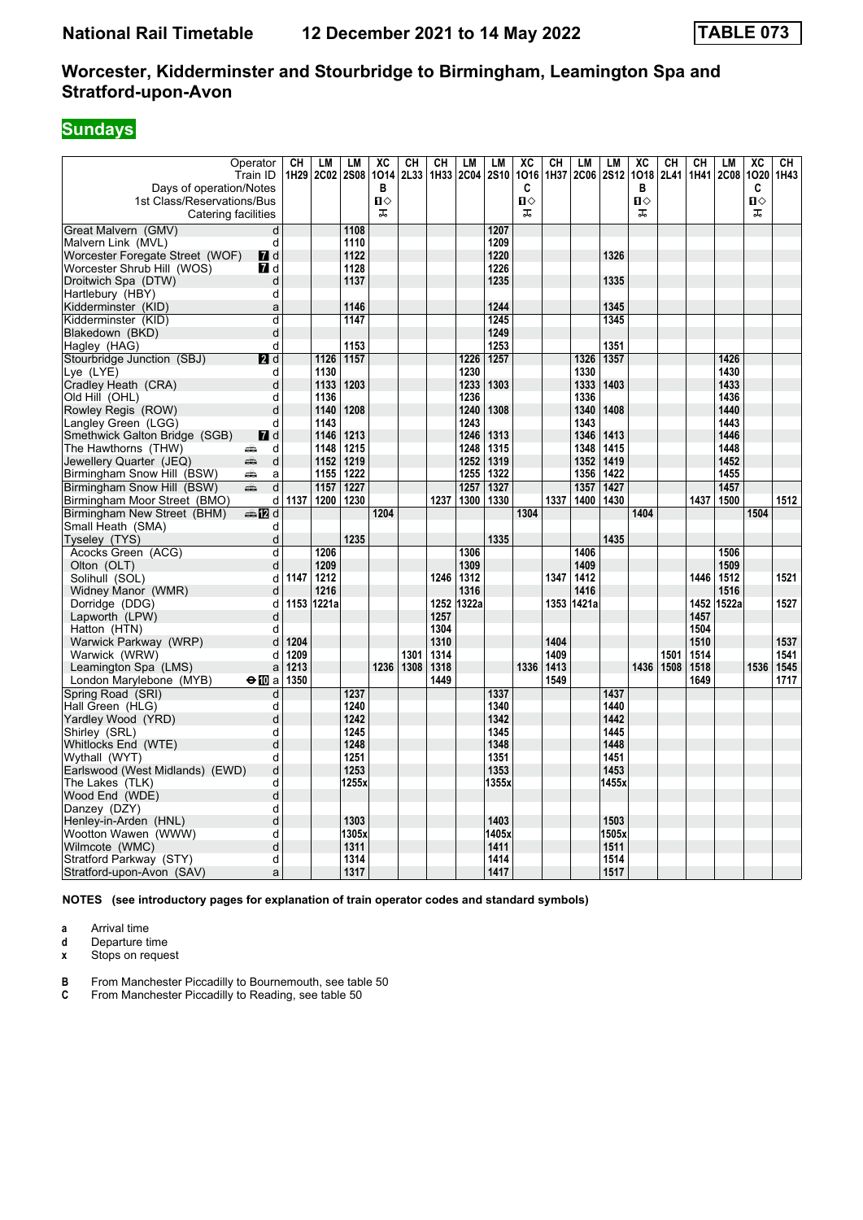# National Rail Timetable 12 December 2021 to 14 May 2022 TABLE 073

## Worcester, Kidderminster and Stourbridge to Birmingham, Leamington Spa and Stratford-upon-Avon

**Sundays**

| Operator | | CH | LM | LM | XC | CH | CH | LM | LM | XC | CH | LM | LM | XC | CH | CH | LM | XC | CH |
|---|---|---|---|---|---|---|---|---|---|---|---|---|---|---|---|---|---|---|---|
| Train ID | | 1H29 | 2C02 | 2S08 | 1O14 | 2L33 | 1H33 | 2C04 | 2S10 | 1O16 | 1H37 | 2C06 | 2S12 | 1O18 | 2L41 | 1H41 | 2C08 | 1O20 | 1H43 |
| Days of operation/Notes | | | | | B | | | | | C | | | | B | | | | C | |
| 1st Class/Reservations/Bus | | | | | 1◇ | | | | | 1◇ | | | | 1◇ | | | | 1◇ | |
| Catering facilities | | | | | ᚚ | | | | | ᚚ | | | | ᚚ | | | | ᚚ | |
| Great Malvern (GMV) | d | | | 1108 | | | | | 1207 | | | | | | | | | | |
| Malvern Link (MVL) | d | | | 1110 | | | | | 1209 | | | | | | | | | | |
| Worcester Foregate Street (WOF) | 7 d | | | 1122 | | | | | 1220 | | | | 1326 | | | | | | |
| Worcester Shrub Hill (WOS) | 7 d | | | 1128 | | | | | 1226 | | | | | | | | | | |
| Droitwich Spa (DTW) | d | | | 1137 | | | | | 1235 | | | | 1335 | | | | | | |
| Hartlebury (HBY) | d | | | | | | | | | | | | | | | | | | |
| Kidderminster (KID) | a | | | 1146 | | | | | 1244 | | | | 1345 | | | | | | |
| Kidderminster (KID) | d | | | 1147 | | | | | 1245 | | | | 1345 | | | | | | |
| Blakedown (BKD) | d | | | | | | | | 1249 | | | | | | | | | | |
| Hagley (HAG) | d | | | 1153 | | | | | 1253 | | | | 1351 | | | | | | |
| Stourbridge Junction (SBJ) | 2 d | | 1126 | 1157 | | | | 1226 | 1257 | | | 1326 | 1357 | | | | 1426 | | |
| Lye (LYE) | d | | 1130 | | | | | 1230 | | | | 1330 | | | | | 1430 | | |
| Cradley Heath (CRA) | d | | 1133 | 1203 | | | | 1233 | 1303 | | | 1333 | 1403 | | | | 1433 | | |
| Old Hill (OHL) | d | | 1136 | | | | | 1236 | | | | 1336 | | | | | 1436 | | |
| Rowley Regis (ROW) | d | | 1140 | 1208 | | | | 1240 | 1308 | | | 1340 | 1408 | | | | 1440 | | |
| Langley Green (LGG) | d | | 1143 | | | | | 1243 | | | | 1343 | | | | | 1443 | | |
| Smethwick Galton Bridge (SGB) | 7 d | | 1146 | 1213 | | | | 1246 | 1313 | | | 1346 | 1413 | | | | 1446 | | |
| The Hawthorns (THW) | d | | 1148 | 1215 | | | | 1248 | 1315 | | | 1348 | 1415 | | | | 1448 | | |
| Jewellery Quarter (JEQ) | d | | 1152 | 1219 | | | | 1252 | 1319 | | | 1352 | 1419 | | | | 1452 | | |
| Birmingham Snow Hill (BSW) | a | | 1155 | 1222 | | | | 1255 | 1322 | | | 1356 | 1422 | | | | 1455 | | |
| Birmingham Snow Hill (BSW) | d | | 1157 | 1227 | | | | 1257 | 1327 | | | 1357 | 1427 | | | | 1457 | | |
| Birmingham Moor Street (BMO) | d | 1137 | 1200 | 1230 | | | 1237 | 1300 | 1330 | | 1337 | 1400 | 1430 | | | 1437 | 1500 | | 1512 |
| Birmingham New Street (BHM) | 12 d | | | | 1204 | | | | | 1304 | | | | 1404 | | | | 1504 | |
| Small Heath (SMA) | d | | | | | | | | | | | | | | | | | | |
| Tyseley (TYS) | d | | | 1235 | | | | | 1335 | | | | 1435 | | | | | | |
| Acocks Green (ACG) | d | | 1206 | | | | | 1306 | | | | 1406 | | | | | 1506 | | |
| Olton (OLT) | d | | 1209 | | | | | 1309 | | | | 1409 | | | | | 1509 | | |
| Solihull (SOL) | d | 1147 | 1212 | | | | 1246 | 1312 | | | 1347 | 1412 | | | | 1446 | 1512 | | 1521 |
| Widney Manor (WMR) | d | | 1216 | | | | | 1316 | | | | 1416 | | | | | 1516 | | |
| Dorridge (DDG) | d | 1153 | 1221a | | | | 1252 | 1322a | | | 1353 | 1421a | | | | 1452 | 1522a | | 1527 |
| Lapworth (LPW) | d | | | | | | 1257 | | | | | | | | | 1457 | | | |
| Hatton (HTN) | d | | | | | | 1304 | | | | | | | | | 1504 | | | |
| Warwick Parkway (WRP) | d | 1204 | | | | | 1310 | | | | 1404 | | | | | 1510 | | | 1537 |
| Warwick (WRW) | d | 1209 | | | | 1301 | 1314 | | | | 1409 | | | | 1501 | 1514 | | | 1541 |
| Leamington Spa (LMS) | a | 1213 | | | 1236 | 1308 | 1318 | | | 1336 | 1413 | | | 1436 | 1508 | 1518 | | 1536 | 1545 |
| London Marylebone (MYB) | 10 a | 1350 | | | | | 1449 | | | | 1549 | | | | | 1649 | | | 1717 |
| Spring Road (SRI) | d | | | 1237 | | | | | 1337 | | | | 1437 | | | | | | |
| Hall Green (HLG) | d | | | 1240 | | | | | 1340 | | | | 1440 | | | | | | |
| Yardley Wood (YRD) | d | | | 1242 | | | | | 1342 | | | | 1442 | | | | | | |
| Shirley (SRL) | d | | | 1245 | | | | | 1345 | | | | 1445 | | | | | | |
| Whitlocks End (WTE) | d | | | 1248 | | | | | 1348 | | | | 1448 | | | | | | |
| Wythall (WYT) | d | | | 1251 | | | | | 1351 | | | | 1451 | | | | | | |
| Earlswood (West Midlands) (EWD) | d | | | 1253 | | | | | 1353 | | | | 1453 | | | | | | |
| The Lakes (TLK) | d | | | 1255x | | | | | 1355x | | | | 1455x | | | | | | |
| Wood End (WDE) | d | | | | | | | | | | | | | | | | | | |
| Danzey (DZY) | d | | | | | | | | | | | | | | | | | | |
| Henley-in-Arden (HNL) | d | | | 1303 | | | | | 1403 | | | | 1503 | | | | | | |
| Wootton Wawen (WWW) | d | | | 1305x | | | | | 1405x | | | | 1505x | | | | | | |
| Wilmcote (WMC) | d | | | 1311 | | | | | 1411 | | | | 1511 | | | | | | |
| Stratford Parkway (STY) | d | | | 1314 | | | | | 1414 | | | | 1514 | | | | | | |
| Stratford-upon-Avon (SAV) | a | | | 1317 | | | | | 1417 | | | | 1517 | | | | | | |

**NOTES (see introductory pages for explanation of train operator codes and standard symbols)**

- **a** Arrival time
- **d** Departure time
- **x** Stops on request

- **B** From Manchester Piccadilly to Bournemouth, see table 50
- **C** From Manchester Piccadilly to Reading, see table 50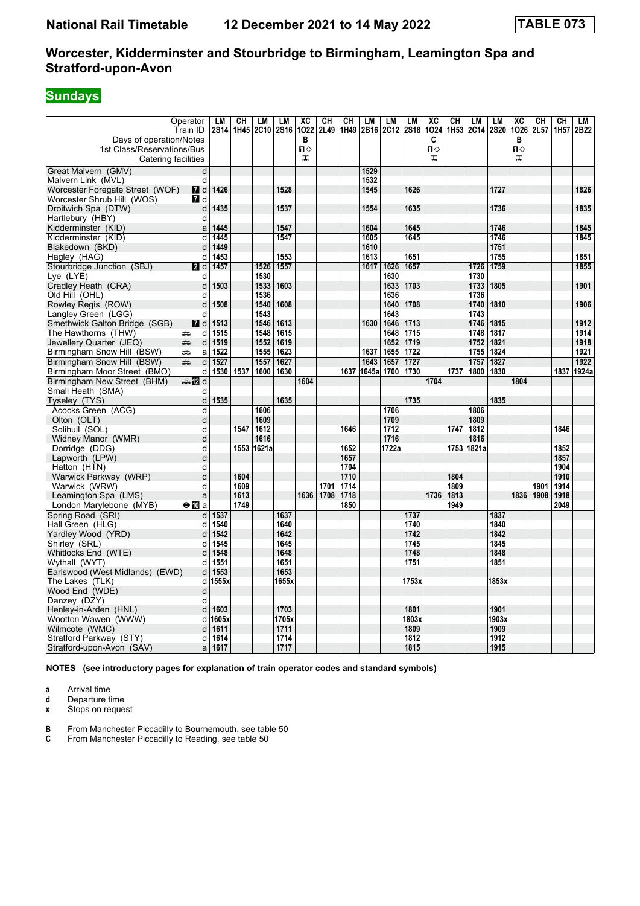# Worcester, Kidderminster and Stourbridge to Birmingham, Leamington Spa and Stratford-upon-Avon

## Sundays

| Operator | | LM | CH | LM | LM | XC | CH | CH | LM | LM | LM | XC | CH | LM | LM | XC | CH | CH | LM |
|---|---|---|---|---|---|---|---|---|---|---|---|---|---|---|---|---|---|---|---|
| Train ID | | 2S14 | 1H45 | 2C10 | 2S16 | 1O22 | 2L49 | 1H49 | 2B16 | 2C12 | 2S18 | 1O24 | 1H53 | 2C14 | 2S20 | 1O26 | 2L57 | 1H57 | 2B22 |
| Days of operation/Notes | | | | | | B | | | | | | C | | | | B | | | |
| 1st Class/Reservations/Bus | | | | | | 🅱◇ | | | | | | 🅱◇ | | | | 🅱◇ | | | |
| Catering facilities | | | | | | ⚡ | | | | | | ⚡ | | | | ⚡ | | | |
| Great Malvern (GMV) | d | | | | | | | | 1529 | | | | | | | | | | |
| Malvern Link (MVL) | d | | | | | | | | 1532 | | | | | | | | | | |
| Worcester Foregate Street (WOF) | 7 d | 1426 | | | 1528 | | | | 1545 | | 1626 | | | | 1727 | | | | 1826 |
| Worcester Shrub Hill (WOS) | 7 d | | | | | | | | | | | | | | | | | | |
| Droitwich Spa (DTW) | d | 1435 | | | 1537 | | | | 1554 | | 1635 | | | | 1736 | | | | 1835 |
| Hartlebury (HBY) | d | | | | | | | | | | | | | | | | | | |
| Kidderminster (KID) | a | 1445 | | | 1547 | | | | 1604 | | 1645 | | | | 1746 | | | | 1845 |
| Kidderminster (KID) | d | 1445 | | | 1547 | | | | 1605 | | 1645 | | | | 1746 | | | | 1845 |
| Blakedown (BKD) | d | 1449 | | | | | | | 1610 | | | | | | 1751 | | | | |
| Hagley (HAG) | d | 1453 | | | 1553 | | | | 1613 | | 1651 | | | | 1755 | | | | 1851 |
| Stourbridge Junction (SBJ) | 2 d | 1457 | | 1526 | 1557 | | | | 1617 | 1626 | 1657 | | | 1726 | 1759 | | | | 1855 |
| Lye (LYE) | d | | | 1530 | | | | | | 1630 | | | | 1730 | | | | | |
| Cradley Heath (CRA) | d | 1503 | | 1533 | 1603 | | | | | 1633 | 1703 | | | 1733 | 1805 | | | | 1901 |
| Old Hill (OHL) | d | | | 1536 | | | | | | 1636 | | | | 1736 | | | | | |
| Rowley Regis (ROW) | d | 1508 | | 1540 | 1608 | | | | | 1640 | 1708 | | | 1740 | 1810 | | | | 1906 |
| Langley Green (LGG) | d | | | 1543 | | | | | | 1643 | | | | 1743 | | | | | |
| Smethwick Galton Bridge (SGB) | 7 d | 1513 | | 1546 | 1613 | | | | 1630 | 1646 | 1713 | | | 1746 | 1815 | | | | 1912 |
| The Hawthorns (THW) | 🚌 d | 1515 | | 1548 | 1615 | | | | | 1648 | 1715 | | | 1748 | 1817 | | | | 1914 |
| Jewellery Quarter (JEQ) | 🚌 d | 1519 | | 1552 | 1619 | | | | | 1652 | 1719 | | | 1752 | 1821 | | | | 1918 |
| Birmingham Snow Hill (BSW) | 🚌 a | 1522 | | 1555 | 1623 | | | | 1637 | 1655 | 1722 | | | 1755 | 1824 | | | | 1921 |
| Birmingham Snow Hill (BSW) | 🚌 d | 1527 | | 1557 | 1627 | | | | 1643 | 1657 | 1727 | | | 1757 | 1827 | | | | 1922 |
| Birmingham Moor Street (BMO) | d | 1530 | 1537 | 1600 | 1630 | | | 1637 | 1645a | 1700 | 1730 | | 1737 | 1800 | 1830 | | | 1837 | 1924a |
| Birmingham New Street (BHM) | 🚌 12 d | | | | | 1604 | | | | | | 1704 | | | | 1804 | | | |
| Small Heath (SMA) | d | | | | | | | | | | | | | | | | | | |
| Tyseley (TYS) | d | 1535 | | | 1635 | | | | | | 1735 | | | | 1835 | | | | |
| Acocks Green (ACG) | d | | | 1606 | | | | | | 1706 | | | | 1806 | | | | | |
| Olton (OLT) | d | | | 1609 | | | | | | 1709 | | | | 1809 | | | | | |
| Solihull (SOL) | d | | 1547 | 1612 | | | | 1646 | | 1712 | | | 1747 | 1812 | | | | 1846 | |
| Widney Manor (WMR) | d | | | 1616 | | | | | | 1716 | | | | 1816 | | | | | |
| Dorridge (DDG) | d | | 1553 | 1621a | | | | 1652 | | 1722a | | | 1753 | 1821a | | | | 1852 | |
| Lapworth (LPW) | d | | | | | | | 1657 | | | | | | | | | | 1857 | |
| Hatton (HTN) | d | | | | | | | 1704 | | | | | | | | | | 1904 | |
| Warwick Parkway (WRP) | d | | 1604 | | | | | 1710 | | | | | 1804 | | | | | 1910 | |
| Warwick (WRW) | d | | 1609 | | | | 1701 | 1714 | | | | | 1809 | | | | 1901 | 1914 | |
| Leamington Spa (LMS) | a | | 1613 | | | 1636 | 1708 | 1718 | | | | 1736 | 1813 | | | 1836 | 1908 | 1918 | |
| London Marylebone (MYB) | ⊖ 10 a | | 1749 | | | | | 1850 | | | | | 1949 | | | | | 2049 | |
| Spring Road (SRI) | d | 1537 | | | 1637 | | | | | | 1737 | | | | 1837 | | | | |
| Hall Green (HLG) | d | 1540 | | | 1640 | | | | | | 1740 | | | | 1840 | | | | |
| Yardley Wood (YRD) | d | 1542 | | | 1642 | | | | | | 1742 | | | | 1842 | | | | |
| Shirley (SRL) | d | 1545 | | | 1645 | | | | | | 1745 | | | | 1845 | | | | |
| Whitlocks End (WTE) | d | 1548 | | | 1648 | | | | | | 1748 | | | | 1848 | | | | |
| Wythall (WYT) | d | 1551 | | | 1651 | | | | | | 1751 | | | | 1851 | | | | |
| Earlswood (West Midlands) (EWD) | d | 1553 | | | 1653 | | | | | | | | | | | | | | |
| The Lakes (TLK) | d | 1555x | | | 1655x | | | | | | 1753x | | | | 1853x | | | | |
| Wood End (WDE) | d | | | | | | | | | | | | | | | | | | |
| Danzey (DZY) | d | | | | | | | | | | | | | | | | | | |
| Henley-in-Arden (HNL) | d | 1603 | | | 1703 | | | | | | 1801 | | | | 1901 | | | | |
| Wootton Wawen (WWW) | d | 1605x | | | 1705x | | | | | | 1803x | | | | 1903x | | | | |
| Wilmcote (WMC) | d | 1611 | | | 1711 | | | | | | 1809 | | | | 1909 | | | | |
| Stratford Parkway (STY) | d | 1614 | | | 1714 | | | | | | 1812 | | | | 1912 | | | | |
| Stratford-upon-Avon (SAV) | a | 1617 | | | 1717 | | | | | | 1815 | | | | 1915 | | | | |

**NOTES (see introductory pages for explanation of train operator codes and standard symbols)**

- **a** Arrival time
- **d** Departure time
- **x** Stops on request

- **B** From Manchester Piccadilly to Bournemouth, see table 50
- **C** From Manchester Piccadilly to Reading, see table 50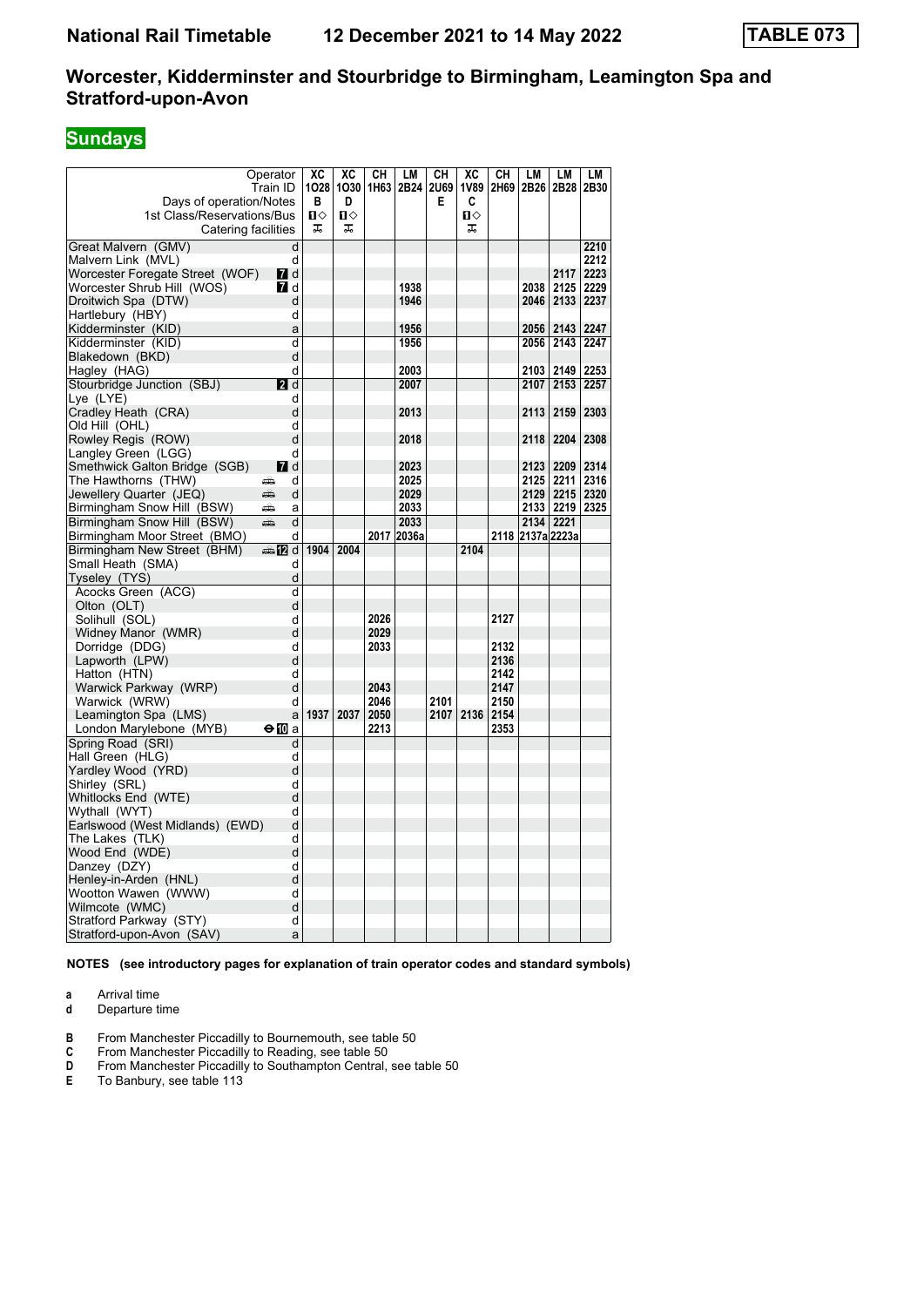# National Rail Timetable 12 December 2021 to 14 May 2022 TABLE 073

## Worcester, Kidderminster and Stourbridge to Birmingham, Leamington Spa and Stratford-upon-Avon

### Sundays

| Operator | | XC | XC | CH | LM | CH | XC | CH | LM | LM | LM |
|---|---|---|---|---|---|---|---|---|---|---|---|
| Train ID | | 1O28 | 1O30 | 1H63 | 2B24 | 2U69 | 1V89 | 2H69 | 2B26 | 2B28 | 2B30 |
| Days of operation/Notes | | B | D | | | E | C | | | | |
| 1st Class/Reservations/Bus | | 1◇ | 1◇ | | | | 1◇ | | | | |
| Catering facilities | | ⚒ | ⚒ | | | | ⚒ | | | | |
| Great Malvern (GMV) | d | | | | | | | | | | 2210 |
| Malvern Link (MVL) | d | | | | | | | | | | 2212 |
| Worcester Foregate Street (WOF) | 7 d | | | | | | | | | 2117 | 2223 |
| Worcester Shrub Hill (WOS) | 7 d | | | | 1938 | | | | 2038 | 2125 | 2229 |
| Droitwich Spa (DTW) | d | | | | 1946 | | | | 2046 | 2133 | 2237 |
| Hartlebury (HBY) | d | | | | | | | | | | |
| Kidderminster (KID) | a | | | | 1956 | | | | 2056 | 2143 | 2247 |
| Kidderminster (KID) | d | | | | 1956 | | | | 2056 | 2143 | 2247 |
| Blakedown (BKD) | d | | | | | | | | | | |
| Hagley (HAG) | d | | | | 2003 | | | | 2103 | 2149 | 2253 |
| Stourbridge Junction (SBJ) | 2 d | | | | 2007 | | | | 2107 | 2153 | 2257 |
| Lye (LYE) | d | | | | | | | | | | |
| Cradley Heath (CRA) | d | | | | 2013 | | | | 2113 | 2159 | 2303 |
| Old Hill (OHL) | d | | | | | | | | | | |
| Rowley Regis (ROW) | d | | | | 2018 | | | | 2118 | 2204 | 2308 |
| Langley Green (LGG) | d | | | | | | | | | | |
| Smethwick Galton Bridge (SGB) | 7 d | | | | 2023 | | | | 2123 | 2209 | 2314 |
| The Hawthorns (THW) | d | | | | 2025 | | | | 2125 | 2211 | 2316 |
| Jewellery Quarter (JEQ) | d | | | | 2029 | | | | 2129 | 2215 | 2320 |
| Birmingham Snow Hill (BSW) | a | | | | 2033 | | | | 2133 | 2219 | 2325 |
| Birmingham Snow Hill (BSW) | d | | | | 2033 | | | | 2134 | 2221 | |
| Birmingham Moor Street (BMO) | d | | | 2017 | 2036a | | | 2118 | 2137a | 2223a | |
| Birmingham New Street (BHM) | 12 d | 1904 | 2004 | | | | 2104 | | | | |
| Small Heath (SMA) | d | | | | | | | | | | |
| Tyseley (TYS) | d | | | | | | | | | | |
| Acocks Green (ACG) | d | | | | | | | | | | |
| Olton (OLT) | d | | | | | | | | | | |
| Solihull (SOL) | d | | | 2026 | | | | 2127 | | | |
| Widney Manor (WMR) | d | | | 2029 | | | | | | | |
| Dorridge (DDG) | d | | | 2033 | | | | 2132 | | | |
| Lapworth (LPW) | d | | | | | | | 2136 | | | |
| Hatton (HTN) | d | | | | | | | 2142 | | | |
| Warwick Parkway (WRP) | d | | | 2043 | | | | 2147 | | | |
| Warwick (WRW) | d | | | 2046 | | 2101 | | 2150 | | | |
| Leamington Spa (LMS) | a | 1937 | 2037 | 2050 | | 2107 | 2136 | 2154 | | | |
| London Marylebone (MYB) | 10 a | | | 2213 | | | | 2353 | | | |
| Spring Road (SRI) | d | | | | | | | | | | |
| Hall Green (HLG) | d | | | | | | | | | | |
| Yardley Wood (YRD) | d | | | | | | | | | | |
| Shirley (SRL) | d | | | | | | | | | | |
| Whitlocks End (WTE) | d | | | | | | | | | | |
| Wythall (WYT) | d | | | | | | | | | | |
| Earlswood (West Midlands) (EWD) | d | | | | | | | | | | |
| The Lakes (TLK) | d | | | | | | | | | | |
| Wood End (WDE) | d | | | | | | | | | | |
| Danzey (DZY) | d | | | | | | | | | | |
| Henley-in-Arden (HNL) | d | | | | | | | | | | |
| Wootton Wawen (WWW) | d | | | | | | | | | | |
| Wilmcote (WMC) | d | | | | | | | | | | |
| Stratford Parkway (STY) | d | | | | | | | | | | |
| Stratford-upon-Avon (SAV) | a | | | | | | | | | | |

**NOTES (see introductory pages for explanation of train operator codes and standard symbols)**

- **a** Arrival time
- **d** Departure time

- **B** From Manchester Piccadilly to Bournemouth, see table 50
- **C** From Manchester Piccadilly to Reading, see table 50
- **D** From Manchester Piccadilly to Southampton Central, see table 50
- **E** To Banbury, see table 113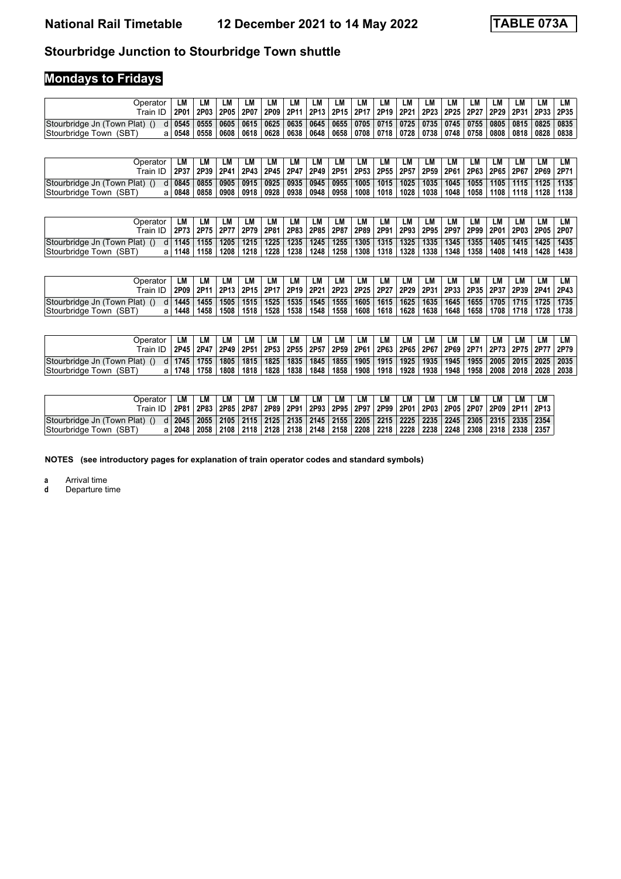# National Rail Timetable 12 December 2021 to 14 May 2022 TABLE 073A

## Stourbridge Junction to Stourbridge Town shuttle

### Mondays to Fridays

| Operator | | LM | LM | LM | LM | LM | LM | LM | LM | LM | LM | LM | LM | LM | LM | LM | LM | LM | LM |
|---|---|---|---|---|---|---|---|---|---|---|---|---|---|---|---|---|---|---|---|
| Train ID | | 2P01 | 2P03 | 2P05 | 2P07 | 2P09 | 2P11 | 2P13 | 2P15 | 2P17 | 2P19 | 2P21 | 2P23 | 2P25 | 2P27 | 2P29 | 2P31 | 2P33 | 2P35 |
| Stourbridge Jn (Town Plat) () | d | 0545 | 0555 | 0605 | 0615 | 0625 | 0635 | 0645 | 0655 | 0705 | 0715 | 0725 | 0735 | 0745 | 0755 | 0805 | 0815 | 0825 | 0835 |
| Stourbridge Town (SBT) | a | 0548 | 0558 | 0608 | 0618 | 0628 | 0638 | 0648 | 0658 | 0708 | 0718 | 0728 | 0738 | 0748 | 0758 | 0808 | 0818 | 0828 | 0838 |

| Operator | | LM | LM | LM | LM | LM | LM | LM | LM | LM | LM | LM | LM | LM | LM | LM | LM | LM | LM |
|---|---|---|---|---|---|---|---|---|---|---|---|---|---|---|---|---|---|---|---|
| Train ID | | 2P37 | 2P39 | 2P41 | 2P43 | 2P45 | 2P47 | 2P49 | 2P51 | 2P53 | 2P55 | 2P57 | 2P59 | 2P61 | 2P63 | 2P65 | 2P67 | 2P69 | 2P71 |
| Stourbridge Jn (Town Plat) () | d | 0845 | 0855 | 0905 | 0915 | 0925 | 0935 | 0945 | 0955 | 1005 | 1015 | 1025 | 1035 | 1045 | 1055 | 1105 | 1115 | 1125 | 1135 |
| Stourbridge Town (SBT) | a | 0848 | 0858 | 0908 | 0918 | 0928 | 0938 | 0948 | 0958 | 1008 | 1018 | 1028 | 1038 | 1048 | 1058 | 1108 | 1118 | 1128 | 1138 |

| Operator | | LM | LM | LM | LM | LM | LM | LM | LM | LM | LM | LM | LM | LM | LM | LM | LM | LM | LM |
|---|---|---|---|---|---|---|---|---|---|---|---|---|---|---|---|---|---|---|---|
| Train ID | | 2P73 | 2P75 | 2P77 | 2P79 | 2P81 | 2P83 | 2P85 | 2P87 | 2P89 | 2P91 | 2P93 | 2P95 | 2P97 | 2P99 | 2P01 | 2P03 | 2P05 | 2P07 |
| Stourbridge Jn (Town Plat) () | d | 1145 | 1155 | 1205 | 1215 | 1225 | 1235 | 1245 | 1255 | 1305 | 1315 | 1325 | 1335 | 1345 | 1355 | 1405 | 1415 | 1425 | 1435 |
| Stourbridge Town (SBT) | a | 1148 | 1158 | 1208 | 1218 | 1228 | 1238 | 1248 | 1258 | 1308 | 1318 | 1328 | 1338 | 1348 | 1358 | 1408 | 1418 | 1428 | 1438 |

| Operator | | LM | LM | LM | LM | LM | LM | LM | LM | LM | LM | LM | LM | LM | LM | LM | LM | LM | LM |
|---|---|---|---|---|---|---|---|---|---|---|---|---|---|---|---|---|---|---|---|
| Train ID | | 2P09 | 2P11 | 2P13 | 2P15 | 2P17 | 2P19 | 2P21 | 2P23 | 2P25 | 2P27 | 2P29 | 2P31 | 2P33 | 2P35 | 2P37 | 2P39 | 2P41 | 2P43 |
| Stourbridge Jn (Town Plat) () | d | 1445 | 1455 | 1505 | 1515 | 1525 | 1535 | 1545 | 1555 | 1605 | 1615 | 1625 | 1635 | 1645 | 1655 | 1705 | 1715 | 1725 | 1735 |
| Stourbridge Town (SBT) | a | 1448 | 1458 | 1508 | 1518 | 1528 | 1538 | 1548 | 1558 | 1608 | 1618 | 1628 | 1638 | 1648 | 1658 | 1708 | 1718 | 1728 | 1738 |

| Operator | | LM | LM | LM | LM | LM | LM | LM | LM | LM | LM | LM | LM | LM | LM | LM | LM | LM | LM |
|---|---|---|---|---|---|---|---|---|---|---|---|---|---|---|---|---|---|---|---|
| Train ID | | 2P45 | 2P47 | 2P49 | 2P51 | 2P53 | 2P55 | 2P57 | 2P59 | 2P61 | 2P63 | 2P65 | 2P67 | 2P69 | 2P71 | 2P73 | 2P75 | 2P77 | 2P79 |
| Stourbridge Jn (Town Plat) () | d | 1745 | 1755 | 1805 | 1815 | 1825 | 1835 | 1845 | 1855 | 1905 | 1915 | 1925 | 1935 | 1945 | 1955 | 2005 | 2015 | 2025 | 2035 |
| Stourbridge Town (SBT) | a | 1748 | 1758 | 1808 | 1818 | 1828 | 1838 | 1848 | 1858 | 1908 | 1918 | 1928 | 1938 | 1948 | 1958 | 2008 | 2018 | 2028 | 2038 |

| Operator | | LM | LM | LM | LM | LM | LM | LM | LM | LM | LM | LM | LM | LM | LM | LM | LM | LM |
|---|---|---|---|---|---|---|---|---|---|---|---|---|---|---|---|---|---|---|
| Train ID | | 2P81 | 2P83 | 2P85 | 2P87 | 2P89 | 2P91 | 2P93 | 2P95 | 2P97 | 2P99 | 2P01 | 2P03 | 2P05 | 2P07 | 2P09 | 2P11 | 2P13 |
| Stourbridge Jn (Town Plat) () | d | 2045 | 2055 | 2105 | 2115 | 2125 | 2135 | 2145 | 2155 | 2205 | 2215 | 2225 | 2235 | 2245 | 2305 | 2315 | 2335 | 2354 |
| Stourbridge Town (SBT) | a | 2048 | 2058 | 2108 | 2118 | 2128 | 2138 | 2148 | 2158 | 2208 | 2218 | 2228 | 2238 | 2248 | 2308 | 2318 | 2338 | 2357 |

**NOTES (see introductory pages for explanation of train operator codes and standard symbols)**

**a** Arrival time
**d** Departure time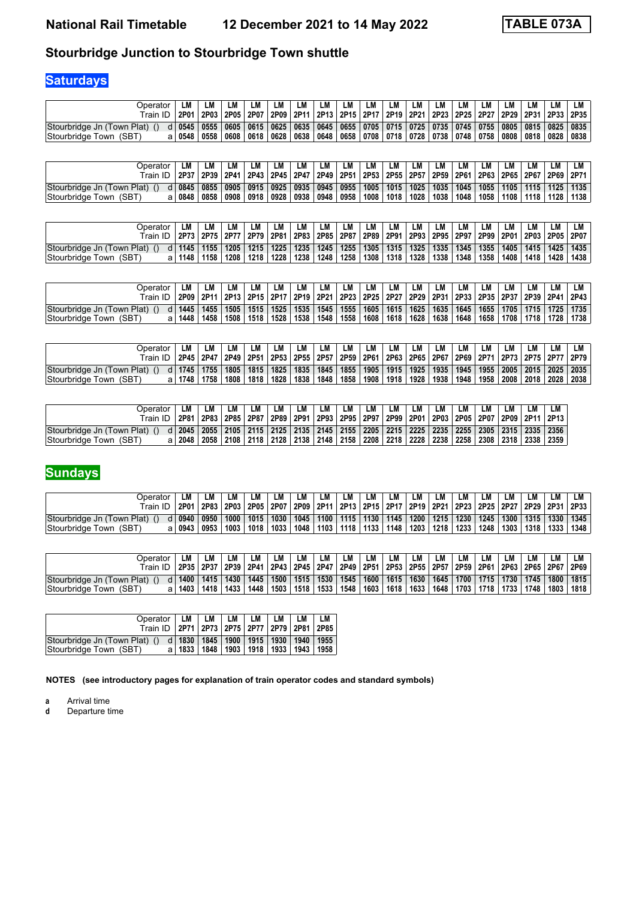# National Rail Timetable 12 December 2021 to 14 May 2022 TABLE 073A

## Stourbridge Junction to Stourbridge Town shuttle

### Saturdays

| Operator | | LM | LM | LM | LM | LM | LM | LM | LM | LM | LM | LM | LM | LM | LM | LM | LM | LM | LM |
|---|---|---|---|---|---|---|---|---|---|---|---|---|---|---|---|---|---|---|---|
| Train ID | | 2P01 | 2P03 | 2P05 | 2P07 | 2P09 | 2P11 | 2P13 | 2P15 | 2P17 | 2P19 | 2P21 | 2P23 | 2P25 | 2P27 | 2P29 | 2P31 | 2P33 | 2P35 |
| Stourbridge Jn (Town Plat) () | d | 0545 | 0555 | 0605 | 0615 | 0625 | 0635 | 0645 | 0655 | 0705 | 0715 | 0725 | 0735 | 0745 | 0755 | 0805 | 0815 | 0825 | 0835 |
| Stourbridge Town (SBT) | a | 0548 | 0558 | 0608 | 0618 | 0628 | 0638 | 0648 | 0658 | 0708 | 0718 | 0728 | 0738 | 0748 | 0758 | 0808 | 0818 | 0828 | 0838 |

| Operator | | LM | LM | LM | LM | LM | LM | LM | LM | LM | LM | LM | LM | LM | LM | LM | LM | LM | LM |
|---|---|---|---|---|---|---|---|---|---|---|---|---|---|---|---|---|---|---|---|
| Train ID | | 2P37 | 2P39 | 2P41 | 2P43 | 2P45 | 2P47 | 2P49 | 2P51 | 2P53 | 2P55 | 2P57 | 2P59 | 2P61 | 2P63 | 2P65 | 2P67 | 2P69 | 2P71 |
| Stourbridge Jn (Town Plat) () | d | 0845 | 0855 | 0905 | 0915 | 0925 | 0935 | 0945 | 0955 | 1005 | 1015 | 1025 | 1035 | 1045 | 1055 | 1105 | 1115 | 1125 | 1135 |
| Stourbridge Town (SBT) | a | 0848 | 0858 | 0908 | 0918 | 0928 | 0938 | 0948 | 0958 | 1008 | 1018 | 1028 | 1038 | 1048 | 1058 | 1108 | 1118 | 1128 | 1138 |

| Operator | | LM | LM | LM | LM | LM | LM | LM | LM | LM | LM | LM | LM | LM | LM | LM | LM | LM | LM |
|---|---|---|---|---|---|---|---|---|---|---|---|---|---|---|---|---|---|---|---|
| Train ID | | 2P73 | 2P75 | 2P77 | 2P79 | 2P81 | 2P83 | 2P85 | 2P87 | 2P89 | 2P91 | 2P93 | 2P95 | 2P97 | 2P99 | 2P01 | 2P03 | 2P05 | 2P07 |
| Stourbridge Jn (Town Plat) () | d | 1145 | 1155 | 1205 | 1215 | 1225 | 1235 | 1245 | 1255 | 1305 | 1315 | 1325 | 1335 | 1345 | 1355 | 1405 | 1415 | 1425 | 1435 |
| Stourbridge Town (SBT) | a | 1148 | 1158 | 1208 | 1218 | 1228 | 1238 | 1248 | 1258 | 1308 | 1318 | 1328 | 1338 | 1348 | 1358 | 1408 | 1418 | 1428 | 1438 |

| Operator | | LM | LM | LM | LM | LM | LM | LM | LM | LM | LM | LM | LM | LM | LM | LM | LM | LM | LM |
|---|---|---|---|---|---|---|---|---|---|---|---|---|---|---|---|---|---|---|---|
| Train ID | | 2P09 | 2P11 | 2P13 | 2P15 | 2P17 | 2P19 | 2P21 | 2P23 | 2P25 | 2P27 | 2P29 | 2P31 | 2P33 | 2P35 | 2P37 | 2P39 | 2P41 | 2P43 |
| Stourbridge Jn (Town Plat) () | d | 1445 | 1455 | 1505 | 1515 | 1525 | 1535 | 1545 | 1555 | 1605 | 1615 | 1625 | 1635 | 1645 | 1655 | 1705 | 1715 | 1725 | 1735 |
| Stourbridge Town (SBT) | a | 1448 | 1458 | 1508 | 1518 | 1528 | 1538 | 1548 | 1558 | 1608 | 1618 | 1628 | 1638 | 1648 | 1658 | 1708 | 1718 | 1728 | 1738 |

| Operator | | LM | LM | LM | LM | LM | LM | LM | LM | LM | LM | LM | LM | LM | LM | LM | LM | LM | LM |
|---|---|---|---|---|---|---|---|---|---|---|---|---|---|---|---|---|---|---|---|
| Train ID | | 2P45 | 2P47 | 2P49 | 2P51 | 2P53 | 2P55 | 2P57 | 2P59 | 2P61 | 2P63 | 2P65 | 2P67 | 2P69 | 2P71 | 2P73 | 2P75 | 2P77 | 2P79 |
| Stourbridge Jn (Town Plat) () | d | 1745 | 1755 | 1805 | 1815 | 1825 | 1835 | 1845 | 1855 | 1905 | 1915 | 1925 | 1935 | 1945 | 1955 | 2005 | 2015 | 2025 | 2035 |
| Stourbridge Town (SBT) | a | 1748 | 1758 | 1808 | 1818 | 1828 | 1838 | 1848 | 1858 | 1908 | 1918 | 1928 | 1938 | 1948 | 1958 | 2008 | 2018 | 2028 | 2038 |

| Operator | | LM | LM | LM | LM | LM | LM | LM | LM | LM | LM | LM | LM | LM | LM | LM | LM | LM |
|---|---|---|---|---|---|---|---|---|---|---|---|---|---|---|---|---|---|---|
| Train ID | | 2P81 | 2P83 | 2P85 | 2P87 | 2P89 | 2P91 | 2P93 | 2P95 | 2P97 | 2P99 | 2P01 | 2P03 | 2P05 | 2P07 | 2P09 | 2P11 | 2P13 |
| Stourbridge Jn (Town Plat) () | d | 2045 | 2055 | 2105 | 2115 | 2125 | 2135 | 2145 | 2155 | 2205 | 2215 | 2225 | 2235 | 2255 | 2305 | 2315 | 2335 | 2356 |
| Stourbridge Town (SBT) | a | 2048 | 2058 | 2108 | 2118 | 2128 | 2138 | 2148 | 2158 | 2208 | 2218 | 2228 | 2238 | 2258 | 2308 | 2318 | 2338 | 2359 |

### Sundays

| Operator | | LM | LM | LM | LM | LM | LM | LM | LM | LM | LM | LM | LM | LM | LM | LM | LM | LM | LM |
|---|---|---|---|---|---|---|---|---|---|---|---|---|---|---|---|---|---|---|---|
| Train ID | | 2P01 | 2P83 | 2P03 | 2P05 | 2P07 | 2P09 | 2P11 | 2P13 | 2P15 | 2P17 | 2P19 | 2P21 | 2P23 | 2P25 | 2P27 | 2P29 | 2P31 | 2P33 |
| Stourbridge Jn (Town Plat) () | d | 0940 | 0950 | 1000 | 1015 | 1030 | 1045 | 1100 | 1115 | 1130 | 1145 | 1200 | 1215 | 1230 | 1245 | 1300 | 1315 | 1330 | 1345 |
| Stourbridge Town (SBT) | a | 0943 | 0953 | 1003 | 1018 | 1033 | 1048 | 1103 | 1118 | 1133 | 1148 | 1203 | 1218 | 1233 | 1248 | 1303 | 1318 | 1333 | 1348 |

| Operator | | LM | LM | LM | LM | LM | LM | LM | LM | LM | LM | LM | LM | LM | LM | LM | LM | LM | LM |
|---|---|---|---|---|---|---|---|---|---|---|---|---|---|---|---|---|---|---|---|
| Train ID | | 2P35 | 2P37 | 2P39 | 2P41 | 2P43 | 2P45 | 2P47 | 2P49 | 2P51 | 2P53 | 2P55 | 2P57 | 2P59 | 2P61 | 2P63 | 2P65 | 2P67 | 2P69 |
| Stourbridge Jn (Town Plat) () | d | 1400 | 1415 | 1430 | 1445 | 1500 | 1515 | 1530 | 1545 | 1600 | 1615 | 1630 | 1645 | 1700 | 1715 | 1730 | 1745 | 1800 | 1815 |
| Stourbridge Town (SBT) | a | 1403 | 1418 | 1433 | 1448 | 1503 | 1518 | 1533 | 1548 | 1603 | 1618 | 1633 | 1648 | 1703 | 1718 | 1733 | 1748 | 1803 | 1818 |

| Operator | | LM | LM | LM | LM | LM | LM | LM |
|---|---|---|---|---|---|---|---|---|
| Train ID | | 2P71 | 2P73 | 2P75 | 2P77 | 2P79 | 2P81 | 2P85 |
| Stourbridge Jn (Town Plat) () | d | 1830 | 1845 | 1900 | 1915 | 1930 | 1940 | 1955 |
| Stourbridge Town (SBT) | a | 1833 | 1848 | 1903 | 1918 | 1933 | 1943 | 1958 |

**NOTES (see introductory pages for explanation of train operator codes and standard symbols)**

**a** Arrival time
**d** Departure time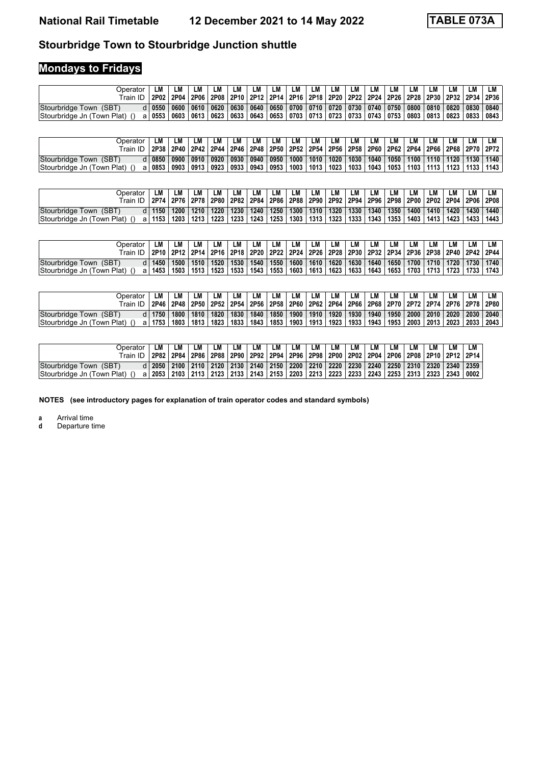# National Rail Timetable 12 December 2021 to 14 May 2022 TABLE 073A

## Stourbridge Town to Stourbridge Junction shuttle

## Mondays to Fridays

| Operator | | LM | LM | LM | LM | LM | LM | LM | LM | LM | LM | LM | LM | LM | LM | LM | LM | LM | LM |
|---|---|---|---|---|---|---|---|---|---|---|---|---|---|---|---|---|---|---|---|
| Train ID | | 2P02 | 2P04 | 2P06 | 2P08 | 2P10 | 2P12 | 2P14 | 2P16 | 2P18 | 2P20 | 2P22 | 2P24 | 2P26 | 2P28 | 2P30 | 2P32 | 2P34 | 2P36 |
| Stourbridge Town (SBT) | d | 0550 | 0600 | 0610 | 0620 | 0630 | 0640 | 0650 | 0700 | 0710 | 0720 | 0730 | 0740 | 0750 | 0800 | 0810 | 0820 | 0830 | 0840 |
| Stourbridge Jn (Town Plat) () | a | 0553 | 0603 | 0613 | 0623 | 0633 | 0643 | 0653 | 0703 | 0713 | 0723 | 0733 | 0743 | 0753 | 0803 | 0813 | 0823 | 0833 | 0843 |

| Operator | | LM | LM | LM | LM | LM | LM | LM | LM | LM | LM | LM | LM | LM | LM | LM | LM | LM | LM |
|---|---|---|---|---|---|---|---|---|---|---|---|---|---|---|---|---|---|---|---|
| Train ID | | 2P38 | 2P40 | 2P42 | 2P44 | 2P46 | 2P48 | 2P50 | 2P52 | 2P54 | 2P56 | 2P58 | 2P60 | 2P62 | 2P64 | 2P66 | 2P68 | 2P70 | 2P72 |
| Stourbridge Town (SBT) | d | 0850 | 0900 | 0910 | 0920 | 0930 | 0940 | 0950 | 1000 | 1010 | 1020 | 1030 | 1040 | 1050 | 1100 | 1110 | 1120 | 1130 | 1140 |
| Stourbridge Jn (Town Plat) () | a | 0853 | 0903 | 0913 | 0923 | 0933 | 0943 | 0953 | 1003 | 1013 | 1023 | 1033 | 1043 | 1053 | 1103 | 1113 | 1123 | 1133 | 1143 |

| Operator | | LM | LM | LM | LM | LM | LM | LM | LM | LM | LM | LM | LM | LM | LM | LM | LM | LM | LM |
|---|---|---|---|---|---|---|---|---|---|---|---|---|---|---|---|---|---|---|---|
| Train ID | | 2P74 | 2P76 | 2P78 | 2P80 | 2P82 | 2P84 | 2P86 | 2P88 | 2P90 | 2P92 | 2P94 | 2P96 | 2P98 | 2P00 | 2P02 | 2P04 | 2P06 | 2P08 |
| Stourbridge Town (SBT) | d | 1150 | 1200 | 1210 | 1220 | 1230 | 1240 | 1250 | 1300 | 1310 | 1320 | 1330 | 1340 | 1350 | 1400 | 1410 | 1420 | 1430 | 1440 |
| Stourbridge Jn (Town Plat) () | a | 1153 | 1203 | 1213 | 1223 | 1233 | 1243 | 1253 | 1303 | 1313 | 1323 | 1333 | 1343 | 1353 | 1403 | 1413 | 1423 | 1433 | 1443 |

| Operator | | LM | LM | LM | LM | LM | LM | LM | LM | LM | LM | LM | LM | LM | LM | LM | LM | LM | LM |
|---|---|---|---|---|---|---|---|---|---|---|---|---|---|---|---|---|---|---|---|
| Train ID | | 2P10 | 2P12 | 2P14 | 2P16 | 2P18 | 2P20 | 2P22 | 2P24 | 2P26 | 2P28 | 2P30 | 2P32 | 2P34 | 2P36 | 2P38 | 2P40 | 2P42 | 2P44 |
| Stourbridge Town (SBT) | d | 1450 | 1500 | 1510 | 1520 | 1530 | 1540 | 1550 | 1600 | 1610 | 1620 | 1630 | 1640 | 1650 | 1700 | 1710 | 1720 | 1730 | 1740 |
| Stourbridge Jn (Town Plat) () | a | 1453 | 1503 | 1513 | 1523 | 1533 | 1543 | 1553 | 1603 | 1613 | 1623 | 1633 | 1643 | 1653 | 1703 | 1713 | 1723 | 1733 | 1743 |

| Operator | | LM | LM | LM | LM | LM | LM | LM | LM | LM | LM | LM | LM | LM | LM | LM | LM | LM | LM |
|---|---|---|---|---|---|---|---|---|---|---|---|---|---|---|---|---|---|---|---|
| Train ID | | 2P46 | 2P48 | 2P50 | 2P52 | 2P54 | 2P56 | 2P58 | 2P60 | 2P62 | 2P64 | 2P66 | 2P68 | 2P70 | 2P72 | 2P74 | 2P76 | 2P78 | 2P80 |
| Stourbridge Town (SBT) | d | 1750 | 1800 | 1810 | 1820 | 1830 | 1840 | 1850 | 1900 | 1910 | 1920 | 1930 | 1940 | 1950 | 2000 | 2010 | 2020 | 2030 | 2040 |
| Stourbridge Jn (Town Plat) () | a | 1753 | 1803 | 1813 | 1823 | 1833 | 1843 | 1853 | 1903 | 1913 | 1923 | 1933 | 1943 | 1953 | 2003 | 2013 | 2023 | 2033 | 2043 |

| Operator | | LM | LM | LM | LM | LM | LM | LM | LM | LM | LM | LM | LM | LM | LM | LM | LM | LM |
|---|---|---|---|---|---|---|---|---|---|---|---|---|---|---|---|---|---|---|
| Train ID | | 2P82 | 2P84 | 2P86 | 2P88 | 2P90 | 2P92 | 2P94 | 2P96 | 2P98 | 2P00 | 2P02 | 2P04 | 2P06 | 2P08 | 2P10 | 2P12 | 2P14 |
| Stourbridge Town (SBT) | d | 2050 | 2100 | 2110 | 2120 | 2130 | 2140 | 2150 | 2200 | 2210 | 2220 | 2230 | 2240 | 2250 | 2310 | 2320 | 2340 | 2359 |
| Stourbridge Jn (Town Plat) () | a | 2053 | 2103 | 2113 | 2123 | 2133 | 2143 | 2153 | 2203 | 2213 | 2223 | 2233 | 2243 | 2253 | 2313 | 2323 | 2343 | 0002 |

**NOTES (see introductory pages for explanation of train operator codes and standard symbols)**

**a** Arrival time
**d** Departure time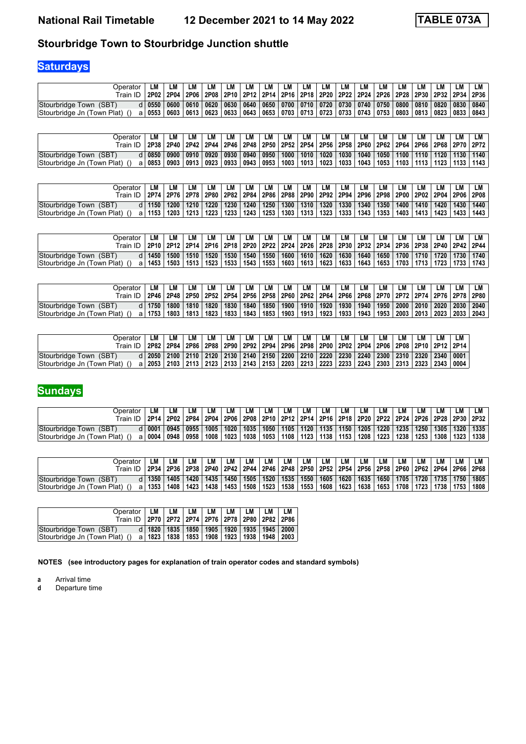# National Rail Timetable 12 December 2021 to 14 May 2022 TABLE 073A

## Stourbridge Town to Stourbridge Junction shuttle

### Saturdays

| Operator | | LM | LM | LM | LM | LM | LM | LM | LM | LM | LM | LM | LM | LM | LM | LM | LM | LM | LM |
|---|---|---|---|---|---|---|---|---|---|---|---|---|---|---|---|---|---|---|---|
| Train ID | | 2P02 | 2P04 | 2P06 | 2P08 | 2P10 | 2P12 | 2P14 | 2P16 | 2P18 | 2P20 | 2P22 | 2P24 | 2P26 | 2P28 | 2P30 | 2P32 | 2P34 | 2P36 |
| Stourbridge Town (SBT) | d | 0550 | 0600 | 0610 | 0620 | 0630 | 0640 | 0650 | 0700 | 0710 | 0720 | 0730 | 0740 | 0750 | 0800 | 0810 | 0820 | 0830 | 0840 |
| Stourbridge Jn (Town Plat) () | a | 0553 | 0603 | 0613 | 0623 | 0633 | 0643 | 0653 | 0703 | 0713 | 0723 | 0733 | 0743 | 0753 | 0803 | 0813 | 0823 | 0833 | 0843 |

| Operator | | LM | LM | LM | LM | LM | LM | LM | LM | LM | LM | LM | LM | LM | LM | LM | LM | LM | LM |
|---|---|---|---|---|---|---|---|---|---|---|---|---|---|---|---|---|---|---|---|
| Train ID | | 2P38 | 2P40 | 2P42 | 2P44 | 2P46 | 2P48 | 2P50 | 2P52 | 2P54 | 2P56 | 2P58 | 2P60 | 2P62 | 2P64 | 2P66 | 2P68 | 2P70 | 2P72 |
| Stourbridge Town (SBT) | d | 0850 | 0900 | 0910 | 0920 | 0930 | 0940 | 0950 | 1000 | 1010 | 1020 | 1030 | 1040 | 1050 | 1100 | 1110 | 1120 | 1130 | 1140 |
| Stourbridge Jn (Town Plat) () | a | 0853 | 0903 | 0913 | 0923 | 0933 | 0943 | 0953 | 1003 | 1013 | 1023 | 1033 | 1043 | 1053 | 1103 | 1113 | 1123 | 1133 | 1143 |

| Operator | | LM | LM | LM | LM | LM | LM | LM | LM | LM | LM | LM | LM | LM | LM | LM | LM | LM | LM |
|---|---|---|---|---|---|---|---|---|---|---|---|---|---|---|---|---|---|---|---|
| Train ID | | 2P74 | 2P76 | 2P78 | 2P80 | 2P82 | 2P84 | 2P86 | 2P88 | 2P90 | 2P92 | 2P94 | 2P96 | 2P98 | 2P00 | 2P02 | 2P04 | 2P06 | 2P08 |
| Stourbridge Town (SBT) | d | 1150 | 1200 | 1210 | 1220 | 1230 | 1240 | 1250 | 1300 | 1310 | 1320 | 1330 | 1340 | 1350 | 1400 | 1410 | 1420 | 1430 | 1440 |
| Stourbridge Jn (Town Plat) () | a | 1153 | 1203 | 1213 | 1223 | 1233 | 1243 | 1253 | 1303 | 1313 | 1323 | 1333 | 1343 | 1353 | 1403 | 1413 | 1423 | 1433 | 1443 |

| Operator | | LM | LM | LM | LM | LM | LM | LM | LM | LM | LM | LM | LM | LM | LM | LM | LM | LM | LM |
|---|---|---|---|---|---|---|---|---|---|---|---|---|---|---|---|---|---|---|---|
| Train ID | | 2P10 | 2P12 | 2P14 | 2P16 | 2P18 | 2P20 | 2P22 | 2P24 | 2P26 | 2P28 | 2P30 | 2P32 | 2P34 | 2P36 | 2P38 | 2P40 | 2P42 | 2P44 |
| Stourbridge Town (SBT) | d | 1450 | 1500 | 1510 | 1520 | 1530 | 1540 | 1550 | 1600 | 1610 | 1620 | 1630 | 1640 | 1650 | 1700 | 1710 | 1720 | 1730 | 1740 |
| Stourbridge Jn (Town Plat) () | a | 1453 | 1503 | 1513 | 1523 | 1533 | 1543 | 1553 | 1603 | 1613 | 1623 | 1633 | 1643 | 1653 | 1703 | 1713 | 1723 | 1733 | 1743 |

| Operator | | LM | LM | LM | LM | LM | LM | LM | LM | LM | LM | LM | LM | LM | LM | LM | LM | LM | LM |
|---|---|---|---|---|---|---|---|---|---|---|---|---|---|---|---|---|---|---|---|
| Train ID | | 2P46 | 2P48 | 2P50 | 2P52 | 2P54 | 2P56 | 2P58 | 2P60 | 2P62 | 2P64 | 2P66 | 2P68 | 2P70 | 2P72 | 2P74 | 2P76 | 2P78 | 2P80 |
| Stourbridge Town (SBT) | d | 1750 | 1800 | 1810 | 1820 | 1830 | 1840 | 1850 | 1900 | 1910 | 1920 | 1930 | 1940 | 1950 | 2000 | 2010 | 2020 | 2030 | 2040 |
| Stourbridge Jn (Town Plat) () | a | 1753 | 1803 | 1813 | 1823 | 1833 | 1843 | 1853 | 1903 | 1913 | 1923 | 1933 | 1943 | 1953 | 2003 | 2013 | 2023 | 2033 | 2043 |

| Operator | | LM | LM | LM | LM | LM | LM | LM | LM | LM | LM | LM | LM | LM | LM | LM | LM | LM |
|---|---|---|---|---|---|---|---|---|---|---|---|---|---|---|---|---|---|---|
| Train ID | | 2P82 | 2P84 | 2P86 | 2P88 | 2P90 | 2P92 | 2P94 | 2P96 | 2P98 | 2P00 | 2P02 | 2P04 | 2P06 | 2P08 | 2P10 | 2P12 | 2P14 |
| Stourbridge Town (SBT) | d | 2050 | 2100 | 2110 | 2120 | 2130 | 2140 | 2150 | 2200 | 2210 | 2220 | 2230 | 2240 | 2300 | 2310 | 2320 | 2340 | 0001 |
| Stourbridge Jn (Town Plat) () | a | 2053 | 2103 | 2113 | 2123 | 2133 | 2143 | 2153 | 2203 | 2213 | 2223 | 2233 | 2243 | 2303 | 2313 | 2323 | 2343 | 0004 |

### Sundays

| Operator | | LM | LM | LM | LM | LM | LM | LM | LM | LM | LM | LM | LM | LM | LM | LM | LM | LM | LM |
|---|---|---|---|---|---|---|---|---|---|---|---|---|---|---|---|---|---|---|---|
| Train ID | | 2P14 | 2P02 | 2P84 | 2P04 | 2P06 | 2P08 | 2P10 | 2P12 | 2P14 | 2P16 | 2P18 | 2P20 | 2P22 | 2P24 | 2P26 | 2P28 | 2P30 | 2P32 |
| Stourbridge Town (SBT) | d | 0001 | 0945 | 0955 | 1005 | 1020 | 1035 | 1050 | 1105 | 1120 | 1135 | 1150 | 1205 | 1220 | 1235 | 1250 | 1305 | 1320 | 1335 |
| Stourbridge Jn (Town Plat) () | a | 0004 | 0948 | 0958 | 1008 | 1023 | 1038 | 1053 | 1108 | 1123 | 1138 | 1153 | 1208 | 1223 | 1238 | 1253 | 1308 | 1323 | 1338 |

| Operator | | LM | LM | LM | LM | LM | LM | LM | LM | LM | LM | LM | LM | LM | LM | LM | LM | LM | LM |
|---|---|---|---|---|---|---|---|---|---|---|---|---|---|---|---|---|---|---|---|
| Train ID | | 2P34 | 2P36 | 2P38 | 2P40 | 2P42 | 2P44 | 2P46 | 2P48 | 2P50 | 2P52 | 2P54 | 2P56 | 2P58 | 2P60 | 2P62 | 2P64 | 2P66 | 2P68 |
| Stourbridge Town (SBT) | d | 1350 | 1405 | 1420 | 1435 | 1450 | 1505 | 1520 | 1535 | 1550 | 1605 | 1620 | 1635 | 1650 | 1705 | 1720 | 1735 | 1750 | 1805 |
| Stourbridge Jn (Town Plat) () | a | 1353 | 1408 | 1423 | 1438 | 1453 | 1508 | 1523 | 1538 | 1553 | 1608 | 1623 | 1638 | 1653 | 1708 | 1723 | 1738 | 1753 | 1808 |

| Operator | | LM | LM | LM | LM | LM | LM | LM | LM |
|---|---|---|---|---|---|---|---|---|---|
| Train ID | | 2P70 | 2P72 | 2P74 | 2P76 | 2P78 | 2P80 | 2P82 | 2P86 |
| Stourbridge Town (SBT) | d | 1820 | 1835 | 1850 | 1905 | 1920 | 1935 | 1945 | 2000 |
| Stourbridge Jn (Town Plat) () | a | 1823 | 1838 | 1853 | 1908 | 1923 | 1938 | 1948 | 2003 |

**NOTES (see introductory pages for explanation of train operator codes and standard symbols)**

**a** Arrival time
**d** Departure time